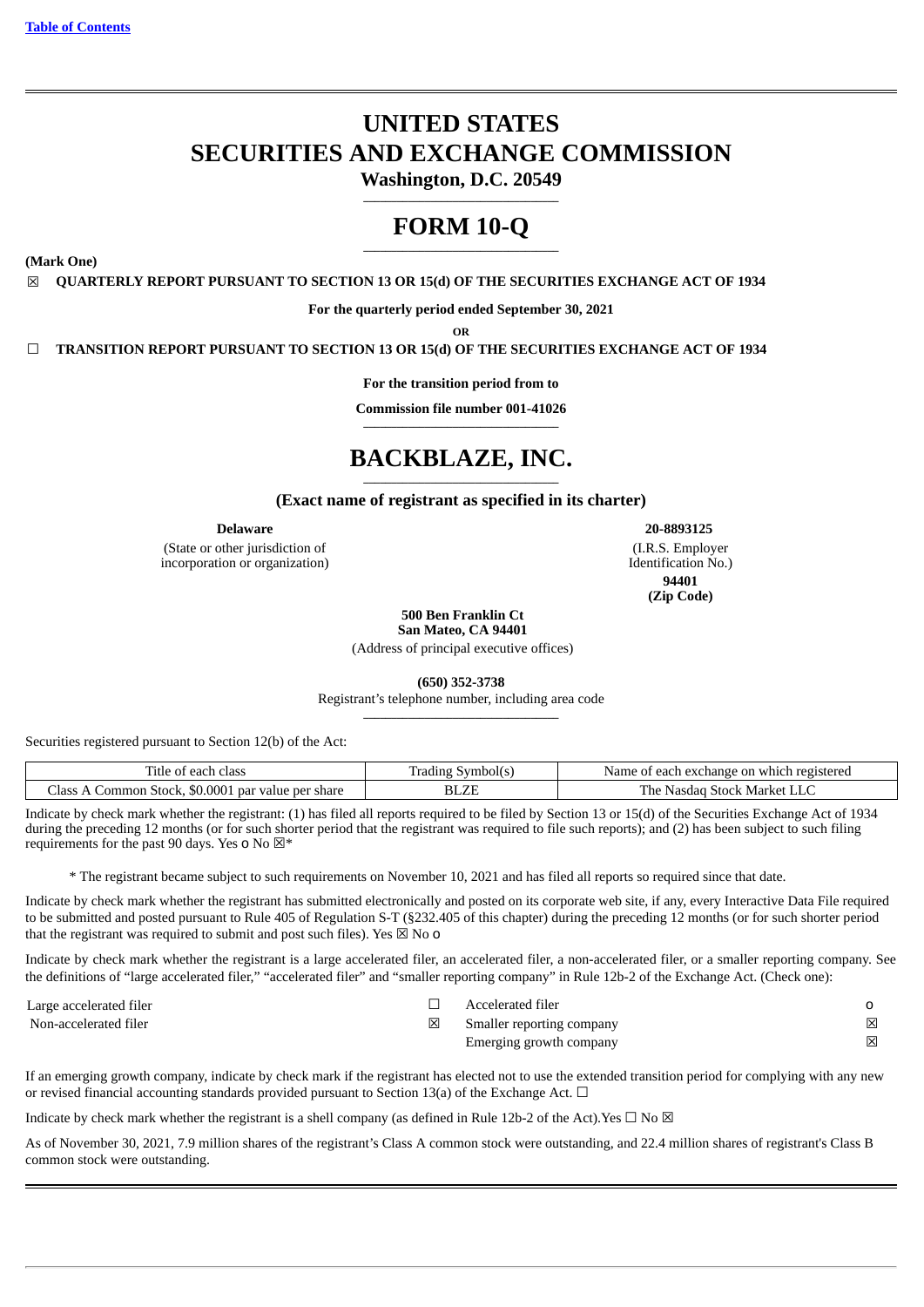[Table of Contents](#)

# UNITED STATES
# SECURITIES AND EXCHANGE COMMISSION

**Washington, D.C. 20549**

# FORM 10-Q

**(Mark One)**

☒ **QUARTERLY REPORT PURSUANT TO SECTION 13 OR 15(d) OF THE SECURITIES EXCHANGE ACT OF 1934**

**For the quarterly period ended September 30, 2021**

**OR**

☐ **TRANSITION REPORT PURSUANT TO SECTION 13 OR 15(d) OF THE SECURITIES EXCHANGE ACT OF 1934**

**For the transition period from to**

**Commission file number 001-41026**

# BACKBLAZE, INC.

**(Exact name of registrant as specified in its charter)**

| **Delaware** | **20-8893125** |
|---|---|
| (State or other jurisdiction of incorporation or organization) | (I.R.S. Employer Identification No.) |
| | **94401** |
| | **(Zip Code)** |

**500 Ben Franklin Ct**
**San Mateo, CA 94401**
(Address of principal executive offices)

**(650) 352-3738**
Registrant's telephone number, including area code

Securities registered pursuant to Section 12(b) of the Act:

| Title of each class | Trading Symbol(s) | Name of each exchange on which registered |
|---|---|---|
| Class A Common Stock, $0.0001 par value per share | BLZE | The Nasdaq Stock Market LLC |

Indicate by check mark whether the registrant: (1) has filed all reports required to be filed by Section 13 or 15(d) of the Securities Exchange Act of 1934 during the preceding 12 months (or for such shorter period that the registrant was required to file such reports); and (2) has been subject to such filing requirements for the past 90 days. Yes o No ☒*

\* The registrant became subject to such requirements on November 10, 2021 and has filed all reports so required since that date.

Indicate by check mark whether the registrant has submitted electronically and posted on its corporate web site, if any, every Interactive Data File required to be submitted and posted pursuant to Rule 405 of Regulation S-T (§232.405 of this chapter) during the preceding 12 months (or for such shorter period that the registrant was required to submit and post such files). Yes ☒ No o

Indicate by check mark whether the registrant is a large accelerated filer, an accelerated filer, a non-accelerated filer, or a smaller reporting company. See the definitions of "large accelerated filer," "accelerated filer" and "smaller reporting company" in Rule 12b-2 of the Exchange Act. (Check one):

| | | | |
|---|---|---|---|
| Large accelerated filer | ☐ | Accelerated filer | o |
| Non-accelerated filer | ☒ | Smaller reporting company | ☒ |
| | | Emerging growth company | ☒ |

If an emerging growth company, indicate by check mark if the registrant has elected not to use the extended transition period for complying with any new or revised financial accounting standards provided pursuant to Section 13(a) of the Exchange Act. ☐

Indicate by check mark whether the registrant is a shell company (as defined in Rule 12b-2 of the Act).Yes ☐ No ☒

As of November 30, 2021, 7.9 million shares of the registrant's Class A common stock were outstanding, and 22.4 million shares of registrant's Class B common stock were outstanding.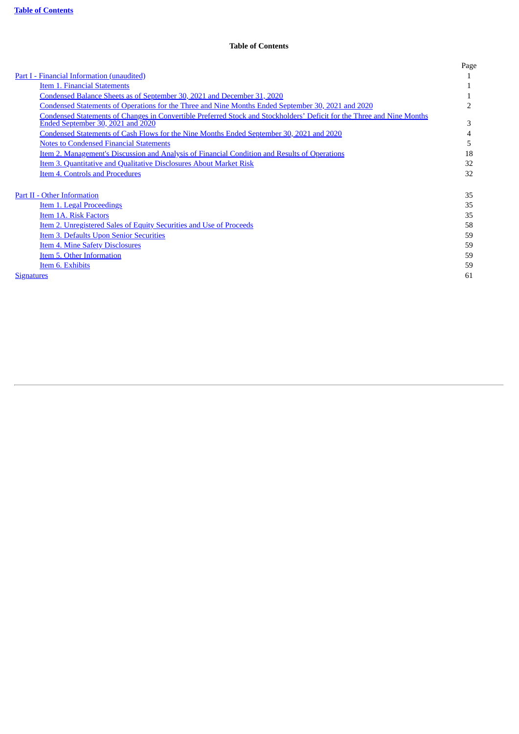**Table of Contents**

| | Page |
|---|---|
| Part I - Financial Information (unaudited) | 1 |
| Item 1. Financial Statements | 1 |
| Condensed Balance Sheets as of September 30, 2021 and December 31, 2020 | 1 |
| Condensed Statements of Operations for the Three and Nine Months Ended September 30, 2021 and 2020 | 2 |
| Condensed Statements of Changes in Convertible Preferred Stock and Stockholders' Deficit for the Three and Nine Months Ended September 30, 2021 and 2020 | 3 |
| Condensed Statements of Cash Flows for the Nine Months Ended September 30, 2021 and 2020 | 4 |
| Notes to Condensed Financial Statements | 5 |
| Item 2. Management's Discussion and Analysis of Financial Condition and Results of Operations | 18 |
| Item 3. Quantitative and Qualitative Disclosures About Market Risk | 32 |
| Item 4. Controls and Procedures | 32 |
| | |
| Part II - Other Information | 35 |
| Item 1. Legal Proceedings | 35 |
| Item 1A. Risk Factors | 35 |
| Item 2. Unregistered Sales of Equity Securities and Use of Proceeds | 58 |
| Item 3. Defaults Upon Senior Securities | 59 |
| Item 4. Mine Safety Disclosures | 59 |
| Item 5. Other Information | 59 |
| Item 6. Exhibits | 59 |
| Signatures | 61 |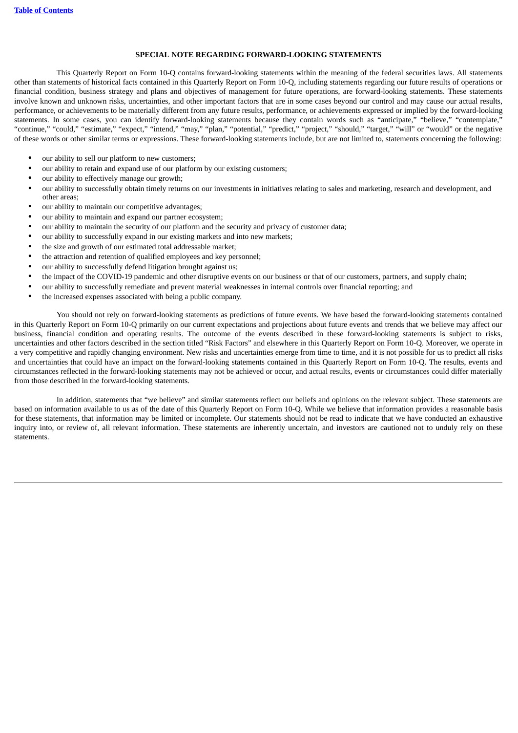## SPECIAL NOTE REGARDING FORWARD-LOOKING STATEMENTS

This Quarterly Report on Form 10-Q contains forward-looking statements within the meaning of the federal securities laws. All statements other than statements of historical facts contained in this Quarterly Report on Form 10-Q, including statements regarding our future results of operations or financial condition, business strategy and plans and objectives of management for future operations, are forward-looking statements. These statements involve known and unknown risks, uncertainties, and other important factors that are in some cases beyond our control and may cause our actual results, performance, or achievements to be materially different from any future results, performance, or achievements expressed or implied by the forward-looking statements. In some cases, you can identify forward-looking statements because they contain words such as "anticipate," "believe," "contemplate," "continue," "could," "estimate," "expect," "intend," "may," "plan," "potential," "predict," "project," "should," "target," "will" or "would" or the negative of these words or other similar terms or expressions. These forward-looking statements include, but are not limited to, statements concerning the following:

- our ability to sell our platform to new customers;
- our ability to retain and expand use of our platform by our existing customers;
- our ability to effectively manage our growth;
- our ability to successfully obtain timely returns on our investments in initiatives relating to sales and marketing, research and development, and other areas;
- our ability to maintain our competitive advantages;
- our ability to maintain and expand our partner ecosystem;
- our ability to maintain the security of our platform and the security and privacy of customer data;
- our ability to successfully expand in our existing markets and into new markets;
- the size and growth of our estimated total addressable market;
- the attraction and retention of qualified employees and key personnel;
- our ability to successfully defend litigation brought against us;
- the impact of the COVID-19 pandemic and other disruptive events on our business or that of our customers, partners, and supply chain;
- our ability to successfully remediate and prevent material weaknesses in internal controls over financial reporting; and
- the increased expenses associated with being a public company.

You should not rely on forward-looking statements as predictions of future events. We have based the forward-looking statements contained in this Quarterly Report on Form 10-Q primarily on our current expectations and projections about future events and trends that we believe may affect our business, financial condition and operating results. The outcome of the events described in these forward-looking statements is subject to risks, uncertainties and other factors described in the section titled "Risk Factors" and elsewhere in this Quarterly Report on Form 10-Q. Moreover, we operate in a very competitive and rapidly changing environment. New risks and uncertainties emerge from time to time, and it is not possible for us to predict all risks and uncertainties that could have an impact on the forward-looking statements contained in this Quarterly Report on Form 10-Q. The results, events and circumstances reflected in the forward-looking statements may not be achieved or occur, and actual results, events or circumstances could differ materially from those described in the forward-looking statements.

In addition, statements that "we believe" and similar statements reflect our beliefs and opinions on the relevant subject. These statements are based on information available to us as of the date of this Quarterly Report on Form 10-Q. While we believe that information provides a reasonable basis for these statements, that information may be limited or incomplete. Our statements should not be read to indicate that we have conducted an exhaustive inquiry into, or review of, all relevant information. These statements are inherently uncertain, and investors are cautioned not to unduly rely on these statements.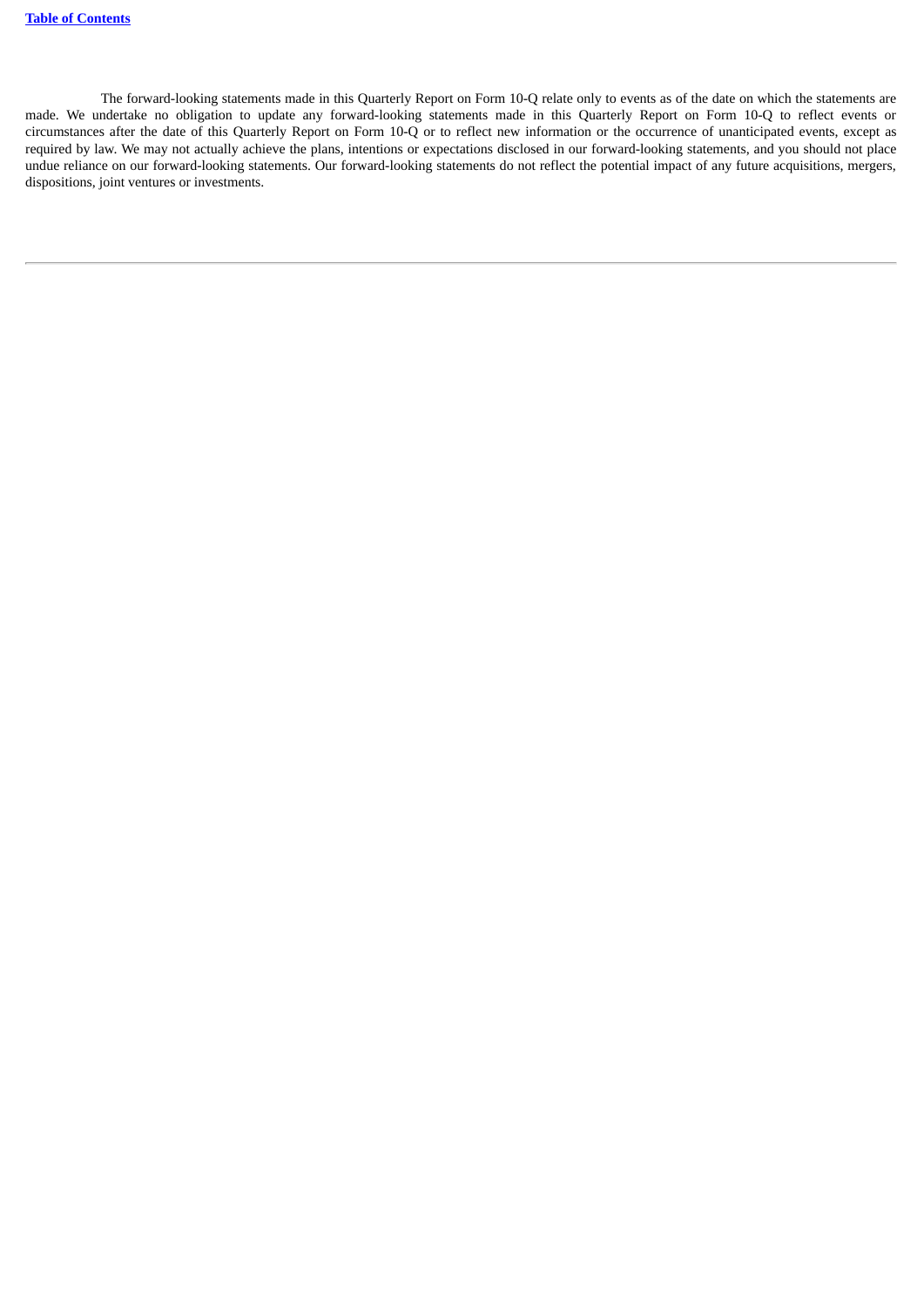The forward-looking statements made in this Quarterly Report on Form 10-Q relate only to events as of the date on which the statements are made. We undertake no obligation to update any forward-looking statements made in this Quarterly Report on Form 10-Q to reflect events or circumstances after the date of this Quarterly Report on Form 10-Q or to reflect new information or the occurrence of unanticipated events, except as required by law. We may not actually achieve the plans, intentions or expectations disclosed in our forward-looking statements, and you should not place undue reliance on our forward-looking statements. Our forward-looking statements do not reflect the potential impact of any future acquisitions, mergers, dispositions, joint ventures or investments.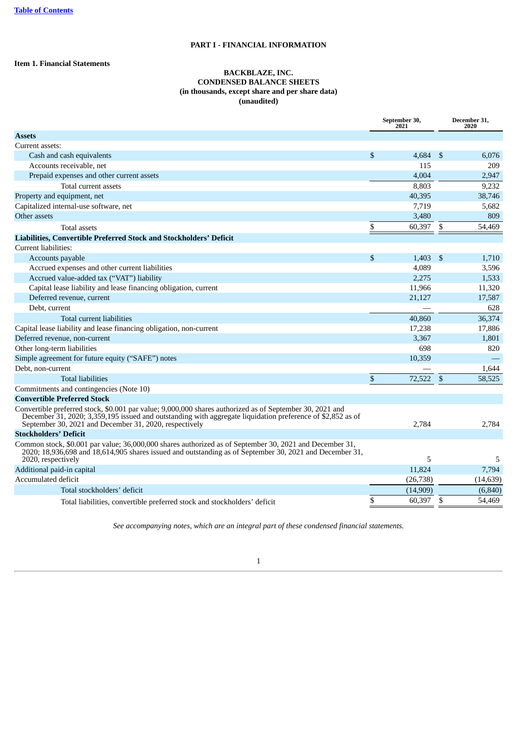[Table of Contents](#)

**PART I - FINANCIAL INFORMATION**

**Item 1. Financial Statements**

**BACKBLAZE, INC.**
**CONDENSED BALANCE SHEETS**
**(in thousands, except share and per share data)**
**(unaudited)**

| | September 30, 2021 | December 31, 2020 |
|---|---|---|
| **Assets** | | |
| Current assets: | | |
| Cash and cash equivalents | $ 4,684 | $ 6,076 |
| Accounts receivable, net | 115 | 209 |
| Prepaid expenses and other current assets | 4,004 | 2,947 |
| Total current assets | 8,803 | 9,232 |
| Property and equipment, net | 40,395 | 38,746 |
| Capitalized internal-use software, net | 7,719 | 5,682 |
| Other assets | 3,480 | 809 |
| Total assets | $ 60,397 | $ 54,469 |
| **Liabilities, Convertible Preferred Stock and Stockholders' Deficit** | | |
| Current liabilities: | | |
| Accounts payable | $ 1,403 | $ 1,710 |
| Accrued expenses and other current liabilities | 4,089 | 3,596 |
| Accrued value-added tax ("VAT") liability | 2,275 | 1,533 |
| Capital lease liability and lease financing obligation, current | 11,966 | 11,320 |
| Deferred revenue, current | 21,127 | 17,587 |
| Debt, current | — | 628 |
| Total current liabilities | 40,860 | 36,374 |
| Capital lease liability and lease financing obligation, non-current | 17,238 | 17,886 |
| Deferred revenue, non-current | 3,367 | 1,801 |
| Other long-term liabilities | 698 | 820 |
| Simple agreement for future equity ("SAFE") notes | 10,359 | — |
| Debt, non-current | — | 1,644 |
| Total liabilities | $ 72,522 | $ 58,525 |
| Commitments and contingencies (Note 10) | | |
| **Convertible Preferred Stock** | | |
| Convertible preferred stock, $0.001 par value; 9,000,000 shares authorized as of September 30, 2021 and December 31, 2020; 3,359,195 issued and outstanding with aggregate liquidation preference of $2,852 as of September 30, 2021 and December 31, 2020, respectively | 2,784 | 2,784 |
| **Stockholders' Deficit** | | |
| Common stock, $0.001 par value; 36,000,000 shares authorized as of September 30, 2021 and December 31, 2020; 18,936,698 and 18,614,905 shares issued and outstanding as of September 30, 2021 and December 31, 2020, respectively | 5 | 5 |
| Additional paid-in capital | 11,824 | 7,794 |
| Accumulated deficit | (26,738) | (14,639) |
| Total stockholders' deficit | (14,909) | (6,840) |
| Total liabilities, convertible preferred stock and stockholders' deficit | $ 60,397 | $ 54,469 |

*See accompanying notes, which are an integral part of these condensed financial statements.*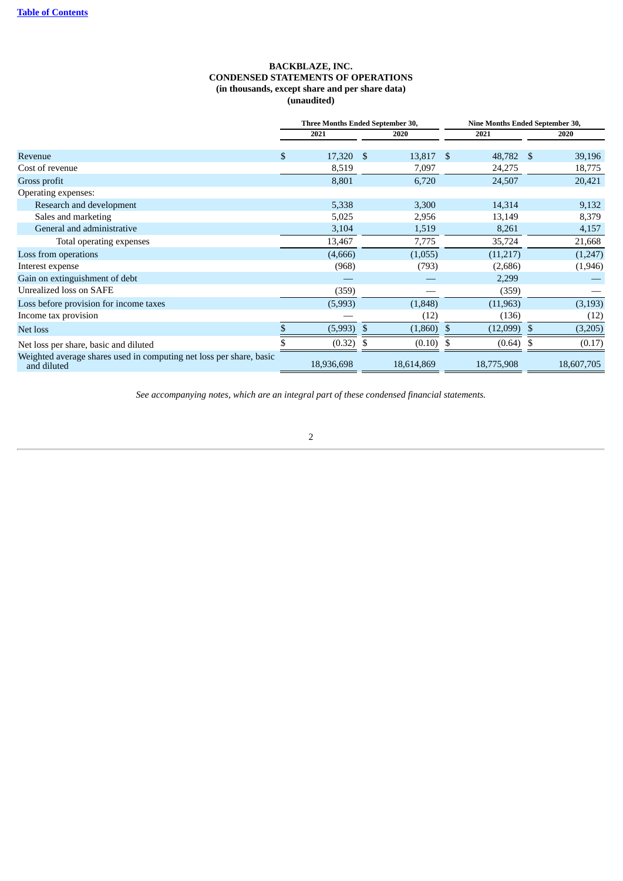**BACKBLAZE, INC.**
**CONDENSED STATEMENTS OF OPERATIONS**
**(in thousands, except share and per share data)**
**(unaudited)**

| | Three Months Ended September 30, | | Nine Months Ended September 30, | |
|---|---|---|---|---|
| | 2021 | 2020 | 2021 | 2020 |
| Revenue | $ 17,320 | $ 13,817 | $ 48,782 | $ 39,196 |
| Cost of revenue | 8,519 | 7,097 | 24,275 | 18,775 |
| Gross profit | 8,801 | 6,720 | 24,507 | 20,421 |
| Operating expenses: | | | | |
| Research and development | 5,338 | 3,300 | 14,314 | 9,132 |
| Sales and marketing | 5,025 | 2,956 | 13,149 | 8,379 |
| General and administrative | 3,104 | 1,519 | 8,261 | 4,157 |
| Total operating expenses | 13,467 | 7,775 | 35,724 | 21,668 |
| Loss from operations | (4,666) | (1,055) | (11,217) | (1,247) |
| Interest expense | (968) | (793) | (2,686) | (1,946) |
| Gain on extinguishment of debt | — | — | 2,299 | — |
| Unrealized loss on SAFE | (359) | — | (359) | — |
| Loss before provision for income taxes | (5,993) | (1,848) | (11,963) | (3,193) |
| Income tax provision | — | (12) | (136) | (12) |
| Net loss | $ (5,993) | $ (1,860) | $ (12,099) | $ (3,205) |
| Net loss per share, basic and diluted | $ (0.32) | $ (0.10) | $ (0.64) | $ (0.17) |
| Weighted average shares used in computing net loss per share, basic and diluted | 18,936,698 | 18,614,869 | 18,775,908 | 18,607,705 |

*See accompanying notes, which are an integral part of these condensed financial statements.*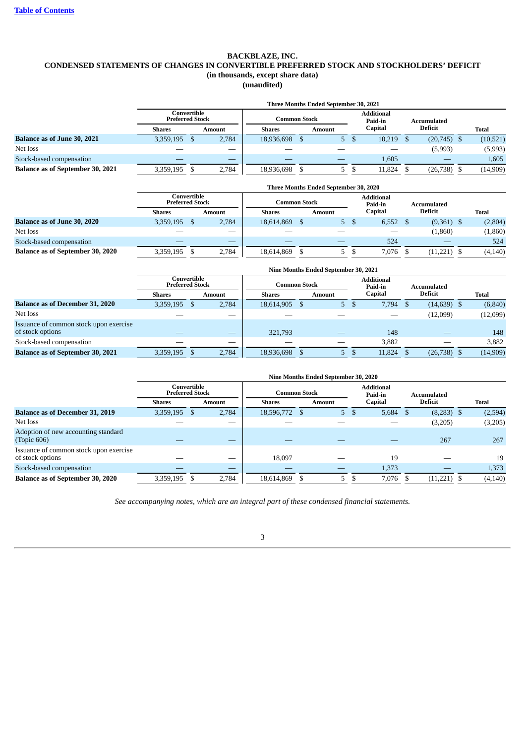**BACKBLAZE, INC.**
**CONDENSED STATEMENTS OF CHANGES IN CONVERTIBLE PREFERRED STOCK AND STOCKHOLDERS' DEFICIT**
**(in thousands, except share data)**
**(unaudited)**

| | Three Months Ended September 30, 2021 | | | | | | |
|---|---|---|---|---|---|---|---|
| | Convertible Preferred Stock | | Common Stock | | Additional Paid-in Capital | Accumulated Deficit | Total |
| | Shares | Amount | Shares | Amount | | | |
| **Balance as of June 30, 2021** | 3,359,195 | $ 2,784 | 18,936,698 | $ 5 | $ 10,219 | $ (20,745) | $ (10,521) |
| Net loss | — | — | — | — | — | (5,993) | (5,993) |
| Stock-based compensation | — | — | — | — | 1,605 | — | 1,605 |
| **Balance as of September 30, 2021** | 3,359,195 | $ 2,784 | 18,936,698 | $ 5 | $ 11,824 | $ (26,738) | $ (14,909) |

| | Three Months Ended September 30, 2020 | | | | | | |
|---|---|---|---|---|---|---|---|
| | Convertible Preferred Stock | | Common Stock | | Additional Paid-in Capital | Accumulated Deficit | Total |
| | Shares | Amount | Shares | Amount | | | |
| **Balance as of June 30, 2020** | 3,359,195 | $ 2,784 | 18,614,869 | $ 5 | $ 6,552 | $ (9,361) | $ (2,804) |
| Net loss | — | — | — | — | — | (1,860) | (1,860) |
| Stock-based compensation | — | — | — | — | 524 | — | 524 |
| **Balance as of September 30, 2020** | 3,359,195 | $ 2,784 | 18,614,869 | $ 5 | $ 7,076 | $ (11,221) | $ (4,140) |

| | Nine Months Ended September 30, 2021 | | | | | | |
|---|---|---|---|---|---|---|---|
| | Convertible Preferred Stock | | Common Stock | | Additional Paid-in Capital | Accumulated Deficit | Total |
| | Shares | Amount | Shares | Amount | | | |
| **Balance as of December 31, 2020** | 3,359,195 | $ 2,784 | 18,614,905 | $ 5 | $ 7,794 | $ (14,639) | $ (6,840) |
| Net loss | — | — | — | — | — | (12,099) | (12,099) |
| Issuance of common stock upon exercise of stock options | — | — | 321,793 | — | 148 | — | 148 |
| Stock-based compensation | — | — | — | — | 3,882 | — | 3,882 |
| **Balance as of September 30, 2021** | 3,359,195 | $ 2,784 | 18,936,698 | $ 5 | $ 11,824 | $ (26,738) | $ (14,909) |

| | Nine Months Ended September 30, 2020 | | | | | | |
|---|---|---|---|---|---|---|---|
| | Convertible Preferred Stock | | Common Stock | | Additional Paid-in Capital | Accumulated Deficit | Total |
| | Shares | Amount | Shares | Amount | | | |
| **Balance as of December 31, 2019** | 3,359,195 | $ 2,784 | 18,596,772 | $ 5 | $ 5,684 | $ (8,283) | $ (2,594) |
| Net loss | — | — | — | — | — | (3,205) | (3,205) |
| Adoption of new accounting standard (Topic 606) | — | — | — | — | — | 267 | 267 |
| Issuance of common stock upon exercise of stock options | — | — | 18,097 | — | 19 | — | 19 |
| Stock-based compensation | — | — | — | — | 1,373 | — | 1,373 |
| **Balance as of September 30, 2020** | 3,359,195 | $ 2,784 | 18,614,869 | $ 5 | $ 7,076 | $ (11,221) | $ (4,140) |

*See accompanying notes, which are an integral part of these condensed financial statements.*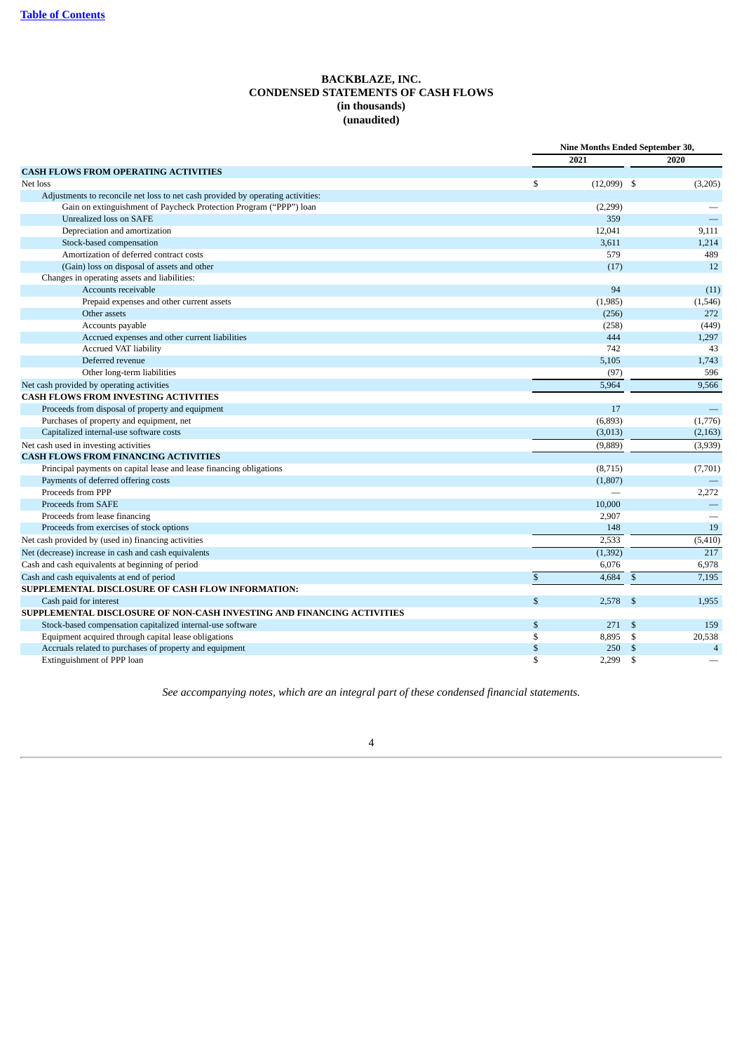# BACKBLAZE, INC.
## CONDENSED STATEMENTS OF CASH FLOWS
### (in thousands)
### (unaudited)

| | Nine Months Ended September 30, | |
|---|---|---|
| | 2021 | 2020 |
| **CASH FLOWS FROM OPERATING ACTIVITIES** | | |
| Net loss | $ (12,099) | $ (3,205) |
| Adjustments to reconcile net loss to net cash provided by operating activities: | | |
| Gain on extinguishment of Paycheck Protection Program ("PPP") loan | (2,299) | — |
| Unrealized loss on SAFE | 359 | — |
| Depreciation and amortization | 12,041 | 9,111 |
| Stock-based compensation | 3,611 | 1,214 |
| Amortization of deferred contract costs | 579 | 489 |
| (Gain) loss on disposal of assets and other | (17) | 12 |
| Changes in operating assets and liabilities: | | |
| Accounts receivable | 94 | (11) |
| Prepaid expenses and other current assets | (1,985) | (1,546) |
| Other assets | (256) | 272 |
| Accounts payable | (258) | (449) |
| Accrued expenses and other current liabilities | 444 | 1,297 |
| Accrued VAT liability | 742 | 43 |
| Deferred revenue | 5,105 | 1,743 |
| Other long-term liabilities | (97) | 596 |
| Net cash provided by operating activities | 5,964 | 9,566 |
| **CASH FLOWS FROM INVESTING ACTIVITIES** | | |
| Proceeds from disposal of property and equipment | 17 | — |
| Purchases of property and equipment, net | (6,893) | (1,776) |
| Capitalized internal-use software costs | (3,013) | (2,163) |
| Net cash used in investing activities | (9,889) | (3,939) |
| **CASH FLOWS FROM FINANCING ACTIVITIES** | | |
| Principal payments on capital lease and lease financing obligations | (8,715) | (7,701) |
| Payments of deferred offering costs | (1,807) | — |
| Proceeds from PPP | — | 2,272 |
| Proceeds from SAFE | 10,000 | — |
| Proceeds from lease financing | 2,907 | — |
| Proceeds from exercises of stock options | 148 | 19 |
| Net cash provided by (used in) financing activities | 2,533 | (5,410) |
| Net (decrease) increase in cash and cash equivalents | (1,392) | 217 |
| Cash and cash equivalents at beginning of period | 6,076 | 6,978 |
| Cash and cash equivalents at end of period | $ 4,684 | $ 7,195 |
| **SUPPLEMENTAL DISCLOSURE OF CASH FLOW INFORMATION:** | | |
| Cash paid for interest | $ 2,578 | $ 1,955 |
| **SUPPLEMENTAL DISCLOSURE OF NON-CASH INVESTING AND FINANCING ACTIVITIES** | | |
| Stock-based compensation capitalized internal-use software | $ 271 | $ 159 |
| Equipment acquired through capital lease obligations | $ 8,895 | $ 20,538 |
| Accruals related to purchases of property and equipment | $ 250 | $ 4 |
| Extinguishment of PPP loan | $ 2,299 | $ — |

*See accompanying notes, which are an integral part of these condensed financial statements.*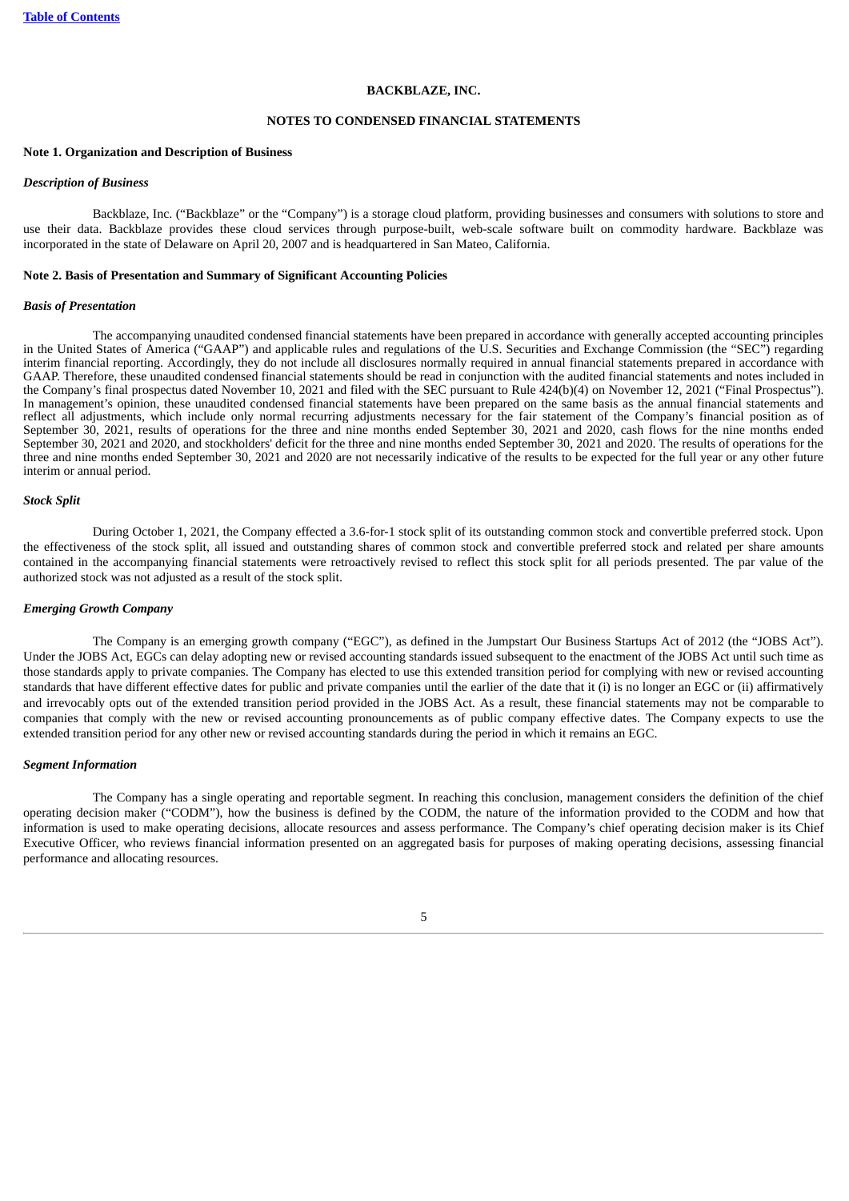# BACKBLAZE, INC.

## NOTES TO CONDENSED FINANCIAL STATEMENTS

### Note 1. Organization and Description of Business

***Description of Business***

Backblaze, Inc. ("Backblaze" or the "Company") is a storage cloud platform, providing businesses and consumers with solutions to store and use their data. Backblaze provides these cloud services through purpose-built, web-scale software built on commodity hardware. Backblaze was incorporated in the state of Delaware on April 20, 2007 and is headquartered in San Mateo, California.

### Note 2. Basis of Presentation and Summary of Significant Accounting Policies

***Basis of Presentation***

The accompanying unaudited condensed financial statements have been prepared in accordance with generally accepted accounting principles in the United States of America ("GAAP") and applicable rules and regulations of the U.S. Securities and Exchange Commission (the "SEC") regarding interim financial reporting. Accordingly, they do not include all disclosures normally required in annual financial statements prepared in accordance with GAAP. Therefore, these unaudited condensed financial statements should be read in conjunction with the audited financial statements and notes included in the Company's final prospectus dated November 10, 2021 and filed with the SEC pursuant to Rule 424(b)(4) on November 12, 2021 ("Final Prospectus"). In management's opinion, these unaudited condensed financial statements have been prepared on the same basis as the annual financial statements and reflect all adjustments, which include only normal recurring adjustments necessary for the fair statement of the Company's financial position as of September 30, 2021, results of operations for the three and nine months ended September 30, 2021 and 2020, cash flows for the nine months ended September 30, 2021 and 2020, and stockholders' deficit for the three and nine months ended September 30, 2021 and 2020. The results of operations for the three and nine months ended September 30, 2021 and 2020 are not necessarily indicative of the results to be expected for the full year or any other future interim or annual period.

***Stock Split***

During October 1, 2021, the Company effected a 3.6-for-1 stock split of its outstanding common stock and convertible preferred stock. Upon the effectiveness of the stock split, all issued and outstanding shares of common stock and convertible preferred stock and related per share amounts contained in the accompanying financial statements were retroactively revised to reflect this stock split for all periods presented. The par value of the authorized stock was not adjusted as a result of the stock split.

***Emerging Growth Company***

The Company is an emerging growth company ("EGC"), as defined in the Jumpstart Our Business Startups Act of 2012 (the "JOBS Act"). Under the JOBS Act, EGCs can delay adopting new or revised accounting standards issued subsequent to the enactment of the JOBS Act until such time as those standards apply to private companies. The Company has elected to use this extended transition period for complying with new or revised accounting standards that have different effective dates for public and private companies until the earlier of the date that it (i) is no longer an EGC or (ii) affirmatively and irrevocably opts out of the extended transition period provided in the JOBS Act. As a result, these financial statements may not be comparable to companies that comply with the new or revised accounting pronouncements as of public company effective dates. The Company expects to use the extended transition period for any other new or revised accounting standards during the period in which it remains an EGC.

***Segment Information***

The Company has a single operating and reportable segment. In reaching this conclusion, management considers the definition of the chief operating decision maker ("CODM"), how the business is defined by the CODM, the nature of the information provided to the CODM and how that information is used to make operating decisions, allocate resources and assess performance. The Company's chief operating decision maker is its Chief Executive Officer, who reviews financial information presented on an aggregated basis for purposes of making operating decisions, assessing financial performance and allocating resources.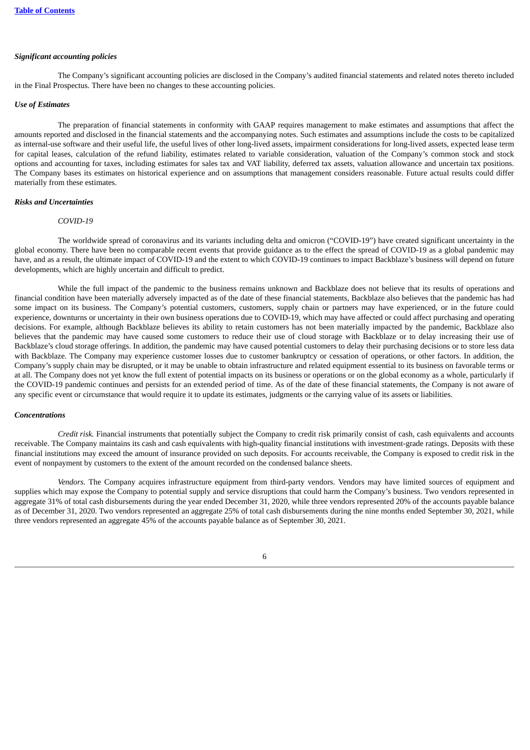***Significant accounting policies***

The Company's significant accounting policies are disclosed in the Company's audited financial statements and related notes thereto included in the Final Prospectus. There have been no changes to these accounting policies.

***Use of Estimates***

The preparation of financial statements in conformity with GAAP requires management to make estimates and assumptions that affect the amounts reported and disclosed in the financial statements and the accompanying notes. Such estimates and assumptions include the costs to be capitalized as internal-use software and their useful life, the useful lives of other long-lived assets, impairment considerations for long-lived assets, expected lease term for capital leases, calculation of the refund liability, estimates related to variable consideration, valuation of the Company's common stock and stock options and accounting for taxes, including estimates for sales tax and VAT liability, deferred tax assets, valuation allowance and uncertain tax positions. The Company bases its estimates on historical experience and on assumptions that management considers reasonable. Future actual results could differ materially from these estimates.

***Risks and Uncertainties***

*COVID-19*

The worldwide spread of coronavirus and its variants including delta and omicron ("COVID-19") have created significant uncertainty in the global economy. There have been no comparable recent events that provide guidance as to the effect the spread of COVID-19 as a global pandemic may have, and as a result, the ultimate impact of COVID-19 and the extent to which COVID-19 continues to impact Backblaze's business will depend on future developments, which are highly uncertain and difficult to predict.

While the full impact of the pandemic to the business remains unknown and Backblaze does not believe that its results of operations and financial condition have been materially adversely impacted as of the date of these financial statements, Backblaze also believes that the pandemic has had some impact on its business. The Company's potential customers, customers, supply chain or partners may have experienced, or in the future could experience, downturns or uncertainty in their own business operations due to COVID-19, which may have affected or could affect purchasing and operating decisions. For example, although Backblaze believes its ability to retain customers has not been materially impacted by the pandemic, Backblaze also believes that the pandemic may have caused some customers to reduce their use of cloud storage with Backblaze or to delay increasing their use of Backblaze's cloud storage offerings. In addition, the pandemic may have caused potential customers to delay their purchasing decisions or to store less data with Backblaze. The Company may experience customer losses due to customer bankruptcy or cessation of operations, or other factors. In addition, the Company's supply chain may be disrupted, or it may be unable to obtain infrastructure and related equipment essential to its business on favorable terms or at all. The Company does not yet know the full extent of potential impacts on its business or operations or on the global economy as a whole, particularly if the COVID-19 pandemic continues and persists for an extended period of time. As of the date of these financial statements, the Company is not aware of any specific event or circumstance that would require it to update its estimates, judgments or the carrying value of its assets or liabilities.

***Concentrations***

*Credit risk.* Financial instruments that potentially subject the Company to credit risk primarily consist of cash, cash equivalents and accounts receivable. The Company maintains its cash and cash equivalents with high-quality financial institutions with investment-grade ratings. Deposits with these financial institutions may exceed the amount of insurance provided on such deposits. For accounts receivable, the Company is exposed to credit risk in the event of nonpayment by customers to the extent of the amount recorded on the condensed balance sheets.

*Vendors.* The Company acquires infrastructure equipment from third-party vendors. Vendors may have limited sources of equipment and supplies which may expose the Company to potential supply and service disruptions that could harm the Company's business. Two vendors represented in aggregate 31% of total cash disbursements during the year ended December 31, 2020, while three vendors represented 20% of the accounts payable balance as of December 31, 2020. Two vendors represented an aggregate 25% of total cash disbursements during the nine months ended September 30, 2021, while three vendors represented an aggregate 45% of the accounts payable balance as of September 30, 2021.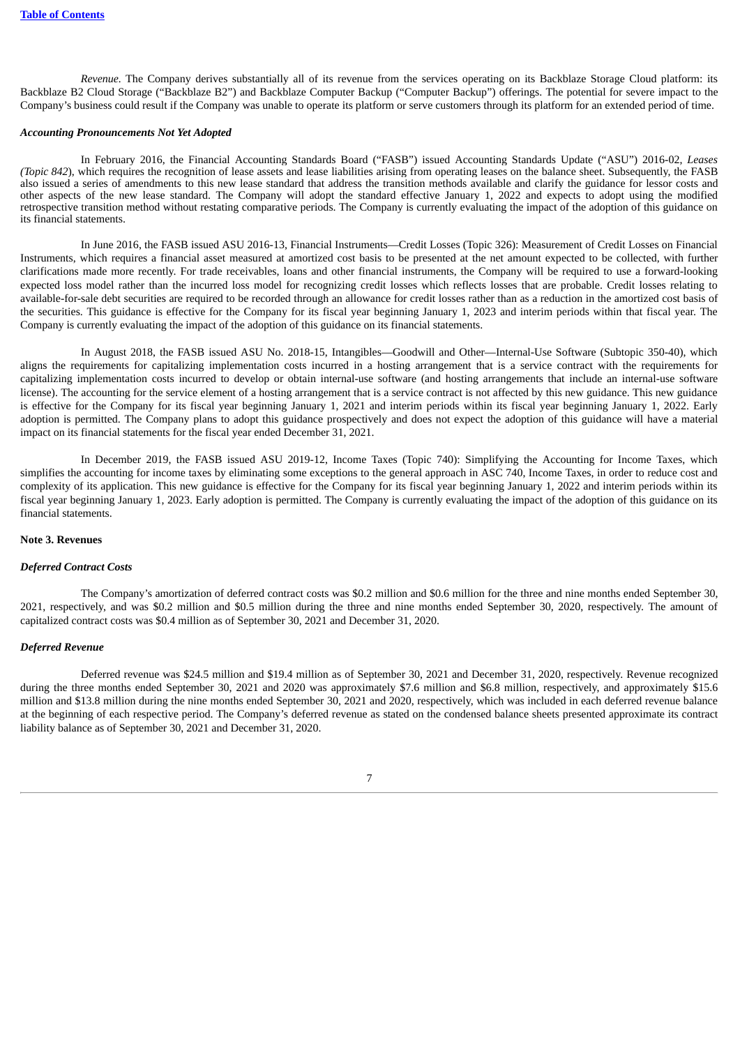*Revenue*. The Company derives substantially all of its revenue from the services operating on its Backblaze Storage Cloud platform: its Backblaze B2 Cloud Storage ("Backblaze B2") and Backblaze Computer Backup ("Computer Backup") offerings. The potential for severe impact to the Company's business could result if the Company was unable to operate its platform or serve customers through its platform for an extended period of time.

***Accounting Pronouncements Not Yet Adopted***

In February 2016, the Financial Accounting Standards Board ("FASB") issued Accounting Standards Update ("ASU") 2016-02, *Leases (Topic 842*), which requires the recognition of lease assets and lease liabilities arising from operating leases on the balance sheet. Subsequently, the FASB also issued a series of amendments to this new lease standard that address the transition methods available and clarify the guidance for lessor costs and other aspects of the new lease standard. The Company will adopt the standard effective January 1, 2022 and expects to adopt using the modified retrospective transition method without restating comparative periods. The Company is currently evaluating the impact of the adoption of this guidance on its financial statements.

In June 2016, the FASB issued ASU 2016-13, Financial Instruments—Credit Losses (Topic 326): Measurement of Credit Losses on Financial Instruments, which requires a financial asset measured at amortized cost basis to be presented at the net amount expected to be collected, with further clarifications made more recently. For trade receivables, loans and other financial instruments, the Company will be required to use a forward-looking expected loss model rather than the incurred loss model for recognizing credit losses which reflects losses that are probable. Credit losses relating to available-for-sale debt securities are required to be recorded through an allowance for credit losses rather than as a reduction in the amortized cost basis of the securities. This guidance is effective for the Company for its fiscal year beginning January 1, 2023 and interim periods within that fiscal year. The Company is currently evaluating the impact of the adoption of this guidance on its financial statements.

In August 2018, the FASB issued ASU No. 2018-15, Intangibles—Goodwill and Other—Internal-Use Software (Subtopic 350-40), which aligns the requirements for capitalizing implementation costs incurred in a hosting arrangement that is a service contract with the requirements for capitalizing implementation costs incurred to develop or obtain internal-use software (and hosting arrangements that include an internal-use software license). The accounting for the service element of a hosting arrangement that is a service contract is not affected by this new guidance. This new guidance is effective for the Company for its fiscal year beginning January 1, 2021 and interim periods within its fiscal year beginning January 1, 2022. Early adoption is permitted. The Company plans to adopt this guidance prospectively and does not expect the adoption of this guidance will have a material impact on its financial statements for the fiscal year ended December 31, 2021.

In December 2019, the FASB issued ASU 2019-12, Income Taxes (Topic 740): Simplifying the Accounting for Income Taxes, which simplifies the accounting for income taxes by eliminating some exceptions to the general approach in ASC 740, Income Taxes, in order to reduce cost and complexity of its application. This new guidance is effective for the Company for its fiscal year beginning January 1, 2022 and interim periods within its fiscal year beginning January 1, 2023. Early adoption is permitted. The Company is currently evaluating the impact of the adoption of this guidance on its financial statements.

**Note 3. Revenues**

***Deferred Contract Costs***

The Company's amortization of deferred contract costs was $0.2 million and $0.6 million for the three and nine months ended September 30, 2021, respectively, and was $0.2 million and $0.5 million during the three and nine months ended September 30, 2020, respectively. The amount of capitalized contract costs was $0.4 million as of September 30, 2021 and December 31, 2020.

***Deferred Revenue***

Deferred revenue was $24.5 million and $19.4 million as of September 30, 2021 and December 31, 2020, respectively. Revenue recognized during the three months ended September 30, 2021 and 2020 was approximately $7.6 million and $6.8 million, respectively, and approximately $15.6 million and $13.8 million during the nine months ended September 30, 2021 and 2020, respectively, which was included in each deferred revenue balance at the beginning of each respective period. The Company's deferred revenue as stated on the condensed balance sheets presented approximate its contract liability balance as of September 30, 2021 and December 31, 2020.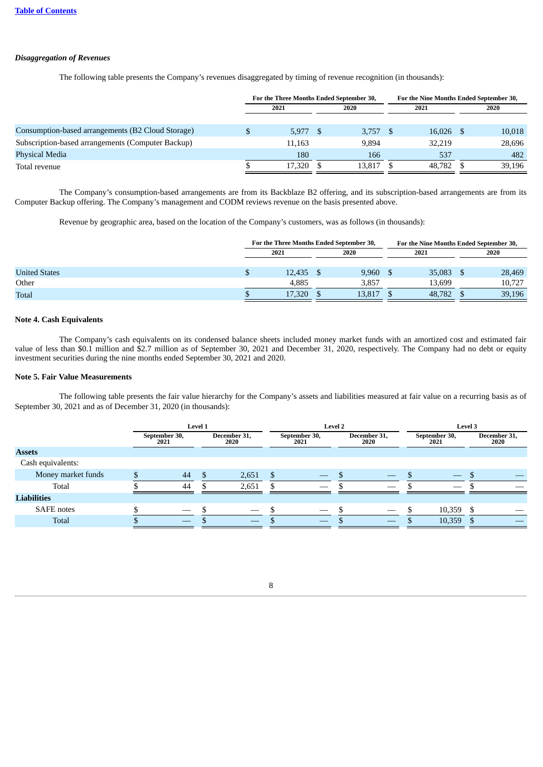*Disaggregation of Revenues*

The following table presents the Company's revenues disaggregated by timing of revenue recognition (in thousands):

| | For the Three Months Ended September 30, | | For the Nine Months Ended September 30, | |
|---|---|---|---|---|
| | 2021 | 2020 | 2021 | 2020 |
| Consumption-based arrangements (B2 Cloud Storage) | $ 5,977 | $ 3,757 | $ 16,026 | $ 10,018 |
| Subscription-based arrangements (Computer Backup) | 11,163 | 9,894 | 32,219 | 28,696 |
| Physical Media | 180 | 166 | 537 | 482 |
| Total revenue | $ 17,320 | $ 13,817 | $ 48,782 | $ 39,196 |

The Company's consumption-based arrangements are from its Backblaze B2 offering, and its subscription-based arrangements are from its Computer Backup offering. The Company's management and CODM reviews revenue on the basis presented above.

Revenue by geographic area, based on the location of the Company's customers, was as follows (in thousands):

| | For the Three Months Ended September 30, | | For the Nine Months Ended September 30, | |
|---|---|---|---|---|
| | 2021 | 2020 | 2021 | 2020 |
| United States | $ 12,435 | $ 9,960 | $ 35,083 | $ 28,469 |
| Other | 4,885 | 3,857 | 13,699 | 10,727 |
| Total | $ 17,320 | $ 13,817 | $ 48,782 | $ 39,196 |

**Note 4. Cash Equivalents**

The Company's cash equivalents on its condensed balance sheets included money market funds with an amortized cost and estimated fair value of less than $0.1 million and $2.7 million as of September 30, 2021 and December 31, 2020, respectively. The Company had no debt or equity investment securities during the nine months ended September 30, 2021 and 2020.

**Note 5. Fair Value Measurements**

The following table presents the fair value hierarchy for the Company's assets and liabilities measured at fair value on a recurring basis as of September 30, 2021 and as of December 31, 2020 (in thousands):

| | Level 1 | | Level 2 | | Level 3 | |
|---|---|---|---|---|---|---|
| | September 30, 2021 | December 31, 2020 | September 30, 2021 | December 31, 2020 | September 30, 2021 | December 31, 2020 |
| **Assets** | | | | | | |
| Cash equivalents: | | | | | | |
| Money market funds | $ 44 | $ 2,651 | $ — | $ — | $ — | $ — |
| Total | $ 44 | $ 2,651 | $ — | $ — | $ — | $ — |
| **Liabilities** | | | | | | |
| SAFE notes | $ — | $ — | $ — | $ — | $ 10,359 | $ — |
| Total | $ — | $ — | $ — | $ — | $ 10,359 | $ — |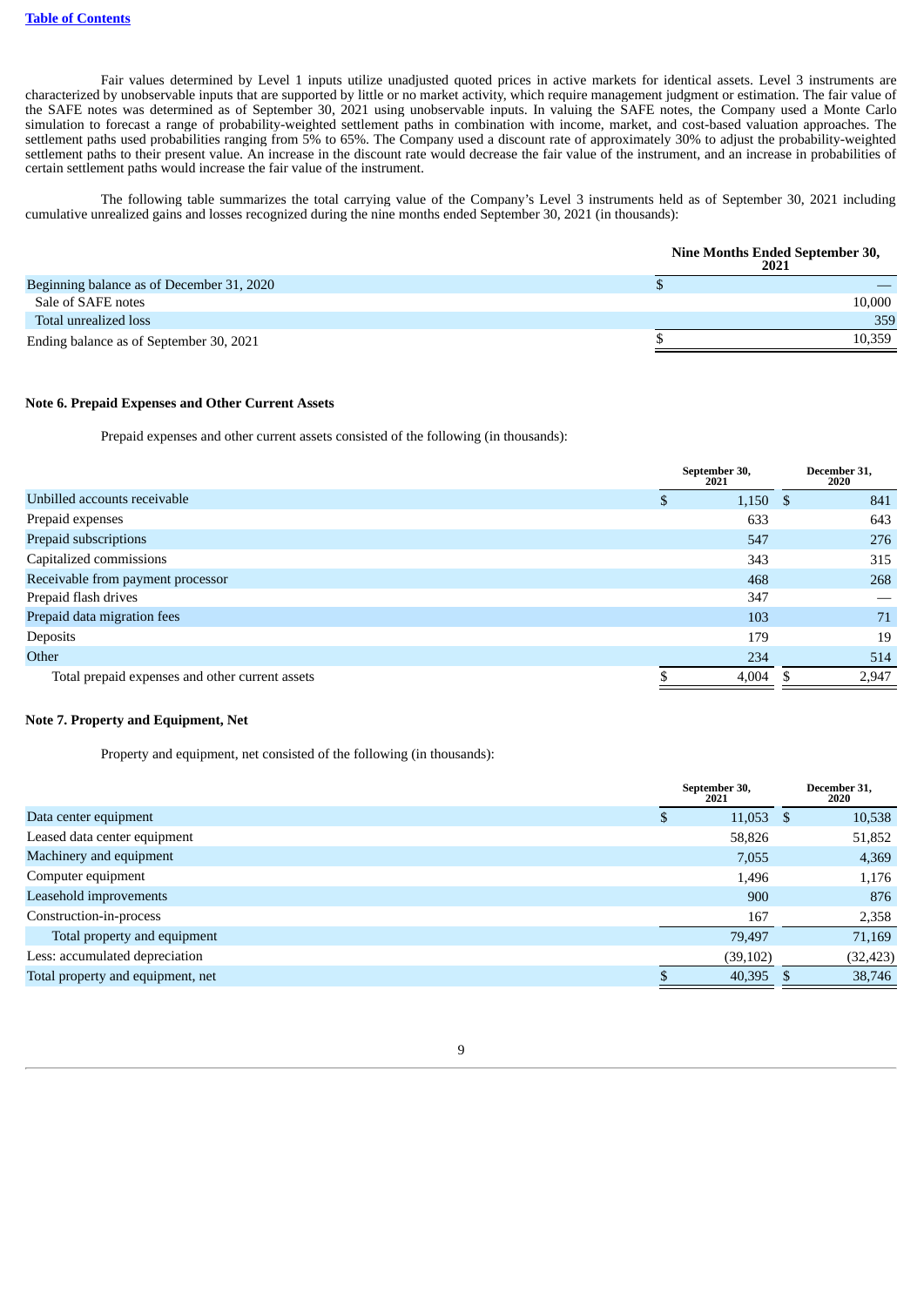Fair values determined by Level 1 inputs utilize unadjusted quoted prices in active markets for identical assets. Level 3 instruments are characterized by unobservable inputs that are supported by little or no market activity, which require management judgment or estimation. The fair value of the SAFE notes was determined as of September 30, 2021 using unobservable inputs. In valuing the SAFE notes, the Company used a Monte Carlo simulation to forecast a range of probability-weighted settlement paths in combination with income, market, and cost-based valuation approaches. The settlement paths used probabilities ranging from 5% to 65%. The Company used a discount rate of approximately 30% to adjust the probability-weighted settlement paths to their present value. An increase in the discount rate would decrease the fair value of the instrument, and an increase in probabilities of certain settlement paths would increase the fair value of the instrument.

The following table summarizes the total carrying value of the Company's Level 3 instruments held as of September 30, 2021 including cumulative unrealized gains and losses recognized during the nine months ended September 30, 2021 (in thousands):

| | Nine Months Ended September 30, 2021 |
|---|---|
| Beginning balance as of December 31, 2020 | $ — |
| Sale of SAFE notes | 10,000 |
| Total unrealized loss | 359 |
| Ending balance as of September 30, 2021 | $ 10,359 |

**Note 6. Prepaid Expenses and Other Current Assets**

Prepaid expenses and other current assets consisted of the following (in thousands):

| | September 30, 2021 | December 31, 2020 |
|---|---|---|
| Unbilled accounts receivable | $ 1,150 | $ 841 |
| Prepaid expenses | 633 | 643 |
| Prepaid subscriptions | 547 | 276 |
| Capitalized commissions | 343 | 315 |
| Receivable from payment processor | 468 | 268 |
| Prepaid flash drives | 347 | — |
| Prepaid data migration fees | 103 | 71 |
| Deposits | 179 | 19 |
| Other | 234 | 514 |
| Total prepaid expenses and other current assets | $ 4,004 | $ 2,947 |

**Note 7. Property and Equipment, Net**

Property and equipment, net consisted of the following (in thousands):

| | September 30, 2021 | December 31, 2020 |
|---|---|---|
| Data center equipment | $ 11,053 | $ 10,538 |
| Leased data center equipment | 58,826 | 51,852 |
| Machinery and equipment | 7,055 | 4,369 |
| Computer equipment | 1,496 | 1,176 |
| Leasehold improvements | 900 | 876 |
| Construction-in-process | 167 | 2,358 |
| Total property and equipment | 79,497 | 71,169 |
| Less: accumulated depreciation | (39,102) | (32,423) |
| Total property and equipment, net | $ 40,395 | $ 38,746 |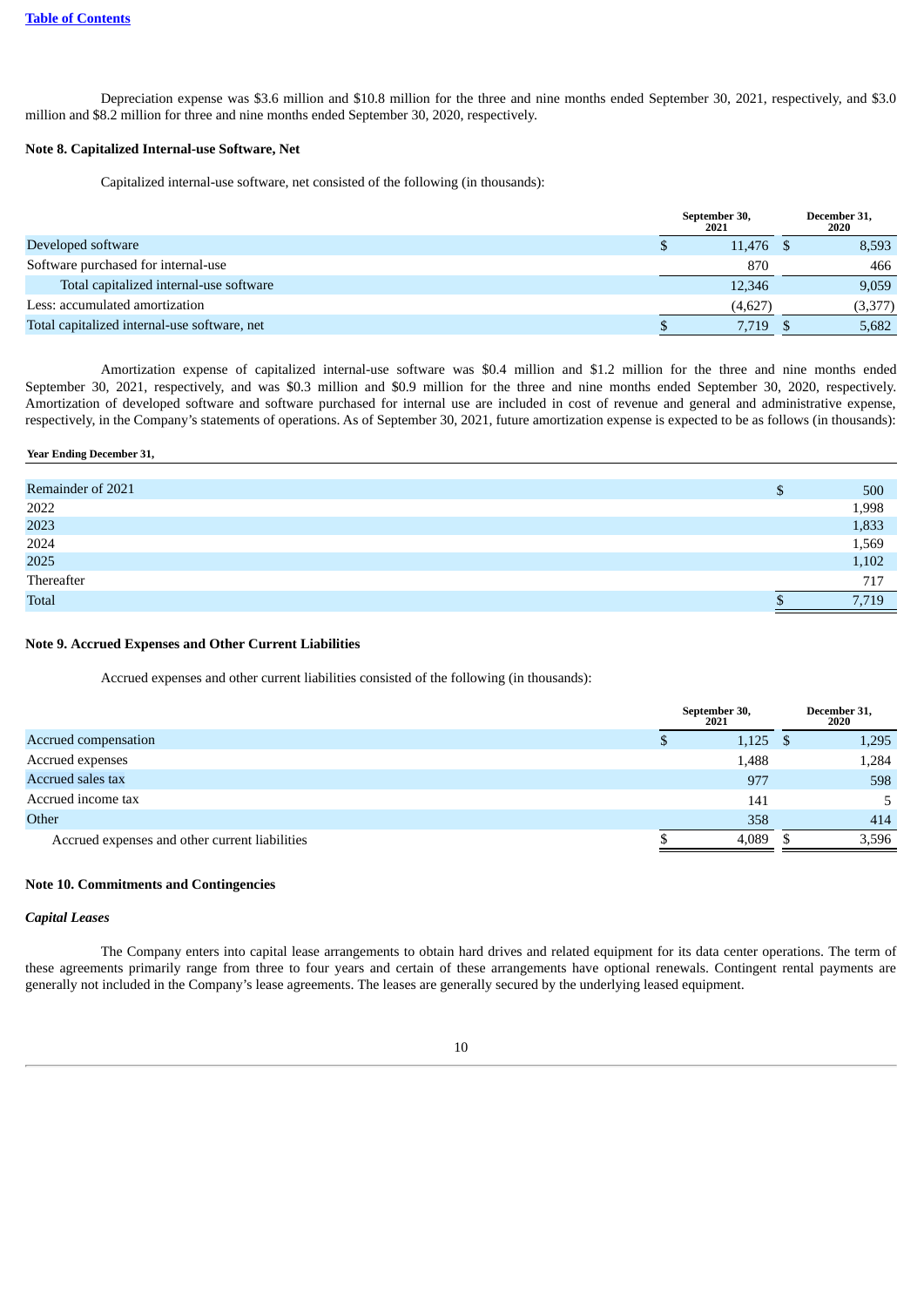Depreciation expense was $3.6 million and $10.8 million for the three and nine months ended September 30, 2021, respectively, and $3.0 million and $8.2 million for three and nine months ended September 30, 2020, respectively.

### Note 8. Capitalized Internal-use Software, Net

Capitalized internal-use software, net consisted of the following (in thousands):

| | September 30, 2021 | December 31, 2020 |
|---|---|---|
| Developed software | $ 11,476 | $ 8,593 |
| Software purchased for internal-use | 870 | 466 |
| Total capitalized internal-use software | 12,346 | 9,059 |
| Less: accumulated amortization | (4,627) | (3,377) |
| Total capitalized internal-use software, net | $ 7,719 | $ 5,682 |

Amortization expense of capitalized internal-use software was $0.4 million and $1.2 million for the three and nine months ended September 30, 2021, respectively, and was $0.3 million and $0.9 million for the three and nine months ended September 30, 2020, respectively. Amortization of developed software and software purchased for internal use are included in cost of revenue and general and administrative expense, respectively, in the Company's statements of operations. As of September 30, 2021, future amortization expense is expected to be as follows (in thousands):

| Year Ending December 31, | |
|---|---|
| Remainder of 2021 | $ 500 |
| 2022 | 1,998 |
| 2023 | 1,833 |
| 2024 | 1,569 |
| 2025 | 1,102 |
| Thereafter | 717 |
| Total | $ 7,719 |

### Note 9. Accrued Expenses and Other Current Liabilities

Accrued expenses and other current liabilities consisted of the following (in thousands):

| | September 30, 2021 | December 31, 2020 |
|---|---|---|
| Accrued compensation | $ 1,125 | $ 1,295 |
| Accrued expenses | 1,488 | 1,284 |
| Accrued sales tax | 977 | 598 |
| Accrued income tax | 141 | 5 |
| Other | 358 | 414 |
| Accrued expenses and other current liabilities | $ 4,089 | $ 3,596 |

### Note 10. Commitments and Contingencies

***Capital Leases***

The Company enters into capital lease arrangements to obtain hard drives and related equipment for its data center operations. The term of these agreements primarily range from three to four years and certain of these arrangements have optional renewals. Contingent rental payments are generally not included in the Company's lease agreements. The leases are generally secured by the underlying leased equipment.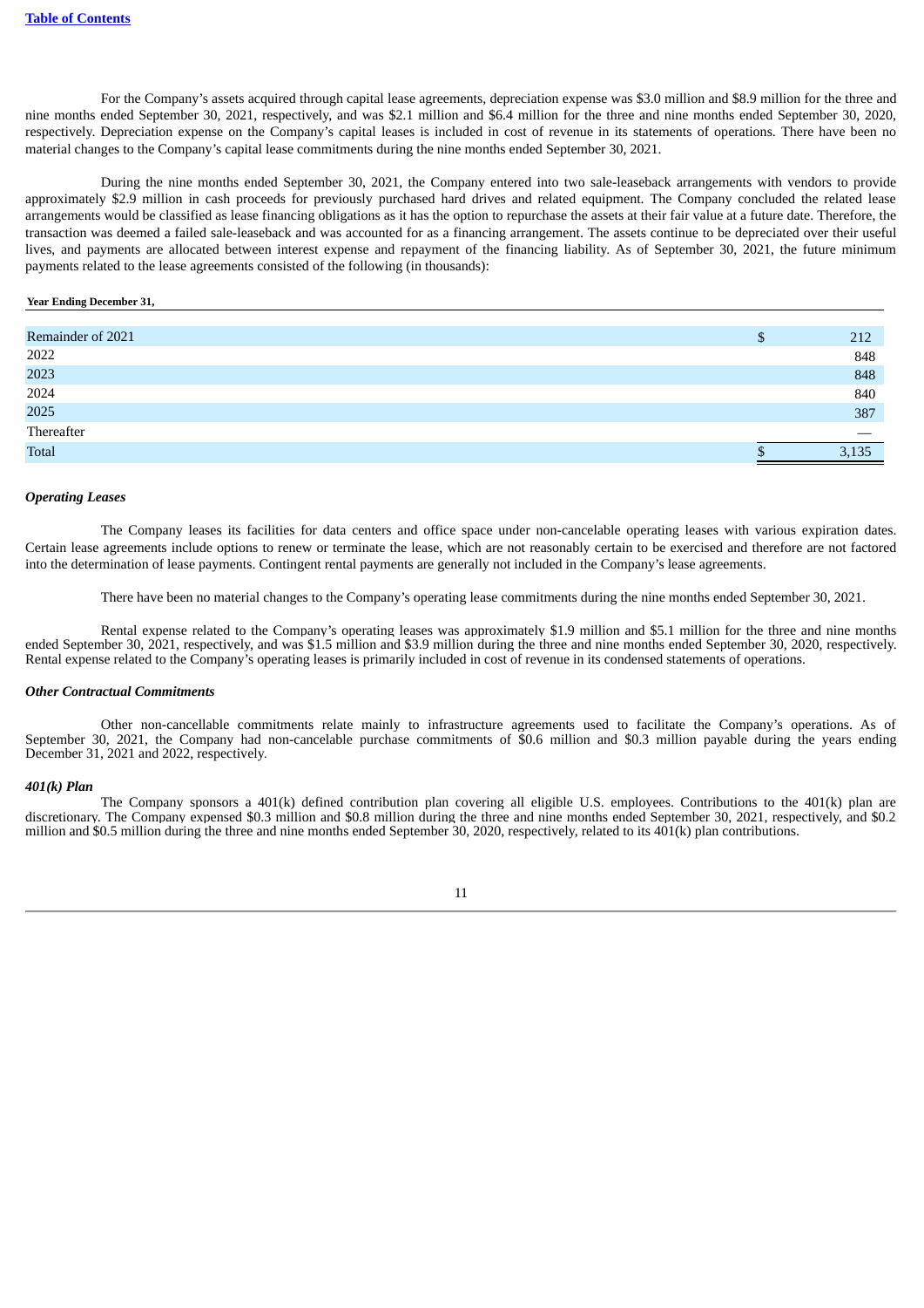For the Company's assets acquired through capital lease agreements, depreciation expense was $3.0 million and $8.9 million for the three and nine months ended September 30, 2021, respectively, and was $2.1 million and $6.4 million for the three and nine months ended September 30, 2020, respectively. Depreciation expense on the Company's capital leases is included in cost of revenue in its statements of operations. There have been no material changes to the Company's capital lease commitments during the nine months ended September 30, 2021.

During the nine months ended September 30, 2021, the Company entered into two sale-leaseback arrangements with vendors to provide approximately $2.9 million in cash proceeds for previously purchased hard drives and related equipment. The Company concluded the related lease arrangements would be classified as lease financing obligations as it has the option to repurchase the assets at their fair value at a future date. Therefore, the transaction was deemed a failed sale-leaseback and was accounted for as a financing arrangement. The assets continue to be depreciated over their useful lives, and payments are allocated between interest expense and repayment of the financing liability. As of September 30, 2021, the future minimum payments related to the lease agreements consisted of the following (in thousands):

| Year Ending December 31, | |
|---|---|
| Remainder of 2021 | $ 212 |
| 2022 | 848 |
| 2023 | 848 |
| 2024 | 840 |
| 2025 | 387 |
| Thereafter | — |
| Total | $ 3,135 |

***Operating Leases***

The Company leases its facilities for data centers and office space under non-cancelable operating leases with various expiration dates. Certain lease agreements include options to renew or terminate the lease, which are not reasonably certain to be exercised and therefore are not factored into the determination of lease payments. Contingent rental payments are generally not included in the Company's lease agreements.

There have been no material changes to the Company's operating lease commitments during the nine months ended September 30, 2021.

Rental expense related to the Company's operating leases was approximately $1.9 million and $5.1 million for the three and nine months ended September 30, 2021, respectively, and was $1.5 million and $3.9 million during the three and nine months ended September 30, 2020, respectively. Rental expense related to the Company's operating leases is primarily included in cost of revenue in its condensed statements of operations.

***Other Contractual Commitments***

Other non-cancellable commitments relate mainly to infrastructure agreements used to facilitate the Company's operations. As of September 30, 2021, the Company had non-cancelable purchase commitments of $0.6 million and $0.3 million payable during the years ending December 31, 2021 and 2022, respectively.

***401(k) Plan***

The Company sponsors a 401(k) defined contribution plan covering all eligible U.S. employees. Contributions to the 401(k) plan are discretionary. The Company expensed $0.3 million and $0.8 million during the three and nine months ended September 30, 2021, respectively, and $0.2 million and $0.5 million during the three and nine months ended September 30, 2020, respectively, related to its 401(k) plan contributions.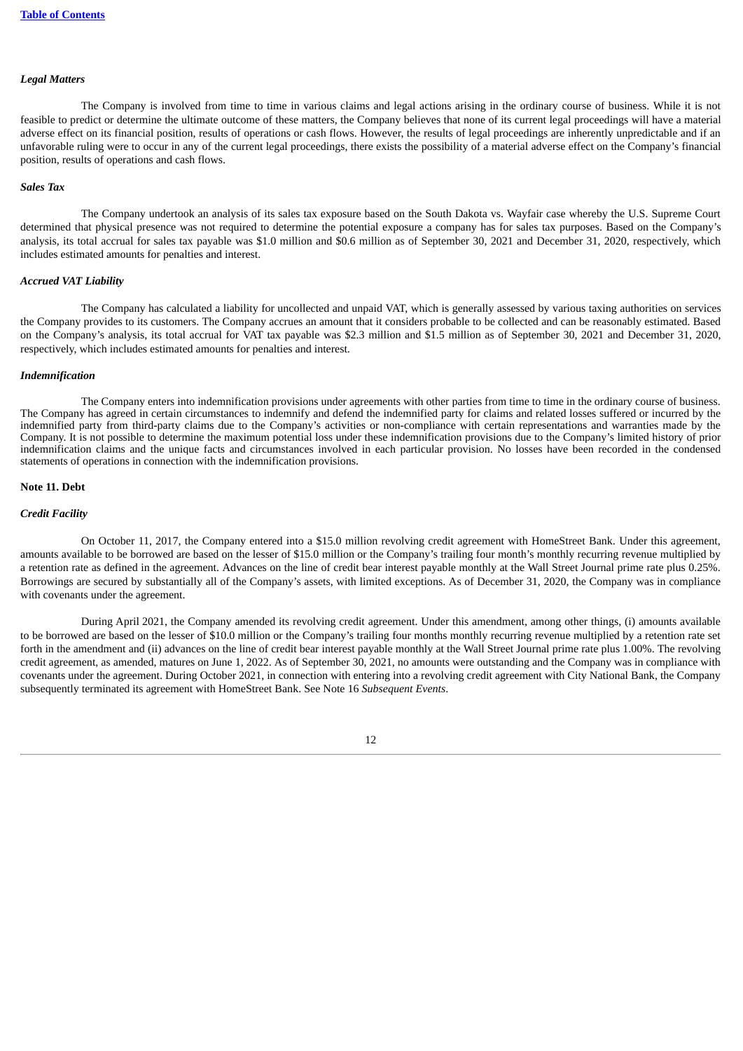### *Legal Matters*

The Company is involved from time to time in various claims and legal actions arising in the ordinary course of business. While it is not feasible to predict or determine the ultimate outcome of these matters, the Company believes that none of its current legal proceedings will have a material adverse effect on its financial position, results of operations or cash flows. However, the results of legal proceedings are inherently unpredictable and if an unfavorable ruling were to occur in any of the current legal proceedings, there exists the possibility of a material adverse effect on the Company's financial position, results of operations and cash flows.

### *Sales Tax*

The Company undertook an analysis of its sales tax exposure based on the South Dakota vs. Wayfair case whereby the U.S. Supreme Court determined that physical presence was not required to determine the potential exposure a company has for sales tax purposes. Based on the Company's analysis, its total accrual for sales tax payable was $1.0 million and $0.6 million as of September 30, 2021 and December 31, 2020, respectively, which includes estimated amounts for penalties and interest.

### *Accrued VAT Liability*

The Company has calculated a liability for uncollected and unpaid VAT, which is generally assessed by various taxing authorities on services the Company provides to its customers. The Company accrues an amount that it considers probable to be collected and can be reasonably estimated. Based on the Company's analysis, its total accrual for VAT tax payable was $2.3 million and $1.5 million as of September 30, 2021 and December 31, 2020, respectively, which includes estimated amounts for penalties and interest.

### *Indemnification*

The Company enters into indemnification provisions under agreements with other parties from time to time in the ordinary course of business. The Company has agreed in certain circumstances to indemnify and defend the indemnified party for claims and related losses suffered or incurred by the indemnified party from third-party claims due to the Company's activities or non-compliance with certain representations and warranties made by the Company. It is not possible to determine the maximum potential loss under these indemnification provisions due to the Company's limited history of prior indemnification claims and the unique facts and circumstances involved in each particular provision. No losses have been recorded in the condensed statements of operations in connection with the indemnification provisions.

## Note 11. Debt

### *Credit Facility*

On October 11, 2017, the Company entered into a $15.0 million revolving credit agreement with HomeStreet Bank. Under this agreement, amounts available to be borrowed are based on the lesser of $15.0 million or the Company's trailing four month's monthly recurring revenue multiplied by a retention rate as defined in the agreement. Advances on the line of credit bear interest payable monthly at the Wall Street Journal prime rate plus 0.25%. Borrowings are secured by substantially all of the Company's assets, with limited exceptions. As of December 31, 2020, the Company was in compliance with covenants under the agreement.

During April 2021, the Company amended its revolving credit agreement. Under this amendment, among other things, (i) amounts available to be borrowed are based on the lesser of $10.0 million or the Company's trailing four months monthly recurring revenue multiplied by a retention rate set forth in the amendment and (ii) advances on the line of credit bear interest payable monthly at the Wall Street Journal prime rate plus 1.00%. The revolving credit agreement, as amended, matures on June 1, 2022. As of September 30, 2021, no amounts were outstanding and the Company was in compliance with covenants under the agreement. During October 2021, in connection with entering into a revolving credit agreement with City National Bank, the Company subsequently terminated its agreement with HomeStreet Bank. See Note 16 *Subsequent Events*.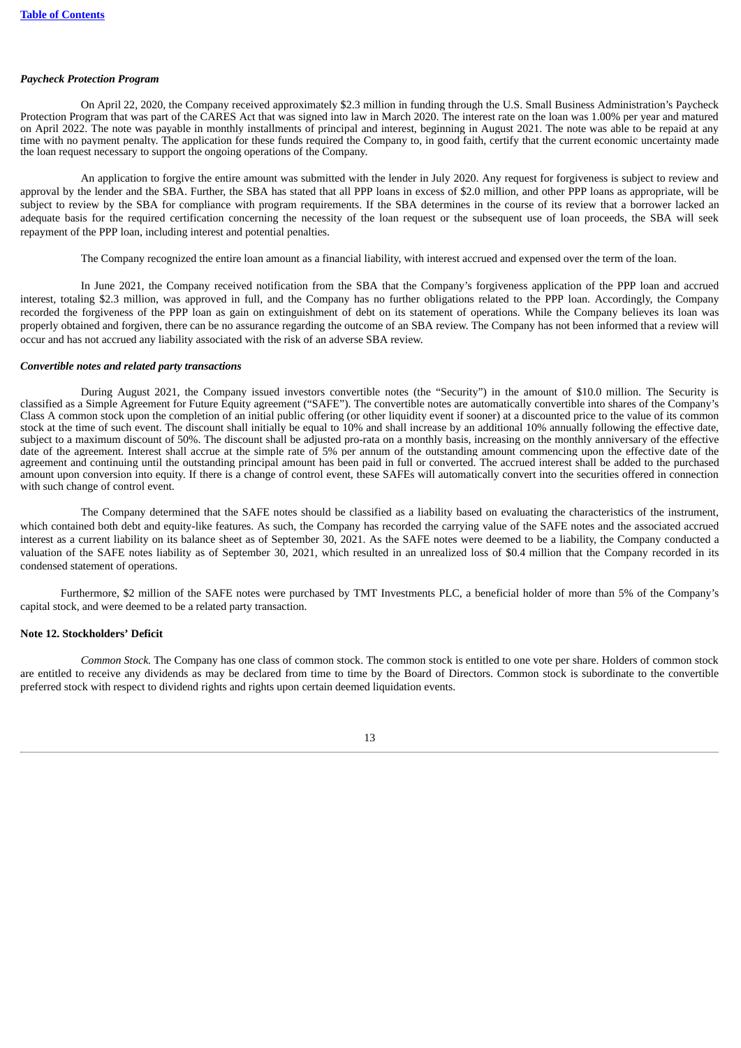### *Paycheck Protection Program*

On April 22, 2020, the Company received approximately $2.3 million in funding through the U.S. Small Business Administration's Paycheck Protection Program that was part of the CARES Act that was signed into law in March 2020. The interest rate on the loan was 1.00% per year and matured on April 2022. The note was payable in monthly installments of principal and interest, beginning in August 2021. The note was able to be repaid at any time with no payment penalty. The application for these funds required the Company to, in good faith, certify that the current economic uncertainty made the loan request necessary to support the ongoing operations of the Company.

An application to forgive the entire amount was submitted with the lender in July 2020. Any request for forgiveness is subject to review and approval by the lender and the SBA. Further, the SBA has stated that all PPP loans in excess of $2.0 million, and other PPP loans as appropriate, will be subject to review by the SBA for compliance with program requirements. If the SBA determines in the course of its review that a borrower lacked an adequate basis for the required certification concerning the necessity of the loan request or the subsequent use of loan proceeds, the SBA will seek repayment of the PPP loan, including interest and potential penalties.

The Company recognized the entire loan amount as a financial liability, with interest accrued and expensed over the term of the loan.

In June 2021, the Company received notification from the SBA that the Company's forgiveness application of the PPP loan and accrued interest, totaling $2.3 million, was approved in full, and the Company has no further obligations related to the PPP loan. Accordingly, the Company recorded the forgiveness of the PPP loan as gain on extinguishment of debt on its statement of operations. While the Company believes its loan was properly obtained and forgiven, there can be no assurance regarding the outcome of an SBA review. The Company has not been informed that a review will occur and has not accrued any liability associated with the risk of an adverse SBA review.

### *Convertible notes and related party transactions*

During August 2021, the Company issued investors convertible notes (the "Security") in the amount of $10.0 million. The Security is classified as a Simple Agreement for Future Equity agreement ("SAFE"). The convertible notes are automatically convertible into shares of the Company's Class A common stock upon the completion of an initial public offering (or other liquidity event if sooner) at a discounted price to the value of its common stock at the time of such event. The discount shall initially be equal to 10% and shall increase by an additional 10% annually following the effective date, subject to a maximum discount of 50%. The discount shall be adjusted pro-rata on a monthly basis, increasing on the monthly anniversary of the effective date of the agreement. Interest shall accrue at the simple rate of 5% per annum of the outstanding amount commencing upon the effective date of the agreement and continuing until the outstanding principal amount has been paid in full or converted. The accrued interest shall be added to the purchased amount upon conversion into equity. If there is a change of control event, these SAFEs will automatically convert into the securities offered in connection with such change of control event.

The Company determined that the SAFE notes should be classified as a liability based on evaluating the characteristics of the instrument, which contained both debt and equity-like features. As such, the Company has recorded the carrying value of the SAFE notes and the associated accrued interest as a current liability on its balance sheet as of September 30, 2021. As the SAFE notes were deemed to be a liability, the Company conducted a valuation of the SAFE notes liability as of September 30, 2021, which resulted in an unrealized loss of $0.4 million that the Company recorded in its condensed statement of operations.

Furthermore, $2 million of the SAFE notes were purchased by TMT Investments PLC, a beneficial holder of more than 5% of the Company's capital stock, and were deemed to be a related party transaction.

## Note 12. Stockholders' Deficit

*Common Stock.* The Company has one class of common stock. The common stock is entitled to one vote per share. Holders of common stock are entitled to receive any dividends as may be declared from time to time by the Board of Directors. Common stock is subordinate to the convertible preferred stock with respect to dividend rights and rights upon certain deemed liquidation events.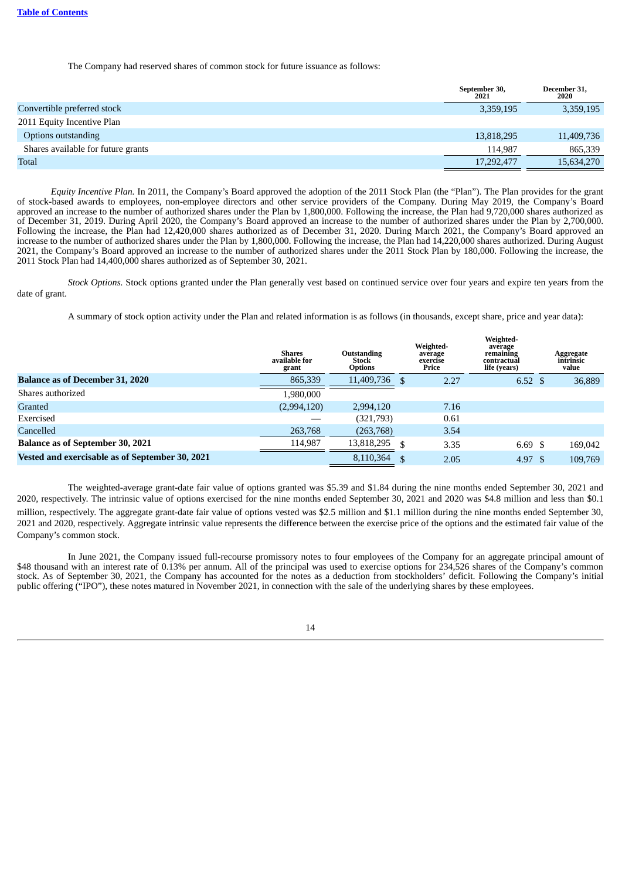The Company had reserved shares of common stock for future issuance as follows:

| | September 30, 2021 | December 31, 2020 |
|---|---|---|
| Convertible preferred stock | 3,359,195 | 3,359,195 |
| 2011 Equity Incentive Plan | | |
| Options outstanding | 13,818,295 | 11,409,736 |
| Shares available for future grants | 114,987 | 865,339 |
| Total | 17,292,477 | 15,634,270 |

*Equity Incentive Plan.* In 2011, the Company's Board approved the adoption of the 2011 Stock Plan (the "Plan"). The Plan provides for the grant of stock-based awards to employees, non-employee directors and other service providers of the Company. During May 2019, the Company's Board approved an increase to the number of authorized shares under the Plan by 1,800,000. Following the increase, the Plan had 9,720,000 shares authorized as of December 31, 2019. During April 2020, the Company's Board approved an increase to the number of authorized shares under the Plan by 2,700,000. Following the increase, the Plan had 12,420,000 shares authorized as of December 31, 2020. During March 2021, the Company's Board approved an increase to the number of authorized shares under the Plan by 1,800,000. Following the increase, the Plan had 14,220,000 shares authorized. During August 2021, the Company's Board approved an increase to the number of authorized shares under the 2011 Stock Plan by 180,000. Following the increase, the 2011 Stock Plan had 14,400,000 shares authorized as of September 30, 2021.

*Stock Options.* Stock options granted under the Plan generally vest based on continued service over four years and expire ten years from the date of grant.

A summary of stock option activity under the Plan and related information is as follows (in thousands, except share, price and year data):

| | Shares available for grant | Outstanding Stock Options | Weighted-average exercise Price | Weighted-average remaining contractual life (years) | Aggregate intrinsic value |
|---|---|---|---|---|---|
| **Balance as of December 31, 2020** | 865,339 | 11,409,736 | $ 2.27 | 6.52 | $ 36,889 |
| Shares authorized | 1,980,000 | | | | |
| Granted | (2,994,120) | 2,994,120 | 7.16 | | |
| Exercised | — | (321,793) | 0.61 | | |
| Cancelled | 263,768 | (263,768) | 3.54 | | |
| **Balance as of September 30, 2021** | 114,987 | 13,818,295 | $ 3.35 | 6.69 | $ 169,042 |
| **Vested and exercisable as of September 30, 2021** | | 8,110,364 | $ 2.05 | 4.97 | $ 109,769 |

The weighted-average grant-date fair value of options granted was $5.39 and $1.84 during the nine months ended September 30, 2021 and 2020, respectively. The intrinsic value of options exercised for the nine months ended September 30, 2021 and 2020 was $4.8 million and less than $0.1 million, respectively. The aggregate grant-date fair value of options vested was $2.5 million and $1.1 million during the nine months ended September 30, 2021 and 2020, respectively. Aggregate intrinsic value represents the difference between the exercise price of the options and the estimated fair value of the Company's common stock.

In June 2021, the Company issued full-recourse promissory notes to four employees of the Company for an aggregate principal amount of $48 thousand with an interest rate of 0.13% per annum. All of the principal was used to exercise options for 234,526 shares of the Company's common stock. As of September 30, 2021, the Company has accounted for the notes as a deduction from stockholders' deficit. Following the Company's initial public offering ("IPO"), these notes matured in November 2021, in connection with the sale of the underlying shares by these employees.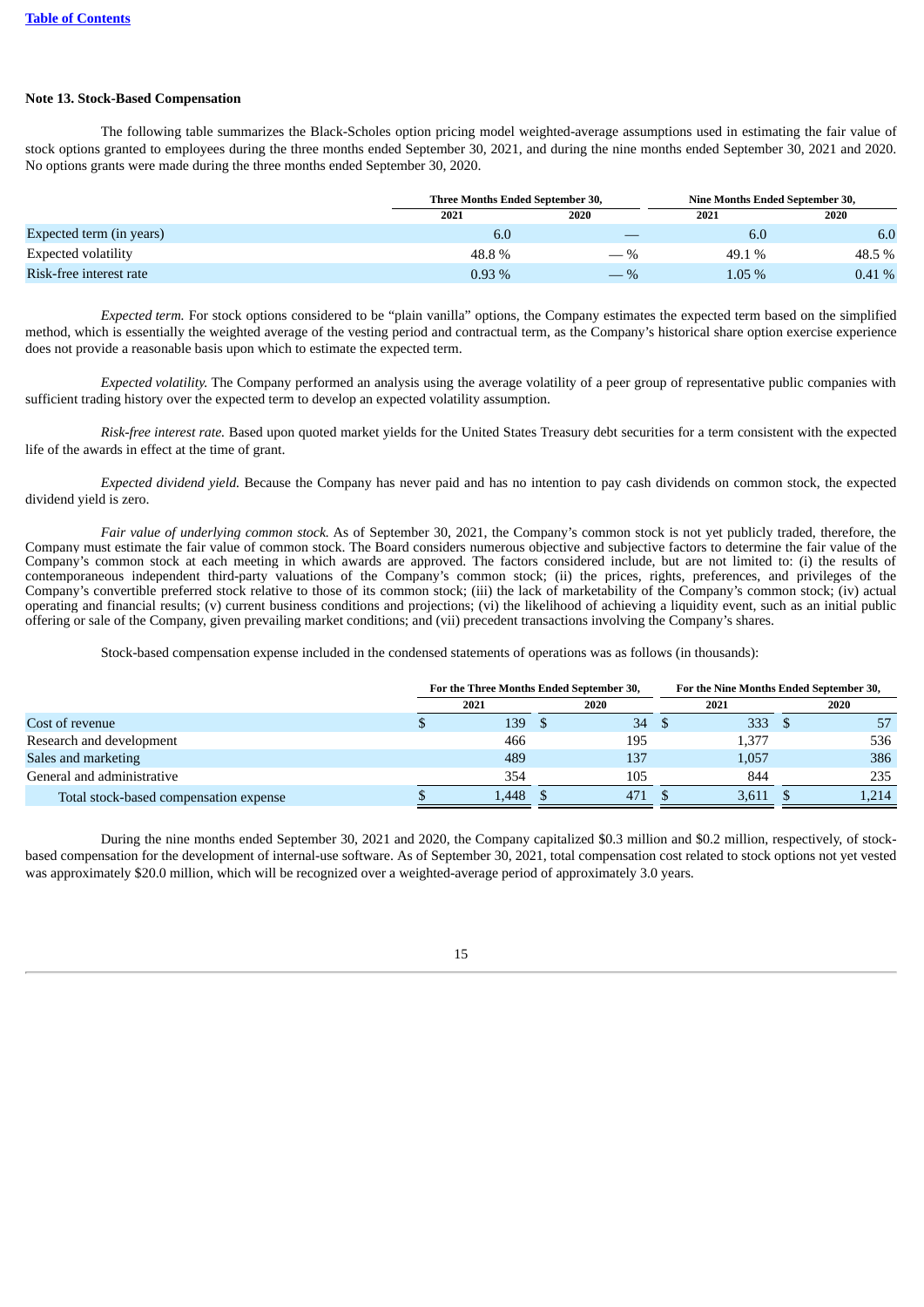### Note 13. Stock-Based Compensation

The following table summarizes the Black-Scholes option pricing model weighted-average assumptions used in estimating the fair value of stock options granted to employees during the three months ended September 30, 2021, and during the nine months ended September 30, 2021 and 2020. No options grants were made during the three months ended September 30, 2020.

| | Three Months Ended September 30, | | Nine Months Ended September 30, | |
|---|---|---|---|---|
| | 2021 | 2020 | 2021 | 2020 |
| Expected term (in years) | 6.0 | — | 6.0 | 6.0 |
| Expected volatility | 48.8 % | — % | 49.1 % | 48.5 % |
| Risk-free interest rate | 0.93 % | — % | 1.05 % | 0.41 % |

*Expected term.* For stock options considered to be "plain vanilla" options, the Company estimates the expected term based on the simplified method, which is essentially the weighted average of the vesting period and contractual term, as the Company's historical share option exercise experience does not provide a reasonable basis upon which to estimate the expected term.

*Expected volatility.* The Company performed an analysis using the average volatility of a peer group of representative public companies with sufficient trading history over the expected term to develop an expected volatility assumption.

*Risk-free interest rate.* Based upon quoted market yields for the United States Treasury debt securities for a term consistent with the expected life of the awards in effect at the time of grant.

*Expected dividend yield.* Because the Company has never paid and has no intention to pay cash dividends on common stock, the expected dividend yield is zero.

*Fair value of underlying common stock.* As of September 30, 2021, the Company's common stock is not yet publicly traded, therefore, the Company must estimate the fair value of common stock. The Board considers numerous objective and subjective factors to determine the fair value of the Company's common stock at each meeting in which awards are approved. The factors considered include, but are not limited to: (i) the results of contemporaneous independent third-party valuations of the Company's common stock; (ii) the prices, rights, preferences, and privileges of the Company's convertible preferred stock relative to those of its common stock; (iii) the lack of marketability of the Company's common stock; (iv) actual operating and financial results; (v) current business conditions and projections; (vi) the likelihood of achieving a liquidity event, such as an initial public offering or sale of the Company, given prevailing market conditions; and (vii) precedent transactions involving the Company's shares.

Stock-based compensation expense included in the condensed statements of operations was as follows (in thousands):

| | For the Three Months Ended September 30, | | For the Nine Months Ended September 30, | |
|---|---|---|---|---|
| | 2021 | 2020 | 2021 | 2020 |
| Cost of revenue | $ 139 | $ 34 | $ 333 | $ 57 |
| Research and development | 466 | 195 | 1,377 | 536 |
| Sales and marketing | 489 | 137 | 1,057 | 386 |
| General and administrative | 354 | 105 | 844 | 235 |
| Total stock-based compensation expense | $ 1,448 | $ 471 | $ 3,611 | $ 1,214 |

During the nine months ended September 30, 2021 and 2020, the Company capitalized $0.3 million and $0.2 million, respectively, of stock-based compensation for the development of internal-use software. As of September 30, 2021, total compensation cost related to stock options not yet vested was approximately $20.0 million, which will be recognized over a weighted-average period of approximately 3.0 years.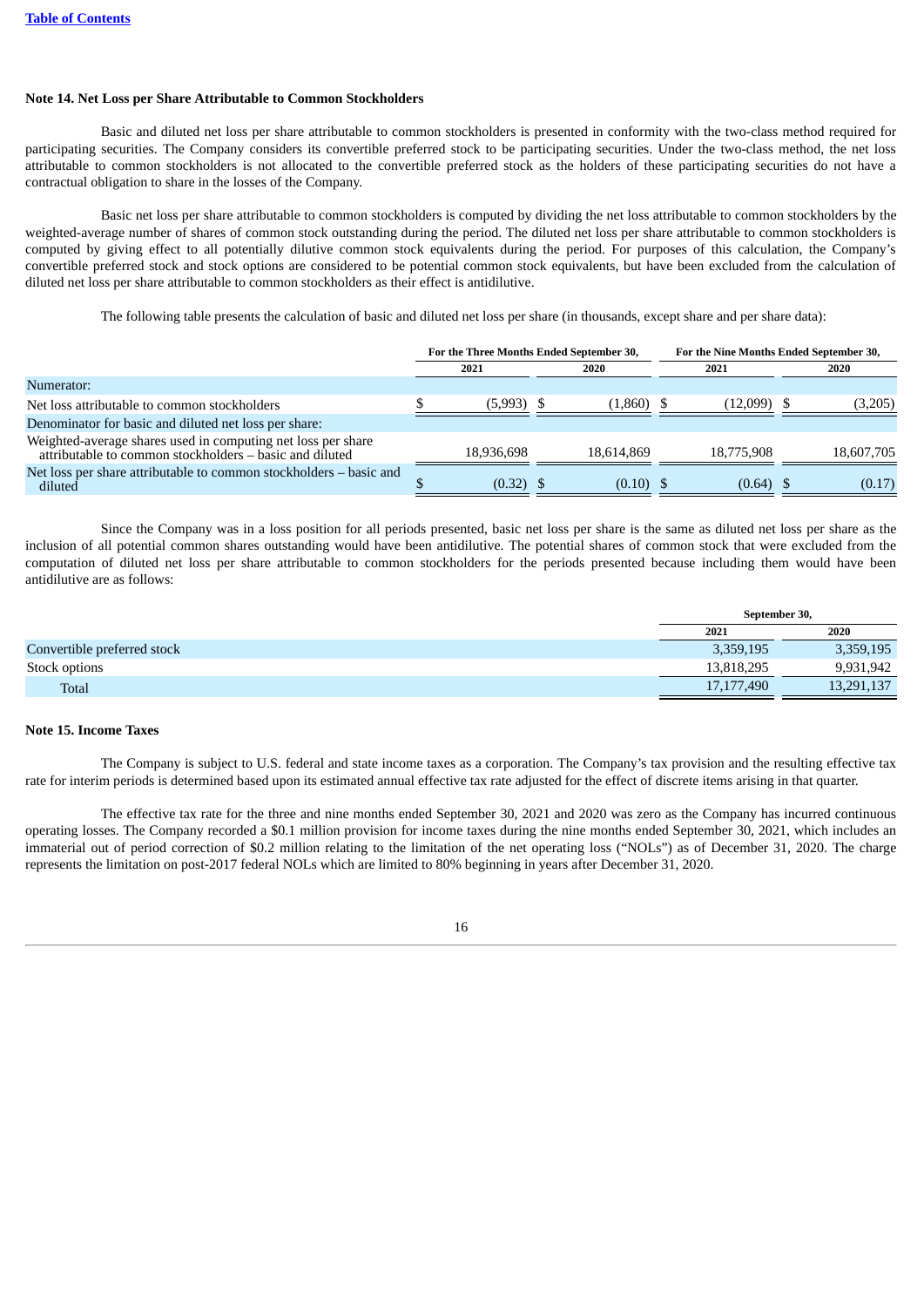### Note 14. Net Loss per Share Attributable to Common Stockholders

Basic and diluted net loss per share attributable to common stockholders is presented in conformity with the two-class method required for participating securities. The Company considers its convertible preferred stock to be participating securities. Under the two-class method, the net loss attributable to common stockholders is not allocated to the convertible preferred stock as the holders of these participating securities do not have a contractual obligation to share in the losses of the Company.

Basic net loss per share attributable to common stockholders is computed by dividing the net loss attributable to common stockholders by the weighted-average number of shares of common stock outstanding during the period. The diluted net loss per share attributable to common stockholders is computed by giving effect to all potentially dilutive common stock equivalents during the period. For purposes of this calculation, the Company's convertible preferred stock and stock options are considered to be potential common stock equivalents, but have been excluded from the calculation of diluted net loss per share attributable to common stockholders as their effect is antidilutive.

The following table presents the calculation of basic and diluted net loss per share (in thousands, except share and per share data):

| | For the Three Months Ended September 30, | | For the Nine Months Ended September 30, | |
|---|---|---|---|---|
| | 2021 | 2020 | 2021 | 2020 |
| Numerator: | | | | |
| Net loss attributable to common stockholders | $ (5,993) | $ (1,860) | $ (12,099) | $ (3,205) |
| Denominator for basic and diluted net loss per share: | | | | |
| Weighted-average shares used in computing net loss per share attributable to common stockholders – basic and diluted | 18,936,698 | 18,614,869 | 18,775,908 | 18,607,705 |
| Net loss per share attributable to common stockholders – basic and diluted | $ (0.32) | $ (0.10) | $ (0.64) | $ (0.17) |

Since the Company was in a loss position for all periods presented, basic net loss per share is the same as diluted net loss per share as the inclusion of all potential common shares outstanding would have been antidilutive. The potential shares of common stock that were excluded from the computation of diluted net loss per share attributable to common stockholders for the periods presented because including them would have been antidilutive are as follows:

| | September 30, | |
|---|---|---|
| | 2021 | 2020 |
| Convertible preferred stock | 3,359,195 | 3,359,195 |
| Stock options | 13,818,295 | 9,931,942 |
| Total | 17,177,490 | 13,291,137 |

### Note 15. Income Taxes

The Company is subject to U.S. federal and state income taxes as a corporation. The Company's tax provision and the resulting effective tax rate for interim periods is determined based upon its estimated annual effective tax rate adjusted for the effect of discrete items arising in that quarter.

The effective tax rate for the three and nine months ended September 30, 2021 and 2020 was zero as the Company has incurred continuous operating losses. The Company recorded a $0.1 million provision for income taxes during the nine months ended September 30, 2021, which includes an immaterial out of period correction of $0.2 million relating to the limitation of the net operating loss ("NOLs") as of December 31, 2020. The charge represents the limitation on post-2017 federal NOLs which are limited to 80% beginning in years after December 31, 2020.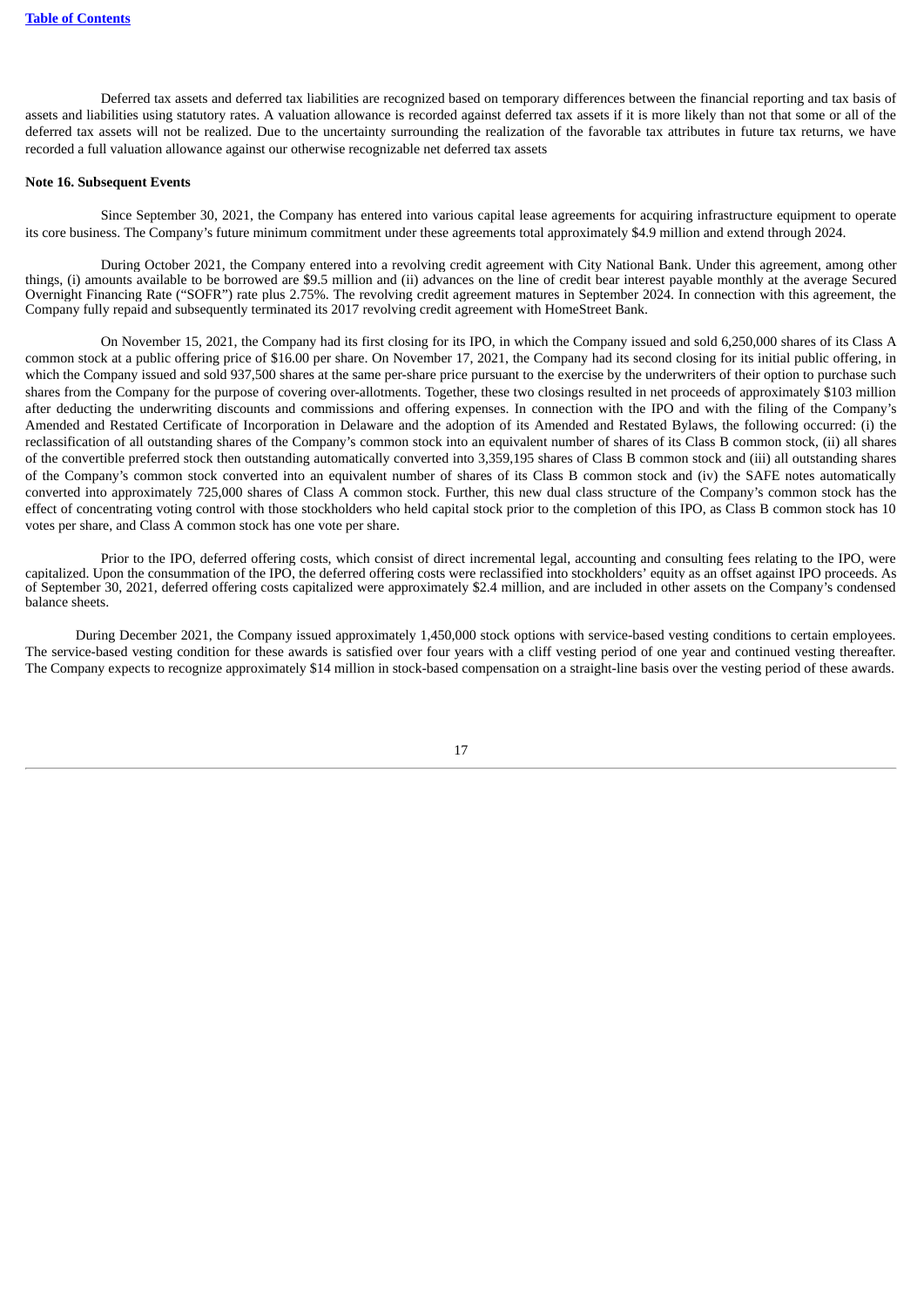Deferred tax assets and deferred tax liabilities are recognized based on temporary differences between the financial reporting and tax basis of assets and liabilities using statutory rates. A valuation allowance is recorded against deferred tax assets if it is more likely than not that some or all of the deferred tax assets will not be realized. Due to the uncertainty surrounding the realization of the favorable tax attributes in future tax returns, we have recorded a full valuation allowance against our otherwise recognizable net deferred tax assets

**Note 16. Subsequent Events**

Since September 30, 2021, the Company has entered into various capital lease agreements for acquiring infrastructure equipment to operate its core business. The Company's future minimum commitment under these agreements total approximately $4.9 million and extend through 2024.

During October 2021, the Company entered into a revolving credit agreement with City National Bank. Under this agreement, among other things, (i) amounts available to be borrowed are $9.5 million and (ii) advances on the line of credit bear interest payable monthly at the average Secured Overnight Financing Rate ("SOFR") rate plus 2.75%. The revolving credit agreement matures in September 2024. In connection with this agreement, the Company fully repaid and subsequently terminated its 2017 revolving credit agreement with HomeStreet Bank.

On November 15, 2021, the Company had its first closing for its IPO, in which the Company issued and sold 6,250,000 shares of its Class A common stock at a public offering price of $16.00 per share. On November 17, 2021, the Company had its second closing for its initial public offering, in which the Company issued and sold 937,500 shares at the same per-share price pursuant to the exercise by the underwriters of their option to purchase such shares from the Company for the purpose of covering over-allotments. Together, these two closings resulted in net proceeds of approximately $103 million after deducting the underwriting discounts and commissions and offering expenses. In connection with the IPO and with the filing of the Company's Amended and Restated Certificate of Incorporation in Delaware and the adoption of its Amended and Restated Bylaws, the following occurred: (i) the reclassification of all outstanding shares of the Company's common stock into an equivalent number of shares of its Class B common stock, (ii) all shares of the convertible preferred stock then outstanding automatically converted into 3,359,195 shares of Class B common stock and (iii) all outstanding shares of the Company's common stock converted into an equivalent number of shares of its Class B common stock and (iv) the SAFE notes automatically converted into approximately 725,000 shares of Class A common stock. Further, this new dual class structure of the Company's common stock has the effect of concentrating voting control with those stockholders who held capital stock prior to the completion of this IPO, as Class B common stock has 10 votes per share, and Class A common stock has one vote per share.

Prior to the IPO, deferred offering costs, which consist of direct incremental legal, accounting and consulting fees relating to the IPO, were capitalized. Upon the consummation of the IPO, the deferred offering costs were reclassified into stockholders' equity as an offset against IPO proceeds. As of September 30, 2021, deferred offering costs capitalized were approximately $2.4 million, and are included in other assets on the Company's condensed balance sheets.

During December 2021, the Company issued approximately 1,450,000 stock options with service-based vesting conditions to certain employees. The service-based vesting condition for these awards is satisfied over four years with a cliff vesting period of one year and continued vesting thereafter. The Company expects to recognize approximately $14 million in stock-based compensation on a straight-line basis over the vesting period of these awards.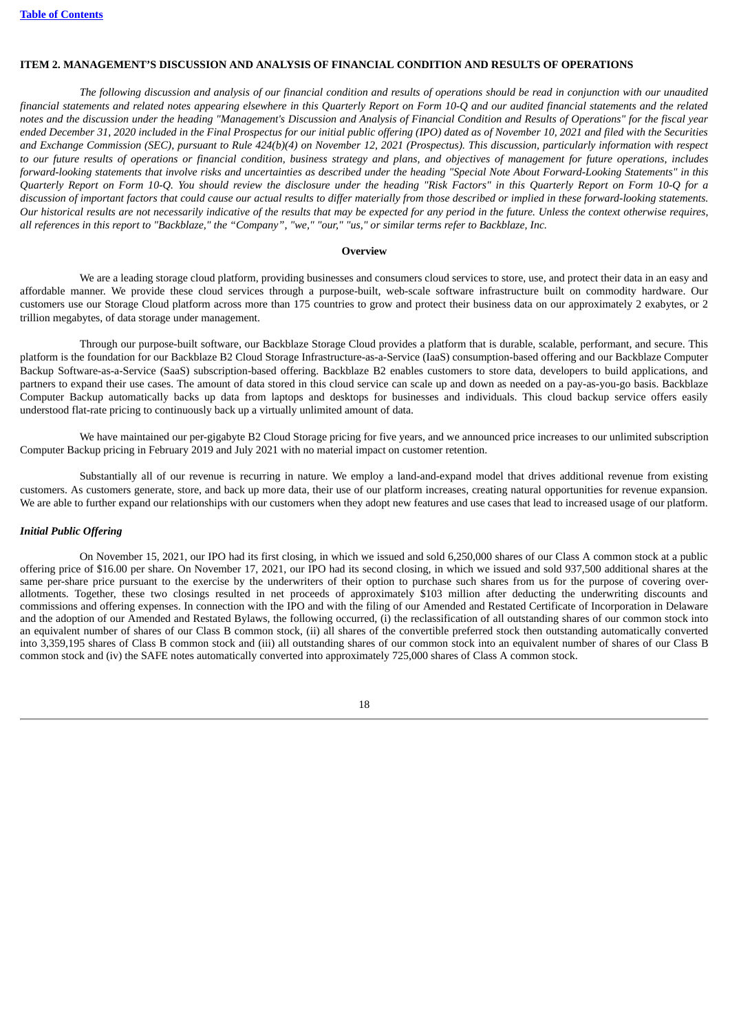## ITEM 2. MANAGEMENT'S DISCUSSION AND ANALYSIS OF FINANCIAL CONDITION AND RESULTS OF OPERATIONS

*The following discussion and analysis of our financial condition and results of operations should be read in conjunction with our unaudited financial statements and related notes appearing elsewhere in this Quarterly Report on Form 10-Q and our audited financial statements and the related notes and the discussion under the heading "Management's Discussion and Analysis of Financial Condition and Results of Operations" for the fiscal year ended December 31, 2020 included in the Final Prospectus for our initial public offering (IPO) dated as of November 10, 2021 and filed with the Securities and Exchange Commission (SEC), pursuant to Rule 424(b)(4) on November 12, 2021 (Prospectus). This discussion, particularly information with respect to our future results of operations or financial condition, business strategy and plans, and objectives of management for future operations, includes forward-looking statements that involve risks and uncertainties as described under the heading "Special Note About Forward-Looking Statements" in this Quarterly Report on Form 10-Q. You should review the disclosure under the heading "Risk Factors" in this Quarterly Report on Form 10-Q for a discussion of important factors that could cause our actual results to differ materially from those described or implied in these forward-looking statements. Our historical results are not necessarily indicative of the results that may be expected for any period in the future. Unless the context otherwise requires, all references in this report to "Backblaze," the "Company", "we," "our," "us," or similar terms refer to Backblaze, Inc.*

### Overview

We are a leading storage cloud platform, providing businesses and consumers cloud services to store, use, and protect their data in an easy and affordable manner. We provide these cloud services through a purpose-built, web-scale software infrastructure built on commodity hardware. Our customers use our Storage Cloud platform across more than 175 countries to grow and protect their business data on our approximately 2 exabytes, or 2 trillion megabytes, of data storage under management.

Through our purpose-built software, our Backblaze Storage Cloud provides a platform that is durable, scalable, performant, and secure. This platform is the foundation for our Backblaze B2 Cloud Storage Infrastructure-as-a-Service (IaaS) consumption-based offering and our Backblaze Computer Backup Software-as-a-Service (SaaS) subscription-based offering. Backblaze B2 enables customers to store data, developers to build applications, and partners to expand their use cases. The amount of data stored in this cloud service can scale up and down as needed on a pay-as-you-go basis. Backblaze Computer Backup automatically backs up data from laptops and desktops for businesses and individuals. This cloud backup service offers easily understood flat-rate pricing to continuously back up a virtually unlimited amount of data.

We have maintained our per-gigabyte B2 Cloud Storage pricing for five years, and we announced price increases to our unlimited subscription Computer Backup pricing in February 2019 and July 2021 with no material impact on customer retention.

Substantially all of our revenue is recurring in nature. We employ a land-and-expand model that drives additional revenue from existing customers. As customers generate, store, and back up more data, their use of our platform increases, creating natural opportunities for revenue expansion. We are able to further expand our relationships with our customers when they adopt new features and use cases that lead to increased usage of our platform.

#### *Initial Public Offering*

On November 15, 2021, our IPO had its first closing, in which we issued and sold 6,250,000 shares of our Class A common stock at a public offering price of $16.00 per share. On November 17, 2021, our IPO had its second closing, in which we issued and sold 937,500 additional shares at the same per-share price pursuant to the exercise by the underwriters of their option to purchase such shares from us for the purpose of covering over-allotments. Together, these two closings resulted in net proceeds of approximately $103 million after deducting the underwriting discounts and commissions and offering expenses. In connection with the IPO and with the filing of our Amended and Restated Certificate of Incorporation in Delaware and the adoption of our Amended and Restated Bylaws, the following occurred, (i) the reclassification of all outstanding shares of our common stock into an equivalent number of shares of our Class B common stock, (ii) all shares of the convertible preferred stock then outstanding automatically converted into 3,359,195 shares of Class B common stock and (iii) all outstanding shares of our common stock into an equivalent number of shares of our Class B common stock and (iv) the SAFE notes automatically converted into approximately 725,000 shares of Class A common stock.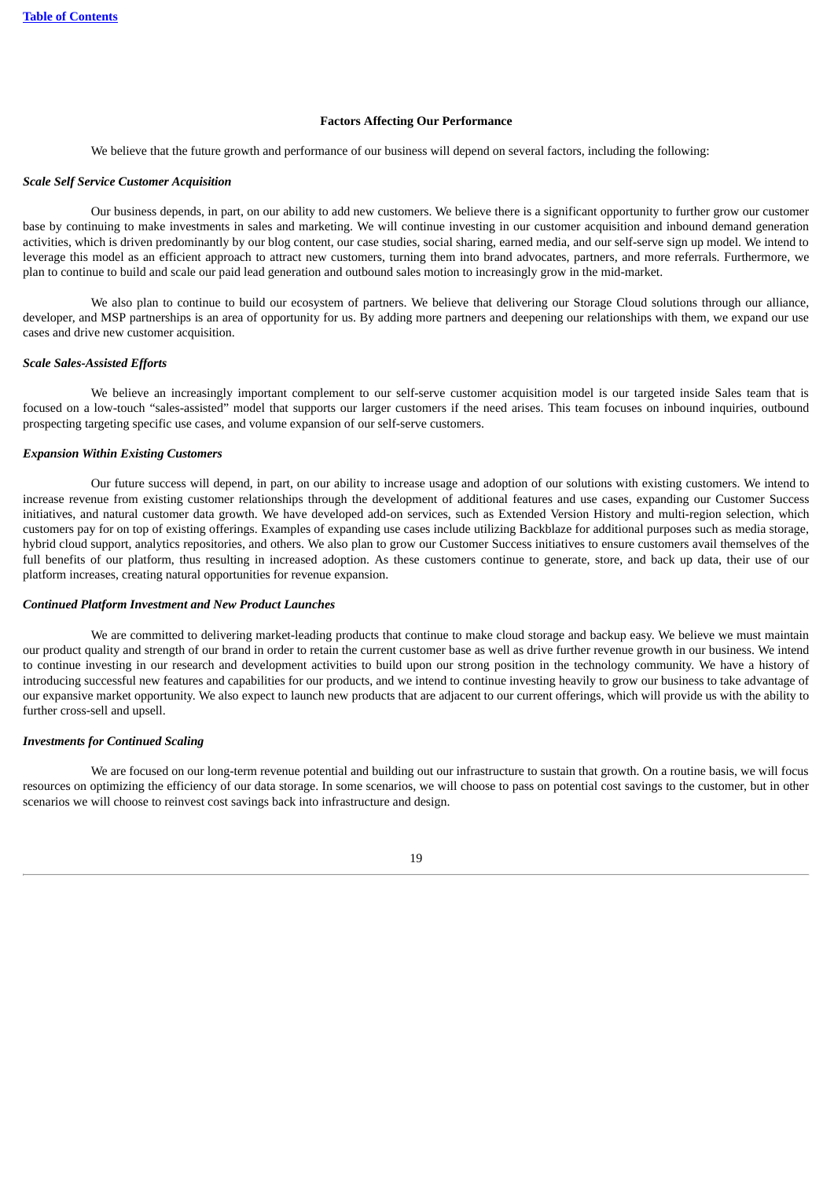### Factors Affecting Our Performance

We believe that the future growth and performance of our business will depend on several factors, including the following:

***Scale Self Service Customer Acquisition***

Our business depends, in part, on our ability to add new customers. We believe there is a significant opportunity to further grow our customer base by continuing to make investments in sales and marketing. We will continue investing in our customer acquisition and inbound demand generation activities, which is driven predominantly by our blog content, our case studies, social sharing, earned media, and our self-serve sign up model. We intend to leverage this model as an efficient approach to attract new customers, turning them into brand advocates, partners, and more referrals. Furthermore, we plan to continue to build and scale our paid lead generation and outbound sales motion to increasingly grow in the mid-market.

We also plan to continue to build our ecosystem of partners. We believe that delivering our Storage Cloud solutions through our alliance, developer, and MSP partnerships is an area of opportunity for us. By adding more partners and deepening our relationships with them, we expand our use cases and drive new customer acquisition.

***Scale Sales-Assisted Efforts***

We believe an increasingly important complement to our self-serve customer acquisition model is our targeted inside Sales team that is focused on a low-touch "sales-assisted" model that supports our larger customers if the need arises. This team focuses on inbound inquiries, outbound prospecting targeting specific use cases, and volume expansion of our self-serve customers.

***Expansion Within Existing Customers***

Our future success will depend, in part, on our ability to increase usage and adoption of our solutions with existing customers. We intend to increase revenue from existing customer relationships through the development of additional features and use cases, expanding our Customer Success initiatives, and natural customer data growth. We have developed add-on services, such as Extended Version History and multi-region selection, which customers pay for on top of existing offerings. Examples of expanding use cases include utilizing Backblaze for additional purposes such as media storage, hybrid cloud support, analytics repositories, and others. We also plan to grow our Customer Success initiatives to ensure customers avail themselves of the full benefits of our platform, thus resulting in increased adoption. As these customers continue to generate, store, and back up data, their use of our platform increases, creating natural opportunities for revenue expansion.

***Continued Platform Investment and New Product Launches***

We are committed to delivering market-leading products that continue to make cloud storage and backup easy. We believe we must maintain our product quality and strength of our brand in order to retain the current customer base as well as drive further revenue growth in our business. We intend to continue investing in our research and development activities to build upon our strong position in the technology community. We have a history of introducing successful new features and capabilities for our products, and we intend to continue investing heavily to grow our business to take advantage of our expansive market opportunity. We also expect to launch new products that are adjacent to our current offerings, which will provide us with the ability to further cross-sell and upsell.

***Investments for Continued Scaling***

We are focused on our long-term revenue potential and building out our infrastructure to sustain that growth. On a routine basis, we will focus resources on optimizing the efficiency of our data storage. In some scenarios, we will choose to pass on potential cost savings to the customer, but in other scenarios we will choose to reinvest cost savings back into infrastructure and design.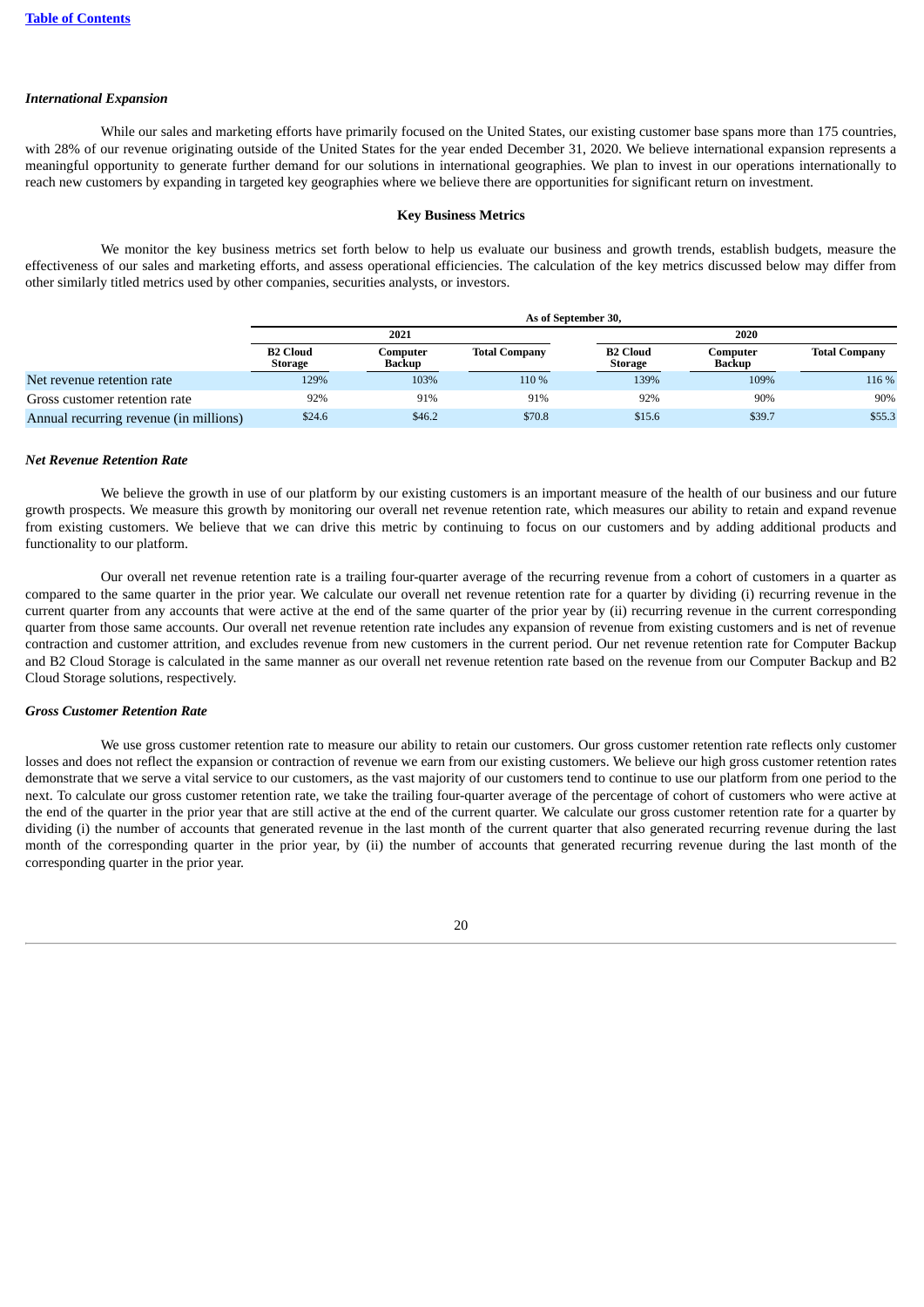### *International Expansion*

While our sales and marketing efforts have primarily focused on the United States, our existing customer base spans more than 175 countries, with 28% of our revenue originating outside of the United States for the year ended December 31, 2020. We believe international expansion represents a meaningful opportunity to generate further demand for our solutions in international geographies. We plan to invest in our operations internationally to reach new customers by expanding in targeted key geographies where we believe there are opportunities for significant return on investment.

## Key Business Metrics

We monitor the key business metrics set forth below to help us evaluate our business and growth trends, establish budgets, measure the effectiveness of our sales and marketing efforts, and assess operational efficiencies. The calculation of the key metrics discussed below may differ from other similarly titled metrics used by other companies, securities analysts, or investors.

| | As of September 30, | | | | | |
|---|---|---|---|---|---|---|
| | 2021 | | | 2020 | | |
| | B2 Cloud Storage | Computer Backup | Total Company | B2 Cloud Storage | Computer Backup | Total Company |
| Net revenue retention rate | 129% | 103% | 110 % | 139% | 109% | 116 % |
| Gross customer retention rate | 92% | 91% | 91% | 92% | 90% | 90% |
| Annual recurring revenue (in millions) | $24.6 | $46.2 | $70.8 | $15.6 | $39.7 | $55.3 |

### *Net Revenue Retention Rate*

We believe the growth in use of our platform by our existing customers is an important measure of the health of our business and our future growth prospects. We measure this growth by monitoring our overall net revenue retention rate, which measures our ability to retain and expand revenue from existing customers. We believe that we can drive this metric by continuing to focus on our customers and by adding additional products and functionality to our platform.

Our overall net revenue retention rate is a trailing four-quarter average of the recurring revenue from a cohort of customers in a quarter as compared to the same quarter in the prior year. We calculate our overall net revenue retention rate for a quarter by dividing (i) recurring revenue in the current quarter from any accounts that were active at the end of the same quarter of the prior year by (ii) recurring revenue in the current corresponding quarter from those same accounts. Our overall net revenue retention rate includes any expansion of revenue from existing customers and is net of revenue contraction and customer attrition, and excludes revenue from new customers in the current period. Our net revenue retention rate for Computer Backup and B2 Cloud Storage is calculated in the same manner as our overall net revenue retention rate based on the revenue from our Computer Backup and B2 Cloud Storage solutions, respectively.

### *Gross Customer Retention Rate*

We use gross customer retention rate to measure our ability to retain our customers. Our gross customer retention rate reflects only customer losses and does not reflect the expansion or contraction of revenue we earn from our existing customers. We believe our high gross customer retention rates demonstrate that we serve a vital service to our customers, as the vast majority of our customers tend to continue to use our platform from one period to the next. To calculate our gross customer retention rate, we take the trailing four-quarter average of the percentage of cohort of customers who were active at the end of the quarter in the prior year that are still active at the end of the current quarter. We calculate our gross customer retention rate for a quarter by dividing (i) the number of accounts that generated revenue in the last month of the current quarter that also generated recurring revenue during the last month of the corresponding quarter in the prior year, by (ii) the number of accounts that generated recurring revenue during the last month of the corresponding quarter in the prior year.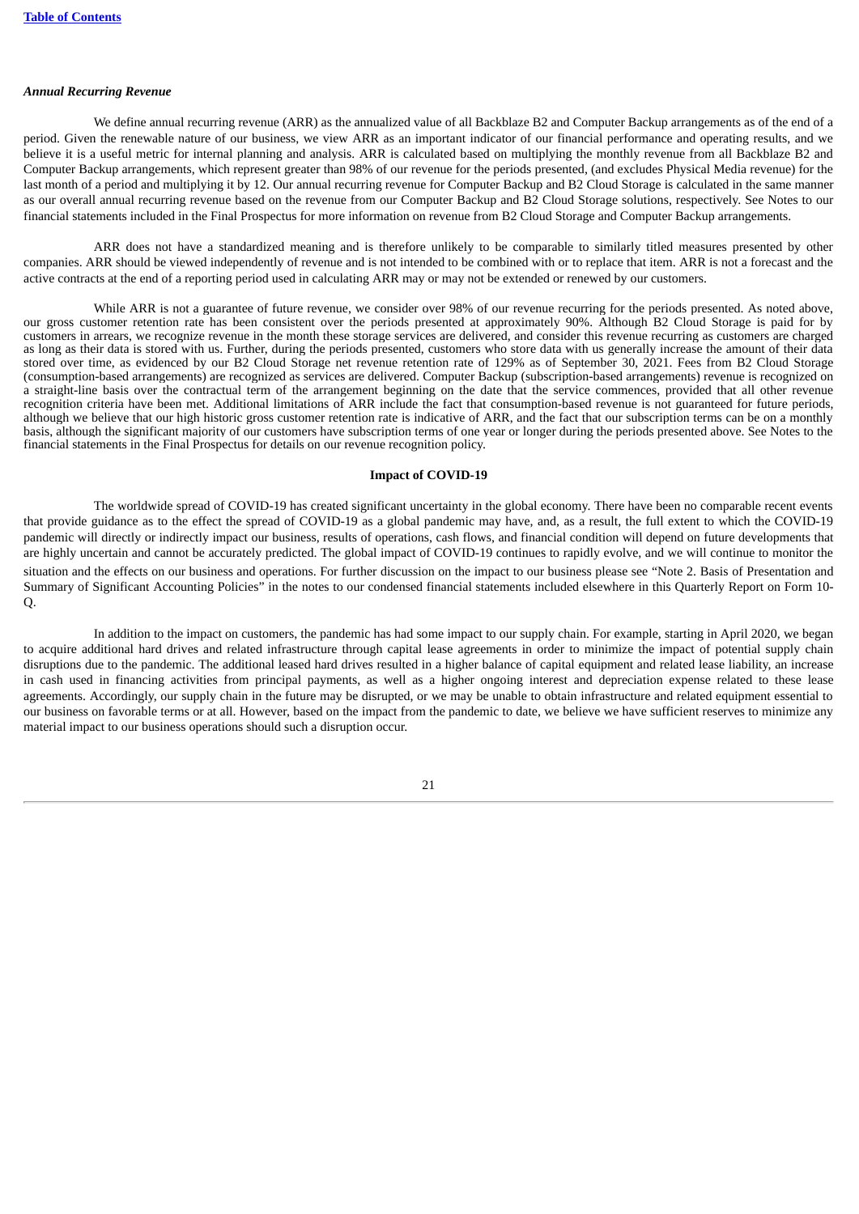[Table of Contents](#)

### *Annual Recurring Revenue*

We define annual recurring revenue (ARR) as the annualized value of all Backblaze B2 and Computer Backup arrangements as of the end of a period. Given the renewable nature of our business, we view ARR as an important indicator of our financial performance and operating results, and we believe it is a useful metric for internal planning and analysis. ARR is calculated based on multiplying the monthly revenue from all Backblaze B2 and Computer Backup arrangements, which represent greater than 98% of our revenue for the periods presented, (and excludes Physical Media revenue) for the last month of a period and multiplying it by 12. Our annual recurring revenue for Computer Backup and B2 Cloud Storage is calculated in the same manner as our overall annual recurring revenue based on the revenue from our Computer Backup and B2 Cloud Storage solutions, respectively. See Notes to our financial statements included in the Final Prospectus for more information on revenue from B2 Cloud Storage and Computer Backup arrangements.

ARR does not have a standardized meaning and is therefore unlikely to be comparable to similarly titled measures presented by other companies. ARR should be viewed independently of revenue and is not intended to be combined with or to replace that item. ARR is not a forecast and the active contracts at the end of a reporting period used in calculating ARR may or may not be extended or renewed by our customers.

While ARR is not a guarantee of future revenue, we consider over 98% of our revenue recurring for the periods presented. As noted above, our gross customer retention rate has been consistent over the periods presented at approximately 90%. Although B2 Cloud Storage is paid for by customers in arrears, we recognize revenue in the month these storage services are delivered, and consider this revenue recurring as customers are charged as long as their data is stored with us. Further, during the periods presented, customers who store data with us generally increase the amount of their data stored over time, as evidenced by our B2 Cloud Storage net revenue retention rate of 129% as of September 30, 2021. Fees from B2 Cloud Storage (consumption-based arrangements) are recognized as services are delivered. Computer Backup (subscription-based arrangements) revenue is recognized on a straight-line basis over the contractual term of the arrangement beginning on the date that the service commences, provided that all other revenue recognition criteria have been met. Additional limitations of ARR include the fact that consumption-based revenue is not guaranteed for future periods, although we believe that our high historic gross customer retention rate is indicative of ARR, and the fact that our subscription terms can be on a monthly basis, although the significant majority of our customers have subscription terms of one year or longer during the periods presented above. See Notes to the financial statements in the Final Prospectus for details on our revenue recognition policy.

## Impact of COVID-19

The worldwide spread of COVID-19 has created significant uncertainty in the global economy. There have been no comparable recent events that provide guidance as to the effect the spread of COVID-19 as a global pandemic may have, and, as a result, the full extent to which the COVID-19 pandemic will directly or indirectly impact our business, results of operations, cash flows, and financial condition will depend on future developments that are highly uncertain and cannot be accurately predicted. The global impact of COVID-19 continues to rapidly evolve, and we will continue to monitor the situation and the effects on our business and operations. For further discussion on the impact to our business please see "Note 2. Basis of Presentation and Summary of Significant Accounting Policies" in the notes to our condensed financial statements included elsewhere in this Quarterly Report on Form 10-Q.

In addition to the impact on customers, the pandemic has had some impact to our supply chain. For example, starting in April 2020, we began to acquire additional hard drives and related infrastructure through capital lease agreements in order to minimize the impact of potential supply chain disruptions due to the pandemic. The additional leased hard drives resulted in a higher balance of capital equipment and related lease liability, an increase in cash used in financing activities from principal payments, as well as a higher ongoing interest and depreciation expense related to these lease agreements. Accordingly, our supply chain in the future may be disrupted, or we may be unable to obtain infrastructure and related equipment essential to our business on favorable terms or at all. However, based on the impact from the pandemic to date, we believe we have sufficient reserves to minimize any material impact to our business operations should such a disruption occur.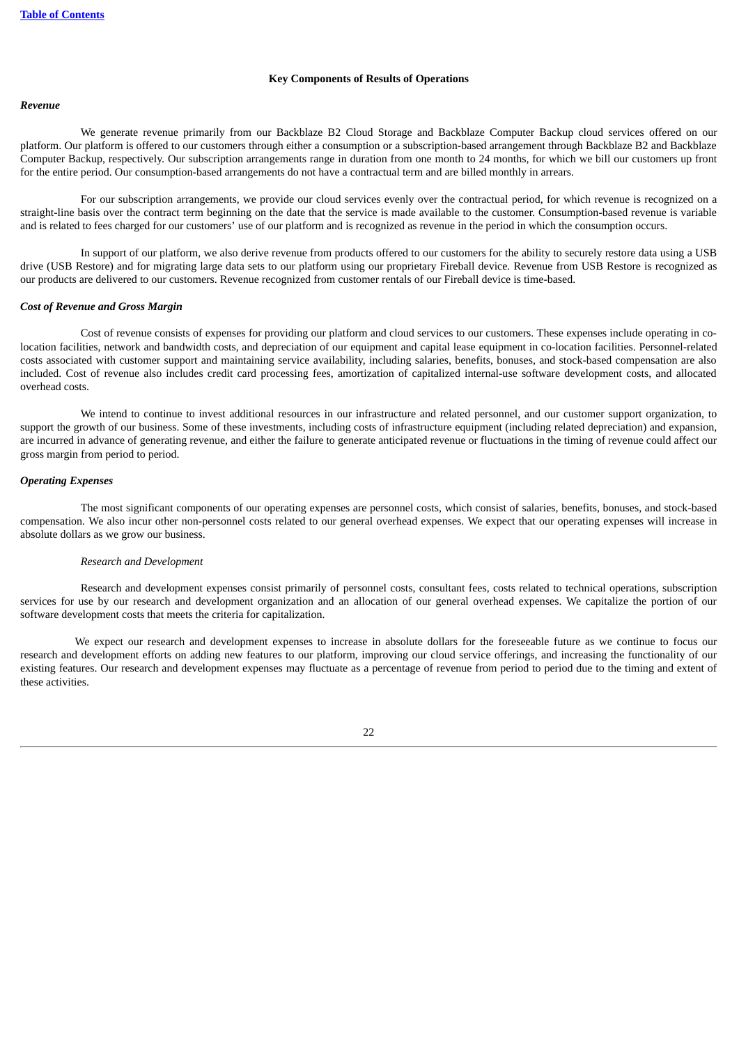## Key Components of Results of Operations

***Revenue***

We generate revenue primarily from our Backblaze B2 Cloud Storage and Backblaze Computer Backup cloud services offered on our platform. Our platform is offered to our customers through either a consumption or a subscription-based arrangement through Backblaze B2 and Backblaze Computer Backup, respectively. Our subscription arrangements range in duration from one month to 24 months, for which we bill our customers up front for the entire period. Our consumption-based arrangements do not have a contractual term and are billed monthly in arrears.

For our subscription arrangements, we provide our cloud services evenly over the contractual period, for which revenue is recognized on a straight-line basis over the contract term beginning on the date that the service is made available to the customer. Consumption-based revenue is variable and is related to fees charged for our customers' use of our platform and is recognized as revenue in the period in which the consumption occurs.

In support of our platform, we also derive revenue from products offered to our customers for the ability to securely restore data using a USB drive (USB Restore) and for migrating large data sets to our platform using our proprietary Fireball device. Revenue from USB Restore is recognized as our products are delivered to our customers. Revenue recognized from customer rentals of our Fireball device is time-based.

***Cost of Revenue and Gross Margin***

Cost of revenue consists of expenses for providing our platform and cloud services to our customers. These expenses include operating in co-location facilities, network and bandwidth costs, and depreciation of our equipment and capital lease equipment in co-location facilities. Personnel-related costs associated with customer support and maintaining service availability, including salaries, benefits, bonuses, and stock-based compensation are also included. Cost of revenue also includes credit card processing fees, amortization of capitalized internal-use software development costs, and allocated overhead costs.

We intend to continue to invest additional resources in our infrastructure and related personnel, and our customer support organization, to support the growth of our business. Some of these investments, including costs of infrastructure equipment (including related depreciation) and expansion, are incurred in advance of generating revenue, and either the failure to generate anticipated revenue or fluctuations in the timing of revenue could affect our gross margin from period to period.

***Operating Expenses***

The most significant components of our operating expenses are personnel costs, which consist of salaries, benefits, bonuses, and stock-based compensation. We also incur other non-personnel costs related to our general overhead expenses. We expect that our operating expenses will increase in absolute dollars as we grow our business.

*Research and Development*

Research and development expenses consist primarily of personnel costs, consultant fees, costs related to technical operations, subscription services for use by our research and development organization and an allocation of our general overhead expenses. We capitalize the portion of our software development costs that meets the criteria for capitalization.

We expect our research and development expenses to increase in absolute dollars for the foreseeable future as we continue to focus our research and development efforts on adding new features to our platform, improving our cloud service offerings, and increasing the functionality of our existing features. Our research and development expenses may fluctuate as a percentage of revenue from period to period due to the timing and extent of these activities.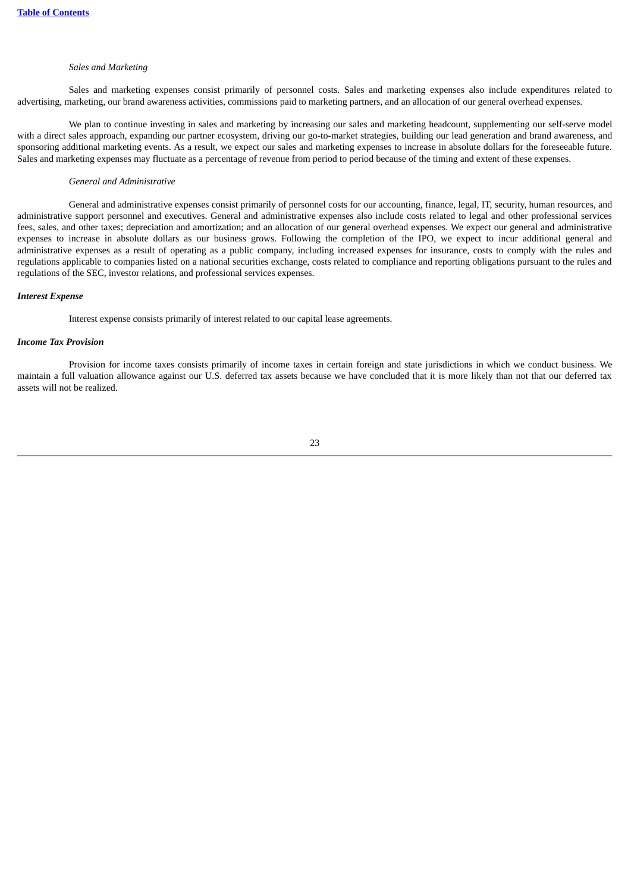*Sales and Marketing*

Sales and marketing expenses consist primarily of personnel costs. Sales and marketing expenses also include expenditures related to advertising, marketing, our brand awareness activities, commissions paid to marketing partners, and an allocation of our general overhead expenses.

We plan to continue investing in sales and marketing by increasing our sales and marketing headcount, supplementing our self-serve model with a direct sales approach, expanding our partner ecosystem, driving our go-to-market strategies, building our lead generation and brand awareness, and sponsoring additional marketing events. As a result, we expect our sales and marketing expenses to increase in absolute dollars for the foreseeable future. Sales and marketing expenses may fluctuate as a percentage of revenue from period to period because of the timing and extent of these expenses.

*General and Administrative*

General and administrative expenses consist primarily of personnel costs for our accounting, finance, legal, IT, security, human resources, and administrative support personnel and executives. General and administrative expenses also include costs related to legal and other professional services fees, sales, and other taxes; depreciation and amortization; and an allocation of our general overhead expenses. We expect our general and administrative expenses to increase in absolute dollars as our business grows. Following the completion of the IPO, we expect to incur additional general and administrative expenses as a result of operating as a public company, including increased expenses for insurance, costs to comply with the rules and regulations applicable to companies listed on a national securities exchange, costs related to compliance and reporting obligations pursuant to the rules and regulations of the SEC, investor relations, and professional services expenses.

***Interest Expense***

Interest expense consists primarily of interest related to our capital lease agreements.

***Income Tax Provision***

Provision for income taxes consists primarily of income taxes in certain foreign and state jurisdictions in which we conduct business. We maintain a full valuation allowance against our U.S. deferred tax assets because we have concluded that it is more likely than not that our deferred tax assets will not be realized.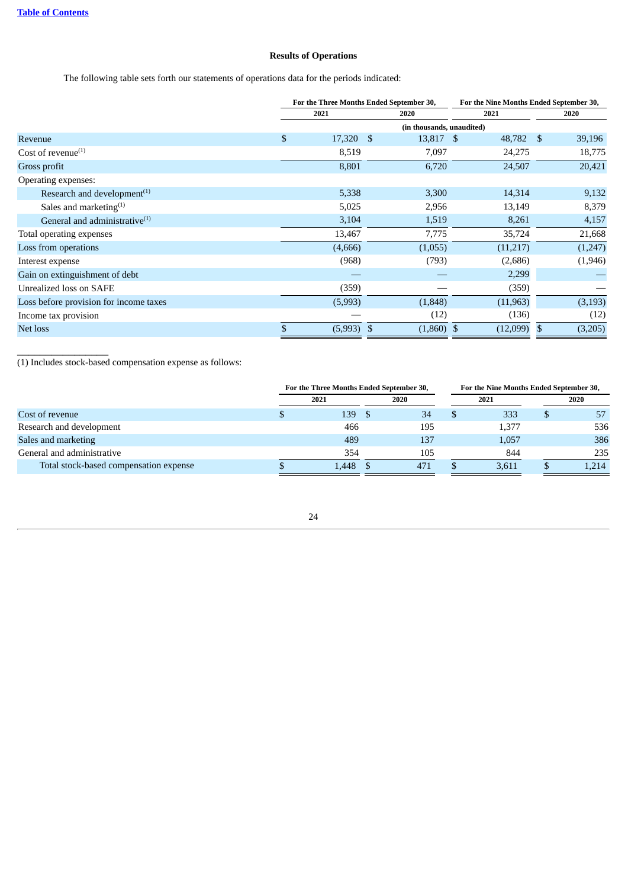### Results of Operations

The following table sets forth our statements of operations data for the periods indicated:

| | For the Three Months Ended September 30, | | For the Nine Months Ended September 30, | |
|---|---|---|---|---|
| | 2021 | 2020 | 2021 | 2020 |
| | (in thousands, unaudited) | | | |
| Revenue | $ 17,320 | $ 13,817 | $ 48,782 | $ 39,196 |
| Cost of revenue[(1)] | 8,519 | 7,097 | 24,275 | 18,775 |
| Gross profit | 8,801 | 6,720 | 24,507 | 20,421 |
| Operating expenses: | | | | |
| Research and development[(1)] | 5,338 | 3,300 | 14,314 | 9,132 |
| Sales and marketing[(1)] | 5,025 | 2,956 | 13,149 | 8,379 |
| General and administrative[(1)] | 3,104 | 1,519 | 8,261 | 4,157 |
| Total operating expenses | 13,467 | 7,775 | 35,724 | 21,668 |
| Loss from operations | (4,666) | (1,055) | (11,217) | (1,247) |
| Interest expense | (968) | (793) | (2,686) | (1,946) |
| Gain on extinguishment of debt | — | — | 2,299 | — |
| Unrealized loss on SAFE | (359) | — | (359) | — |
| Loss before provision for income taxes | (5,993) | (1,848) | (11,963) | (3,193) |
| Income tax provision | — | (12) | (136) | (12) |
| Net loss | $ (5,993) | $ (1,860) | $ (12,099) | $ (3,205) |

(1) Includes stock-based compensation expense as follows:

| | For the Three Months Ended September 30, | | For the Nine Months Ended September 30, | |
|---|---|---|---|---|
| | 2021 | 2020 | 2021 | 2020 |
| Cost of revenue | $ 139 | $ 34 | $ 333 | $ 57 |
| Research and development | 466 | 195 | 1,377 | 536 |
| Sales and marketing | 489 | 137 | 1,057 | 386 |
| General and administrative | 354 | 105 | 844 | 235 |
| Total stock-based compensation expense | $ 1,448 | $ 471 | $ 3,611 | $ 1,214 |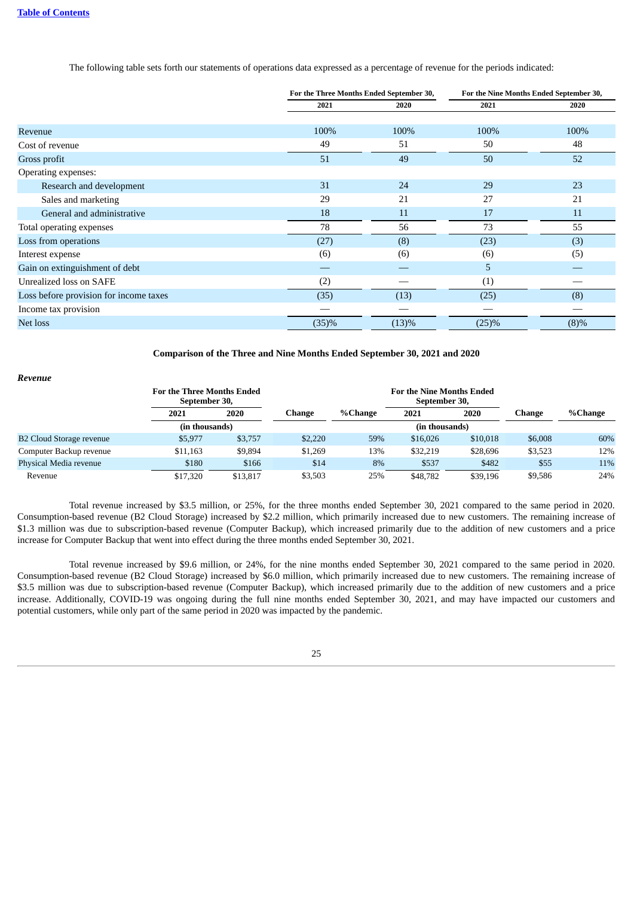The following table sets forth our statements of operations data expressed as a percentage of revenue for the periods indicated:

| | For the Three Months Ended September 30, | | For the Nine Months Ended September 30, | |
|---|---|---|---|---|
| | 2021 | 2020 | 2021 | 2020 |
| Revenue | 100% | 100% | 100% | 100% |
| Cost of revenue | 49 | 51 | 50 | 48 |
| Gross profit | 51 | 49 | 50 | 52 |
| Operating expenses: | | | | |
| Research and development | 31 | 24 | 29 | 23 |
| Sales and marketing | 29 | 21 | 27 | 21 |
| General and administrative | 18 | 11 | 17 | 11 |
| Total operating expenses | 78 | 56 | 73 | 55 |
| Loss from operations | (27) | (8) | (23) | (3) |
| Interest expense | (6) | (6) | (6) | (5) |
| Gain on extinguishment of debt | — | — | 5 | — |
| Unrealized loss on SAFE | (2) | — | (1) | — |
| Loss before provision for income taxes | (35) | (13) | (25) | (8) |
| Income tax provision | — | — | — | — |
| Net loss | (35)% | (13)% | (25)% | (8)% |

**Comparison of the Three and Nine Months Ended September 30, 2021 and 2020**

***Revenue***

| | For the Three Months Ended September 30, | | | | For the Nine Months Ended September 30, | | | |
|---|---|---|---|---|---|---|---|---|
| | 2021 | 2020 | Change | %Change | 2021 | 2020 | Change | %Change |
| | (in thousands) | | | | (in thousands) | | | |
| B2 Cloud Storage revenue | $5,977 | $3,757 | $2,220 | 59% | $16,026 | $10,018 | $6,008 | 60% |
| Computer Backup revenue | $11,163 | $9,894 | $1,269 | 13% | $32,219 | $28,696 | $3,523 | 12% |
| Physical Media revenue | $180 | $166 | $14 | 8% | $537 | $482 | $55 | 11% |
| Revenue | $17,320 | $13,817 | $3,503 | 25% | $48,782 | $39,196 | $9,586 | 24% |

Total revenue increased by $3.5 million, or 25%, for the three months ended September 30, 2021 compared to the same period in 2020. Consumption-based revenue (B2 Cloud Storage) increased by $2.2 million, which primarily increased due to new customers. The remaining increase of $1.3 million was due to subscription-based revenue (Computer Backup), which increased primarily due to the addition of new customers and a price increase for Computer Backup that went into effect during the three months ended September 30, 2021.

Total revenue increased by $9.6 million, or 24%, for the nine months ended September 30, 2021 compared to the same period in 2020. Consumption-based revenue (B2 Cloud Storage) increased by $6.0 million, which primarily increased due to new customers. The remaining increase of $3.5 million was due to subscription-based revenue (Computer Backup), which increased primarily due to the addition of new customers and a price increase. Additionally, COVID-19 was ongoing during the full nine months ended September 30, 2021, and may have impacted our customers and potential customers, while only part of the same period in 2020 was impacted by the pandemic.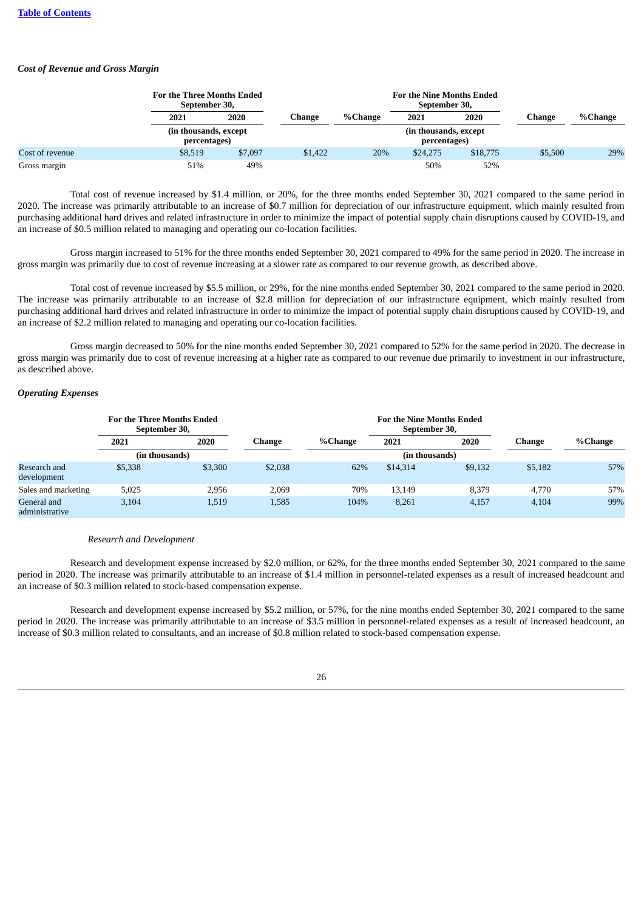*Cost of Revenue and Gross Margin*

| | For the Three Months Ended September 30, | | Change | %Change | For the Nine Months Ended September 30, | | Change | %Change |
|---|---|---|---|---|---|---|---|---|
| | 2021 | 2020 | | | 2021 | 2020 | | |
| | (in thousands, except percentages) | | | | (in thousands, except percentages) | | | |
| Cost of revenue | $8,519 | $7,097 | $1,422 | 20% | $24,275 | $18,775 | $5,500 | 29% |
| Gross margin | 51% | 49% | | | 50% | 52% | | |

Total cost of revenue increased by $1.4 million, or 20%, for the three months ended September 30, 2021 compared to the same period in 2020. The increase was primarily attributable to an increase of $0.7 million for depreciation of our infrastructure equipment, which mainly resulted from purchasing additional hard drives and related infrastructure in order to minimize the impact of potential supply chain disruptions caused by COVID-19, and an increase of $0.5 million related to managing and operating our co-location facilities.

Gross margin increased to 51% for the three months ended September 30, 2021 compared to 49% for the same period in 2020. The increase in gross margin was primarily due to cost of revenue increasing at a slower rate as compared to our revenue growth, as described above.

Total cost of revenue increased by $5.5 million, or 29%, for the nine months ended September 30, 2021 compared to the same period in 2020. The increase was primarily attributable to an increase of $2.8 million for depreciation of our infrastructure equipment, which mainly resulted from purchasing additional hard drives and related infrastructure in order to minimize the impact of potential supply chain disruptions caused by COVID-19, and an increase of $2.2 million related to managing and operating our co-location facilities.

Gross margin decreased to 50% for the nine months ended September 30, 2021 compared to 52% for the same period in 2020. The decrease in gross margin was primarily due to cost of revenue increasing at a higher rate as compared to our revenue due primarily to investment in our infrastructure, as described above.

*Operating Expenses*

| | For the Three Months Ended September 30, | | Change | %Change | For the Nine Months Ended September 30, | | Change | %Change |
|---|---|---|---|---|---|---|---|---|
| | 2021 | 2020 | | | 2021 | 2020 | | |
| | (in thousands) | | | | (in thousands) | | | |
| Research and development | $5,338 | $3,300 | $2,038 | 62% | $14,314 | $9,132 | $5,182 | 57% |
| Sales and marketing | 5,025 | 2,956 | 2,069 | 70% | 13,149 | 8,379 | 4,770 | 57% |
| General and administrative | 3,104 | 1,519 | 1,585 | 104% | 8,261 | 4,157 | 4,104 | 99% |

*Research and Development*

Research and development expense increased by $2.0 million, or 62%, for the three months ended September 30, 2021 compared to the same period in 2020. The increase was primarily attributable to an increase of $1.4 million in personnel-related expenses as a result of increased headcount and an increase of $0.3 million related to stock-based compensation expense.

Research and development expense increased by $5.2 million, or 57%, for the nine months ended September 30, 2021 compared to the same period in 2020. The increase was primarily attributable to an increase of $3.5 million in personnel-related expenses as a result of increased headcount, an increase of $0.3 million related to consultants, and an increase of $0.8 million related to stock-based compensation expense.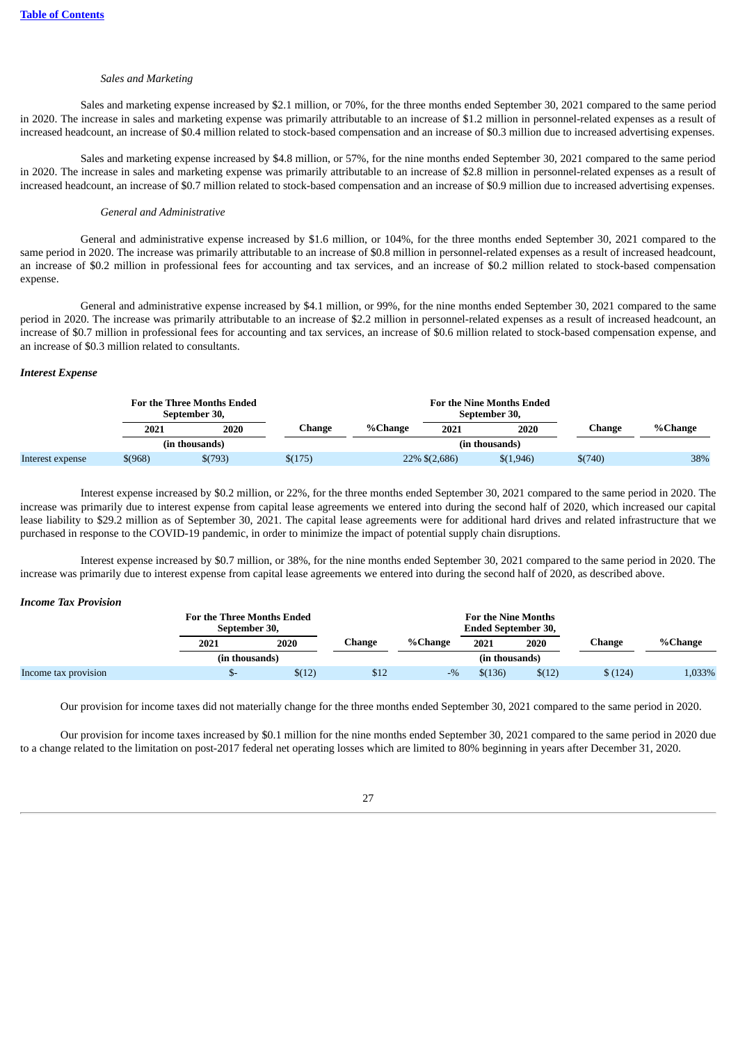*Sales and Marketing*

Sales and marketing expense increased by $2.1 million, or 70%, for the three months ended September 30, 2021 compared to the same period in 2020. The increase in sales and marketing expense was primarily attributable to an increase of $1.2 million in personnel-related expenses as a result of increased headcount, an increase of $0.4 million related to stock-based compensation and an increase of $0.3 million due to increased advertising expenses.

Sales and marketing expense increased by $4.8 million, or 57%, for the nine months ended September 30, 2021 compared to the same period in 2020. The increase in sales and marketing expense was primarily attributable to an increase of $2.8 million in personnel-related expenses as a result of increased headcount, an increase of $0.7 million related to stock-based compensation and an increase of $0.9 million due to increased advertising expenses.

*General and Administrative*

General and administrative expense increased by $1.6 million, or 104%, for the three months ended September 30, 2021 compared to the same period in 2020. The increase was primarily attributable to an increase of $0.8 million in personnel-related expenses as a result of increased headcount, an increase of $0.2 million in professional fees for accounting and tax services, and an increase of $0.2 million related to stock-based compensation expense.

General and administrative expense increased by $4.1 million, or 99%, for the nine months ended September 30, 2021 compared to the same period in 2020. The increase was primarily attributable to an increase of $2.2 million in personnel-related expenses as a result of increased headcount, an increase of $0.7 million in professional fees for accounting and tax services, an increase of $0.6 million related to stock-based compensation expense, and an increase of $0.3 million related to consultants.

***Interest Expense***

| | For the Three Months Ended September 30, | | Change | %Change | For the Nine Months Ended September 30, | | Change | %Change |
|---|---|---|---|---|---|---|---|---|
| | 2021 | 2020 | | | 2021 | 2020 | | |
| | (in thousands) | | | | (in thousands) | | | |
| Interest expense | $(968) | $(793) | $(175) | 22% | $(2,686) | $(1,946) | $(740) | 38% |

Interest expense increased by $0.2 million, or 22%, for the three months ended September 30, 2021 compared to the same period in 2020. The increase was primarily due to interest expense from capital lease agreements we entered into during the second half of 2020, which increased our capital lease liability to $29.2 million as of September 30, 2021. The capital lease agreements were for additional hard drives and related infrastructure that we purchased in response to the COVID-19 pandemic, in order to minimize the impact of potential supply chain disruptions.

Interest expense increased by $0.7 million, or 38%, for the nine months ended September 30, 2021 compared to the same period in 2020. The increase was primarily due to interest expense from capital lease agreements we entered into during the second half of 2020, as described above.

***Income Tax Provision***

| | For the Three Months Ended September 30, | | Change | %Change | For the Nine Months Ended September 30, | | Change | %Change |
|---|---|---|---|---|---|---|---|---|
| | 2021 | 2020 | | | 2021 | 2020 | | |
| | (in thousands) | | | | (in thousands) | | | |
| Income tax provision | $- | $(12) | $12 | -% | $(136) | $(12) | $ (124) | 1,033% |

Our provision for income taxes did not materially change for the three months ended September 30, 2021 compared to the same period in 2020.

Our provision for income taxes increased by $0.1 million for the nine months ended September 30, 2021 compared to the same period in 2020 due to a change related to the limitation on post-2017 federal net operating losses which are limited to 80% beginning in years after December 31, 2020.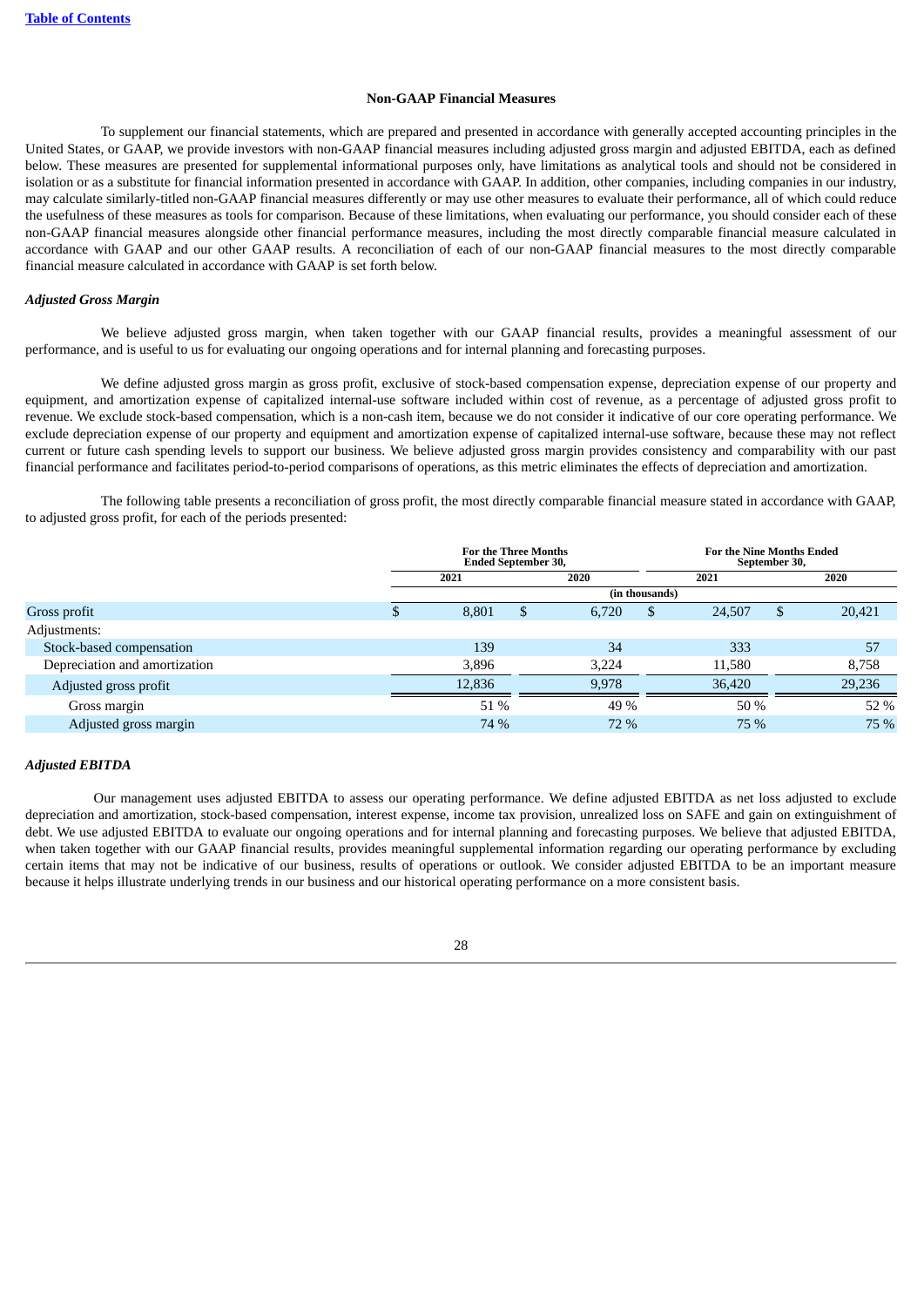## Non-GAAP Financial Measures

To supplement our financial statements, which are prepared and presented in accordance with generally accepted accounting principles in the United States, or GAAP, we provide investors with non-GAAP financial measures including adjusted gross margin and adjusted EBITDA, each as defined below. These measures are presented for supplemental informational purposes only, have limitations as analytical tools and should not be considered in isolation or as a substitute for financial information presented in accordance with GAAP. In addition, other companies, including companies in our industry, may calculate similarly-titled non-GAAP financial measures differently or may use other measures to evaluate their performance, all of which could reduce the usefulness of these measures as tools for comparison. Because of these limitations, when evaluating our performance, you should consider each of these non-GAAP financial measures alongside other financial performance measures, including the most directly comparable financial measure calculated in accordance with GAAP and our other GAAP results. A reconciliation of each of our non-GAAP financial measures to the most directly comparable financial measure calculated in accordance with GAAP is set forth below.

### *Adjusted Gross Margin*

We believe adjusted gross margin, when taken together with our GAAP financial results, provides a meaningful assessment of our performance, and is useful to us for evaluating our ongoing operations and for internal planning and forecasting purposes.

We define adjusted gross margin as gross profit, exclusive of stock-based compensation expense, depreciation expense of our property and equipment, and amortization expense of capitalized internal-use software included within cost of revenue, as a percentage of adjusted gross profit to revenue. We exclude stock-based compensation, which is a non-cash item, because we do not consider it indicative of our core operating performance. We exclude depreciation expense of our property and equipment and amortization expense of capitalized internal-use software, because these may not reflect current or future cash spending levels to support our business. We believe adjusted gross margin provides consistency and comparability with our past financial performance and facilitates period-to-period comparisons of operations, as this metric eliminates the effects of depreciation and amortization.

The following table presents a reconciliation of gross profit, the most directly comparable financial measure stated in accordance with GAAP, to adjusted gross profit, for each of the periods presented:

| | For the Three Months Ended September 30, | | For the Nine Months Ended September 30, | |
|---|---|---|---|---|
| | 2021 | 2020 | 2021 | 2020 |
| | (in thousands) | | | |
| Gross profit | $ 8,801 | $ 6,720 | $ 24,507 | $ 20,421 |
| Adjustments: | | | | |
| Stock-based compensation | 139 | 34 | 333 | 57 |
| Depreciation and amortization | 3,896 | 3,224 | 11,580 | 8,758 |
| Adjusted gross profit | 12,836 | 9,978 | 36,420 | 29,236 |
| Gross margin | 51 % | 49 % | 50 % | 52 % |
| Adjusted gross margin | 74 % | 72 % | 75 % | 75 % |

### *Adjusted EBITDA*

Our management uses adjusted EBITDA to assess our operating performance. We define adjusted EBITDA as net loss adjusted to exclude depreciation and amortization, stock-based compensation, interest expense, income tax provision, unrealized loss on SAFE and gain on extinguishment of debt. We use adjusted EBITDA to evaluate our ongoing operations and for internal planning and forecasting purposes. We believe that adjusted EBITDA, when taken together with our GAAP financial results, provides meaningful supplemental information regarding our operating performance by excluding certain items that may not be indicative of our business, results of operations or outlook. We consider adjusted EBITDA to be an important measure because it helps illustrate underlying trends in our business and our historical operating performance on a more consistent basis.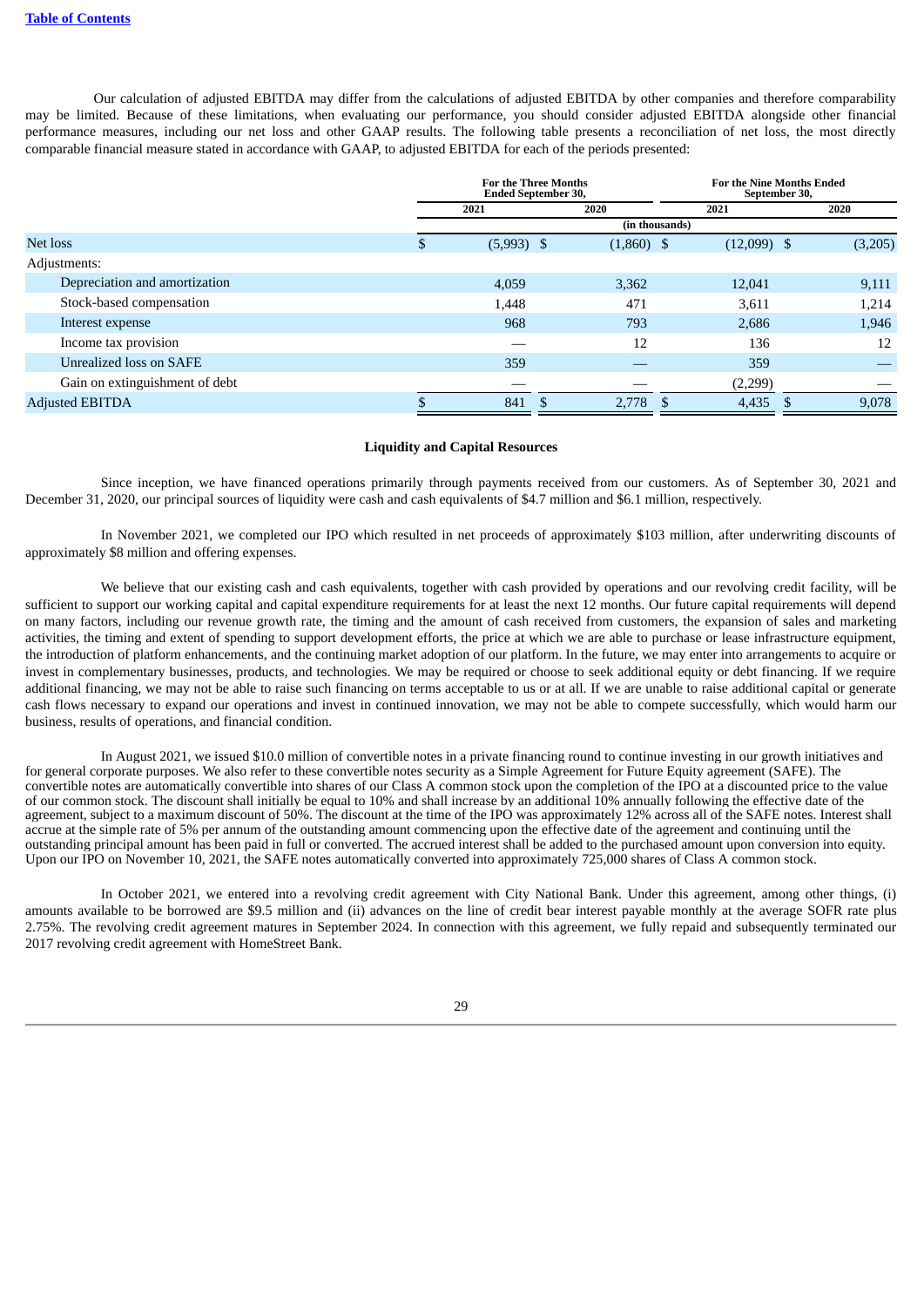Our calculation of adjusted EBITDA may differ from the calculations of adjusted EBITDA by other companies and therefore comparability may be limited. Because of these limitations, when evaluating our performance, you should consider adjusted EBITDA alongside other financial performance measures, including our net loss and other GAAP results. The following table presents a reconciliation of net loss, the most directly comparable financial measure stated in accordance with GAAP, to adjusted EBITDA for each of the periods presented:

| | For the Three Months Ended September 30, | | For the Nine Months Ended September 30, | |
|---|---|---|---|---|
| | 2021 | 2020 | 2021 | 2020 |
| | (in thousands) | | | |
| Net loss | $ (5,993) | $ (1,860) | $ (12,099) | $ (3,205) |
| Adjustments: | | | | |
| Depreciation and amortization | 4,059 | 3,362 | 12,041 | 9,111 |
| Stock-based compensation | 1,448 | 471 | 3,611 | 1,214 |
| Interest expense | 968 | 793 | 2,686 | 1,946 |
| Income tax provision | — | 12 | 136 | 12 |
| Unrealized loss on SAFE | 359 | — | 359 | — |
| Gain on extinguishment of debt | — | — | (2,299) | — |
| Adjusted EBITDA | $ 841 | $ 2,778 | $ 4,435 | $ 9,078 |

### Liquidity and Capital Resources

Since inception, we have financed operations primarily through payments received from our customers. As of September 30, 2021 and December 31, 2020, our principal sources of liquidity were cash and cash equivalents of $4.7 million and $6.1 million, respectively.

In November 2021, we completed our IPO which resulted in net proceeds of approximately $103 million, after underwriting discounts of approximately $8 million and offering expenses.

We believe that our existing cash and cash equivalents, together with cash provided by operations and our revolving credit facility, will be sufficient to support our working capital and capital expenditure requirements for at least the next 12 months. Our future capital requirements will depend on many factors, including our revenue growth rate, the timing and the amount of cash received from customers, the expansion of sales and marketing activities, the timing and extent of spending to support development efforts, the price at which we are able to purchase or lease infrastructure equipment, the introduction of platform enhancements, and the continuing market adoption of our platform. In the future, we may enter into arrangements to acquire or invest in complementary businesses, products, and technologies. We may be required or choose to seek additional equity or debt financing. If we require additional financing, we may not be able to raise such financing on terms acceptable to us or at all. If we are unable to raise additional capital or generate cash flows necessary to expand our operations and invest in continued innovation, we may not be able to compete successfully, which would harm our business, results of operations, and financial condition.

In August 2021, we issued $10.0 million of convertible notes in a private financing round to continue investing in our growth initiatives and for general corporate purposes. We also refer to these convertible notes security as a Simple Agreement for Future Equity agreement (SAFE). The convertible notes are automatically convertible into shares of our Class A common stock upon the completion of the IPO at a discounted price to the value of our common stock. The discount shall initially be equal to 10% and shall increase by an additional 10% annually following the effective date of the agreement, subject to a maximum discount of 50%. The discount at the time of the IPO was approximately 12% across all of the SAFE notes. Interest shall accrue at the simple rate of 5% per annum of the outstanding amount commencing upon the effective date of the agreement and continuing until the outstanding principal amount has been paid in full or converted. The accrued interest shall be added to the purchased amount upon conversion into equity. Upon our IPO on November 10, 2021, the SAFE notes automatically converted into approximately 725,000 shares of Class A common stock.

In October 2021, we entered into a revolving credit agreement with City National Bank. Under this agreement, among other things, (i) amounts available to be borrowed are $9.5 million and (ii) advances on the line of credit bear interest payable monthly at the average SOFR rate plus 2.75%. The revolving credit agreement matures in September 2024. In connection with this agreement, we fully repaid and subsequently terminated our 2017 revolving credit agreement with HomeStreet Bank.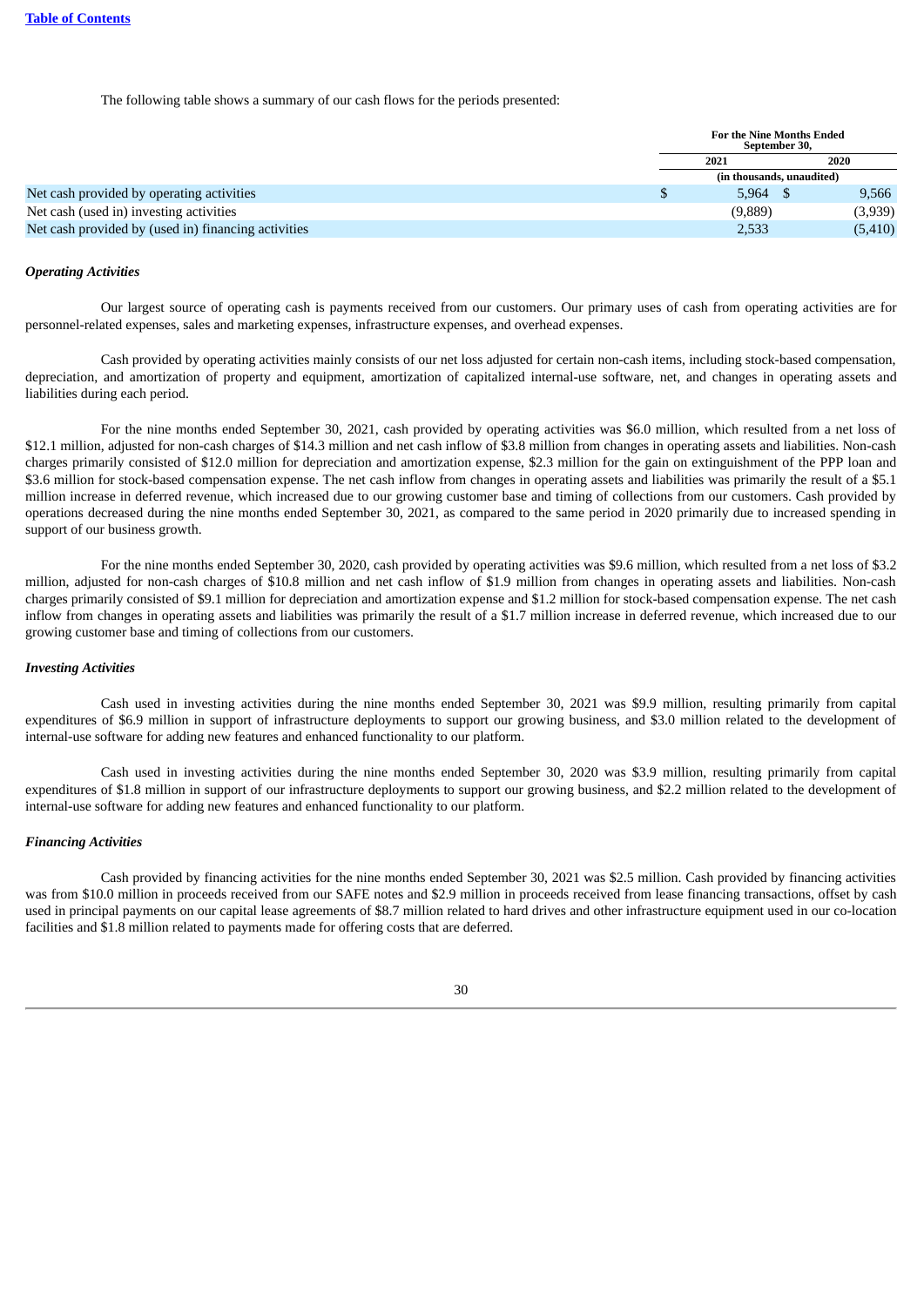The following table shows a summary of our cash flows for the periods presented:

| | For the Nine Months Ended September 30, | |
|---|---|---|
| | 2021 | 2020 |
| | (in thousands, unaudited) | |
| Net cash provided by operating activities | $ 5,964 | $ 9,566 |
| Net cash (used in) investing activities | (9,889) | (3,939) |
| Net cash provided by (used in) financing activities | 2,533 | (5,410) |

***Operating Activities***

Our largest source of operating cash is payments received from our customers. Our primary uses of cash from operating activities are for personnel-related expenses, sales and marketing expenses, infrastructure expenses, and overhead expenses.

Cash provided by operating activities mainly consists of our net loss adjusted for certain non-cash items, including stock-based compensation, depreciation, and amortization of property and equipment, amortization of capitalized internal-use software, net, and changes in operating assets and liabilities during each period.

For the nine months ended September 30, 2021, cash provided by operating activities was $6.0 million, which resulted from a net loss of $12.1 million, adjusted for non-cash charges of $14.3 million and net cash inflow of $3.8 million from changes in operating assets and liabilities. Non-cash charges primarily consisted of $12.0 million for depreciation and amortization expense, $2.3 million for the gain on extinguishment of the PPP loan and $3.6 million for stock-based compensation expense. The net cash inflow from changes in operating assets and liabilities was primarily the result of a $5.1 million increase in deferred revenue, which increased due to our growing customer base and timing of collections from our customers. Cash provided by operations decreased during the nine months ended September 30, 2021, as compared to the same period in 2020 primarily due to increased spending in support of our business growth.

For the nine months ended September 30, 2020, cash provided by operating activities was $9.6 million, which resulted from a net loss of $3.2 million, adjusted for non-cash charges of $10.8 million and net cash inflow of $1.9 million from changes in operating assets and liabilities. Non-cash charges primarily consisted of $9.1 million for depreciation and amortization expense and $1.2 million for stock-based compensation expense. The net cash inflow from changes in operating assets and liabilities was primarily the result of a $1.7 million increase in deferred revenue, which increased due to our growing customer base and timing of collections from our customers.

***Investing Activities***

Cash used in investing activities during the nine months ended September 30, 2021 was $9.9 million, resulting primarily from capital expenditures of $6.9 million in support of infrastructure deployments to support our growing business, and $3.0 million related to the development of internal-use software for adding new features and enhanced functionality to our platform.

Cash used in investing activities during the nine months ended September 30, 2020 was $3.9 million, resulting primarily from capital expenditures of $1.8 million in support of our infrastructure deployments to support our growing business, and $2.2 million related to the development of internal-use software for adding new features and enhanced functionality to our platform.

***Financing Activities***

Cash provided by financing activities for the nine months ended September 30, 2021 was $2.5 million. Cash provided by financing activities was from $10.0 million in proceeds received from our SAFE notes and $2.9 million in proceeds received from lease financing transactions, offset by cash used in principal payments on our capital lease agreements of $8.7 million related to hard drives and other infrastructure equipment used in our co-location facilities and $1.8 million related to payments made for offering costs that are deferred.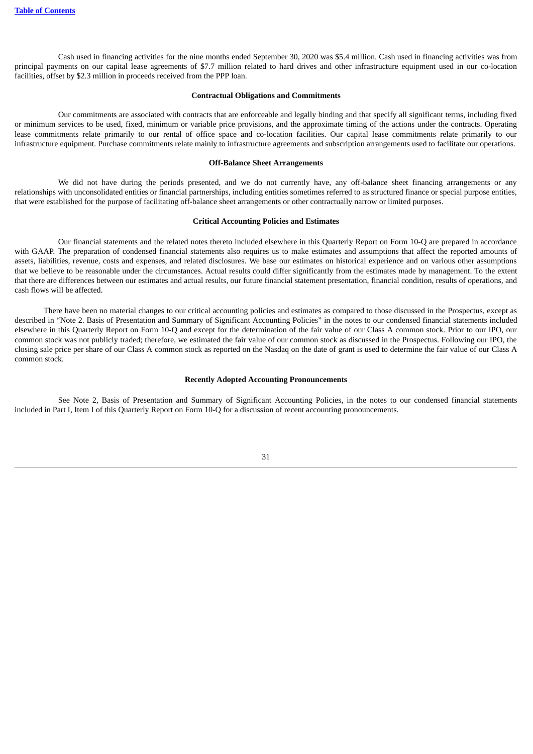Cash used in financing activities for the nine months ended September 30, 2020 was $5.4 million. Cash used in financing activities was from principal payments on our capital lease agreements of $7.7 million related to hard drives and other infrastructure equipment used in our co-location facilities, offset by $2.3 million in proceeds received from the PPP loan.

**Contractual Obligations and Commitments**

Our commitments are associated with contracts that are enforceable and legally binding and that specify all significant terms, including fixed or minimum services to be used, fixed, minimum or variable price provisions, and the approximate timing of the actions under the contracts. Operating lease commitments relate primarily to our rental of office space and co-location facilities. Our capital lease commitments relate primarily to our infrastructure equipment. Purchase commitments relate mainly to infrastructure agreements and subscription arrangements used to facilitate our operations.

**Off-Balance Sheet Arrangements**

We did not have during the periods presented, and we do not currently have, any off-balance sheet financing arrangements or any relationships with unconsolidated entities or financial partnerships, including entities sometimes referred to as structured finance or special purpose entities, that were established for the purpose of facilitating off-balance sheet arrangements or other contractually narrow or limited purposes.

**Critical Accounting Policies and Estimates**

Our financial statements and the related notes thereto included elsewhere in this Quarterly Report on Form 10-Q are prepared in accordance with GAAP. The preparation of condensed financial statements also requires us to make estimates and assumptions that affect the reported amounts of assets, liabilities, revenue, costs and expenses, and related disclosures. We base our estimates on historical experience and on various other assumptions that we believe to be reasonable under the circumstances. Actual results could differ significantly from the estimates made by management. To the extent that there are differences between our estimates and actual results, our future financial statement presentation, financial condition, results of operations, and cash flows will be affected.

There have been no material changes to our critical accounting policies and estimates as compared to those discussed in the Prospectus, except as described in "Note 2. Basis of Presentation and Summary of Significant Accounting Policies" in the notes to our condensed financial statements included elsewhere in this Quarterly Report on Form 10-Q and except for the determination of the fair value of our Class A common stock. Prior to our IPO, our common stock was not publicly traded; therefore, we estimated the fair value of our common stock as discussed in the Prospectus. Following our IPO, the closing sale price per share of our Class A common stock as reported on the Nasdaq on the date of grant is used to determine the fair value of our Class A common stock.

**Recently Adopted Accounting Pronouncements**

See Note 2, Basis of Presentation and Summary of Significant Accounting Policies, in the notes to our condensed financial statements included in Part I, Item I of this Quarterly Report on Form 10-Q for a discussion of recent accounting pronouncements.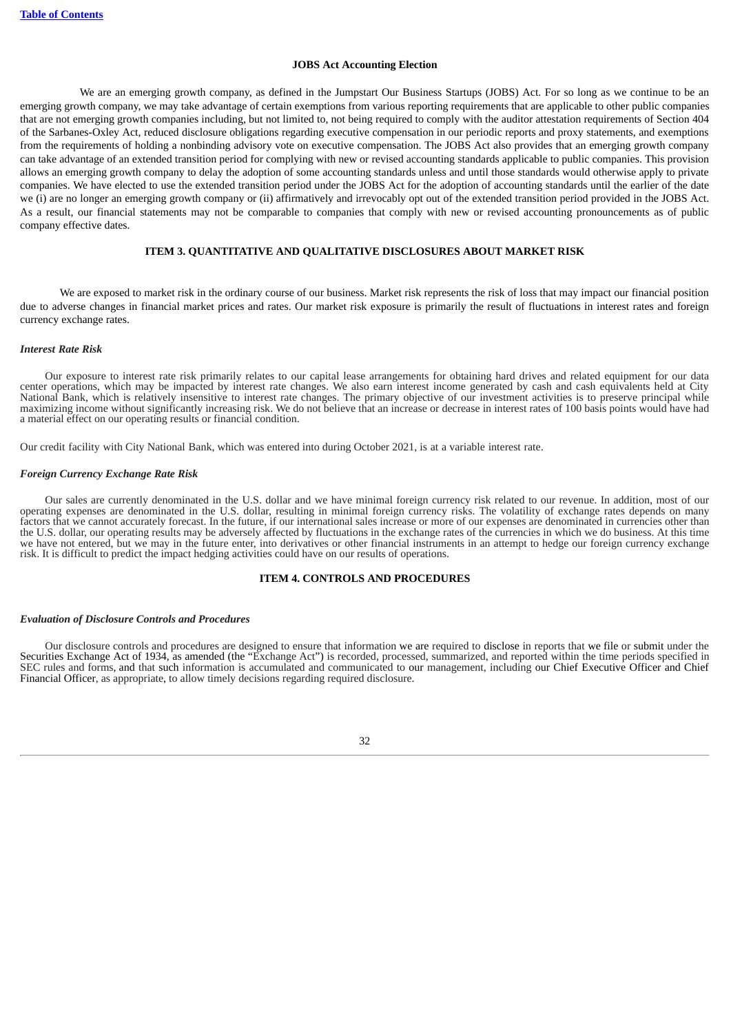**JOBS Act Accounting Election**

We are an emerging growth company, as defined in the Jumpstart Our Business Startups (JOBS) Act. For so long as we continue to be an emerging growth company, we may take advantage of certain exemptions from various reporting requirements that are applicable to other public companies that are not emerging growth companies including, but not limited to, not being required to comply with the auditor attestation requirements of Section 404 of the Sarbanes-Oxley Act, reduced disclosure obligations regarding executive compensation in our periodic reports and proxy statements, and exemptions from the requirements of holding a nonbinding advisory vote on executive compensation. The JOBS Act also provides that an emerging growth company can take advantage of an extended transition period for complying with new or revised accounting standards applicable to public companies. This provision allows an emerging growth company to delay the adoption of some accounting standards unless and until those standards would otherwise apply to private companies. We have elected to use the extended transition period under the JOBS Act for the adoption of accounting standards until the earlier of the date we (i) are no longer an emerging growth company or (ii) affirmatively and irrevocably opt out of the extended transition period provided in the JOBS Act. As a result, our financial statements may not be comparable to companies that comply with new or revised accounting pronouncements as of public company effective dates.

## ITEM 3. QUANTITATIVE AND QUALITATIVE DISCLOSURES ABOUT MARKET RISK

We are exposed to market risk in the ordinary course of our business. Market risk represents the risk of loss that may impact our financial position due to adverse changes in financial market prices and rates. Our market risk exposure is primarily the result of fluctuations in interest rates and foreign currency exchange rates.

*Interest Rate Risk*

Our exposure to interest rate risk primarily relates to our capital lease arrangements for obtaining hard drives and related equipment for our data center operations, which may be impacted by interest rate changes. We also earn interest income generated by cash and cash equivalents held at City National Bank, which is relatively insensitive to interest rate changes. The primary objective of our investment activities is to preserve principal while maximizing income without significantly increasing risk. We do not believe that an increase or decrease in interest rates of 100 basis points would have had a material effect on our operating results or financial condition.

Our credit facility with City National Bank, which was entered into during October 2021, is at a variable interest rate.

*Foreign Currency Exchange Rate Risk*

Our sales are currently denominated in the U.S. dollar and we have minimal foreign currency risk related to our revenue. In addition, most of our operating expenses are denominated in the U.S. dollar, resulting in minimal foreign currency risks. The volatility of exchange rates depends on many factors that we cannot accurately forecast. In the future, if our international sales increase or more of our expenses are denominated in currencies other than the U.S. dollar, our operating results may be adversely affected by fluctuations in the exchange rates of the currencies in which we do business. At this time we have not entered, but we may in the future enter, into derivatives or other financial instruments in an attempt to hedge our foreign currency exchange risk. It is difficult to predict the impact hedging activities could have on our results of operations.

## ITEM 4. CONTROLS AND PROCEDURES

*Evaluation of Disclosure Controls and Procedures*

Our disclosure controls and procedures are designed to ensure that information we are required to disclose in reports that we file or submit under the Securities Exchange Act of 1934, as amended (the "Exchange Act") is recorded, processed, summarized, and reported within the time periods specified in SEC rules and forms, and that such information is accumulated and communicated to our management, including our Chief Executive Officer and Chief Financial Officer, as appropriate, to allow timely decisions regarding required disclosure.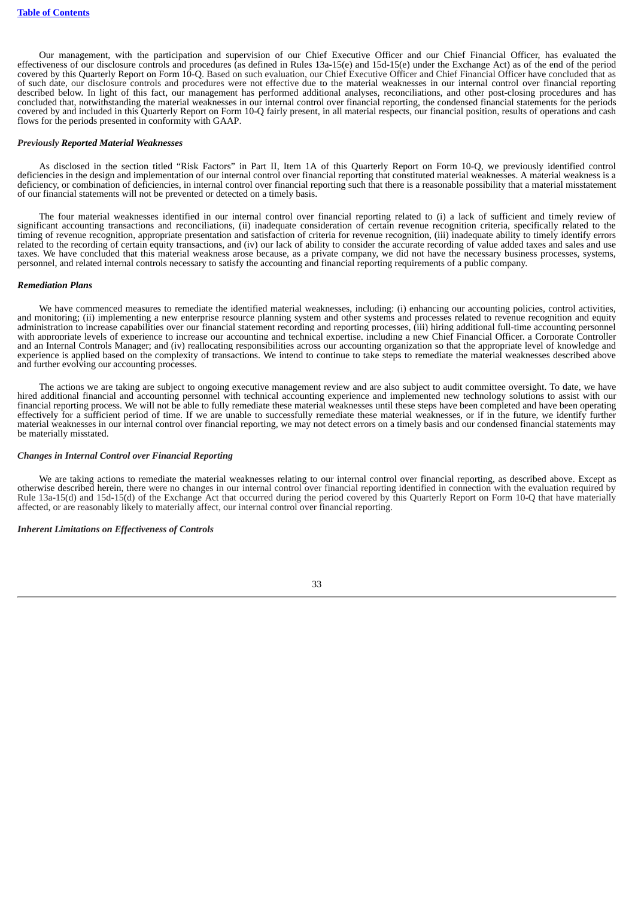Our management, with the participation and supervision of our Chief Executive Officer and our Chief Financial Officer, has evaluated the effectiveness of our disclosure controls and procedures (as defined in Rules 13a-15(e) and 15d-15(e) under the Exchange Act) as of the end of the period covered by this Quarterly Report on Form 10-Q. Based on such evaluation, our Chief Executive Officer and Chief Financial Officer have concluded that as of such date, our disclosure controls and procedures were not effective due to the material weaknesses in our internal control over financial reporting described below. In light of this fact, our management has performed additional analyses, reconciliations, and other post-closing procedures and has concluded that, notwithstanding the material weaknesses in our internal control over financial reporting, the condensed financial statements for the periods covered by and included in this Quarterly Report on Form 10-Q fairly present, in all material respects, our financial position, results of operations and cash flows for the periods presented in conformity with GAAP.

***Previously Reported Material Weaknesses***

As disclosed in the section titled "Risk Factors" in Part II, Item 1A of this Quarterly Report on Form 10-Q, we previously identified control deficiencies in the design and implementation of our internal control over financial reporting that constituted material weaknesses. A material weakness is a deficiency, or combination of deficiencies, in internal control over financial reporting such that there is a reasonable possibility that a material misstatement of our financial statements will not be prevented or detected on a timely basis.

The four material weaknesses identified in our internal control over financial reporting related to (i) a lack of sufficient and timely review of significant accounting transactions and reconciliations, (ii) inadequate consideration of certain revenue recognition criteria, specifically related to the timing of revenue recognition, appropriate presentation and satisfaction of criteria for revenue recognition, (iii) inadequate ability to timely identify errors related to the recording of certain equity transactions, and (iv) our lack of ability to consider the accurate recording of value added taxes and sales and use taxes. We have concluded that this material weakness arose because, as a private company, we did not have the necessary business processes, systems, personnel, and related internal controls necessary to satisfy the accounting and financial reporting requirements of a public company.

***Remediation Plans***

We have commenced measures to remediate the identified material weaknesses, including: (i) enhancing our accounting policies, control activities, and monitoring; (ii) implementing a new enterprise resource planning system and other systems and processes related to revenue recognition and equity administration to increase capabilities over our financial statement recording and reporting processes, (iii) hiring additional full-time accounting personnel with appropriate levels of experience to increase our accounting and technical expertise, including a new Chief Financial Officer, a Corporate Controller and an Internal Controls Manager; and (iv) reallocating responsibilities across our accounting organization so that the appropriate level of knowledge and experience is applied based on the complexity of transactions. We intend to continue to take steps to remediate the material weaknesses described above and further evolving our accounting processes.

The actions we are taking are subject to ongoing executive management review and are also subject to audit committee oversight. To date, we have hired additional financial and accounting personnel with technical accounting experience and implemented new technology solutions to assist with our financial reporting process. We will not be able to fully remediate these material weaknesses until these steps have been completed and have been operating effectively for a sufficient period of time. If we are unable to successfully remediate these material weaknesses, or if in the future, we identify further material weaknesses in our internal control over financial reporting, we may not detect errors on a timely basis and our condensed financial statements may be materially misstated.

***Changes in Internal Control over Financial Reporting***

We are taking actions to remediate the material weaknesses relating to our internal control over financial reporting, as described above. Except as otherwise described herein, there were no changes in our internal control over financial reporting identified in connection with the evaluation required by Rule 13a-15(d) and 15d-15(d) of the Exchange Act that occurred during the period covered by this Quarterly Report on Form 10-Q that have materially affected, or are reasonably likely to materially affect, our internal control over financial reporting.

***Inherent Limitations on Effectiveness of Controls***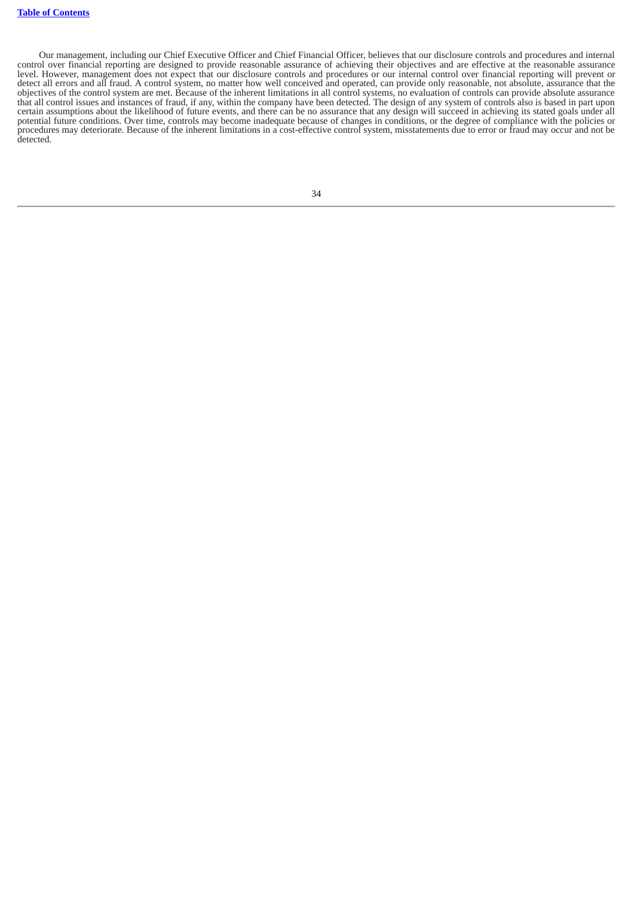Our management, including our Chief Executive Officer and Chief Financial Officer, believes that our disclosure controls and procedures and internal control over financial reporting are designed to provide reasonable assurance of achieving their objectives and are effective at the reasonable assurance level. However, management does not expect that our disclosure controls and procedures or our internal control over financial reporting will prevent or detect all errors and all fraud. A control system, no matter how well conceived and operated, can provide only reasonable, not absolute, assurance that the objectives of the control system are met. Because of the inherent limitations in all control systems, no evaluation of controls can provide absolute assurance that all control issues and instances of fraud, if any, within the company have been detected. The design of any system of controls also is based in part upon certain assumptions about the likelihood of future events, and there can be no assurance that any design will succeed in achieving its stated goals under all potential future conditions. Over time, controls may become inadequate because of changes in conditions, or the degree of compliance with the policies or procedures may deteriorate. Because of the inherent limitations in a cost-effective control system, misstatements due to error or fraud may occur and not be detected.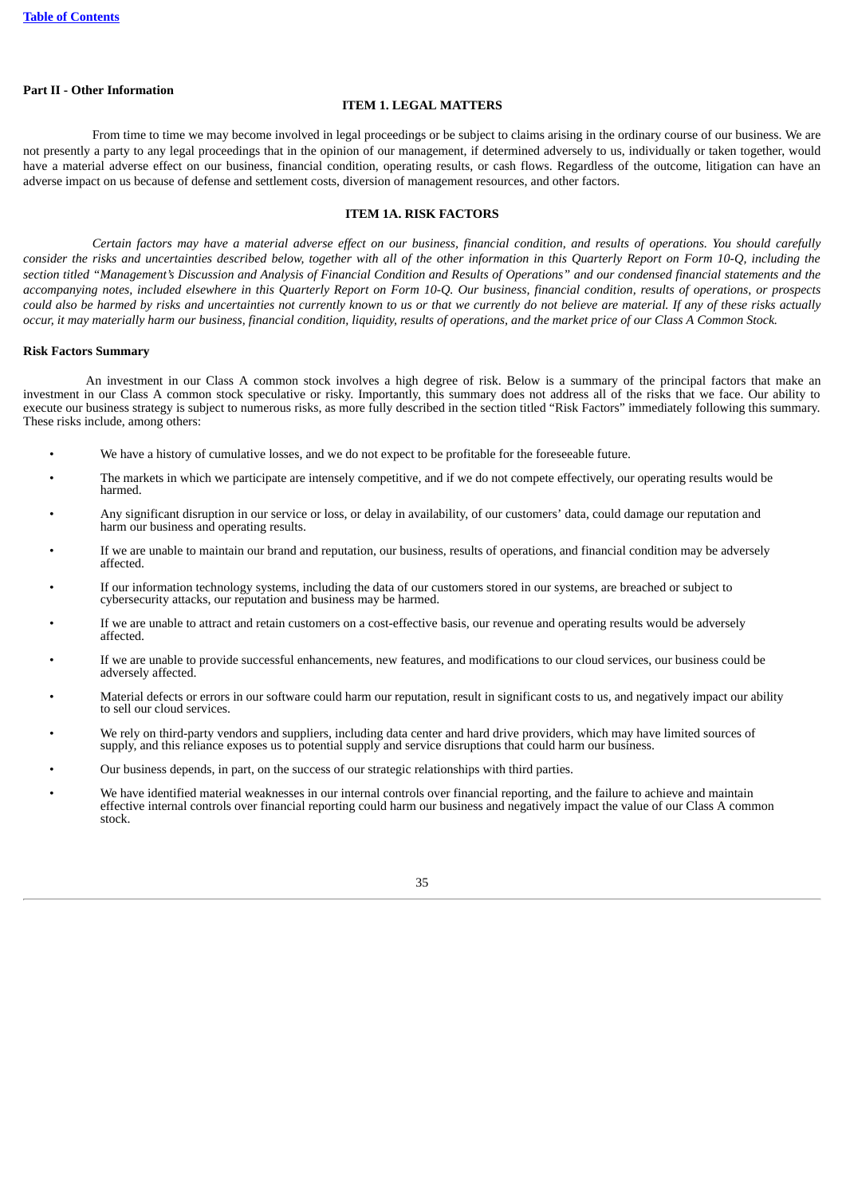**Part II - Other Information**

## ITEM 1. LEGAL MATTERS

From time to time we may become involved in legal proceedings or be subject to claims arising in the ordinary course of our business. We are not presently a party to any legal proceedings that in the opinion of our management, if determined adversely to us, individually or taken together, would have a material adverse effect on our business, financial condition, operating results, or cash flows. Regardless of the outcome, litigation can have an adverse impact on us because of defense and settlement costs, diversion of management resources, and other factors.

## ITEM 1A. RISK FACTORS

*Certain factors may have a material adverse effect on our business, financial condition, and results of operations. You should carefully consider the risks and uncertainties described below, together with all of the other information in this Quarterly Report on Form 10-Q, including the section titled "Management's Discussion and Analysis of Financial Condition and Results of Operations" and our condensed financial statements and the accompanying notes, included elsewhere in this Quarterly Report on Form 10-Q. Our business, financial condition, results of operations, or prospects could also be harmed by risks and uncertainties not currently known to us or that we currently do not believe are material. If any of these risks actually occur, it may materially harm our business, financial condition, liquidity, results of operations, and the market price of our Class A Common Stock.*

**Risk Factors Summary**

An investment in our Class A common stock involves a high degree of risk. Below is a summary of the principal factors that make an investment in our Class A common stock speculative or risky. Importantly, this summary does not address all of the risks that we face. Our ability to execute our business strategy is subject to numerous risks, as more fully described in the section titled "Risk Factors" immediately following this summary. These risks include, among others:

- We have a history of cumulative losses, and we do not expect to be profitable for the foreseeable future.
- The markets in which we participate are intensely competitive, and if we do not compete effectively, our operating results would be harmed.
- Any significant disruption in our service or loss, or delay in availability, of our customers' data, could damage our reputation and harm our business and operating results.
- If we are unable to maintain our brand and reputation, our business, results of operations, and financial condition may be adversely affected.
- If our information technology systems, including the data of our customers stored in our systems, are breached or subject to cybersecurity attacks, our reputation and business may be harmed.
- If we are unable to attract and retain customers on a cost-effective basis, our revenue and operating results would be adversely affected.
- If we are unable to provide successful enhancements, new features, and modifications to our cloud services, our business could be adversely affected.
- Material defects or errors in our software could harm our reputation, result in significant costs to us, and negatively impact our ability to sell our cloud services.
- We rely on third-party vendors and suppliers, including data center and hard drive providers, which may have limited sources of supply, and this reliance exposes us to potential supply and service disruptions that could harm our business.
- Our business depends, in part, on the success of our strategic relationships with third parties.
- We have identified material weaknesses in our internal controls over financial reporting, and the failure to achieve and maintain effective internal controls over financial reporting could harm our business and negatively impact the value of our Class A common stock.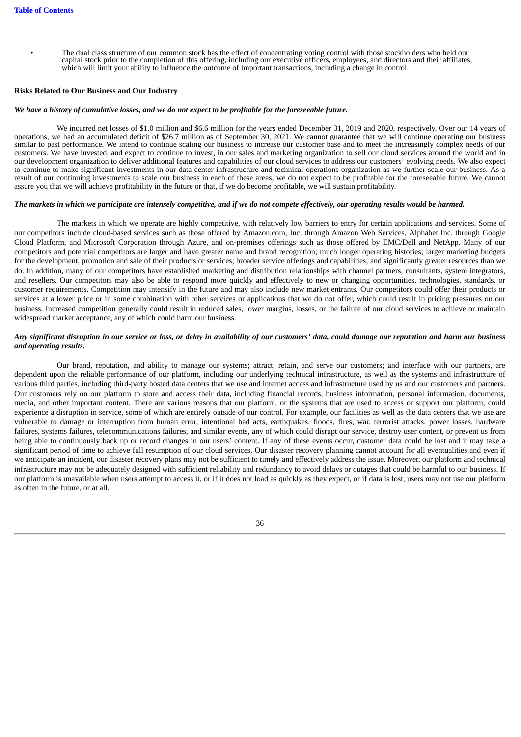- The dual class structure of our common stock has the effect of concentrating voting control with those stockholders who held our capital stock prior to the completion of this offering, including our executive officers, employees, and directors and their affiliates, which will limit your ability to influence the outcome of important transactions, including a change in control.

**Risks Related to Our Business and Our Industry**

***We have a history of cumulative losses, and we do not expect to be profitable for the foreseeable future.***

We incurred net losses of $1.0 million and $6.6 million for the years ended December 31, 2019 and 2020, respectively. Over our 14 years of operations, we had an accumulated deficit of $26.7 million as of September 30, 2021. We cannot guarantee that we will continue operating our business similar to past performance. We intend to continue scaling our business to increase our customer base and to meet the increasingly complex needs of our customers. We have invested, and expect to continue to invest, in our sales and marketing organization to sell our cloud services around the world and in our development organization to deliver additional features and capabilities of our cloud services to address our customers' evolving needs. We also expect to continue to make significant investments in our data center infrastructure and technical operations organization as we further scale our business. As a result of our continuing investments to scale our business in each of these areas, we do not expect to be profitable for the foreseeable future. We cannot assure you that we will achieve profitability in the future or that, if we do become profitable, we will sustain profitability.

***The markets in which we participate are intensely competitive, and if we do not compete effectively, our operating results would be harmed.***

The markets in which we operate are highly competitive, with relatively low barriers to entry for certain applications and services. Some of our competitors include cloud-based services such as those offered by Amazon.com, Inc. through Amazon Web Services, Alphabet Inc. through Google Cloud Platform, and Microsoft Corporation through Azure, and on-premises offerings such as those offered by EMC/Dell and NetApp. Many of our competitors and potential competitors are larger and have greater name and brand recognition; much longer operating histories; larger marketing budgets for the development, promotion and sale of their products or services; broader service offerings and capabilities; and significantly greater resources than we do. In addition, many of our competitors have established marketing and distribution relationships with channel partners, consultants, system integrators, and resellers. Our competitors may also be able to respond more quickly and effectively to new or changing opportunities, technologies, standards, or customer requirements. Competition may intensify in the future and may also include new market entrants. Our competitors could offer their products or services at a lower price or in some combination with other services or applications that we do not offer, which could result in pricing pressures on our business. Increased competition generally could result in reduced sales, lower margins, losses, or the failure of our cloud services to achieve or maintain widespread market acceptance, any of which could harm our business.

***Any significant disruption in our service or loss, or delay in availability of our customers' data, could damage our reputation and harm our business and operating results.***

Our brand, reputation, and ability to manage our systems; attract, retain, and serve our customers; and interface with our partners, are dependent upon the reliable performance of our platform, including our underlying technical infrastructure, as well as the systems and infrastructure of various third parties, including third-party hosted data centers that we use and internet access and infrastructure used by us and our customers and partners. Our customers rely on our platform to store and access their data, including financial records, business information, personal information, documents, media, and other important content. There are various reasons that our platform, or the systems that are used to access or support our platform, could experience a disruption in service, some of which are entirely outside of our control. For example, our facilities as well as the data centers that we use are vulnerable to damage or interruption from human error, intentional bad acts, earthquakes, floods, fires, war, terrorist attacks, power losses, hardware failures, systems failures, telecommunications failures, and similar events, any of which could disrupt our service, destroy user content, or prevent us from being able to continuously back up or record changes in our users' content. If any of these events occur, customer data could be lost and it may take a significant period of time to achieve full resumption of our cloud services. Our disaster recovery planning cannot account for all eventualities and even if we anticipate an incident, our disaster recovery plans may not be sufficient to timely and effectively address the issue. Moreover, our platform and technical infrastructure may not be adequately designed with sufficient reliability and redundancy to avoid delays or outages that could be harmful to our business. If our platform is unavailable when users attempt to access it, or if it does not load as quickly as they expect, or if data is lost, users may not use our platform as often in the future, or at all.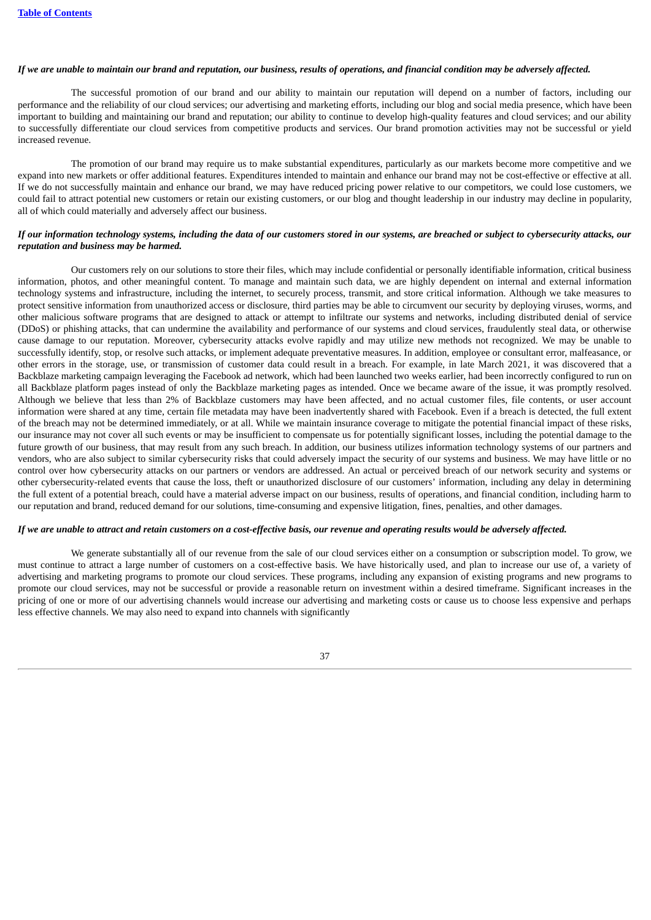*If we are unable to maintain our brand and reputation, our business, results of operations, and financial condition may be adversely affected.*

The successful promotion of our brand and our ability to maintain our reputation will depend on a number of factors, including our performance and the reliability of our cloud services; our advertising and marketing efforts, including our blog and social media presence, which have been important to building and maintaining our brand and reputation; our ability to continue to develop high-quality features and cloud services; and our ability to successfully differentiate our cloud services from competitive products and services. Our brand promotion activities may not be successful or yield increased revenue.

The promotion of our brand may require us to make substantial expenditures, particularly as our markets become more competitive and we expand into new markets or offer additional features. Expenditures intended to maintain and enhance our brand may not be cost-effective or effective at all. If we do not successfully maintain and enhance our brand, we may have reduced pricing power relative to our competitors, we could lose customers, we could fail to attract potential new customers or retain our existing customers, or our blog and thought leadership in our industry may decline in popularity, all of which could materially and adversely affect our business.

*If our information technology systems, including the data of our customers stored in our systems, are breached or subject to cybersecurity attacks, our reputation and business may be harmed.*

Our customers rely on our solutions to store their files, which may include confidential or personally identifiable information, critical business information, photos, and other meaningful content. To manage and maintain such data, we are highly dependent on internal and external information technology systems and infrastructure, including the internet, to securely process, transmit, and store critical information. Although we take measures to protect sensitive information from unauthorized access or disclosure, third parties may be able to circumvent our security by deploying viruses, worms, and other malicious software programs that are designed to attack or attempt to infiltrate our systems and networks, including distributed denial of service (DDoS) or phishing attacks, that can undermine the availability and performance of our systems and cloud services, fraudulently steal data, or otherwise cause damage to our reputation. Moreover, cybersecurity attacks evolve rapidly and may utilize new methods not recognized. We may be unable to successfully identify, stop, or resolve such attacks, or implement adequate preventative measures. In addition, employee or consultant error, malfeasance, or other errors in the storage, use, or transmission of customer data could result in a breach. For example, in late March 2021, it was discovered that a Backblaze marketing campaign leveraging the Facebook ad network, which had been launched two weeks earlier, had been incorrectly configured to run on all Backblaze platform pages instead of only the Backblaze marketing pages as intended. Once we became aware of the issue, it was promptly resolved. Although we believe that less than 2% of Backblaze customers may have been affected, and no actual customer files, file contents, or user account information were shared at any time, certain file metadata may have been inadvertently shared with Facebook. Even if a breach is detected, the full extent of the breach may not be determined immediately, or at all. While we maintain insurance coverage to mitigate the potential financial impact of these risks, our insurance may not cover all such events or may be insufficient to compensate us for potentially significant losses, including the potential damage to the future growth of our business, that may result from any such breach. In addition, our business utilizes information technology systems of our partners and vendors, who are also subject to similar cybersecurity risks that could adversely impact the security of our systems and business. We may have little or no control over how cybersecurity attacks on our partners or vendors are addressed. An actual or perceived breach of our network security and systems or other cybersecurity-related events that cause the loss, theft or unauthorized disclosure of our customers' information, including any delay in determining the full extent of a potential breach, could have a material adverse impact on our business, results of operations, and financial condition, including harm to our reputation and brand, reduced demand for our solutions, time-consuming and expensive litigation, fines, penalties, and other damages.

*If we are unable to attract and retain customers on a cost-effective basis, our revenue and operating results would be adversely affected.*

We generate substantially all of our revenue from the sale of our cloud services either on a consumption or subscription model. To grow, we must continue to attract a large number of customers on a cost-effective basis. We have historically used, and plan to increase our use of, a variety of advertising and marketing programs to promote our cloud services. These programs, including any expansion of existing programs and new programs to promote our cloud services, may not be successful or provide a reasonable return on investment within a desired timeframe. Significant increases in the pricing of one or more of our advertising channels would increase our advertising and marketing costs or cause us to choose less expensive and perhaps less effective channels. We may also need to expand into channels with significantly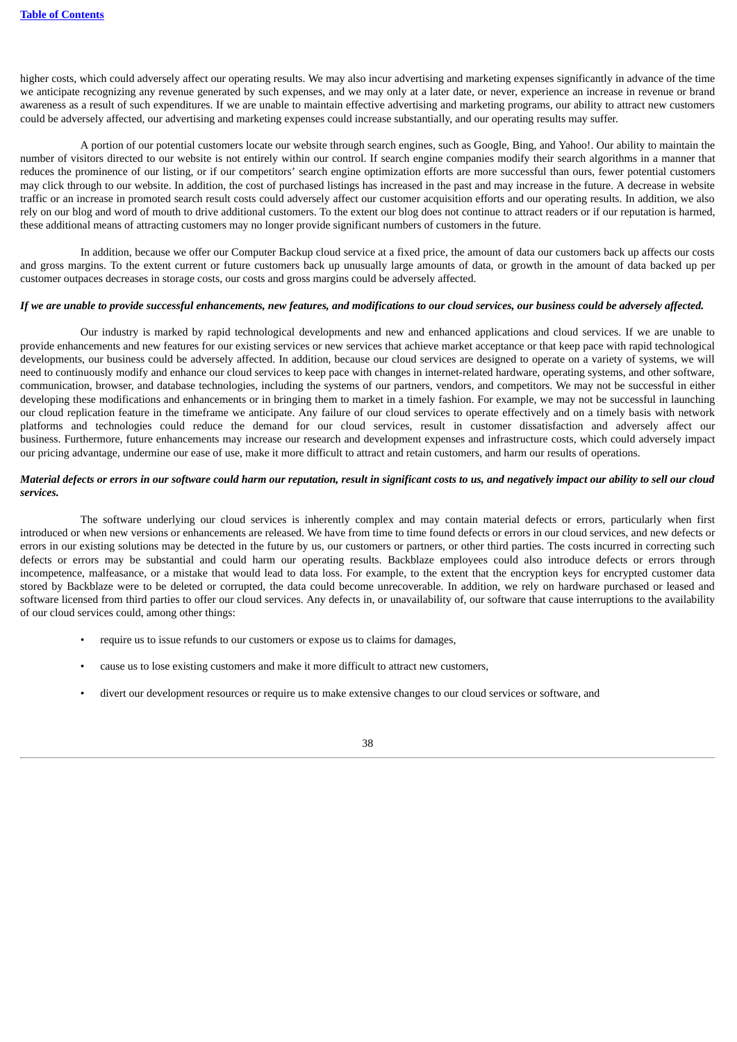higher costs, which could adversely affect our operating results. We may also incur advertising and marketing expenses significantly in advance of the time we anticipate recognizing any revenue generated by such expenses, and we may only at a later date, or never, experience an increase in revenue or brand awareness as a result of such expenditures. If we are unable to maintain effective advertising and marketing programs, our ability to attract new customers could be adversely affected, our advertising and marketing expenses could increase substantially, and our operating results may suffer.

A portion of our potential customers locate our website through search engines, such as Google, Bing, and Yahoo!. Our ability to maintain the number of visitors directed to our website is not entirely within our control. If search engine companies modify their search algorithms in a manner that reduces the prominence of our listing, or if our competitors' search engine optimization efforts are more successful than ours, fewer potential customers may click through to our website. In addition, the cost of purchased listings has increased in the past and may increase in the future. A decrease in website traffic or an increase in promoted search result costs could adversely affect our customer acquisition efforts and our operating results. In addition, we also rely on our blog and word of mouth to drive additional customers. To the extent our blog does not continue to attract readers or if our reputation is harmed, these additional means of attracting customers may no longer provide significant numbers of customers in the future.

In addition, because we offer our Computer Backup cloud service at a fixed price, the amount of data our customers back up affects our costs and gross margins. To the extent current or future customers back up unusually large amounts of data, or growth in the amount of data backed up per customer outpaces decreases in storage costs, our costs and gross margins could be adversely affected.

***If we are unable to provide successful enhancements, new features, and modifications to our cloud services, our business could be adversely affected.***

Our industry is marked by rapid technological developments and new and enhanced applications and cloud services. If we are unable to provide enhancements and new features for our existing services or new services that achieve market acceptance or that keep pace with rapid technological developments, our business could be adversely affected. In addition, because our cloud services are designed to operate on a variety of systems, we will need to continuously modify and enhance our cloud services to keep pace with changes in internet-related hardware, operating systems, and other software, communication, browser, and database technologies, including the systems of our partners, vendors, and competitors. We may not be successful in either developing these modifications and enhancements or in bringing them to market in a timely fashion. For example, we may not be successful in launching our cloud replication feature in the timeframe we anticipate. Any failure of our cloud services to operate effectively and on a timely basis with network platforms and technologies could reduce the demand for our cloud services, result in customer dissatisfaction and adversely affect our business. Furthermore, future enhancements may increase our research and development expenses and infrastructure costs, which could adversely impact our pricing advantage, undermine our ease of use, make it more difficult to attract and retain customers, and harm our results of operations.

***Material defects or errors in our software could harm our reputation, result in significant costs to us, and negatively impact our ability to sell our cloud services.***

The software underlying our cloud services is inherently complex and may contain material defects or errors, particularly when first introduced or when new versions or enhancements are released. We have from time to time found defects or errors in our cloud services, and new defects or errors in our existing solutions may be detected in the future by us, our customers or partners, or other third parties. The costs incurred in correcting such defects or errors may be substantial and could harm our operating results. Backblaze employees could also introduce defects or errors through incompetence, malfeasance, or a mistake that would lead to data loss. For example, to the extent that the encryption keys for encrypted customer data stored by Backblaze were to be deleted or corrupted, the data could become unrecoverable. In addition, we rely on hardware purchased or leased and software licensed from third parties to offer our cloud services. Any defects in, or unavailability of, our software that cause interruptions to the availability of our cloud services could, among other things:

- require us to issue refunds to our customers or expose us to claims for damages,
- cause us to lose existing customers and make it more difficult to attract new customers,
- divert our development resources or require us to make extensive changes to our cloud services or software, and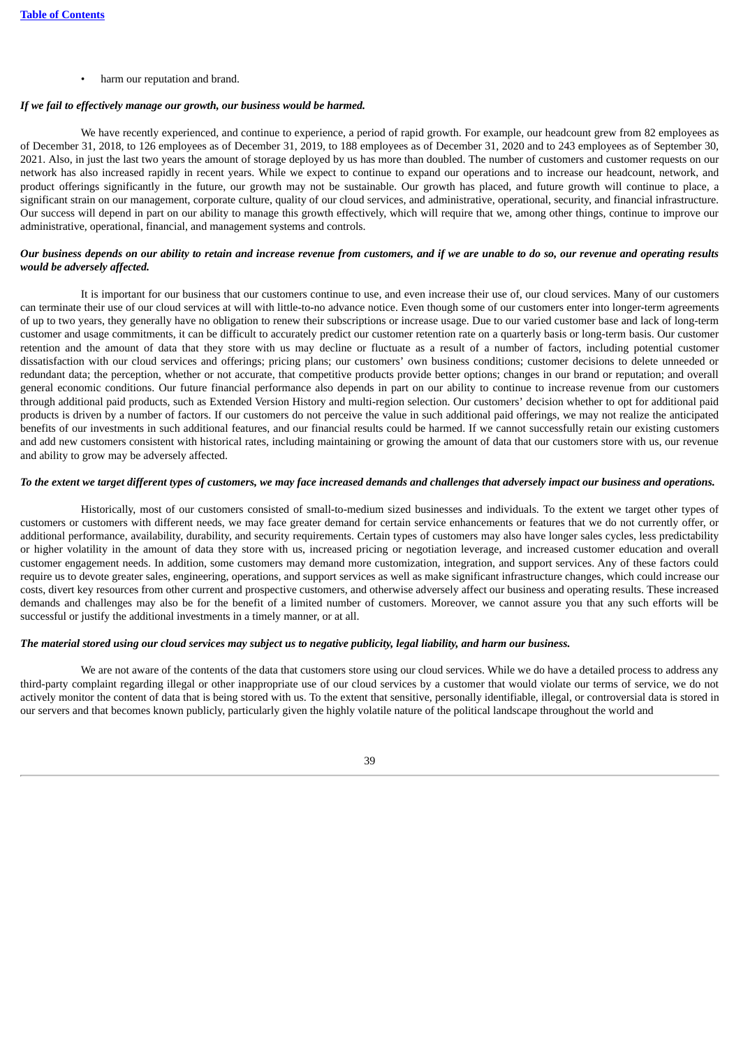- harm our reputation and brand.

***If we fail to effectively manage our growth, our business would be harmed.***

We have recently experienced, and continue to experience, a period of rapid growth. For example, our headcount grew from 82 employees as of December 31, 2018, to 126 employees as of December 31, 2019, to 188 employees as of December 31, 2020 and to 243 employees as of September 30, 2021. Also, in just the last two years the amount of storage deployed by us has more than doubled. The number of customers and customer requests on our network has also increased rapidly in recent years. While we expect to continue to expand our operations and to increase our headcount, network, and product offerings significantly in the future, our growth may not be sustainable. Our growth has placed, and future growth will continue to place, a significant strain on our management, corporate culture, quality of our cloud services, and administrative, operational, security, and financial infrastructure. Our success will depend in part on our ability to manage this growth effectively, which will require that we, among other things, continue to improve our administrative, operational, financial, and management systems and controls.

***Our business depends on our ability to retain and increase revenue from customers, and if we are unable to do so, our revenue and operating results would be adversely affected.***

It is important for our business that our customers continue to use, and even increase their use of, our cloud services. Many of our customers can terminate their use of our cloud services at will with little-to-no advance notice. Even though some of our customers enter into longer-term agreements of up to two years, they generally have no obligation to renew their subscriptions or increase usage. Due to our varied customer base and lack of long-term customer and usage commitments, it can be difficult to accurately predict our customer retention rate on a quarterly basis or long-term basis. Our customer retention and the amount of data that they store with us may decline or fluctuate as a result of a number of factors, including potential customer dissatisfaction with our cloud services and offerings; pricing plans; our customers' own business conditions; customer decisions to delete unneeded or redundant data; the perception, whether or not accurate, that competitive products provide better options; changes in our brand or reputation; and overall general economic conditions. Our future financial performance also depends in part on our ability to continue to increase revenue from our customers through additional paid products, such as Extended Version History and multi-region selection. Our customers' decision whether to opt for additional paid products is driven by a number of factors. If our customers do not perceive the value in such additional paid offerings, we may not realize the anticipated benefits of our investments in such additional features, and our financial results could be harmed. If we cannot successfully retain our existing customers and add new customers consistent with historical rates, including maintaining or growing the amount of data that our customers store with us, our revenue and ability to grow may be adversely affected.

***To the extent we target different types of customers, we may face increased demands and challenges that adversely impact our business and operations.***

Historically, most of our customers consisted of small-to-medium sized businesses and individuals. To the extent we target other types of customers or customers with different needs, we may face greater demand for certain service enhancements or features that we do not currently offer, or additional performance, availability, durability, and security requirements. Certain types of customers may also have longer sales cycles, less predictability or higher volatility in the amount of data they store with us, increased pricing or negotiation leverage, and increased customer education and overall customer engagement needs. In addition, some customers may demand more customization, integration, and support services. Any of these factors could require us to devote greater sales, engineering, operations, and support services as well as make significant infrastructure changes, which could increase our costs, divert key resources from other current and prospective customers, and otherwise adversely affect our business and operating results. These increased demands and challenges may also be for the benefit of a limited number of customers. Moreover, we cannot assure you that any such efforts will be successful or justify the additional investments in a timely manner, or at all.

***The material stored using our cloud services may subject us to negative publicity, legal liability, and harm our business.***

We are not aware of the contents of the data that customers store using our cloud services. While we do have a detailed process to address any third-party complaint regarding illegal or other inappropriate use of our cloud services by a customer that would violate our terms of service, we do not actively monitor the content of data that is being stored with us. To the extent that sensitive, personally identifiable, illegal, or controversial data is stored in our servers and that becomes known publicly, particularly given the highly volatile nature of the political landscape throughout the world and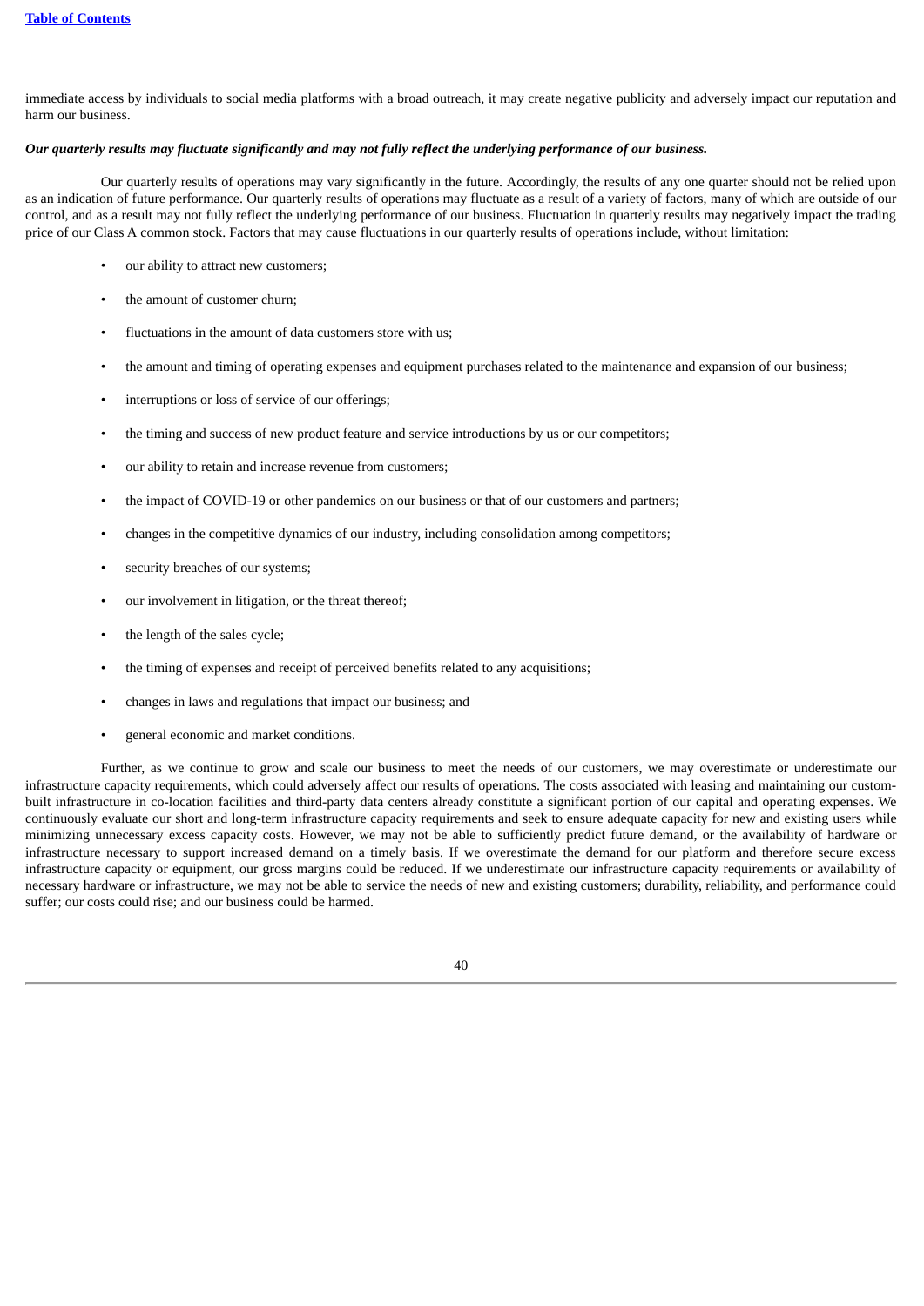immediate access by individuals to social media platforms with a broad outreach, it may create negative publicity and adversely impact our reputation and harm our business.

***Our quarterly results may fluctuate significantly and may not fully reflect the underlying performance of our business.***

Our quarterly results of operations may vary significantly in the future. Accordingly, the results of any one quarter should not be relied upon as an indication of future performance. Our quarterly results of operations may fluctuate as a result of a variety of factors, many of which are outside of our control, and as a result may not fully reflect the underlying performance of our business. Fluctuation in quarterly results may negatively impact the trading price of our Class A common stock. Factors that may cause fluctuations in our quarterly results of operations include, without limitation:

- our ability to attract new customers;
- the amount of customer churn;
- fluctuations in the amount of data customers store with us;
- the amount and timing of operating expenses and equipment purchases related to the maintenance and expansion of our business;
- interruptions or loss of service of our offerings;
- the timing and success of new product feature and service introductions by us or our competitors;
- our ability to retain and increase revenue from customers;
- the impact of COVID-19 or other pandemics on our business or that of our customers and partners;
- changes in the competitive dynamics of our industry, including consolidation among competitors;
- security breaches of our systems;
- our involvement in litigation, or the threat thereof;
- the length of the sales cycle;
- the timing of expenses and receipt of perceived benefits related to any acquisitions;
- changes in laws and regulations that impact our business; and
- general economic and market conditions.

Further, as we continue to grow and scale our business to meet the needs of our customers, we may overestimate or underestimate our infrastructure capacity requirements, which could adversely affect our results of operations. The costs associated with leasing and maintaining our custom-built infrastructure in co-location facilities and third-party data centers already constitute a significant portion of our capital and operating expenses. We continuously evaluate our short and long-term infrastructure capacity requirements and seek to ensure adequate capacity for new and existing users while minimizing unnecessary excess capacity costs. However, we may not be able to sufficiently predict future demand, or the availability of hardware or infrastructure necessary to support increased demand on a timely basis. If we overestimate the demand for our platform and therefore secure excess infrastructure capacity or equipment, our gross margins could be reduced. If we underestimate our infrastructure capacity requirements or availability of necessary hardware or infrastructure, we may not be able to service the needs of new and existing customers; durability, reliability, and performance could suffer; our costs could rise; and our business could be harmed.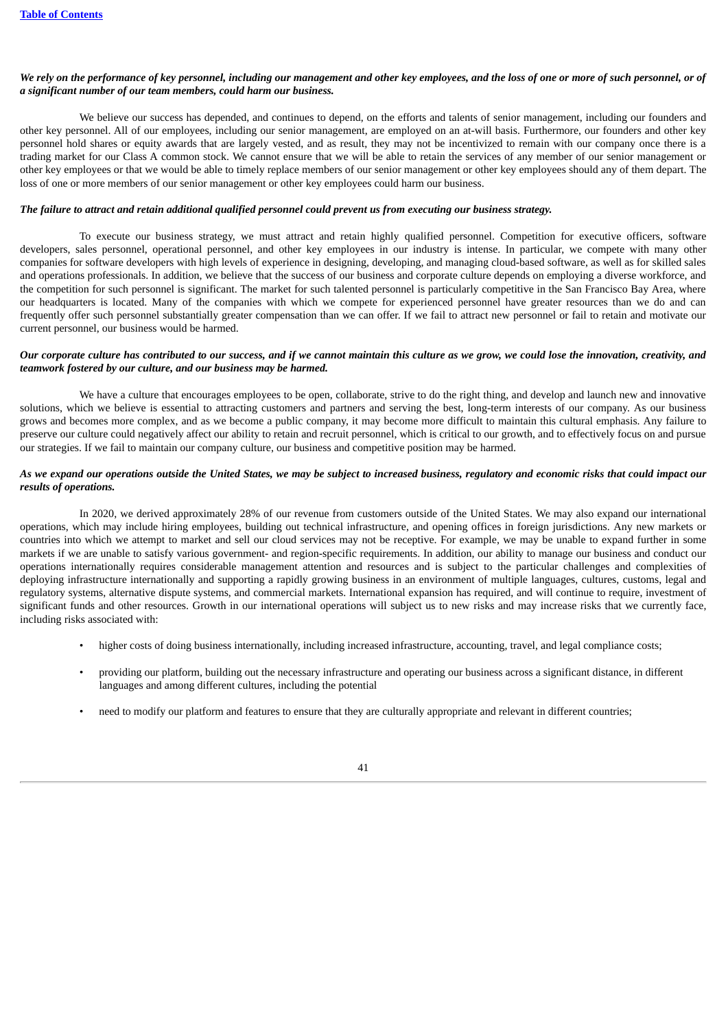***We rely on the performance of key personnel, including our management and other key employees, and the loss of one or more of such personnel, or of a significant number of our team members, could harm our business.***

We believe our success has depended, and continues to depend, on the efforts and talents of senior management, including our founders and other key personnel. All of our employees, including our senior management, are employed on an at-will basis. Furthermore, our founders and other key personnel hold shares or equity awards that are largely vested, and as result, they may not be incentivized to remain with our company once there is a trading market for our Class A common stock. We cannot ensure that we will be able to retain the services of any member of our senior management or other key employees or that we would be able to timely replace members of our senior management or other key employees should any of them depart. The loss of one or more members of our senior management or other key employees could harm our business.

***The failure to attract and retain additional qualified personnel could prevent us from executing our business strategy.***

To execute our business strategy, we must attract and retain highly qualified personnel. Competition for executive officers, software developers, sales personnel, operational personnel, and other key employees in our industry is intense. In particular, we compete with many other companies for software developers with high levels of experience in designing, developing, and managing cloud-based software, as well as for skilled sales and operations professionals. In addition, we believe that the success of our business and corporate culture depends on employing a diverse workforce, and the competition for such personnel is significant. The market for such talented personnel is particularly competitive in the San Francisco Bay Area, where our headquarters is located. Many of the companies with which we compete for experienced personnel have greater resources than we do and can frequently offer such personnel substantially greater compensation than we can offer. If we fail to attract new personnel or fail to retain and motivate our current personnel, our business would be harmed.

***Our corporate culture has contributed to our success, and if we cannot maintain this culture as we grow, we could lose the innovation, creativity, and teamwork fostered by our culture, and our business may be harmed.***

We have a culture that encourages employees to be open, collaborate, strive to do the right thing, and develop and launch new and innovative solutions, which we believe is essential to attracting customers and partners and serving the best, long-term interests of our company. As our business grows and becomes more complex, and as we become a public company, it may become more difficult to maintain this cultural emphasis. Any failure to preserve our culture could negatively affect our ability to retain and recruit personnel, which is critical to our growth, and to effectively focus on and pursue our strategies. If we fail to maintain our company culture, our business and competitive position may be harmed.

***As we expand our operations outside the United States, we may be subject to increased business, regulatory and economic risks that could impact our results of operations.***

In 2020, we derived approximately 28% of our revenue from customers outside of the United States. We may also expand our international operations, which may include hiring employees, building out technical infrastructure, and opening offices in foreign jurisdictions. Any new markets or countries into which we attempt to market and sell our cloud services may not be receptive. For example, we may be unable to expand further in some markets if we are unable to satisfy various government- and region-specific requirements. In addition, our ability to manage our business and conduct our operations internationally requires considerable management attention and resources and is subject to the particular challenges and complexities of deploying infrastructure internationally and supporting a rapidly growing business in an environment of multiple languages, cultures, customs, legal and regulatory systems, alternative dispute systems, and commercial markets. International expansion has required, and will continue to require, investment of significant funds and other resources. Growth in our international operations will subject us to new risks and may increase risks that we currently face, including risks associated with:

- higher costs of doing business internationally, including increased infrastructure, accounting, travel, and legal compliance costs;
- providing our platform, building out the necessary infrastructure and operating our business across a significant distance, in different languages and among different cultures, including the potential
- need to modify our platform and features to ensure that they are culturally appropriate and relevant in different countries;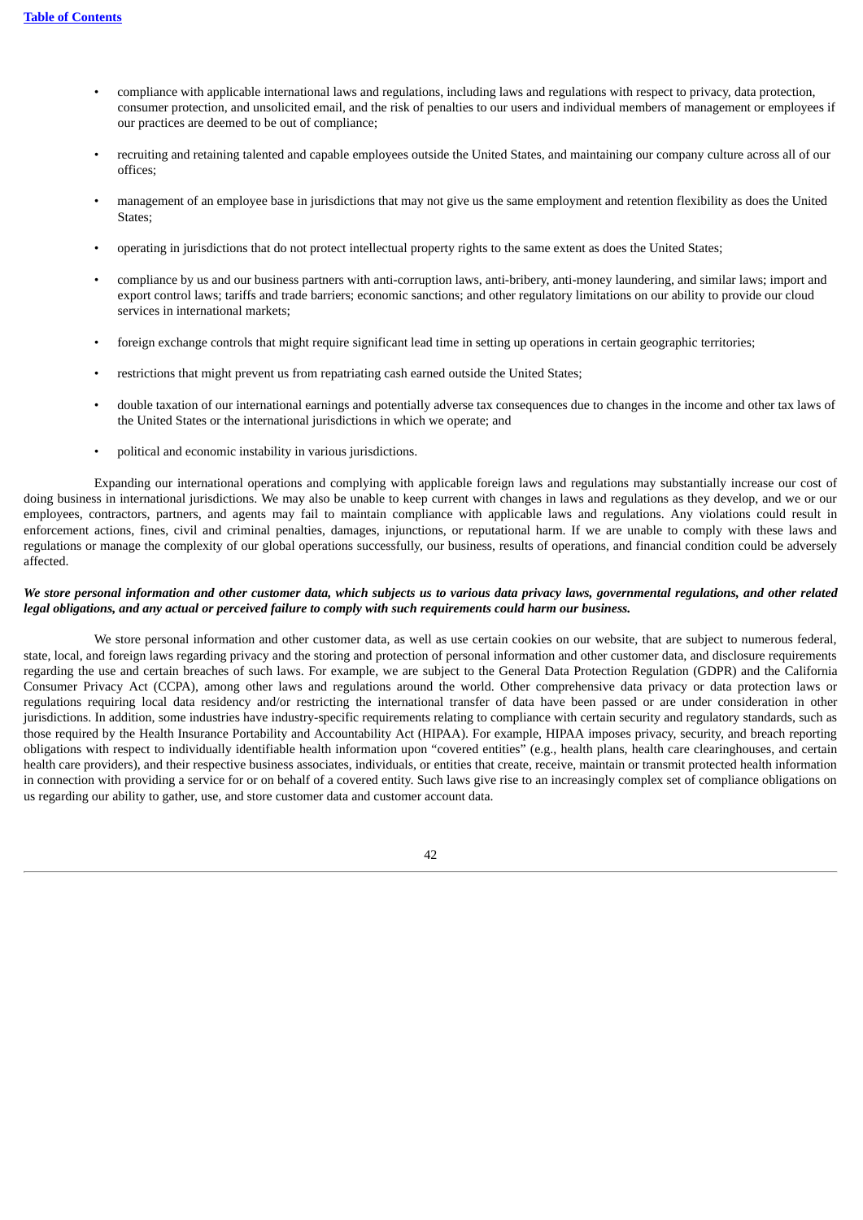- compliance with applicable international laws and regulations, including laws and regulations with respect to privacy, data protection, consumer protection, and unsolicited email, and the risk of penalties to our users and individual members of management or employees if our practices are deemed to be out of compliance;
- recruiting and retaining talented and capable employees outside the United States, and maintaining our company culture across all of our offices;
- management of an employee base in jurisdictions that may not give us the same employment and retention flexibility as does the United States;
- operating in jurisdictions that do not protect intellectual property rights to the same extent as does the United States;
- compliance by us and our business partners with anti-corruption laws, anti-bribery, anti-money laundering, and similar laws; import and export control laws; tariffs and trade barriers; economic sanctions; and other regulatory limitations on our ability to provide our cloud services in international markets;
- foreign exchange controls that might require significant lead time in setting up operations in certain geographic territories;
- restrictions that might prevent us from repatriating cash earned outside the United States;
- double taxation of our international earnings and potentially adverse tax consequences due to changes in the income and other tax laws of the United States or the international jurisdictions in which we operate; and
- political and economic instability in various jurisdictions.

Expanding our international operations and complying with applicable foreign laws and regulations may substantially increase our cost of doing business in international jurisdictions. We may also be unable to keep current with changes in laws and regulations as they develop, and we or our employees, contractors, partners, and agents may fail to maintain compliance with applicable laws and regulations. Any violations could result in enforcement actions, fines, civil and criminal penalties, damages, injunctions, or reputational harm. If we are unable to comply with these laws and regulations or manage the complexity of our global operations successfully, our business, results of operations, and financial condition could be adversely affected.

***We store personal information and other customer data, which subjects us to various data privacy laws, governmental regulations, and other related legal obligations, and any actual or perceived failure to comply with such requirements could harm our business.***

We store personal information and other customer data, as well as use certain cookies on our website, that are subject to numerous federal, state, local, and foreign laws regarding privacy and the storing and protection of personal information and other customer data, and disclosure requirements regarding the use and certain breaches of such laws. For example, we are subject to the General Data Protection Regulation (GDPR) and the California Consumer Privacy Act (CCPA), among other laws and regulations around the world. Other comprehensive data privacy or data protection laws or regulations requiring local data residency and/or restricting the international transfer of data have been passed or are under consideration in other jurisdictions. In addition, some industries have industry-specific requirements relating to compliance with certain security and regulatory standards, such as those required by the Health Insurance Portability and Accountability Act (HIPAA). For example, HIPAA imposes privacy, security, and breach reporting obligations with respect to individually identifiable health information upon "covered entities" (e.g., health plans, health care clearinghouses, and certain health care providers), and their respective business associates, individuals, or entities that create, receive, maintain or transmit protected health information in connection with providing a service for or on behalf of a covered entity. Such laws give rise to an increasingly complex set of compliance obligations on us regarding our ability to gather, use, and store customer data and customer account data.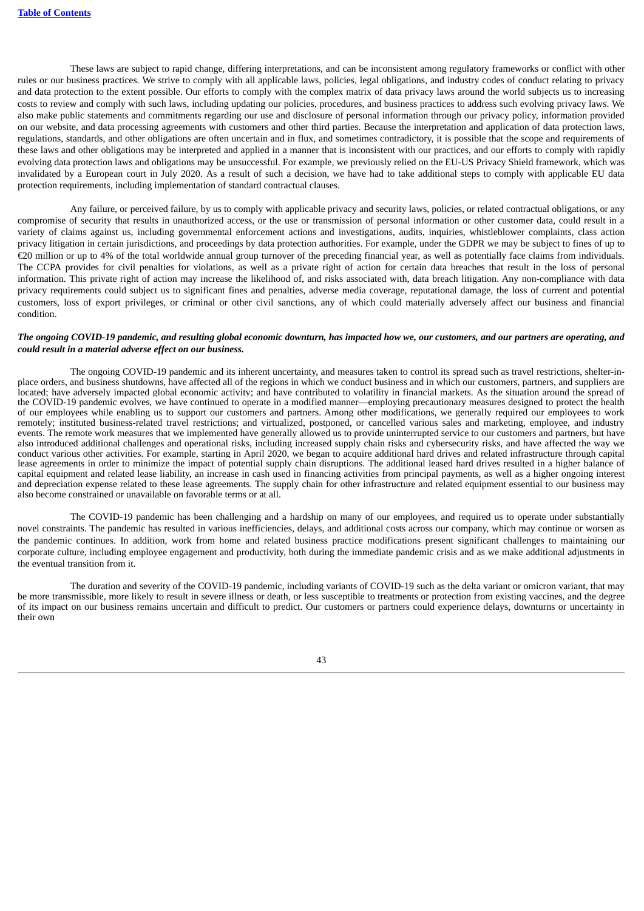These laws are subject to rapid change, differing interpretations, and can be inconsistent among regulatory frameworks or conflict with other rules or our business practices. We strive to comply with all applicable laws, policies, legal obligations, and industry codes of conduct relating to privacy and data protection to the extent possible. Our efforts to comply with the complex matrix of data privacy laws around the world subjects us to increasing costs to review and comply with such laws, including updating our policies, procedures, and business practices to address such evolving privacy laws. We also make public statements and commitments regarding our use and disclosure of personal information through our privacy policy, information provided on our website, and data processing agreements with customers and other third parties. Because the interpretation and application of data protection laws, regulations, standards, and other obligations are often uncertain and in flux, and sometimes contradictory, it is possible that the scope and requirements of these laws and other obligations may be interpreted and applied in a manner that is inconsistent with our practices, and our efforts to comply with rapidly evolving data protection laws and obligations may be unsuccessful. For example, we previously relied on the EU-US Privacy Shield framework, which was invalidated by a European court in July 2020. As a result of such a decision, we have had to take additional steps to comply with applicable EU data protection requirements, including implementation of standard contractual clauses.

Any failure, or perceived failure, by us to comply with applicable privacy and security laws, policies, or related contractual obligations, or any compromise of security that results in unauthorized access, or the use or transmission of personal information or other customer data, could result in a variety of claims against us, including governmental enforcement actions and investigations, audits, inquiries, whistleblower complaints, class action privacy litigation in certain jurisdictions, and proceedings by data protection authorities. For example, under the GDPR we may be subject to fines of up to €20 million or up to 4% of the total worldwide annual group turnover of the preceding financial year, as well as potentially face claims from individuals. The CCPA provides for civil penalties for violations, as well as a private right of action for certain data breaches that result in the loss of personal information. This private right of action may increase the likelihood of, and risks associated with, data breach litigation. Any non-compliance with data privacy requirements could subject us to significant fines and penalties, adverse media coverage, reputational damage, the loss of current and potential customers, loss of export privileges, or criminal or other civil sanctions, any of which could materially adversely affect our business and financial condition.

***The ongoing COVID-19 pandemic, and resulting global economic downturn, has impacted how we, our customers, and our partners are operating, and could result in a material adverse effect on our business.***

The ongoing COVID-19 pandemic and its inherent uncertainty, and measures taken to control its spread such as travel restrictions, shelter-in-place orders, and business shutdowns, have affected all of the regions in which we conduct business and in which our customers, partners, and suppliers are located; have adversely impacted global economic activity; and have contributed to volatility in financial markets. As the situation around the spread of the COVID-19 pandemic evolves, we have continued to operate in a modified manner—employing precautionary measures designed to protect the health of our employees while enabling us to support our customers and partners. Among other modifications, we generally required our employees to work remotely; instituted business-related travel restrictions; and virtualized, postponed, or cancelled various sales and marketing, employee, and industry events. The remote work measures that we implemented have generally allowed us to provide uninterrupted service to our customers and partners, but have also introduced additional challenges and operational risks, including increased supply chain risks and cybersecurity risks, and have affected the way we conduct various other activities. For example, starting in April 2020, we began to acquire additional hard drives and related infrastructure through capital lease agreements in order to minimize the impact of potential supply chain disruptions. The additional leased hard drives resulted in a higher balance of capital equipment and related lease liability, an increase in cash used in financing activities from principal payments, as well as a higher ongoing interest and depreciation expense related to these lease agreements. The supply chain for other infrastructure and related equipment essential to our business may also become constrained or unavailable on favorable terms or at all.

The COVID-19 pandemic has been challenging and a hardship on many of our employees, and required us to operate under substantially novel constraints. The pandemic has resulted in various inefficiencies, delays, and additional costs across our company, which may continue or worsen as the pandemic continues. In addition, work from home and related business practice modifications present significant challenges to maintaining our corporate culture, including employee engagement and productivity, both during the immediate pandemic crisis and as we make additional adjustments in the eventual transition from it.

The duration and severity of the COVID-19 pandemic, including variants of COVID-19 such as the delta variant or omicron variant, that may be more transmissible, more likely to result in severe illness or death, or less susceptible to treatments or protection from existing vaccines, and the degree of its impact on our business remains uncertain and difficult to predict. Our customers or partners could experience delays, downturns or uncertainty in their own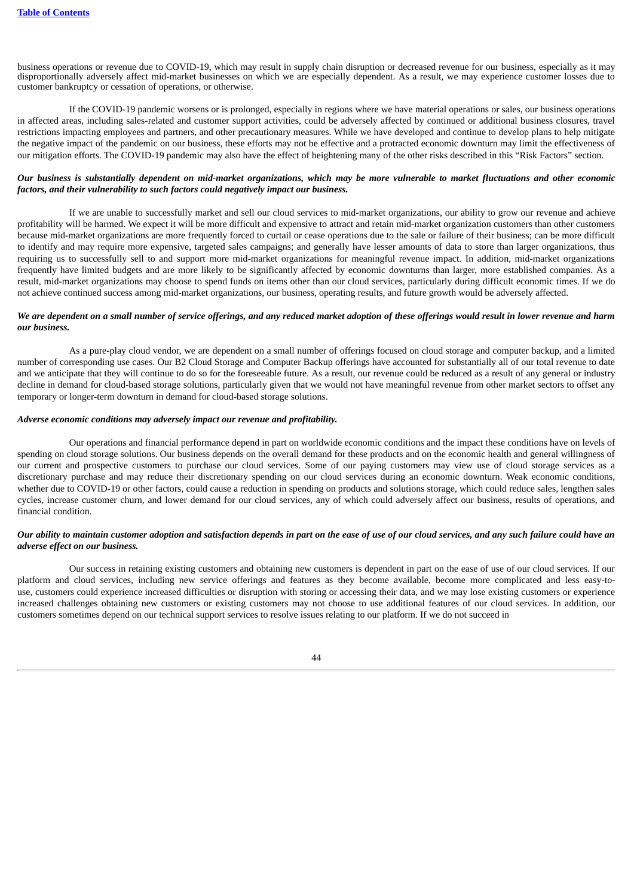business operations or revenue due to COVID-19, which may result in supply chain disruption or decreased revenue for our business, especially as it may disproportionally adversely affect mid-market businesses on which we are especially dependent. As a result, we may experience customer losses due to customer bankruptcy or cessation of operations, or otherwise.

If the COVID-19 pandemic worsens or is prolonged, especially in regions where we have material operations or sales, our business operations in affected areas, including sales-related and customer support activities, could be adversely affected by continued or additional business closures, travel restrictions impacting employees and partners, and other precautionary measures. While we have developed and continue to develop plans to help mitigate the negative impact of the pandemic on our business, these efforts may not be effective and a protracted economic downturn may limit the effectiveness of our mitigation efforts. The COVID-19 pandemic may also have the effect of heightening many of the other risks described in this "Risk Factors" section.

***Our business is substantially dependent on mid-market organizations, which may be more vulnerable to market fluctuations and other economic factors, and their vulnerability to such factors could negatively impact our business.***

If we are unable to successfully market and sell our cloud services to mid-market organizations, our ability to grow our revenue and achieve profitability will be harmed. We expect it will be more difficult and expensive to attract and retain mid-market organization customers than other customers because mid-market organizations are more frequently forced to curtail or cease operations due to the sale or failure of their business; can be more difficult to identify and may require more expensive, targeted sales campaigns; and generally have lesser amounts of data to store than larger organizations, thus requiring us to successfully sell to and support more mid-market organizations for meaningful revenue impact. In addition, mid-market organizations frequently have limited budgets and are more likely to be significantly affected by economic downturns than larger, more established companies. As a result, mid-market organizations may choose to spend funds on items other than our cloud services, particularly during difficult economic times. If we do not achieve continued success among mid-market organizations, our business, operating results, and future growth would be adversely affected.

***We are dependent on a small number of service offerings, and any reduced market adoption of these offerings would result in lower revenue and harm our business.***

As a pure-play cloud vendor, we are dependent on a small number of offerings focused on cloud storage and computer backup, and a limited number of corresponding use cases. Our B2 Cloud Storage and Computer Backup offerings have accounted for substantially all of our total revenue to date and we anticipate that they will continue to do so for the foreseeable future. As a result, our revenue could be reduced as a result of any general or industry decline in demand for cloud-based storage solutions, particularly given that we would not have meaningful revenue from other market sectors to offset any temporary or longer-term downturn in demand for cloud-based storage solutions.

***Adverse economic conditions may adversely impact our revenue and profitability.***

Our operations and financial performance depend in part on worldwide economic conditions and the impact these conditions have on levels of spending on cloud storage solutions. Our business depends on the overall demand for these products and on the economic health and general willingness of our current and prospective customers to purchase our cloud services. Some of our paying customers may view use of cloud storage services as a discretionary purchase and may reduce their discretionary spending on our cloud services during an economic downturn. Weak economic conditions, whether due to COVID-19 or other factors, could cause a reduction in spending on products and solutions storage, which could reduce sales, lengthen sales cycles, increase customer churn, and lower demand for our cloud services, any of which could adversely affect our business, results of operations, and financial condition.

***Our ability to maintain customer adoption and satisfaction depends in part on the ease of use of our cloud services, and any such failure could have an adverse effect on our business.***

Our success in retaining existing customers and obtaining new customers is dependent in part on the ease of use of our cloud services. If our platform and cloud services, including new service offerings and features as they become available, become more complicated and less easy-to-use, customers could experience increased difficulties or disruption with storing or accessing their data, and we may lose existing customers or experience increased challenges obtaining new customers or existing customers may not choose to use additional features of our cloud services. In addition, our customers sometimes depend on our technical support services to resolve issues relating to our platform. If we do not succeed in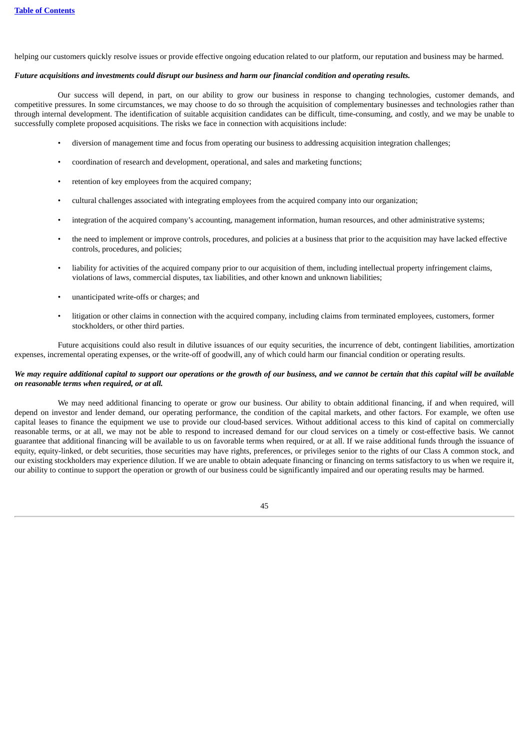helping our customers quickly resolve issues or provide effective ongoing education related to our platform, our reputation and business may be harmed.

***Future acquisitions and investments could disrupt our business and harm our financial condition and operating results.***

Our success will depend, in part, on our ability to grow our business in response to changing technologies, customer demands, and competitive pressures. In some circumstances, we may choose to do so through the acquisition of complementary businesses and technologies rather than through internal development. The identification of suitable acquisition candidates can be difficult, time-consuming, and costly, and we may be unable to successfully complete proposed acquisitions. The risks we face in connection with acquisitions include:

- diversion of management time and focus from operating our business to addressing acquisition integration challenges;
- coordination of research and development, operational, and sales and marketing functions;
- retention of key employees from the acquired company;
- cultural challenges associated with integrating employees from the acquired company into our organization;
- integration of the acquired company's accounting, management information, human resources, and other administrative systems;
- the need to implement or improve controls, procedures, and policies at a business that prior to the acquisition may have lacked effective controls, procedures, and policies;
- liability for activities of the acquired company prior to our acquisition of them, including intellectual property infringement claims, violations of laws, commercial disputes, tax liabilities, and other known and unknown liabilities;
- unanticipated write-offs or charges; and
- litigation or other claims in connection with the acquired company, including claims from terminated employees, customers, former stockholders, or other third parties.

Future acquisitions could also result in dilutive issuances of our equity securities, the incurrence of debt, contingent liabilities, amortization expenses, incremental operating expenses, or the write-off of goodwill, any of which could harm our financial condition or operating results.

***We may require additional capital to support our operations or the growth of our business, and we cannot be certain that this capital will be available on reasonable terms when required, or at all.***

We may need additional financing to operate or grow our business. Our ability to obtain additional financing, if and when required, will depend on investor and lender demand, our operating performance, the condition of the capital markets, and other factors. For example, we often use capital leases to finance the equipment we use to provide our cloud-based services. Without additional access to this kind of capital on commercially reasonable terms, or at all, we may not be able to respond to increased demand for our cloud services on a timely or cost-effective basis. We cannot guarantee that additional financing will be available to us on favorable terms when required, or at all. If we raise additional funds through the issuance of equity, equity-linked, or debt securities, those securities may have rights, preferences, or privileges senior to the rights of our Class A common stock, and our existing stockholders may experience dilution. If we are unable to obtain adequate financing or financing on terms satisfactory to us when we require it, our ability to continue to support the operation or growth of our business could be significantly impaired and our operating results may be harmed.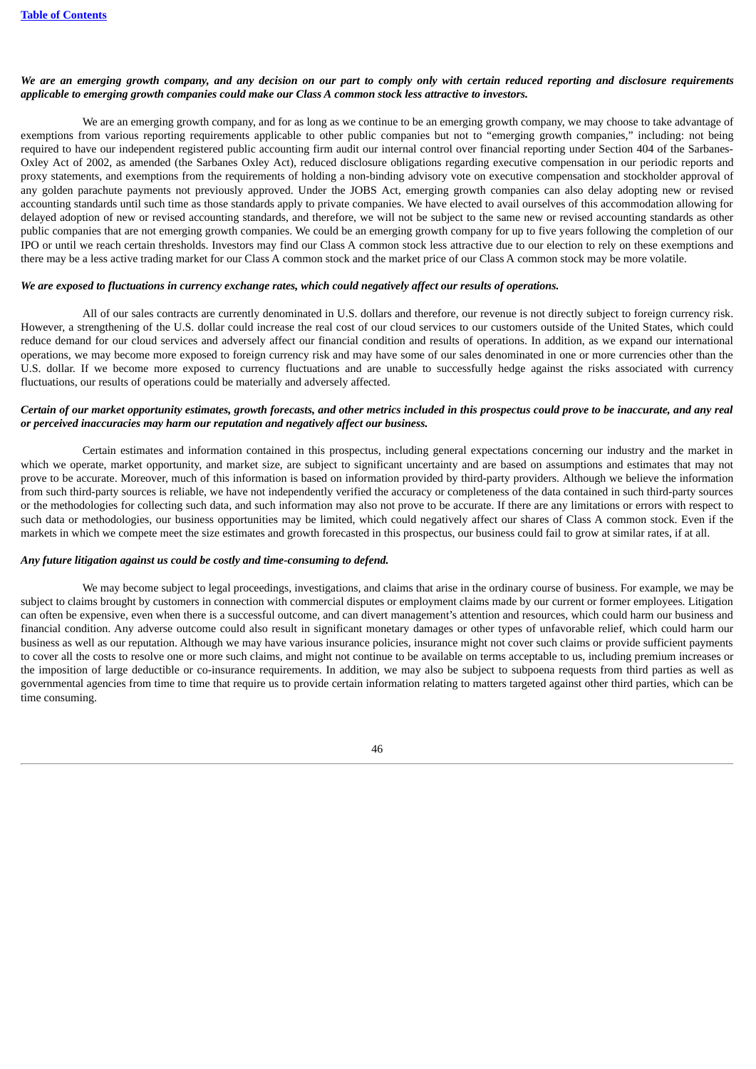***We are an emerging growth company, and any decision on our part to comply only with certain reduced reporting and disclosure requirements applicable to emerging growth companies could make our Class A common stock less attractive to investors.***

We are an emerging growth company, and for as long as we continue to be an emerging growth company, we may choose to take advantage of exemptions from various reporting requirements applicable to other public companies but not to "emerging growth companies," including: not being required to have our independent registered public accounting firm audit our internal control over financial reporting under Section 404 of the Sarbanes-Oxley Act of 2002, as amended (the Sarbanes Oxley Act), reduced disclosure obligations regarding executive compensation in our periodic reports and proxy statements, and exemptions from the requirements of holding a non-binding advisory vote on executive compensation and stockholder approval of any golden parachute payments not previously approved. Under the JOBS Act, emerging growth companies can also delay adopting new or revised accounting standards until such time as those standards apply to private companies. We have elected to avail ourselves of this accommodation allowing for delayed adoption of new or revised accounting standards, and therefore, we will not be subject to the same new or revised accounting standards as other public companies that are not emerging growth companies. We could be an emerging growth company for up to five years following the completion of our IPO or until we reach certain thresholds. Investors may find our Class A common stock less attractive due to our election to rely on these exemptions and there may be a less active trading market for our Class A common stock and the market price of our Class A common stock may be more volatile.

***We are exposed to fluctuations in currency exchange rates, which could negatively affect our results of operations.***

All of our sales contracts are currently denominated in U.S. dollars and therefore, our revenue is not directly subject to foreign currency risk. However, a strengthening of the U.S. dollar could increase the real cost of our cloud services to our customers outside of the United States, which could reduce demand for our cloud services and adversely affect our financial condition and results of operations. In addition, as we expand our international operations, we may become more exposed to foreign currency risk and may have some of our sales denominated in one or more currencies other than the U.S. dollar. If we become more exposed to currency fluctuations and are unable to successfully hedge against the risks associated with currency fluctuations, our results of operations could be materially and adversely affected.

***Certain of our market opportunity estimates, growth forecasts, and other metrics included in this prospectus could prove to be inaccurate, and any real or perceived inaccuracies may harm our reputation and negatively affect our business.***

Certain estimates and information contained in this prospectus, including general expectations concerning our industry and the market in which we operate, market opportunity, and market size, are subject to significant uncertainty and are based on assumptions and estimates that may not prove to be accurate. Moreover, much of this information is based on information provided by third-party providers. Although we believe the information from such third-party sources is reliable, we have not independently verified the accuracy or completeness of the data contained in such third-party sources or the methodologies for collecting such data, and such information may also not prove to be accurate. If there are any limitations or errors with respect to such data or methodologies, our business opportunities may be limited, which could negatively affect our shares of Class A common stock. Even if the markets in which we compete meet the size estimates and growth forecasted in this prospectus, our business could fail to grow at similar rates, if at all.

***Any future litigation against us could be costly and time-consuming to defend.***

We may become subject to legal proceedings, investigations, and claims that arise in the ordinary course of business. For example, we may be subject to claims brought by customers in connection with commercial disputes or employment claims made by our current or former employees. Litigation can often be expensive, even when there is a successful outcome, and can divert management's attention and resources, which could harm our business and financial condition. Any adverse outcome could also result in significant monetary damages or other types of unfavorable relief, which could harm our business as well as our reputation. Although we may have various insurance policies, insurance might not cover such claims or provide sufficient payments to cover all the costs to resolve one or more such claims, and might not continue to be available on terms acceptable to us, including premium increases or the imposition of large deductible or co-insurance requirements. In addition, we may also be subject to subpoena requests from third parties as well as governmental agencies from time to time that require us to provide certain information relating to matters targeted against other third parties, which can be time consuming.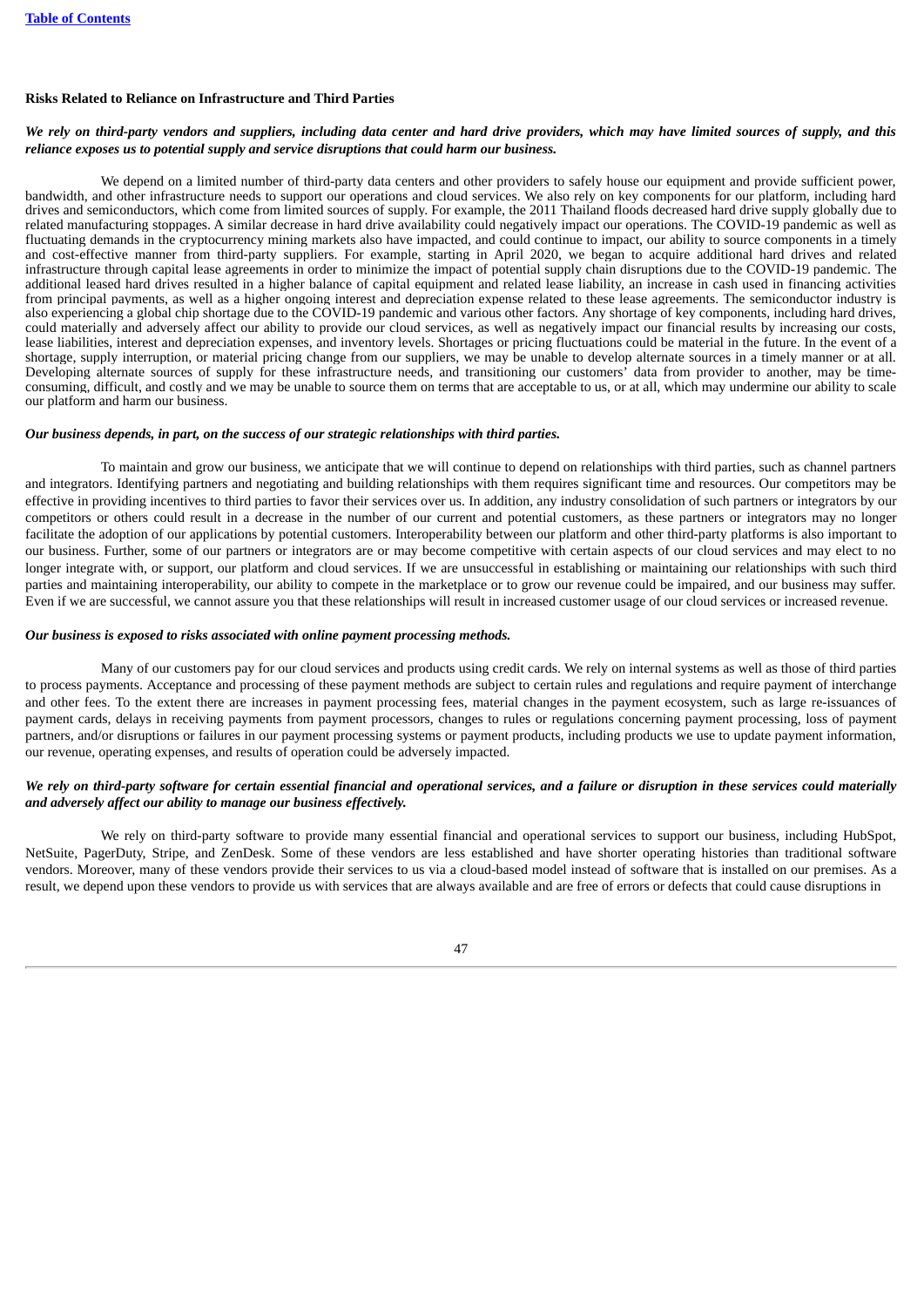**Risks Related to Reliance on Infrastructure and Third Parties**

***We rely on third-party vendors and suppliers, including data center and hard drive providers, which may have limited sources of supply, and this reliance exposes us to potential supply and service disruptions that could harm our business.***

We depend on a limited number of third-party data centers and other providers to safely house our equipment and provide sufficient power, bandwidth, and other infrastructure needs to support our operations and cloud services. We also rely on key components for our platform, including hard drives and semiconductors, which come from limited sources of supply. For example, the 2011 Thailand floods decreased hard drive supply globally due to related manufacturing stoppages. A similar decrease in hard drive availability could negatively impact our operations. The COVID-19 pandemic as well as fluctuating demands in the cryptocurrency mining markets also have impacted, and could continue to impact, our ability to source components in a timely and cost-effective manner from third-party suppliers. For example, starting in April 2020, we began to acquire additional hard drives and related infrastructure through capital lease agreements in order to minimize the impact of potential supply chain disruptions due to the COVID-19 pandemic. The additional leased hard drives resulted in a higher balance of capital equipment and related lease liability, an increase in cash used in financing activities from principal payments, as well as a higher ongoing interest and depreciation expense related to these lease agreements. The semiconductor industry is also experiencing a global chip shortage due to the COVID-19 pandemic and various other factors. Any shortage of key components, including hard drives, could materially and adversely affect our ability to provide our cloud services, as well as negatively impact our financial results by increasing our costs, lease liabilities, interest and depreciation expenses, and inventory levels. Shortages or pricing fluctuations could be material in the future. In the event of a shortage, supply interruption, or material pricing change from our suppliers, we may be unable to develop alternate sources in a timely manner or at all. Developing alternate sources of supply for these infrastructure needs, and transitioning our customers' data from provider to another, may be time-consuming, difficult, and costly and we may be unable to source them on terms that are acceptable to us, or at all, which may undermine our ability to scale our platform and harm our business.

***Our business depends, in part, on the success of our strategic relationships with third parties.***

To maintain and grow our business, we anticipate that we will continue to depend on relationships with third parties, such as channel partners and integrators. Identifying partners and negotiating and building relationships with them requires significant time and resources. Our competitors may be effective in providing incentives to third parties to favor their services over us. In addition, any industry consolidation of such partners or integrators by our competitors or others could result in a decrease in the number of our current and potential customers, as these partners or integrators may no longer facilitate the adoption of our applications by potential customers. Interoperability between our platform and other third-party platforms is also important to our business. Further, some of our partners or integrators are or may become competitive with certain aspects of our cloud services and may elect to no longer integrate with, or support, our platform and cloud services. If we are unsuccessful in establishing or maintaining our relationships with such third parties and maintaining interoperability, our ability to compete in the marketplace or to grow our revenue could be impaired, and our business may suffer. Even if we are successful, we cannot assure you that these relationships will result in increased customer usage of our cloud services or increased revenue.

***Our business is exposed to risks associated with online payment processing methods.***

Many of our customers pay for our cloud services and products using credit cards. We rely on internal systems as well as those of third parties to process payments. Acceptance and processing of these payment methods are subject to certain rules and regulations and require payment of interchange and other fees. To the extent there are increases in payment processing fees, material changes in the payment ecosystem, such as large re-issuances of payment cards, delays in receiving payments from payment processors, changes to rules or regulations concerning payment processing, loss of payment partners, and/or disruptions or failures in our payment processing systems or payment products, including products we use to update payment information, our revenue, operating expenses, and results of operation could be adversely impacted.

***We rely on third-party software for certain essential financial and operational services, and a failure or disruption in these services could materially and adversely affect our ability to manage our business effectively.***

We rely on third-party software to provide many essential financial and operational services to support our business, including HubSpot, NetSuite, PagerDuty, Stripe, and ZenDesk. Some of these vendors are less established and have shorter operating histories than traditional software vendors. Moreover, many of these vendors provide their services to us via a cloud-based model instead of software that is installed on our premises. As a result, we depend upon these vendors to provide us with services that are always available and are free of errors or defects that could cause disruptions in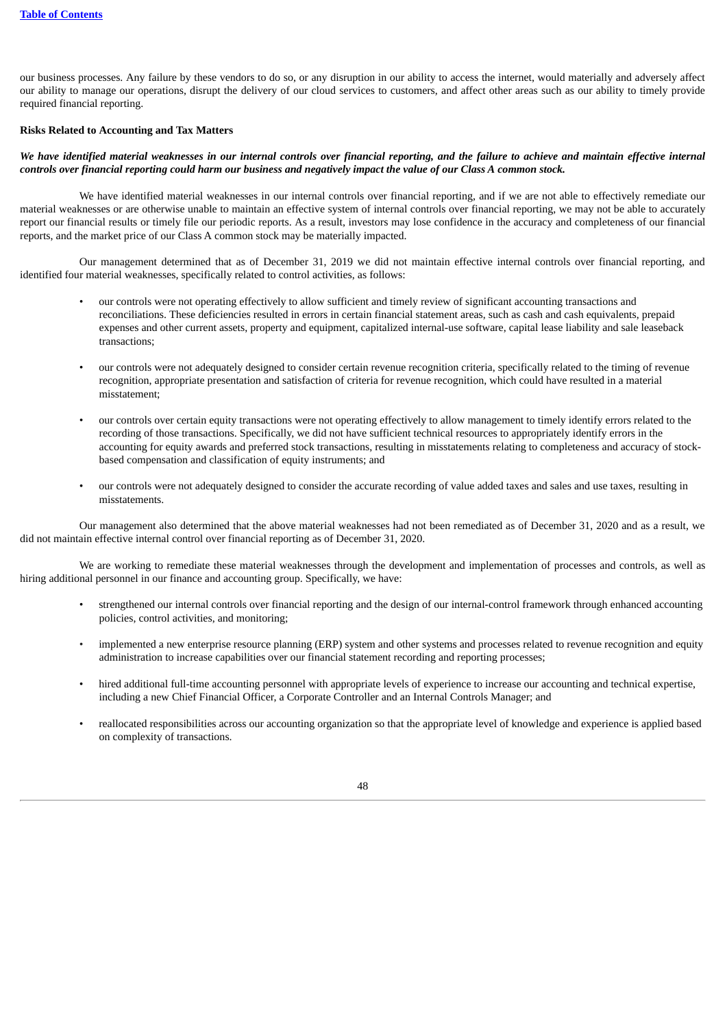our business processes. Any failure by these vendors to do so, or any disruption in our ability to access the internet, would materially and adversely affect our ability to manage our operations, disrupt the delivery of our cloud services to customers, and affect other areas such as our ability to timely provide required financial reporting.

**Risks Related to Accounting and Tax Matters**

***We have identified material weaknesses in our internal controls over financial reporting, and the failure to achieve and maintain effective internal controls over financial reporting could harm our business and negatively impact the value of our Class A common stock.***

We have identified material weaknesses in our internal controls over financial reporting, and if we are not able to effectively remediate our material weaknesses or are otherwise unable to maintain an effective system of internal controls over financial reporting, we may not be able to accurately report our financial results or timely file our periodic reports. As a result, investors may lose confidence in the accuracy and completeness of our financial reports, and the market price of our Class A common stock may be materially impacted.

Our management determined that as of December 31, 2019 we did not maintain effective internal controls over financial reporting, and identified four material weaknesses, specifically related to control activities, as follows:

- our controls were not operating effectively to allow sufficient and timely review of significant accounting transactions and reconciliations. These deficiencies resulted in errors in certain financial statement areas, such as cash and cash equivalents, prepaid expenses and other current assets, property and equipment, capitalized internal-use software, capital lease liability and sale leaseback transactions;
- our controls were not adequately designed to consider certain revenue recognition criteria, specifically related to the timing of revenue recognition, appropriate presentation and satisfaction of criteria for revenue recognition, which could have resulted in a material misstatement;
- our controls over certain equity transactions were not operating effectively to allow management to timely identify errors related to the recording of those transactions. Specifically, we did not have sufficient technical resources to appropriately identify errors in the accounting for equity awards and preferred stock transactions, resulting in misstatements relating to completeness and accuracy of stock-based compensation and classification of equity instruments; and
- our controls were not adequately designed to consider the accurate recording of value added taxes and sales and use taxes, resulting in misstatements.

Our management also determined that the above material weaknesses had not been remediated as of December 31, 2020 and as a result, we did not maintain effective internal control over financial reporting as of December 31, 2020.

We are working to remediate these material weaknesses through the development and implementation of processes and controls, as well as hiring additional personnel in our finance and accounting group. Specifically, we have:

- strengthened our internal controls over financial reporting and the design of our internal-control framework through enhanced accounting policies, control activities, and monitoring;
- implemented a new enterprise resource planning (ERP) system and other systems and processes related to revenue recognition and equity administration to increase capabilities over our financial statement recording and reporting processes;
- hired additional full-time accounting personnel with appropriate levels of experience to increase our accounting and technical expertise, including a new Chief Financial Officer, a Corporate Controller and an Internal Controls Manager; and
- reallocated responsibilities across our accounting organization so that the appropriate level of knowledge and experience is applied based on complexity of transactions.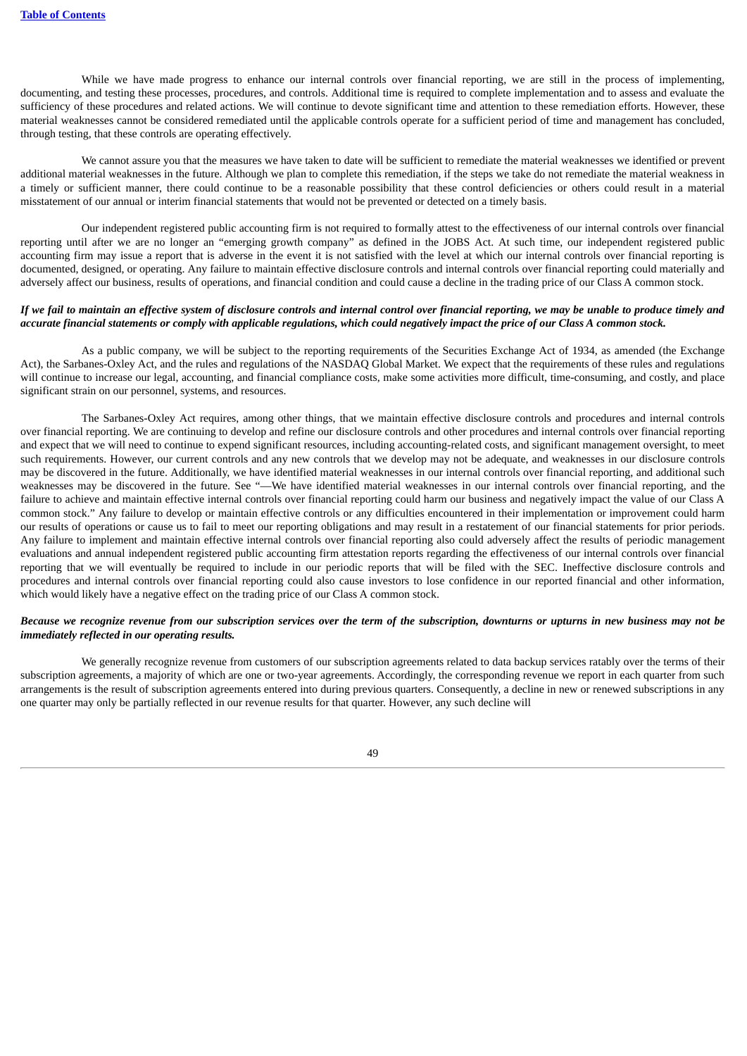While we have made progress to enhance our internal controls over financial reporting, we are still in the process of implementing, documenting, and testing these processes, procedures, and controls. Additional time is required to complete implementation and to assess and evaluate the sufficiency of these procedures and related actions. We will continue to devote significant time and attention to these remediation efforts. However, these material weaknesses cannot be considered remediated until the applicable controls operate for a sufficient period of time and management has concluded, through testing, that these controls are operating effectively.

We cannot assure you that the measures we have taken to date will be sufficient to remediate the material weaknesses we identified or prevent additional material weaknesses in the future. Although we plan to complete this remediation, if the steps we take do not remediate the material weakness in a timely or sufficient manner, there could continue to be a reasonable possibility that these control deficiencies or others could result in a material misstatement of our annual or interim financial statements that would not be prevented or detected on a timely basis.

Our independent registered public accounting firm is not required to formally attest to the effectiveness of our internal controls over financial reporting until after we are no longer an "emerging growth company" as defined in the JOBS Act. At such time, our independent registered public accounting firm may issue a report that is adverse in the event it is not satisfied with the level at which our internal controls over financial reporting is documented, designed, or operating. Any failure to maintain effective disclosure controls and internal controls over financial reporting could materially and adversely affect our business, results of operations, and financial condition and could cause a decline in the trading price of our Class A common stock.

***If we fail to maintain an effective system of disclosure controls and internal control over financial reporting, we may be unable to produce timely and accurate financial statements or comply with applicable regulations, which could negatively impact the price of our Class A common stock.***

As a public company, we will be subject to the reporting requirements of the Securities Exchange Act of 1934, as amended (the Exchange Act), the Sarbanes-Oxley Act, and the rules and regulations of the NASDAQ Global Market. We expect that the requirements of these rules and regulations will continue to increase our legal, accounting, and financial compliance costs, make some activities more difficult, time-consuming, and costly, and place significant strain on our personnel, systems, and resources.

The Sarbanes-Oxley Act requires, among other things, that we maintain effective disclosure controls and procedures and internal controls over financial reporting. We are continuing to develop and refine our disclosure controls and other procedures and internal controls over financial reporting and expect that we will need to continue to expend significant resources, including accounting-related costs, and significant management oversight, to meet such requirements. However, our current controls and any new controls that we develop may not be adequate, and weaknesses in our disclosure controls may be discovered in the future. Additionally, we have identified material weaknesses in our internal controls over financial reporting, and additional such weaknesses may be discovered in the future. See "—We have identified material weaknesses in our internal controls over financial reporting, and the failure to achieve and maintain effective internal controls over financial reporting could harm our business and negatively impact the value of our Class A common stock." Any failure to develop or maintain effective controls or any difficulties encountered in their implementation or improvement could harm our results of operations or cause us to fail to meet our reporting obligations and may result in a restatement of our financial statements for prior periods. Any failure to implement and maintain effective internal controls over financial reporting also could adversely affect the results of periodic management evaluations and annual independent registered public accounting firm attestation reports regarding the effectiveness of our internal controls over financial reporting that we will eventually be required to include in our periodic reports that will be filed with the SEC. Ineffective disclosure controls and procedures and internal controls over financial reporting could also cause investors to lose confidence in our reported financial and other information, which would likely have a negative effect on the trading price of our Class A common stock.

***Because we recognize revenue from our subscription services over the term of the subscription, downturns or upturns in new business may not be immediately reflected in our operating results.***

We generally recognize revenue from customers of our subscription agreements related to data backup services ratably over the terms of their subscription agreements, a majority of which are one or two-year agreements. Accordingly, the corresponding revenue we report in each quarter from such arrangements is the result of subscription agreements entered into during previous quarters. Consequently, a decline in new or renewed subscriptions in any one quarter may only be partially reflected in our revenue results for that quarter. However, any such decline will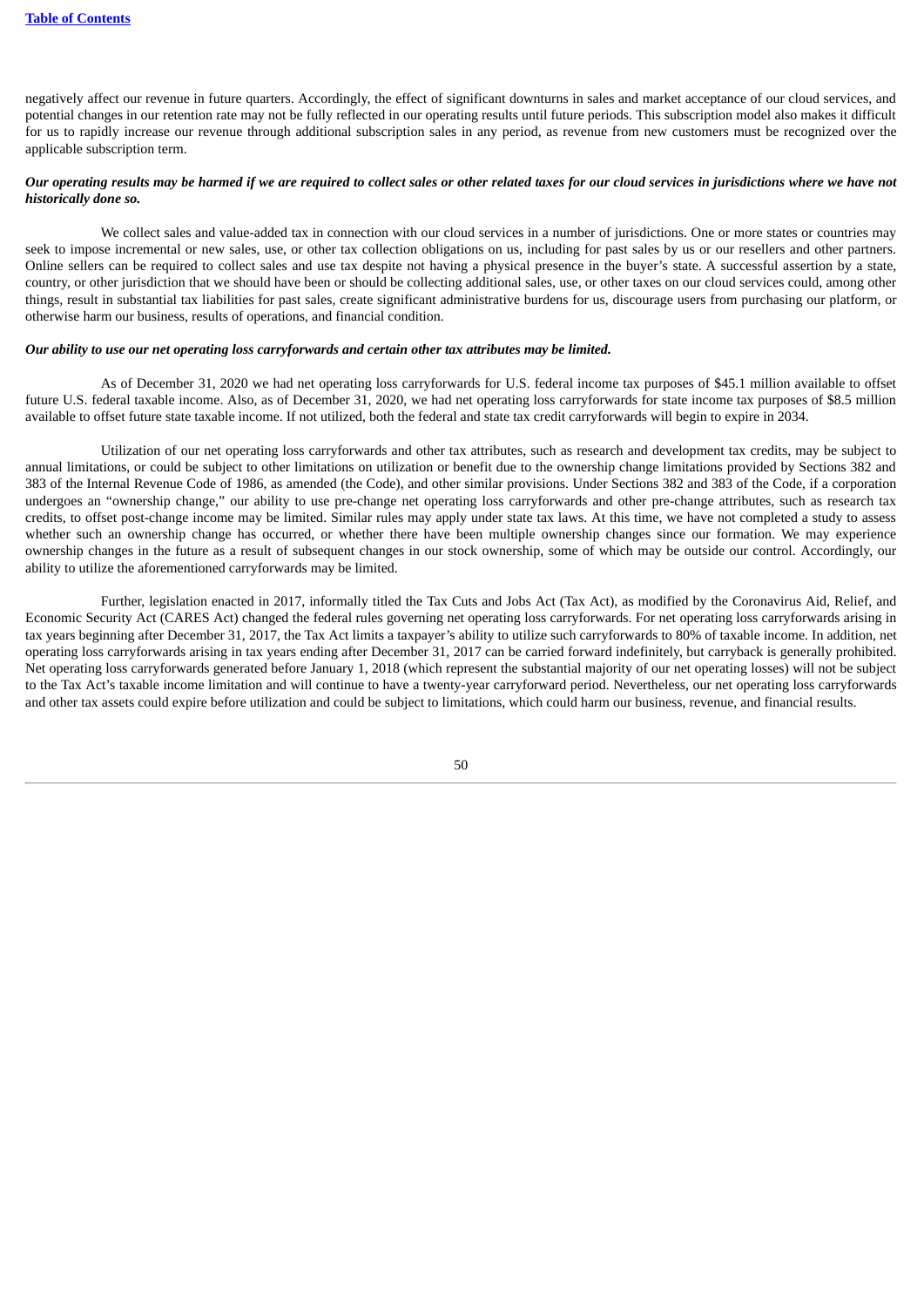negatively affect our revenue in future quarters. Accordingly, the effect of significant downturns in sales and market acceptance of our cloud services, and potential changes in our retention rate may not be fully reflected in our operating results until future periods. This subscription model also makes it difficult for us to rapidly increase our revenue through additional subscription sales in any period, as revenue from new customers must be recognized over the applicable subscription term.

***Our operating results may be harmed if we are required to collect sales or other related taxes for our cloud services in jurisdictions where we have not historically done so.***

We collect sales and value-added tax in connection with our cloud services in a number of jurisdictions. One or more states or countries may seek to impose incremental or new sales, use, or other tax collection obligations on us, including for past sales by us or our resellers and other partners. Online sellers can be required to collect sales and use tax despite not having a physical presence in the buyer's state. A successful assertion by a state, country, or other jurisdiction that we should have been or should be collecting additional sales, use, or other taxes on our cloud services could, among other things, result in substantial tax liabilities for past sales, create significant administrative burdens for us, discourage users from purchasing our platform, or otherwise harm our business, results of operations, and financial condition.

***Our ability to use our net operating loss carryforwards and certain other tax attributes may be limited.***

As of December 31, 2020 we had net operating loss carryforwards for U.S. federal income tax purposes of $45.1 million available to offset future U.S. federal taxable income. Also, as of December 31, 2020, we had net operating loss carryforwards for state income tax purposes of $8.5 million available to offset future state taxable income. If not utilized, both the federal and state tax credit carryforwards will begin to expire in 2034.

Utilization of our net operating loss carryforwards and other tax attributes, such as research and development tax credits, may be subject to annual limitations, or could be subject to other limitations on utilization or benefit due to the ownership change limitations provided by Sections 382 and 383 of the Internal Revenue Code of 1986, as amended (the Code), and other similar provisions. Under Sections 382 and 383 of the Code, if a corporation undergoes an "ownership change," our ability to use pre-change net operating loss carryforwards and other pre-change attributes, such as research tax credits, to offset post-change income may be limited. Similar rules may apply under state tax laws. At this time, we have not completed a study to assess whether such an ownership change has occurred, or whether there have been multiple ownership changes since our formation. We may experience ownership changes in the future as a result of subsequent changes in our stock ownership, some of which may be outside our control. Accordingly, our ability to utilize the aforementioned carryforwards may be limited.

Further, legislation enacted in 2017, informally titled the Tax Cuts and Jobs Act (Tax Act), as modified by the Coronavirus Aid, Relief, and Economic Security Act (CARES Act) changed the federal rules governing net operating loss carryforwards. For net operating loss carryforwards arising in tax years beginning after December 31, 2017, the Tax Act limits a taxpayer's ability to utilize such carryforwards to 80% of taxable income. In addition, net operating loss carryforwards arising in tax years ending after December 31, 2017 can be carried forward indefinitely, but carryback is generally prohibited. Net operating loss carryforwards generated before January 1, 2018 (which represent the substantial majority of our net operating losses) will not be subject to the Tax Act's taxable income limitation and will continue to have a twenty-year carryforward period. Nevertheless, our net operating loss carryforwards and other tax assets could expire before utilization and could be subject to limitations, which could harm our business, revenue, and financial results.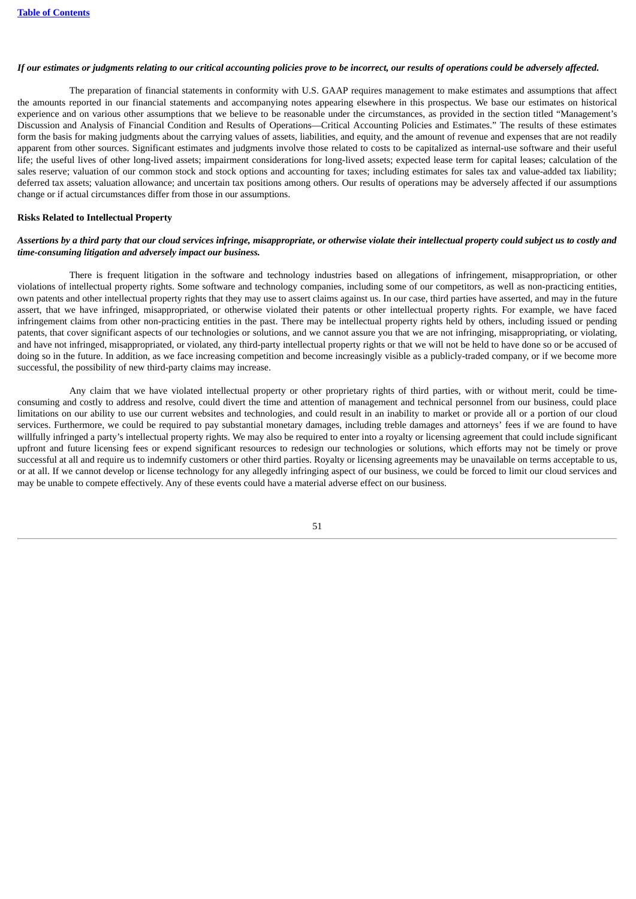*If our estimates or judgments relating to our critical accounting policies prove to be incorrect, our results of operations could be adversely affected.*

The preparation of financial statements in conformity with U.S. GAAP requires management to make estimates and assumptions that affect the amounts reported in our financial statements and accompanying notes appearing elsewhere in this prospectus. We base our estimates on historical experience and on various other assumptions that we believe to be reasonable under the circumstances, as provided in the section titled "Management's Discussion and Analysis of Financial Condition and Results of Operations—Critical Accounting Policies and Estimates." The results of these estimates form the basis for making judgments about the carrying values of assets, liabilities, and equity, and the amount of revenue and expenses that are not readily apparent from other sources. Significant estimates and judgments involve those related to costs to be capitalized as internal-use software and their useful life; the useful lives of other long-lived assets; impairment considerations for long-lived assets; expected lease term for capital leases; calculation of the sales reserve; valuation of our common stock and stock options and accounting for taxes; including estimates for sales tax and value-added tax liability; deferred tax assets; valuation allowance; and uncertain tax positions among others. Our results of operations may be adversely affected if our assumptions change or if actual circumstances differ from those in our assumptions.

**Risks Related to Intellectual Property**

***Assertions by a third party that our cloud services infringe, misappropriate, or otherwise violate their intellectual property could subject us to costly and time-consuming litigation and adversely impact our business.***

There is frequent litigation in the software and technology industries based on allegations of infringement, misappropriation, or other violations of intellectual property rights. Some software and technology companies, including some of our competitors, as well as non-practicing entities, own patents and other intellectual property rights that they may use to assert claims against us. In our case, third parties have asserted, and may in the future assert, that we have infringed, misappropriated, or otherwise violated their patents or other intellectual property rights. For example, we have faced infringement claims from other non-practicing entities in the past. There may be intellectual property rights held by others, including issued or pending patents, that cover significant aspects of our technologies or solutions, and we cannot assure you that we are not infringing, misappropriating, or violating, and have not infringed, misappropriated, or violated, any third-party intellectual property rights or that we will not be held to have done so or be accused of doing so in the future. In addition, as we face increasing competition and become increasingly visible as a publicly-traded company, or if we become more successful, the possibility of new third-party claims may increase.

Any claim that we have violated intellectual property or other proprietary rights of third parties, with or without merit, could be time-consuming and costly to address and resolve, could divert the time and attention of management and technical personnel from our business, could place limitations on our ability to use our current websites and technologies, and could result in an inability to market or provide all or a portion of our cloud services. Furthermore, we could be required to pay substantial monetary damages, including treble damages and attorneys' fees if we are found to have willfully infringed a party's intellectual property rights. We may also be required to enter into a royalty or licensing agreement that could include significant upfront and future licensing fees or expend significant resources to redesign our technologies or solutions, which efforts may not be timely or prove successful at all and require us to indemnify customers or other third parties. Royalty or licensing agreements may be unavailable on terms acceptable to us, or at all. If we cannot develop or license technology for any allegedly infringing aspect of our business, we could be forced to limit our cloud services and may be unable to compete effectively. Any of these events could have a material adverse effect on our business.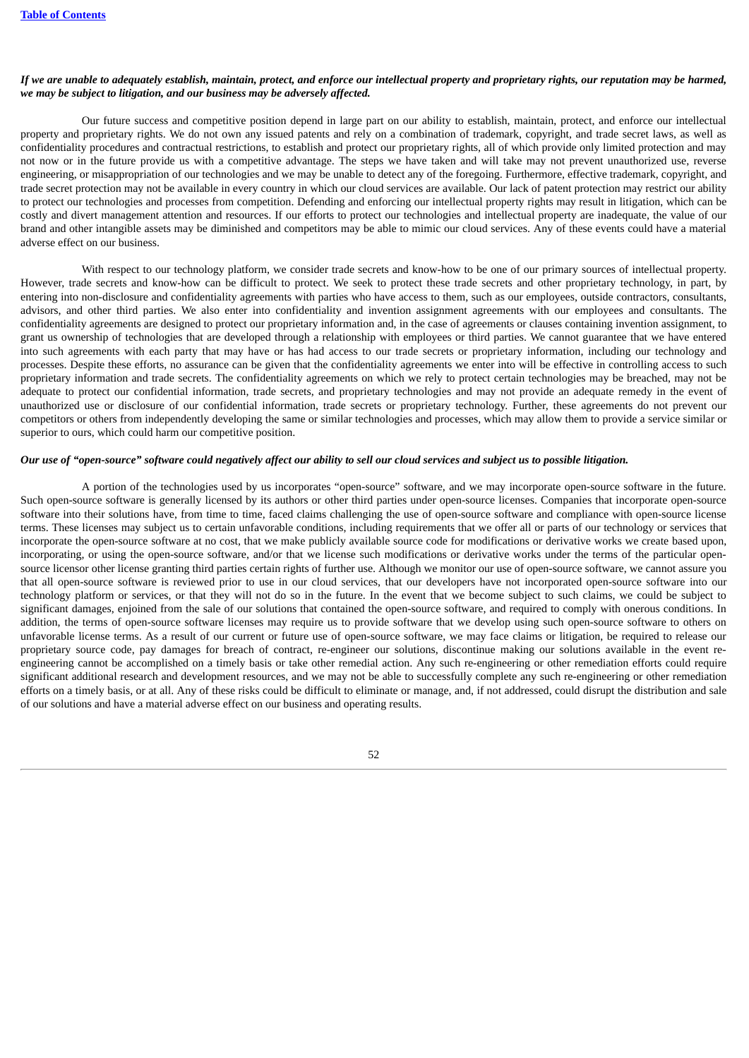***If we are unable to adequately establish, maintain, protect, and enforce our intellectual property and proprietary rights, our reputation may be harmed, we may be subject to litigation, and our business may be adversely affected.***

Our future success and competitive position depend in large part on our ability to establish, maintain, protect, and enforce our intellectual property and proprietary rights. We do not own any issued patents and rely on a combination of trademark, copyright, and trade secret laws, as well as confidentiality procedures and contractual restrictions, to establish and protect our proprietary rights, all of which provide only limited protection and may not now or in the future provide us with a competitive advantage. The steps we have taken and will take may not prevent unauthorized use, reverse engineering, or misappropriation of our technologies and we may be unable to detect any of the foregoing. Furthermore, effective trademark, copyright, and trade secret protection may not be available in every country in which our cloud services are available. Our lack of patent protection may restrict our ability to protect our technologies and processes from competition. Defending and enforcing our intellectual property rights may result in litigation, which can be costly and divert management attention and resources. If our efforts to protect our technologies and intellectual property are inadequate, the value of our brand and other intangible assets may be diminished and competitors may be able to mimic our cloud services. Any of these events could have a material adverse effect on our business.

With respect to our technology platform, we consider trade secrets and know-how to be one of our primary sources of intellectual property. However, trade secrets and know-how can be difficult to protect. We seek to protect these trade secrets and other proprietary technology, in part, by entering into non-disclosure and confidentiality agreements with parties who have access to them, such as our employees, outside contractors, consultants, advisors, and other third parties. We also enter into confidentiality and invention assignment agreements with our employees and consultants. The confidentiality agreements are designed to protect our proprietary information and, in the case of agreements or clauses containing invention assignment, to grant us ownership of technologies that are developed through a relationship with employees or third parties. We cannot guarantee that we have entered into such agreements with each party that may have or has had access to our trade secrets or proprietary information, including our technology and processes. Despite these efforts, no assurance can be given that the confidentiality agreements we enter into will be effective in controlling access to such proprietary information and trade secrets. The confidentiality agreements on which we rely to protect certain technologies may be breached, may not be adequate to protect our confidential information, trade secrets, and proprietary technologies and may not provide an adequate remedy in the event of unauthorized use or disclosure of our confidential information, trade secrets or proprietary technology. Further, these agreements do not prevent our competitors or others from independently developing the same or similar technologies and processes, which may allow them to provide a service similar or superior to ours, which could harm our competitive position.

***Our use of "open-source" software could negatively affect our ability to sell our cloud services and subject us to possible litigation.***

A portion of the technologies used by us incorporates "open-source" software, and we may incorporate open-source software in the future. Such open-source software is generally licensed by its authors or other third parties under open-source licenses. Companies that incorporate open-source software into their solutions have, from time to time, faced claims challenging the use of open-source software and compliance with open-source license terms. These licenses may subject us to certain unfavorable conditions, including requirements that we offer all or parts of our technology or services that incorporate the open-source software at no cost, that we make publicly available source code for modifications or derivative works we create based upon, incorporating, or using the open-source software, and/or that we license such modifications or derivative works under the terms of the particular open-source licensor other license granting third parties certain rights of further use. Although we monitor our use of open-source software, we cannot assure you that all open-source software is reviewed prior to use in our cloud services, that our developers have not incorporated open-source software into our technology platform or services, or that they will not do so in the future. In the event that we become subject to such claims, we could be subject to significant damages, enjoined from the sale of our solutions that contained the open-source software, and required to comply with onerous conditions. In addition, the terms of open-source software licenses may require us to provide software that we develop using such open-source software to others on unfavorable license terms. As a result of our current or future use of open-source software, we may face claims or litigation, be required to release our proprietary source code, pay damages for breach of contract, re-engineer our solutions, discontinue making our solutions available in the event re-engineering cannot be accomplished on a timely basis or take other remedial action. Any such re-engineering or other remediation efforts could require significant additional research and development resources, and we may not be able to successfully complete any such re-engineering or other remediation efforts on a timely basis, or at all. Any of these risks could be difficult to eliminate or manage, and, if not addressed, could disrupt the distribution and sale of our solutions and have a material adverse effect on our business and operating results.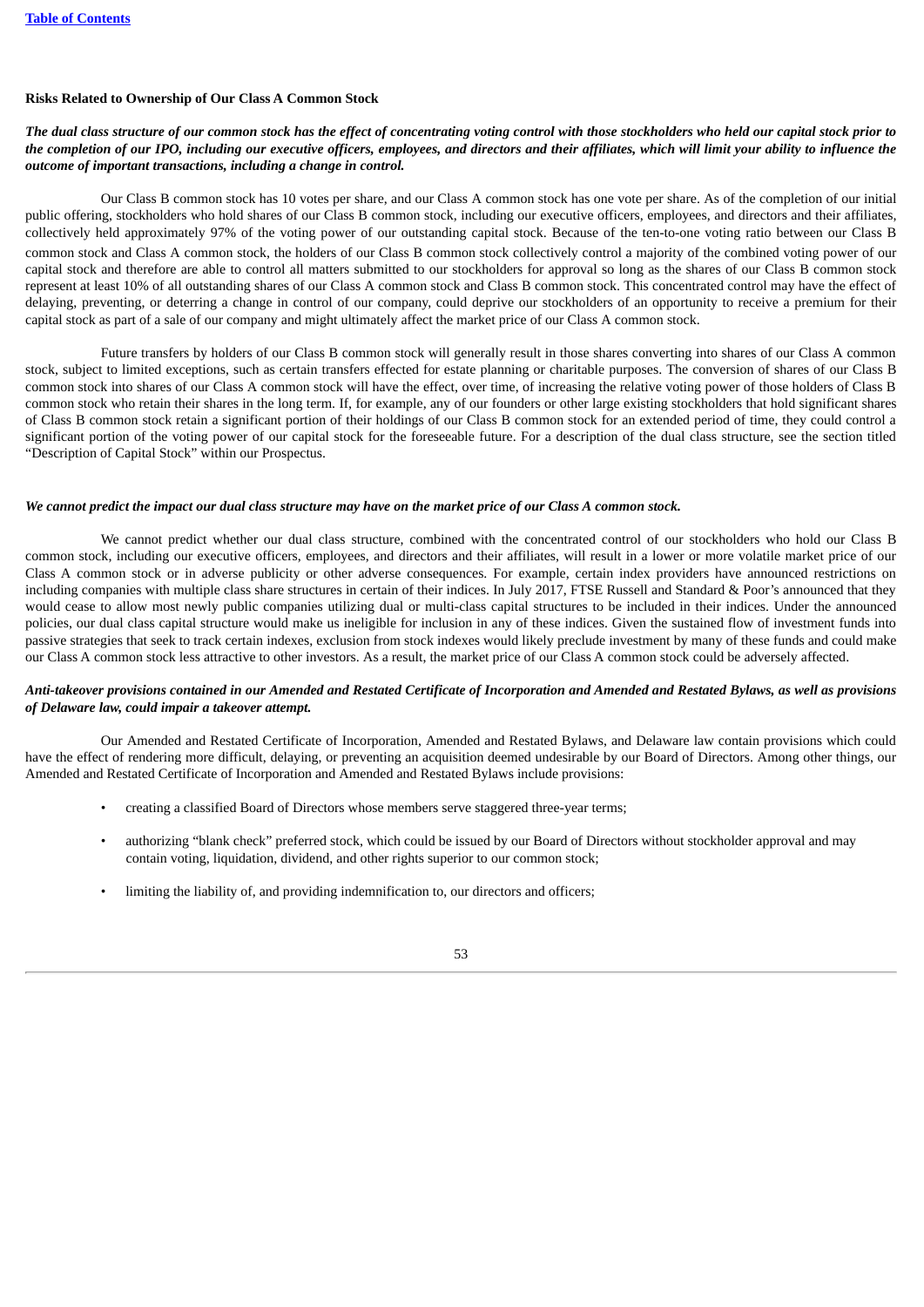**Risks Related to Ownership of Our Class A Common Stock**

***The dual class structure of our common stock has the effect of concentrating voting control with those stockholders who held our capital stock prior to the completion of our IPO, including our executive officers, employees, and directors and their affiliates, which will limit your ability to influence the outcome of important transactions, including a change in control.***

Our Class B common stock has 10 votes per share, and our Class A common stock has one vote per share. As of the completion of our initial public offering, stockholders who hold shares of our Class B common stock, including our executive officers, employees, and directors and their affiliates, collectively held approximately 97% of the voting power of our outstanding capital stock. Because of the ten-to-one voting ratio between our Class B common stock and Class A common stock, the holders of our Class B common stock collectively control a majority of the combined voting power of our capital stock and therefore are able to control all matters submitted to our stockholders for approval so long as the shares of our Class B common stock represent at least 10% of all outstanding shares of our Class A common stock and Class B common stock. This concentrated control may have the effect of delaying, preventing, or deterring a change in control of our company, could deprive our stockholders of an opportunity to receive a premium for their capital stock as part of a sale of our company and might ultimately affect the market price of our Class A common stock.

Future transfers by holders of our Class B common stock will generally result in those shares converting into shares of our Class A common stock, subject to limited exceptions, such as certain transfers effected for estate planning or charitable purposes. The conversion of shares of our Class B common stock into shares of our Class A common stock will have the effect, over time, of increasing the relative voting power of those holders of Class B common stock who retain their shares in the long term. If, for example, any of our founders or other large existing stockholders that hold significant shares of Class B common stock retain a significant portion of their holdings of our Class B common stock for an extended period of time, they could control a significant portion of the voting power of our capital stock for the foreseeable future. For a description of the dual class structure, see the section titled "Description of Capital Stock" within our Prospectus.

***We cannot predict the impact our dual class structure may have on the market price of our Class A common stock.***

We cannot predict whether our dual class structure, combined with the concentrated control of our stockholders who hold our Class B common stock, including our executive officers, employees, and directors and their affiliates, will result in a lower or more volatile market price of our Class A common stock or in adverse publicity or other adverse consequences. For example, certain index providers have announced restrictions on including companies with multiple class share structures in certain of their indices. In July 2017, FTSE Russell and Standard & Poor's announced that they would cease to allow most newly public companies utilizing dual or multi-class capital structures to be included in their indices. Under the announced policies, our dual class capital structure would make us ineligible for inclusion in any of these indices. Given the sustained flow of investment funds into passive strategies that seek to track certain indexes, exclusion from stock indexes would likely preclude investment by many of these funds and could make our Class A common stock less attractive to other investors. As a result, the market price of our Class A common stock could be adversely affected.

***Anti-takeover provisions contained in our Amended and Restated Certificate of Incorporation and Amended and Restated Bylaws, as well as provisions of Delaware law, could impair a takeover attempt.***

Our Amended and Restated Certificate of Incorporation, Amended and Restated Bylaws, and Delaware law contain provisions which could have the effect of rendering more difficult, delaying, or preventing an acquisition deemed undesirable by our Board of Directors. Among other things, our Amended and Restated Certificate of Incorporation and Amended and Restated Bylaws include provisions:

- creating a classified Board of Directors whose members serve staggered three-year terms;
- authorizing "blank check" preferred stock, which could be issued by our Board of Directors without stockholder approval and may contain voting, liquidation, dividend, and other rights superior to our common stock;
- limiting the liability of, and providing indemnification to, our directors and officers;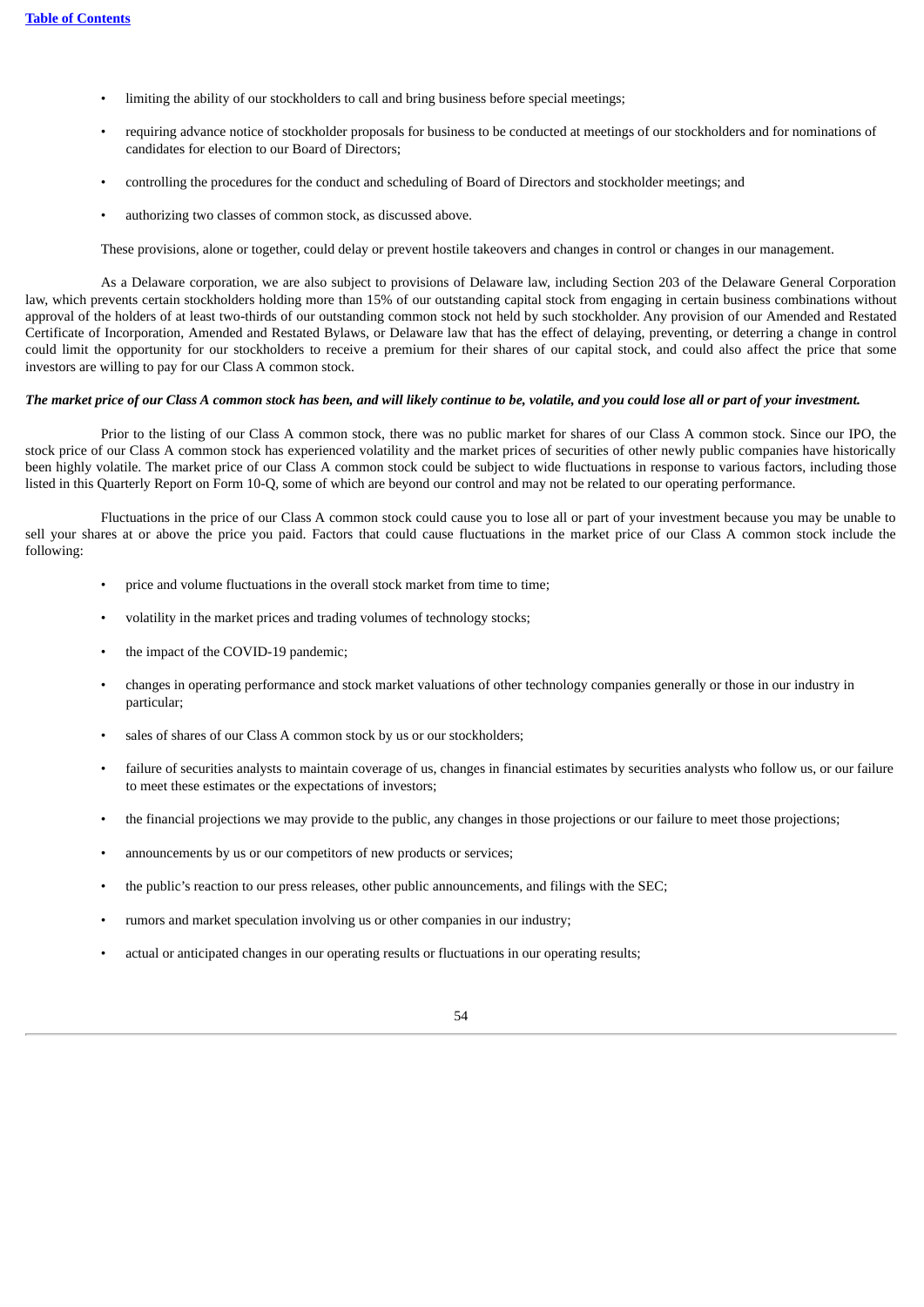- limiting the ability of our stockholders to call and bring business before special meetings;
- requiring advance notice of stockholder proposals for business to be conducted at meetings of our stockholders and for nominations of candidates for election to our Board of Directors;
- controlling the procedures for the conduct and scheduling of Board of Directors and stockholder meetings; and
- authorizing two classes of common stock, as discussed above.

These provisions, alone or together, could delay or prevent hostile takeovers and changes in control or changes in our management.

As a Delaware corporation, we are also subject to provisions of Delaware law, including Section 203 of the Delaware General Corporation law, which prevents certain stockholders holding more than 15% of our outstanding capital stock from engaging in certain business combinations without approval of the holders of at least two-thirds of our outstanding common stock not held by such stockholder. Any provision of our Amended and Restated Certificate of Incorporation, Amended and Restated Bylaws, or Delaware law that has the effect of delaying, preventing, or deterring a change in control could limit the opportunity for our stockholders to receive a premium for their shares of our capital stock, and could also affect the price that some investors are willing to pay for our Class A common stock.

***The market price of our Class A common stock has been, and will likely continue to be, volatile, and you could lose all or part of your investment.***

Prior to the listing of our Class A common stock, there was no public market for shares of our Class A common stock. Since our IPO, the stock price of our Class A common stock has experienced volatility and the market prices of securities of other newly public companies have historically been highly volatile. The market price of our Class A common stock could be subject to wide fluctuations in response to various factors, including those listed in this Quarterly Report on Form 10-Q, some of which are beyond our control and may not be related to our operating performance.

Fluctuations in the price of our Class A common stock could cause you to lose all or part of your investment because you may be unable to sell your shares at or above the price you paid. Factors that could cause fluctuations in the market price of our Class A common stock include the following:

- price and volume fluctuations in the overall stock market from time to time;
- volatility in the market prices and trading volumes of technology stocks;
- the impact of the COVID-19 pandemic;
- changes in operating performance and stock market valuations of other technology companies generally or those in our industry in particular;
- sales of shares of our Class A common stock by us or our stockholders;
- failure of securities analysts to maintain coverage of us, changes in financial estimates by securities analysts who follow us, or our failure to meet these estimates or the expectations of investors;
- the financial projections we may provide to the public, any changes in those projections or our failure to meet those projections;
- announcements by us or our competitors of new products or services;
- the public's reaction to our press releases, other public announcements, and filings with the SEC;
- rumors and market speculation involving us or other companies in our industry;
- actual or anticipated changes in our operating results or fluctuations in our operating results;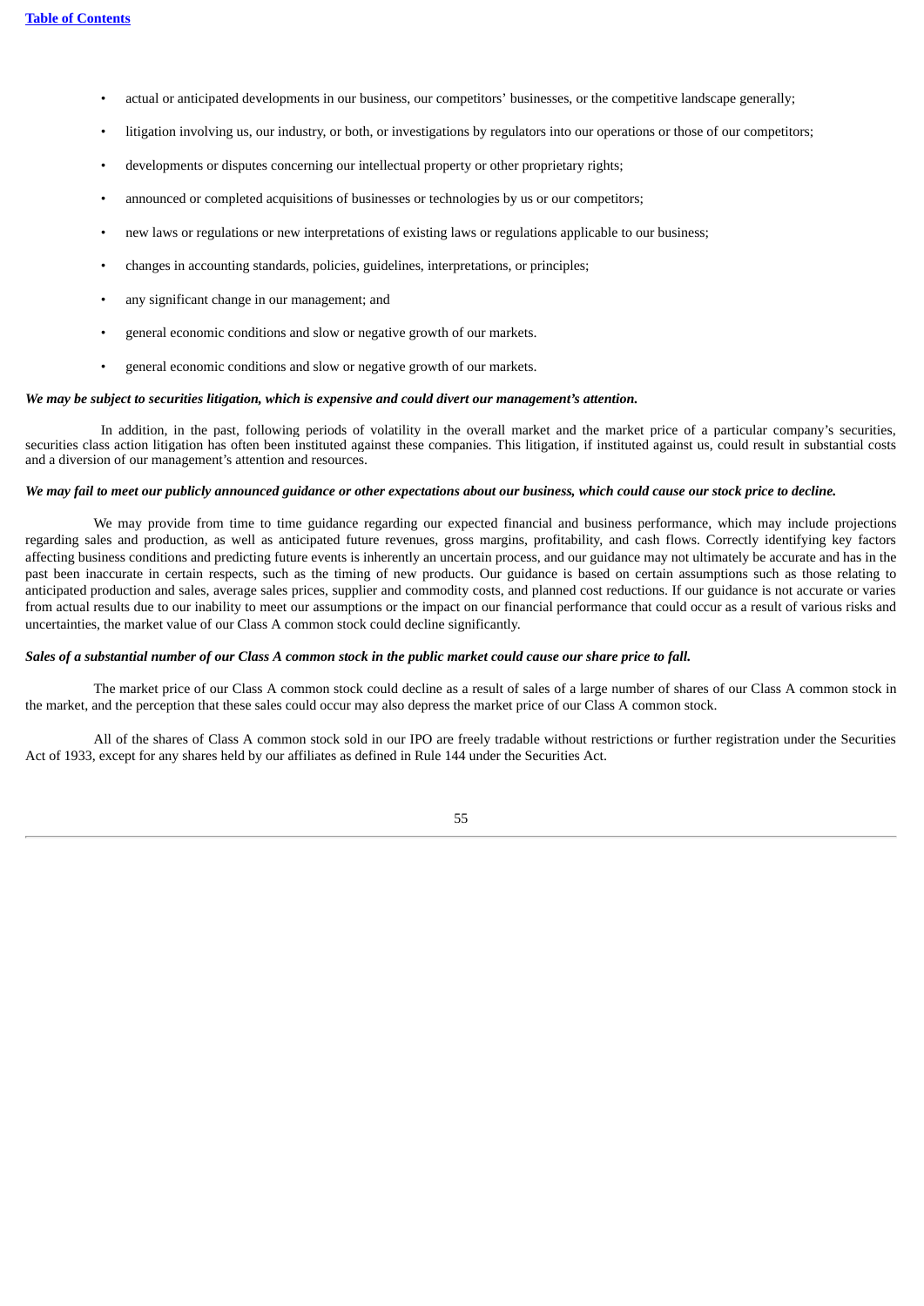- actual or anticipated developments in our business, our competitors' businesses, or the competitive landscape generally;
- litigation involving us, our industry, or both, or investigations by regulators into our operations or those of our competitors;
- developments or disputes concerning our intellectual property or other proprietary rights;
- announced or completed acquisitions of businesses or technologies by us or our competitors;
- new laws or regulations or new interpretations of existing laws or regulations applicable to our business;
- changes in accounting standards, policies, guidelines, interpretations, or principles;
- any significant change in our management; and
- general economic conditions and slow or negative growth of our markets.
- general economic conditions and slow or negative growth of our markets.

***We may be subject to securities litigation, which is expensive and could divert our management's attention.***

In addition, in the past, following periods of volatility in the overall market and the market price of a particular company's securities, securities class action litigation has often been instituted against these companies. This litigation, if instituted against us, could result in substantial costs and a diversion of our management's attention and resources.

***We may fail to meet our publicly announced guidance or other expectations about our business, which could cause our stock price to decline.***

We may provide from time to time guidance regarding our expected financial and business performance, which may include projections regarding sales and production, as well as anticipated future revenues, gross margins, profitability, and cash flows. Correctly identifying key factors affecting business conditions and predicting future events is inherently an uncertain process, and our guidance may not ultimately be accurate and has in the past been inaccurate in certain respects, such as the timing of new products. Our guidance is based on certain assumptions such as those relating to anticipated production and sales, average sales prices, supplier and commodity costs, and planned cost reductions. If our guidance is not accurate or varies from actual results due to our inability to meet our assumptions or the impact on our financial performance that could occur as a result of various risks and uncertainties, the market value of our Class A common stock could decline significantly.

***Sales of a substantial number of our Class A common stock in the public market could cause our share price to fall.***

The market price of our Class A common stock could decline as a result of sales of a large number of shares of our Class A common stock in the market, and the perception that these sales could occur may also depress the market price of our Class A common stock.

All of the shares of Class A common stock sold in our IPO are freely tradable without restrictions or further registration under the Securities Act of 1933, except for any shares held by our affiliates as defined in Rule 144 under the Securities Act.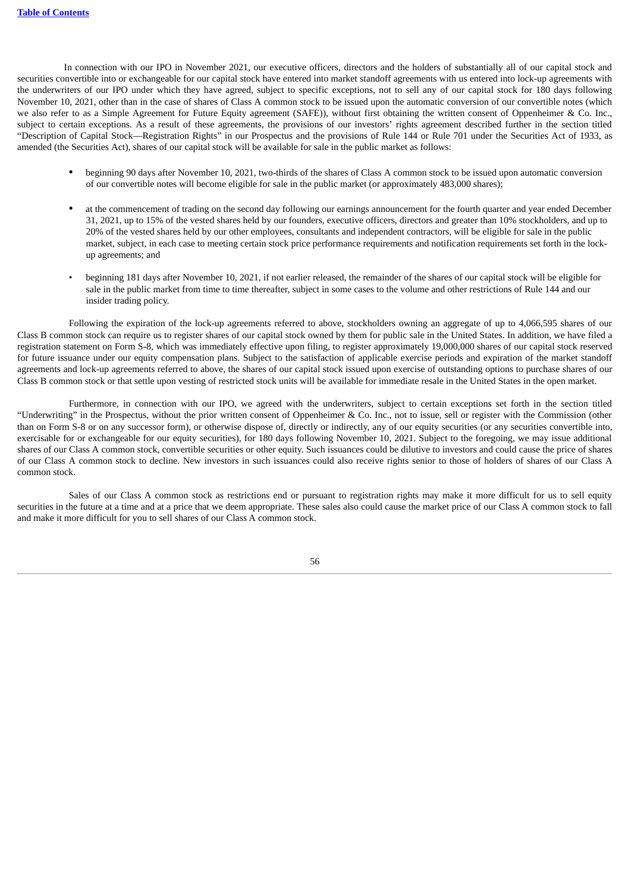In connection with our IPO in November 2021, our executive officers, directors and the holders of substantially all of our capital stock and securities convertible into or exchangeable for our capital stock have entered into market standoff agreements with us entered into lock-up agreements with the underwriters of our IPO under which they have agreed, subject to specific exceptions, not to sell any of our capital stock for 180 days following November 10, 2021, other than in the case of shares of Class A common stock to be issued upon the automatic conversion of our convertible notes (which we also refer to as a Simple Agreement for Future Equity agreement (SAFE)), without first obtaining the written consent of Oppenheimer & Co. Inc., subject to certain exceptions. As a result of these agreements, the provisions of our investors' rights agreement described further in the section titled "Description of Capital Stock—Registration Rights" in our Prospectus and the provisions of Rule 144 or Rule 701 under the Securities Act of 1933, as amended (the Securities Act), shares of our capital stock will be available for sale in the public market as follows:

- beginning 90 days after November 10, 2021, two-thirds of the shares of Class A common stock to be issued upon automatic conversion of our convertible notes will become eligible for sale in the public market (or approximately 483,000 shares);
- at the commencement of trading on the second day following our earnings announcement for the fourth quarter and year ended December 31, 2021, up to 15% of the vested shares held by our founders, executive officers, directors and greater than 10% stockholders, and up to 20% of the vested shares held by our other employees, consultants and independent contractors, will be eligible for sale in the public market, subject, in each case to meeting certain stock price performance requirements and notification requirements set forth in the lock-up agreements; and
- beginning 181 days after November 10, 2021, if not earlier released, the remainder of the shares of our capital stock will be eligible for sale in the public market from time to time thereafter, subject in some cases to the volume and other restrictions of Rule 144 and our insider trading policy.

Following the expiration of the lock-up agreements referred to above, stockholders owning an aggregate of up to 4,066,595 shares of our Class B common stock can require us to register shares of our capital stock owned by them for public sale in the United States. In addition, we have filed a registration statement on Form S-8, which was immediately effective upon filing, to register approximately 19,000,000 shares of our capital stock reserved for future issuance under our equity compensation plans. Subject to the satisfaction of applicable exercise periods and expiration of the market standoff agreements and lock-up agreements referred to above, the shares of our capital stock issued upon exercise of outstanding options to purchase shares of our Class B common stock or that settle upon vesting of restricted stock units will be available for immediate resale in the United States in the open market.

Furthermore, in connection with our IPO, we agreed with the underwriters, subject to certain exceptions set forth in the section titled "Underwriting" in the Prospectus, without the prior written consent of Oppenheimer & Co. Inc., not to issue, sell or register with the Commission (other than on Form S-8 or on any successor form), or otherwise dispose of, directly or indirectly, any of our equity securities (or any securities convertible into, exercisable for or exchangeable for our equity securities), for 180 days following November 10, 2021. Subject to the foregoing, we may issue additional shares of our Class A common stock, convertible securities or other equity. Such issuances could be dilutive to investors and could cause the price of shares of our Class A common stock to decline. New investors in such issuances could also receive rights senior to those of holders of shares of our Class A common stock.

Sales of our Class A common stock as restrictions end or pursuant to registration rights may make it more difficult for us to sell equity securities in the future at a time and at a price that we deem appropriate. These sales also could cause the market price of our Class A common stock to fall and make it more difficult for you to sell shares of our Class A common stock.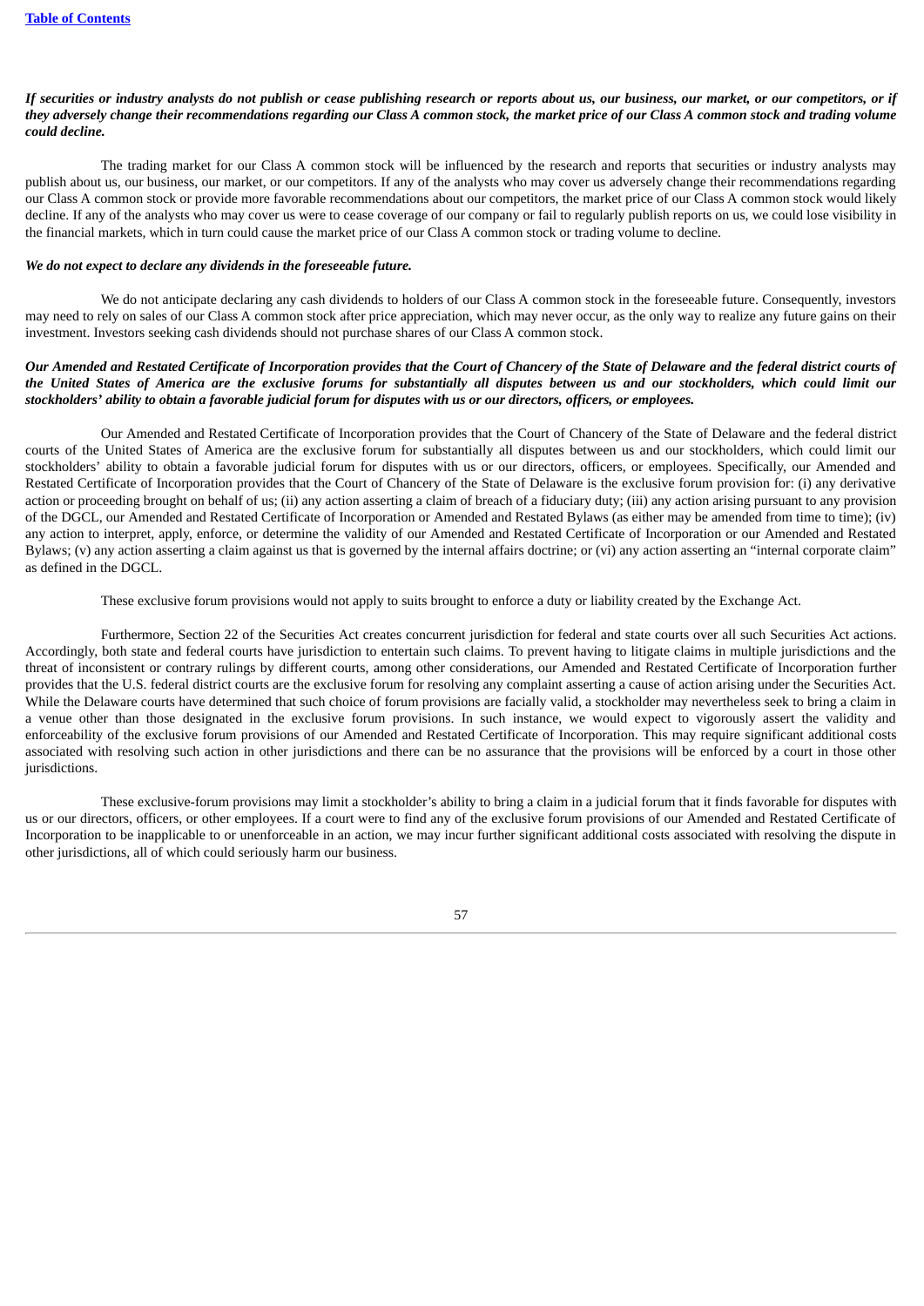***If securities or industry analysts do not publish or cease publishing research or reports about us, our business, our market, or our competitors, or if they adversely change their recommendations regarding our Class A common stock, the market price of our Class A common stock and trading volume could decline.***

The trading market for our Class A common stock will be influenced by the research and reports that securities or industry analysts may publish about us, our business, our market, or our competitors. If any of the analysts who may cover us adversely change their recommendations regarding our Class A common stock or provide more favorable recommendations about our competitors, the market price of our Class A common stock would likely decline. If any of the analysts who may cover us were to cease coverage of our company or fail to regularly publish reports on us, we could lose visibility in the financial markets, which in turn could cause the market price of our Class A common stock or trading volume to decline.

***We do not expect to declare any dividends in the foreseeable future.***

We do not anticipate declaring any cash dividends to holders of our Class A common stock in the foreseeable future. Consequently, investors may need to rely on sales of our Class A common stock after price appreciation, which may never occur, as the only way to realize any future gains on their investment. Investors seeking cash dividends should not purchase shares of our Class A common stock.

***Our Amended and Restated Certificate of Incorporation provides that the Court of Chancery of the State of Delaware and the federal district courts of the United States of America are the exclusive forums for substantially all disputes between us and our stockholders, which could limit our stockholders' ability to obtain a favorable judicial forum for disputes with us or our directors, officers, or employees.***

Our Amended and Restated Certificate of Incorporation provides that the Court of Chancery of the State of Delaware and the federal district courts of the United States of America are the exclusive forum for substantially all disputes between us and our stockholders, which could limit our stockholders' ability to obtain a favorable judicial forum for disputes with us or our directors, officers, or employees. Specifically, our Amended and Restated Certificate of Incorporation provides that the Court of Chancery of the State of Delaware is the exclusive forum provision for: (i) any derivative action or proceeding brought on behalf of us; (ii) any action asserting a claim of breach of a fiduciary duty; (iii) any action arising pursuant to any provision of the DGCL, our Amended and Restated Certificate of Incorporation or Amended and Restated Bylaws (as either may be amended from time to time); (iv) any action to interpret, apply, enforce, or determine the validity of our Amended and Restated Certificate of Incorporation or our Amended and Restated Bylaws; (v) any action asserting a claim against us that is governed by the internal affairs doctrine; or (vi) any action asserting an "internal corporate claim" as defined in the DGCL.

These exclusive forum provisions would not apply to suits brought to enforce a duty or liability created by the Exchange Act.

Furthermore, Section 22 of the Securities Act creates concurrent jurisdiction for federal and state courts over all such Securities Act actions. Accordingly, both state and federal courts have jurisdiction to entertain such claims. To prevent having to litigate claims in multiple jurisdictions and the threat of inconsistent or contrary rulings by different courts, among other considerations, our Amended and Restated Certificate of Incorporation further provides that the U.S. federal district courts are the exclusive forum for resolving any complaint asserting a cause of action arising under the Securities Act. While the Delaware courts have determined that such choice of forum provisions are facially valid, a stockholder may nevertheless seek to bring a claim in a venue other than those designated in the exclusive forum provisions. In such instance, we would expect to vigorously assert the validity and enforceability of the exclusive forum provisions of our Amended and Restated Certificate of Incorporation. This may require significant additional costs associated with resolving such action in other jurisdictions and there can be no assurance that the provisions will be enforced by a court in those other jurisdictions.

These exclusive-forum provisions may limit a stockholder's ability to bring a claim in a judicial forum that it finds favorable for disputes with us or our directors, officers, or other employees. If a court were to find any of the exclusive forum provisions of our Amended and Restated Certificate of Incorporation to be inapplicable to or unenforceable in an action, we may incur further significant additional costs associated with resolving the dispute in other jurisdictions, all of which could seriously harm our business.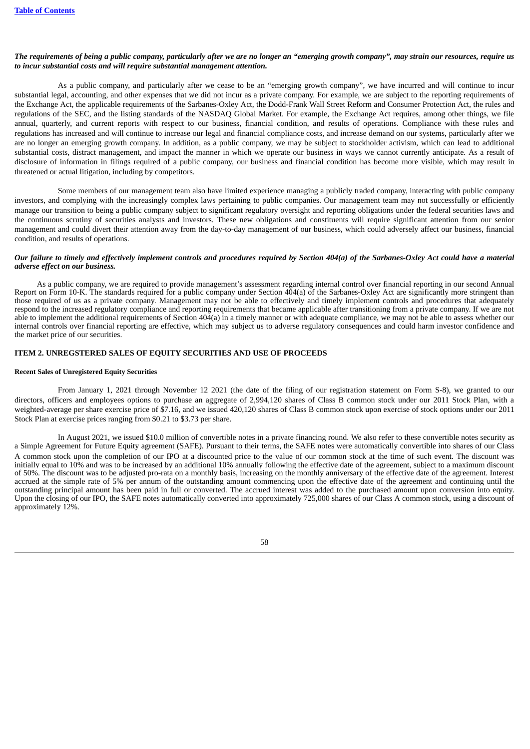***The requirements of being a public company, particularly after we are no longer an "emerging growth company", may strain our resources, require us to incur substantial costs and will require substantial management attention.***

As a public company, and particularly after we cease to be an "emerging growth company", we have incurred and will continue to incur substantial legal, accounting, and other expenses that we did not incur as a private company. For example, we are subject to the reporting requirements of the Exchange Act, the applicable requirements of the Sarbanes-Oxley Act, the Dodd-Frank Wall Street Reform and Consumer Protection Act, the rules and regulations of the SEC, and the listing standards of the NASDAQ Global Market. For example, the Exchange Act requires, among other things, we file annual, quarterly, and current reports with respect to our business, financial condition, and results of operations. Compliance with these rules and regulations has increased and will continue to increase our legal and financial compliance costs, and increase demand on our systems, particularly after we are no longer an emerging growth company. In addition, as a public company, we may be subject to stockholder activism, which can lead to additional substantial costs, distract management, and impact the manner in which we operate our business in ways we cannot currently anticipate. As a result of disclosure of information in filings required of a public company, our business and financial condition has become more visible, which may result in threatened or actual litigation, including by competitors.

Some members of our management team also have limited experience managing a publicly traded company, interacting with public company investors, and complying with the increasingly complex laws pertaining to public companies. Our management team may not successfully or efficiently manage our transition to being a public company subject to significant regulatory oversight and reporting obligations under the federal securities laws and the continuous scrutiny of securities analysts and investors. These new obligations and constituents will require significant attention from our senior management and could divert their attention away from the day-to-day management of our business, which could adversely affect our business, financial condition, and results of operations.

***Our failure to timely and effectively implement controls and procedures required by Section 404(a) of the Sarbanes-Oxley Act could have a material adverse effect on our business.***

As a public company, we are required to provide management's assessment regarding internal control over financial reporting in our second Annual Report on Form 10-K. The standards required for a public company under Section 404(a) of the Sarbanes-Oxley Act are significantly more stringent than those required of us as a private company. Management may not be able to effectively and timely implement controls and procedures that adequately respond to the increased regulatory compliance and reporting requirements that became applicable after transitioning from a private company. If we are not able to implement the additional requirements of Section 404(a) in a timely manner or with adequate compliance, we may not be able to assess whether our internal controls over financial reporting are effective, which may subject us to adverse regulatory consequences and could harm investor confidence and the market price of our securities.

## ITEM 2. UNREGSTERED SALES OF EQUITY SECURITIES AND USE OF PROCEEDS

**Recent Sales of Unregistered Equity Securities**

From January 1, 2021 through November 12 2021 (the date of the filing of our registration statement on Form S-8), we granted to our directors, officers and employees options to purchase an aggregate of 2,994,120 shares of Class B common stock under our 2011 Stock Plan, with a weighted-average per share exercise price of $7.16, and we issued 420,120 shares of Class B common stock upon exercise of stock options under our 2011 Stock Plan at exercise prices ranging from $0.21 to $3.73 per share.

In August 2021, we issued $10.0 million of convertible notes in a private financing round. We also refer to these convertible notes security as a Simple Agreement for Future Equity agreement (SAFE). Pursuant to their terms, the SAFE notes were automatically convertible into shares of our Class A common stock upon the completion of our IPO at a discounted price to the value of our common stock at the time of such event. The discount was initially equal to 10% and was to be increased by an additional 10% annually following the effective date of the agreement, subject to a maximum discount of 50%. The discount was to be adjusted pro-rata on a monthly basis, increasing on the monthly anniversary of the effective date of the agreement. Interest accrued at the simple rate of 5% per annum of the outstanding amount commencing upon the effective date of the agreement and continuing until the outstanding principal amount has been paid in full or converted. The accrued interest was added to the purchased amount upon conversion into equity. Upon the closing of our IPO, the SAFE notes automatically converted into approximately 725,000 shares of our Class A common stock, using a discount of approximately 12%.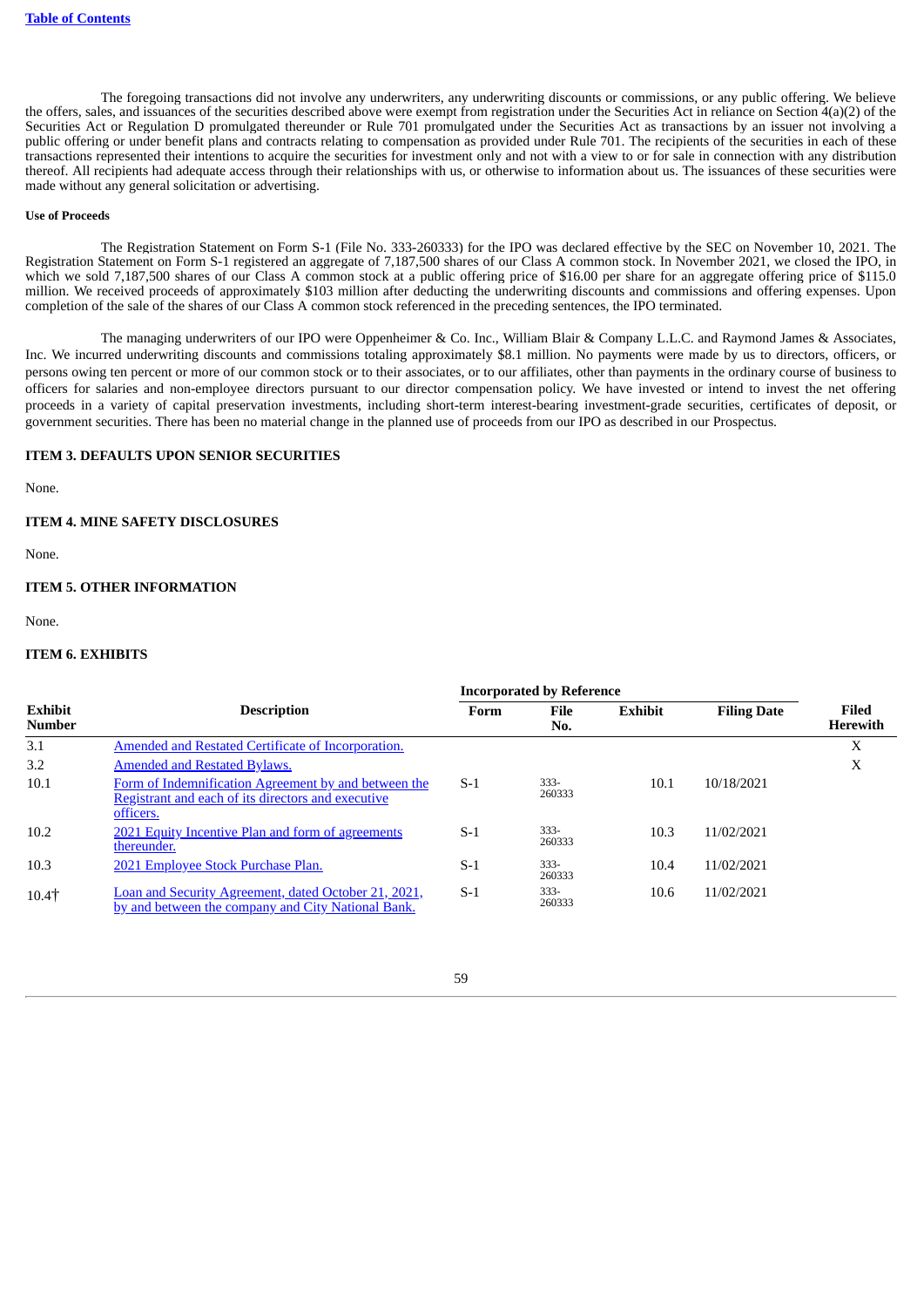The foregoing transactions did not involve any underwriters, any underwriting discounts or commissions, or any public offering. We believe the offers, sales, and issuances of the securities described above were exempt from registration under the Securities Act in reliance on Section 4(a)(2) of the Securities Act or Regulation D promulgated thereunder or Rule 701 promulgated under the Securities Act as transactions by an issuer not involving a public offering or under benefit plans and contracts relating to compensation as provided under Rule 701. The recipients of the securities in each of these transactions represented their intentions to acquire the securities for investment only and not with a view to or for sale in connection with any distribution thereof. All recipients had adequate access through their relationships with us, or otherwise to information about us. The issuances of these securities were made without any general solicitation or advertising.

**Use of Proceeds**

The Registration Statement on Form S-1 (File No. 333-260333) for the IPO was declared effective by the SEC on November 10, 2021. The Registration Statement on Form S-1 registered an aggregate of 7,187,500 shares of our Class A common stock. In November 2021, we closed the IPO, in which we sold 7,187,500 shares of our Class A common stock at a public offering price of $16.00 per share for an aggregate offering price of $115.0 million. We received proceeds of approximately $103 million after deducting the underwriting discounts and commissions and offering expenses. Upon completion of the sale of the shares of our Class A common stock referenced in the preceding sentences, the IPO terminated.

The managing underwriters of our IPO were Oppenheimer & Co. Inc., William Blair & Company L.L.C. and Raymond James & Associates, Inc. We incurred underwriting discounts and commissions totaling approximately $8.1 million. No payments were made by us to directors, officers, or persons owing ten percent or more of our common stock or to their associates, or to our affiliates, other than payments in the ordinary course of business to officers for salaries and non-employee directors pursuant to our director compensation policy. We have invested or intend to invest the net offering proceeds in a variety of capital preservation investments, including short-term interest-bearing investment-grade securities, certificates of deposit, or government securities. There has been no material change in the planned use of proceeds from our IPO as described in our Prospectus.

## ITEM 3. DEFAULTS UPON SENIOR SECURITIES

None.

## ITEM 4. MINE SAFETY DISCLOSURES

None.

## ITEM 5. OTHER INFORMATION

None.

## ITEM 6. EXHIBITS

| | | Incorporated by Reference | | | | |
|---|---|---|---|---|---|---|
| **Exhibit Number** | **Description** | **Form** | **File No.** | **Exhibit** | **Filing Date** | **Filed Herewith** |
| 3.1 | Amended and Restated Certificate of Incorporation. | | | | | X |
| 3.2 | Amended and Restated Bylaws. | | | | | X |
| 10.1 | Form of Indemnification Agreement by and between the Registrant and each of its directors and executive officers. | S-1 | 333-260333 | 10.1 | 10/18/2021 | |
| 10.2 | 2021 Equity Incentive Plan and form of agreements thereunder. | S-1 | 333-260333 | 10.3 | 11/02/2021 | |
| 10.3 | 2021 Employee Stock Purchase Plan. | S-1 | 333-260333 | 10.4 | 11/02/2021 | |
| 10.4† | Loan and Security Agreement, dated October 21, 2021, by and between the company and City National Bank. | S-1 | 333-260333 | 10.6 | 11/02/2021 | |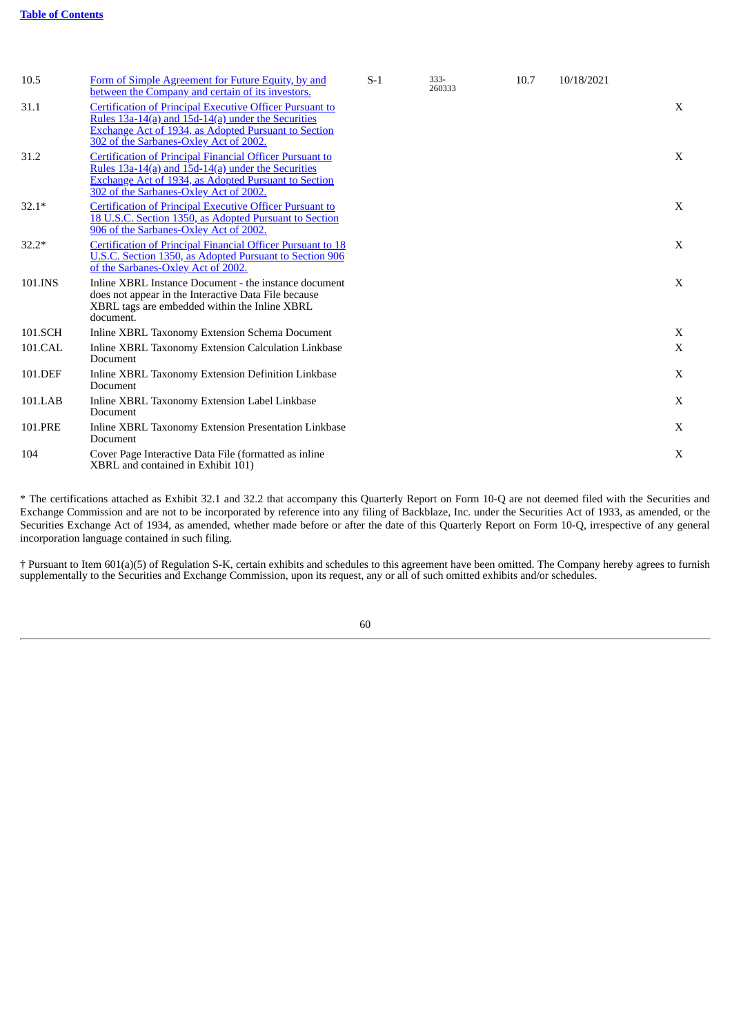| | | | | | | |
|---|---|---|---|---|---|---|
| 10.5 | Form of Simple Agreement for Future Equity, by and between the Company and certain of its investors. | S-1 | 333-260333 | 10.7 | 10/18/2021 | |
| 31.1 | Certification of Principal Executive Officer Pursuant to Rules 13a-14(a) and 15d-14(a) under the Securities Exchange Act of 1934, as Adopted Pursuant to Section 302 of the Sarbanes-Oxley Act of 2002. | | | | | X |
| 31.2 | Certification of Principal Financial Officer Pursuant to Rules 13a-14(a) and 15d-14(a) under the Securities Exchange Act of 1934, as Adopted Pursuant to Section 302 of the Sarbanes-Oxley Act of 2002. | | | | | X |
| 32.1* | Certification of Principal Executive Officer Pursuant to 18 U.S.C. Section 1350, as Adopted Pursuant to Section 906 of the Sarbanes-Oxley Act of 2002. | | | | | X |
| 32.2* | Certification of Principal Financial Officer Pursuant to 18 U.S.C. Section 1350, as Adopted Pursuant to Section 906 of the Sarbanes-Oxley Act of 2002. | | | | | X |
| 101.INS | Inline XBRL Instance Document - the instance document does not appear in the Interactive Data File because XBRL tags are embedded within the Inline XBRL document. | | | | | X |
| 101.SCH | Inline XBRL Taxonomy Extension Schema Document | | | | | X |
| 101.CAL | Inline XBRL Taxonomy Extension Calculation Linkbase Document | | | | | X |
| 101.DEF | Inline XBRL Taxonomy Extension Definition Linkbase Document | | | | | X |
| 101.LAB | Inline XBRL Taxonomy Extension Label Linkbase Document | | | | | X |
| 101.PRE | Inline XBRL Taxonomy Extension Presentation Linkbase Document | | | | | X |
| 104 | Cover Page Interactive Data File (formatted as inline XBRL and contained in Exhibit 101) | | | | | X |

* The certifications attached as Exhibit 32.1 and 32.2 that accompany this Quarterly Report on Form 10-Q are not deemed filed with the Securities and Exchange Commission and are not to be incorporated by reference into any filing of Backblaze, Inc. under the Securities Act of 1933, as amended, or the Securities Exchange Act of 1934, as amended, whether made before or after the date of this Quarterly Report on Form 10-Q, irrespective of any general incorporation language contained in such filing.

† Pursuant to Item 601(a)(5) of Regulation S-K, certain exhibits and schedules to this agreement have been omitted. The Company hereby agrees to furnish supplementally to the Securities and Exchange Commission, upon its request, any or all of such omitted exhibits and/or schedules.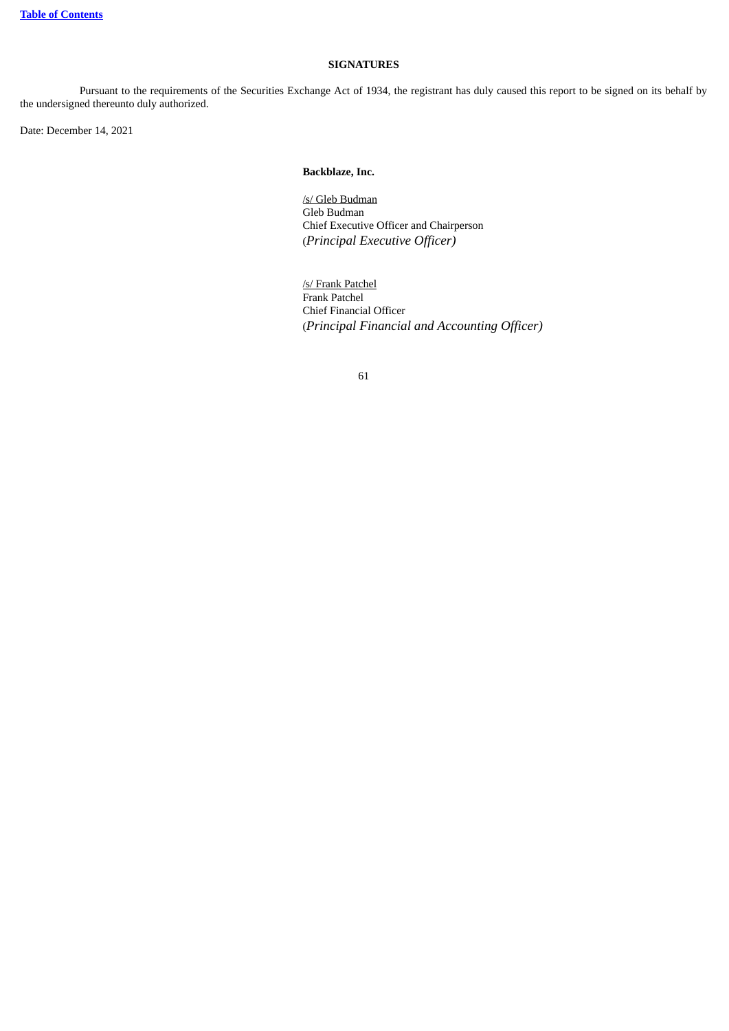**SIGNATURES**

Pursuant to the requirements of the Securities Exchange Act of 1934, the registrant has duly caused this report to be signed on its behalf by the undersigned thereunto duly authorized.

Date: December 14, 2021

**Backblaze, Inc.**

/s/ Gleb Budman
Gleb Budman
Chief Executive Officer and Chairperson
(*Principal Executive Officer)*

/s/ Frank Patchel
Frank Patchel
Chief Financial Officer
(*Principal Financial and Accounting Officer)*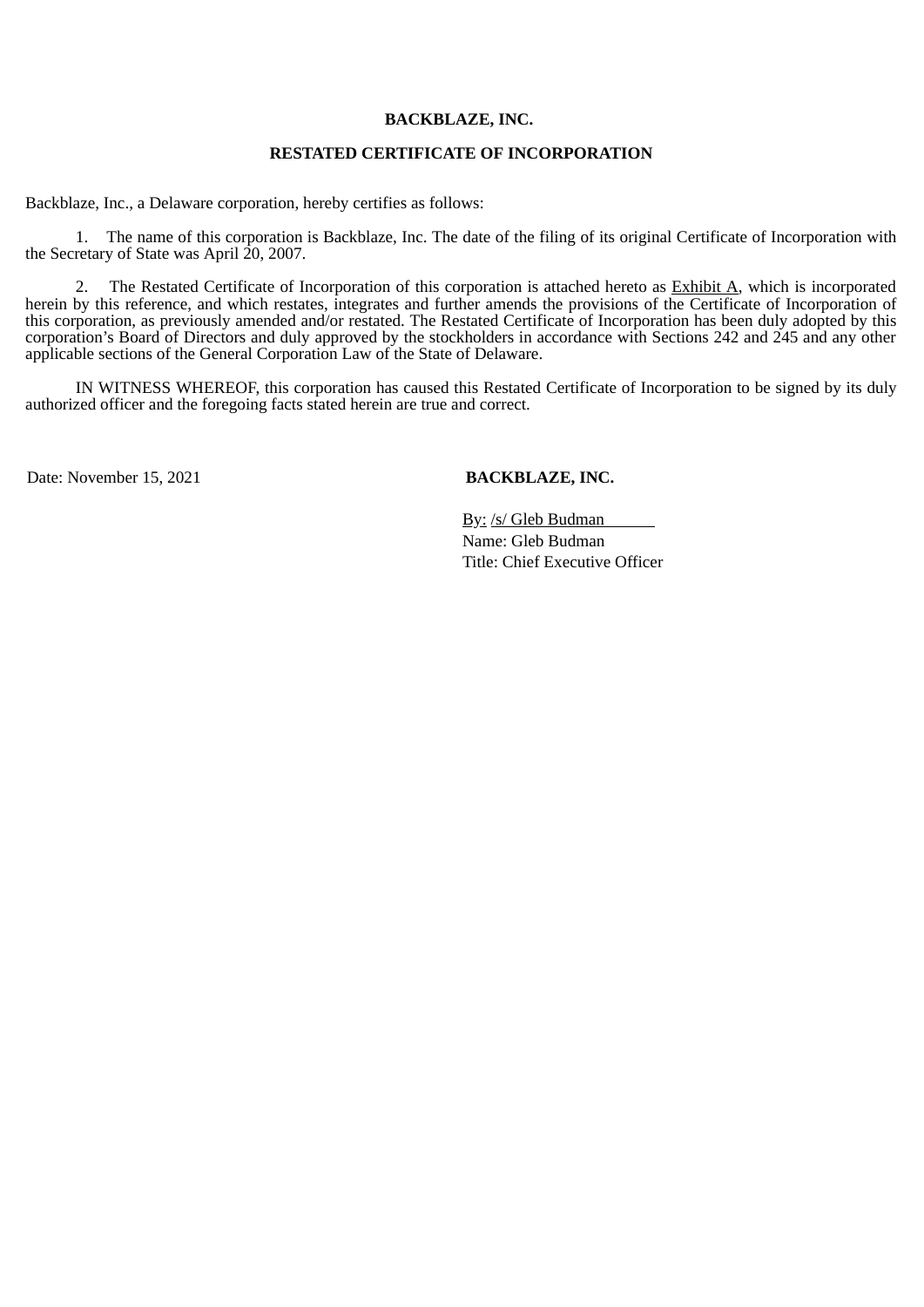**BACKBLAZE, INC.**

**RESTATED CERTIFICATE OF INCORPORATION**

Backblaze, Inc., a Delaware corporation, hereby certifies as follows:

1. The name of this corporation is Backblaze, Inc. The date of the filing of its original Certificate of Incorporation with the Secretary of State was April 20, 2007.

2. The Restated Certificate of Incorporation of this corporation is attached hereto as Exhibit A, which is incorporated herein by this reference, and which restates, integrates and further amends the provisions of the Certificate of Incorporation of this corporation, as previously amended and/or restated. The Restated Certificate of Incorporation has been duly adopted by this corporation's Board of Directors and duly approved by the stockholders in accordance with Sections 242 and 245 and any other applicable sections of the General Corporation Law of the State of Delaware.

IN WITNESS WHEREOF, this corporation has caused this Restated Certificate of Incorporation to be signed by its duly authorized officer and the foregoing facts stated herein are true and correct.

Date: November 15, 2021

**BACKBLAZE, INC.**

By: /s/ Gleb Budman
Name: Gleb Budman
Title: Chief Executive Officer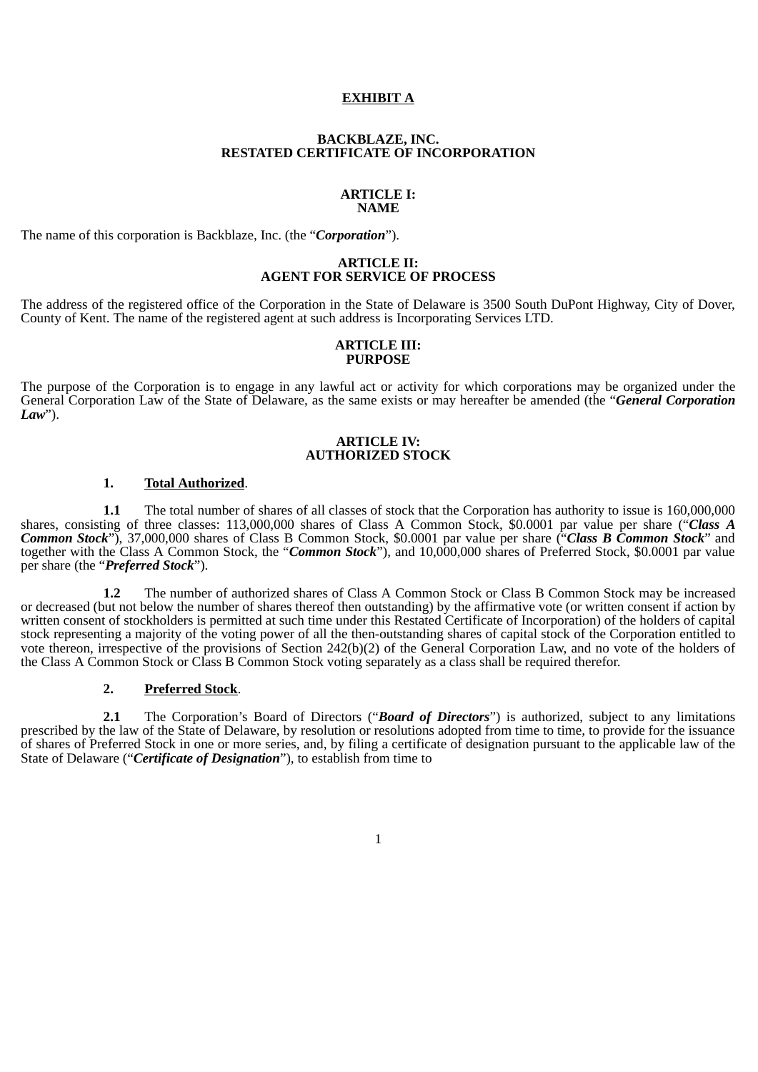**EXHIBIT A**

**BACKBLAZE, INC.**
**RESTATED CERTIFICATE OF INCORPORATION**

**ARTICLE I:**
**NAME**

The name of this corporation is Backblaze, Inc. (the "***Corporation***").

**ARTICLE II:**
**AGENT FOR SERVICE OF PROCESS**

The address of the registered office of the Corporation in the State of Delaware is 3500 South DuPont Highway, City of Dover, County of Kent. The name of the registered agent at such address is Incorporating Services LTD.

**ARTICLE III:**
**PURPOSE**

The purpose of the Corporation is to engage in any lawful act or activity for which corporations may be organized under the General Corporation Law of the State of Delaware, as the same exists or may hereafter be amended (the "***General Corporation Law***").

**ARTICLE IV:**
**AUTHORIZED STOCK**

**1.** **Total Authorized**.

**1.1** The total number of shares of all classes of stock that the Corporation has authority to issue is 160,000,000 shares, consisting of three classes: 113,000,000 shares of Class A Common Stock, $0.0001 par value per share ("***Class A Common Stock***"), 37,000,000 shares of Class B Common Stock, $0.0001 par value per share ("***Class B Common Stock***" and together with the Class A Common Stock, the "***Common Stock***"), and 10,000,000 shares of Preferred Stock, $0.0001 par value per share (the "***Preferred Stock***").

**1.2** The number of authorized shares of Class A Common Stock or Class B Common Stock may be increased or decreased (but not below the number of shares thereof then outstanding) by the affirmative vote (or written consent if action by written consent of stockholders is permitted at such time under this Restated Certificate of Incorporation) of the holders of capital stock representing a majority of the voting power of all the then-outstanding shares of capital stock of the Corporation entitled to vote thereon, irrespective of the provisions of Section 242(b)(2) of the General Corporation Law, and no vote of the holders of the Class A Common Stock or Class B Common Stock voting separately as a class shall be required therefor.

**2.** **Preferred Stock**.

**2.1** The Corporation's Board of Directors ("***Board of Directors***") is authorized, subject to any limitations prescribed by the law of the State of Delaware, by resolution or resolutions adopted from time to time, to provide for the issuance of shares of Preferred Stock in one or more series, and, by filing a certificate of designation pursuant to the applicable law of the State of Delaware ("***Certificate of Designation***"), to establish from time to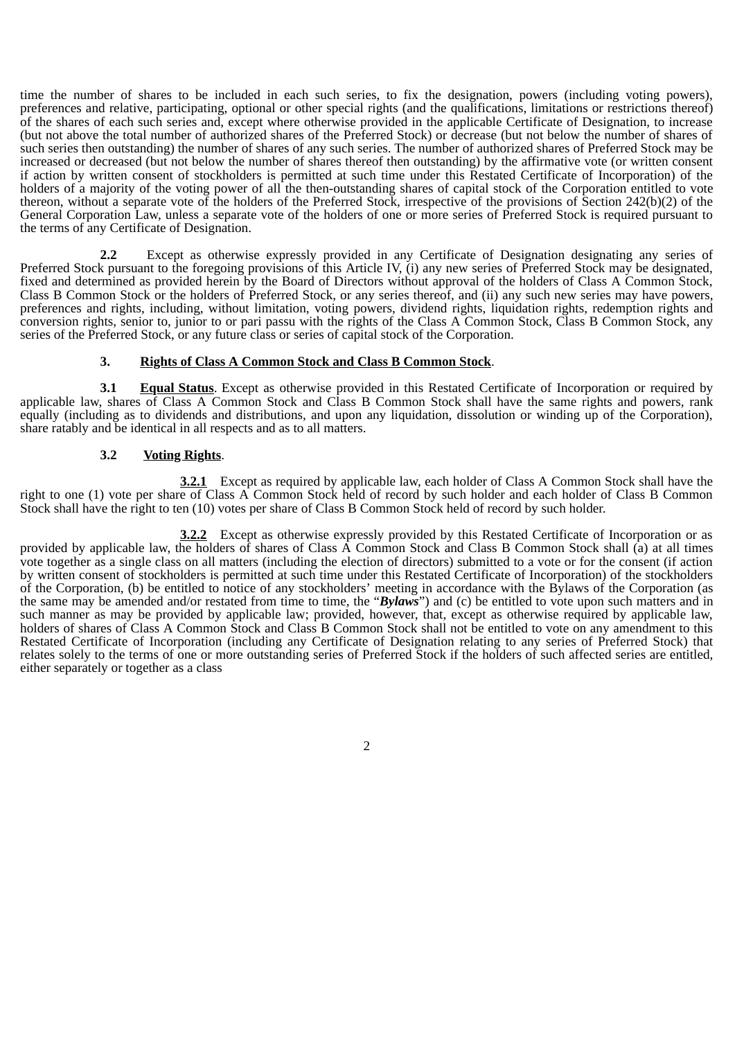time the number of shares to be included in each such series, to fix the designation, powers (including voting powers), preferences and relative, participating, optional or other special rights (and the qualifications, limitations or restrictions thereof) of the shares of each such series and, except where otherwise provided in the applicable Certificate of Designation, to increase (but not above the total number of authorized shares of the Preferred Stock) or decrease (but not below the number of shares of such series then outstanding) the number of shares of any such series. The number of authorized shares of Preferred Stock may be increased or decreased (but not below the number of shares thereof then outstanding) by the affirmative vote (or written consent if action by written consent of stockholders is permitted at such time under this Restated Certificate of Incorporation) of the holders of a majority of the voting power of all the then-outstanding shares of capital stock of the Corporation entitled to vote thereon, without a separate vote of the holders of the Preferred Stock, irrespective of the provisions of Section 242(b)(2) of the General Corporation Law, unless a separate vote of the holders of one or more series of Preferred Stock is required pursuant to the terms of any Certificate of Designation.

**2.2** Except as otherwise expressly provided in any Certificate of Designation designating any series of Preferred Stock pursuant to the foregoing provisions of this Article IV, (i) any new series of Preferred Stock may be designated, fixed and determined as provided herein by the Board of Directors without approval of the holders of Class A Common Stock, Class B Common Stock or the holders of Preferred Stock, or any series thereof, and (ii) any such new series may have powers, preferences and rights, including, without limitation, voting powers, dividend rights, liquidation rights, redemption rights and conversion rights, senior to, junior to or pari passu with the rights of the Class A Common Stock, Class B Common Stock, any series of the Preferred Stock, or any future class or series of capital stock of the Corporation.

**3. Rights of Class A Common Stock and Class B Common Stock**.

**3.1 Equal Status**. Except as otherwise provided in this Restated Certificate of Incorporation or required by applicable law, shares of Class A Common Stock and Class B Common Stock shall have the same rights and powers, rank equally (including as to dividends and distributions, and upon any liquidation, dissolution or winding up of the Corporation), share ratably and be identical in all respects and as to all matters.

**3.2 Voting Rights**.

**3.2.1** Except as required by applicable law, each holder of Class A Common Stock shall have the right to one (1) vote per share of Class A Common Stock held of record by such holder and each holder of Class B Common Stock shall have the right to ten (10) votes per share of Class B Common Stock held of record by such holder.

**3.2.2** Except as otherwise expressly provided by this Restated Certificate of Incorporation or as provided by applicable law, the holders of shares of Class A Common Stock and Class B Common Stock shall (a) at all times vote together as a single class on all matters (including the election of directors) submitted to a vote or for the consent (if action by written consent of stockholders is permitted at such time under this Restated Certificate of Incorporation) of the stockholders of the Corporation, (b) be entitled to notice of any stockholders' meeting in accordance with the Bylaws of the Corporation (as the same may be amended and/or restated from time to time, the "***Bylaws***") and (c) be entitled to vote upon such matters and in such manner as may be provided by applicable law; provided, however, that, except as otherwise required by applicable law, holders of shares of Class A Common Stock and Class B Common Stock shall not be entitled to vote on any amendment to this Restated Certificate of Incorporation (including any Certificate of Designation relating to any series of Preferred Stock) that relates solely to the terms of one or more outstanding series of Preferred Stock if the holders of such affected series are entitled, either separately or together as a class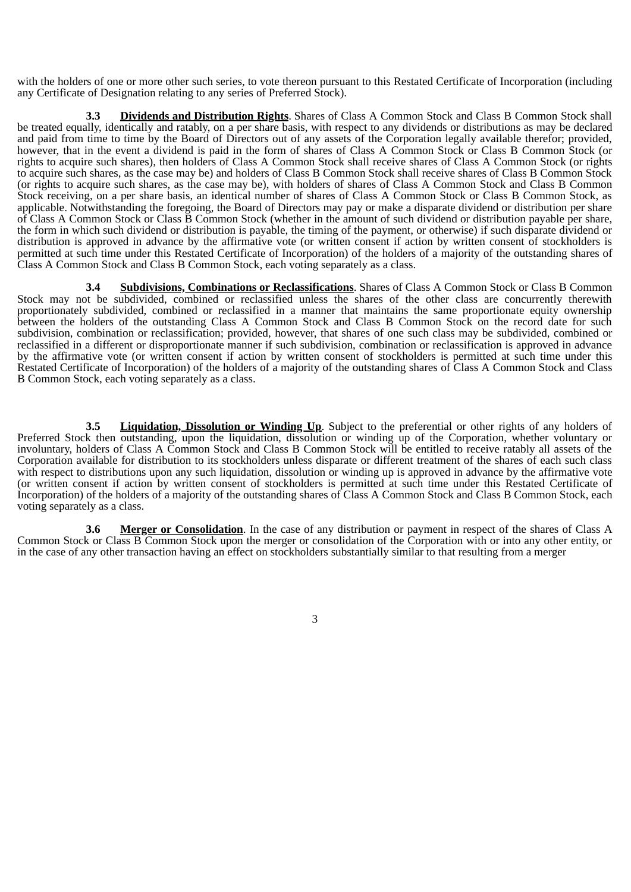with the holders of one or more other such series, to vote thereon pursuant to this Restated Certificate of Incorporation (including any Certificate of Designation relating to any series of Preferred Stock).

**3.3 <u>Dividends and Distribution Rights</u>**. Shares of Class A Common Stock and Class B Common Stock shall be treated equally, identically and ratably, on a per share basis, with respect to any dividends or distributions as may be declared and paid from time to time by the Board of Directors out of any assets of the Corporation legally available therefor; provided, however, that in the event a dividend is paid in the form of shares of Class A Common Stock or Class B Common Stock (or rights to acquire such shares), then holders of Class A Common Stock shall receive shares of Class A Common Stock (or rights to acquire such shares, as the case may be) and holders of Class B Common Stock shall receive shares of Class B Common Stock (or rights to acquire such shares, as the case may be), with holders of shares of Class A Common Stock and Class B Common Stock receiving, on a per share basis, an identical number of shares of Class A Common Stock or Class B Common Stock, as applicable. Notwithstanding the foregoing, the Board of Directors may pay or make a disparate dividend or distribution per share of Class A Common Stock or Class B Common Stock (whether in the amount of such dividend or distribution payable per share, the form in which such dividend or distribution is payable, the timing of the payment, or otherwise) if such disparate dividend or distribution is approved in advance by the affirmative vote (or written consent if action by written consent of stockholders is permitted at such time under this Restated Certificate of Incorporation) of the holders of a majority of the outstanding shares of Class A Common Stock and Class B Common Stock, each voting separately as a class.

**3.4 <u>Subdivisions, Combinations or Reclassifications</u>**. Shares of Class A Common Stock or Class B Common Stock may not be subdivided, combined or reclassified unless the shares of the other class are concurrently therewith proportionately subdivided, combined or reclassified in a manner that maintains the same proportionate equity ownership between the holders of the outstanding Class A Common Stock and Class B Common Stock on the record date for such subdivision, combination or reclassification; provided, however, that shares of one such class may be subdivided, combined or reclassified in a different or disproportionate manner if such subdivision, combination or reclassification is approved in advance by the affirmative vote (or written consent if action by written consent of stockholders is permitted at such time under this Restated Certificate of Incorporation) of the holders of a majority of the outstanding shares of Class A Common Stock and Class B Common Stock, each voting separately as a class.

**3.5 <u>Liquidation, Dissolution or Winding Up</u>**. Subject to the preferential or other rights of any holders of Preferred Stock then outstanding, upon the liquidation, dissolution or winding up of the Corporation, whether voluntary or involuntary, holders of Class A Common Stock and Class B Common Stock will be entitled to receive ratably all assets of the Corporation available for distribution to its stockholders unless disparate or different treatment of the shares of each such class with respect to distributions upon any such liquidation, dissolution or winding up is approved in advance by the affirmative vote (or written consent if action by written consent of stockholders is permitted at such time under this Restated Certificate of Incorporation) of the holders of a majority of the outstanding shares of Class A Common Stock and Class B Common Stock, each voting separately as a class.

**3.6 <u>Merger or Consolidation</u>**. In the case of any distribution or payment in respect of the shares of Class A Common Stock or Class B Common Stock upon the merger or consolidation of the Corporation with or into any other entity, or in the case of any other transaction having an effect on stockholders substantially similar to that resulting from a merger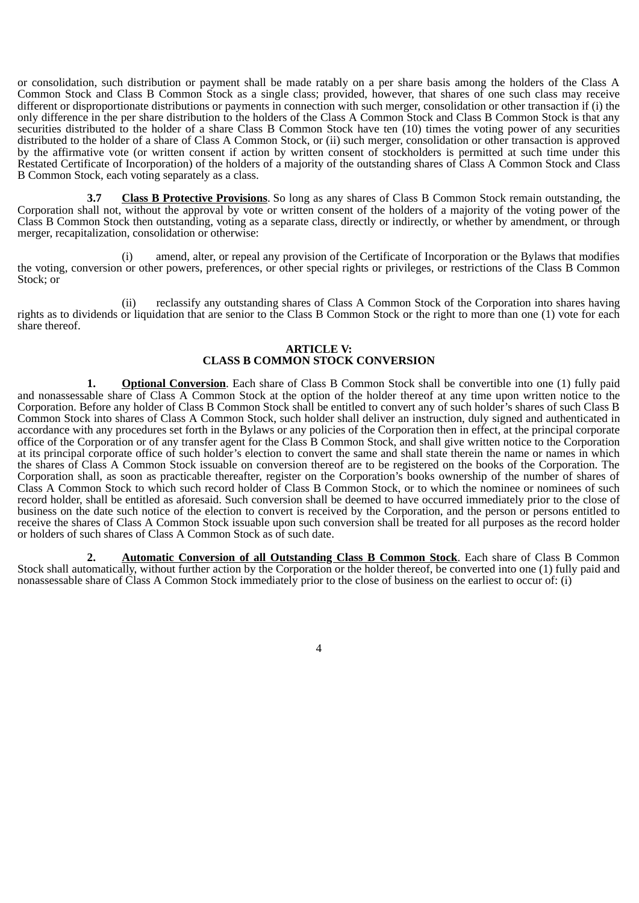or consolidation, such distribution or payment shall be made ratably on a per share basis among the holders of the Class A Common Stock and Class B Common Stock as a single class; provided, however, that shares of one such class may receive different or disproportionate distributions or payments in connection with such merger, consolidation or other transaction if (i) the only difference in the per share distribution to the holders of the Class A Common Stock and Class B Common Stock is that any securities distributed to the holder of a share Class B Common Stock have ten (10) times the voting power of any securities distributed to the holder of a share of Class A Common Stock, or (ii) such merger, consolidation or other transaction is approved by the affirmative vote (or written consent if action by written consent of stockholders is permitted at such time under this Restated Certificate of Incorporation) of the holders of a majority of the outstanding shares of Class A Common Stock and Class B Common Stock, each voting separately as a class.

**3.7 Class B Protective Provisions**. So long as any shares of Class B Common Stock remain outstanding, the Corporation shall not, without the approval by vote or written consent of the holders of a majority of the voting power of the Class B Common Stock then outstanding, voting as a separate class, directly or indirectly, or whether by amendment, or through merger, recapitalization, consolidation or otherwise:

(i) amend, alter, or repeal any provision of the Certificate of Incorporation or the Bylaws that modifies the voting, conversion or other powers, preferences, or other special rights or privileges, or restrictions of the Class B Common Stock; or

(ii) reclassify any outstanding shares of Class A Common Stock of the Corporation into shares having rights as to dividends or liquidation that are senior to the Class B Common Stock or the right to more than one (1) vote for each share thereof.

## ARTICLE V: CLASS B COMMON STOCK CONVERSION

**1. Optional Conversion**. Each share of Class B Common Stock shall be convertible into one (1) fully paid and nonassessable share of Class A Common Stock at the option of the holder thereof at any time upon written notice to the Corporation. Before any holder of Class B Common Stock shall be entitled to convert any of such holder's shares of such Class B Common Stock into shares of Class A Common Stock, such holder shall deliver an instruction, duly signed and authenticated in accordance with any procedures set forth in the Bylaws or any policies of the Corporation then in effect, at the principal corporate office of the Corporation or of any transfer agent for the Class B Common Stock, and shall give written notice to the Corporation at its principal corporate office of such holder's election to convert the same and shall state therein the name or names in which the shares of Class A Common Stock issuable on conversion thereof are to be registered on the books of the Corporation. The Corporation shall, as soon as practicable thereafter, register on the Corporation's books ownership of the number of shares of Class A Common Stock to which such record holder of Class B Common Stock, or to which the nominee or nominees of such record holder, shall be entitled as aforesaid. Such conversion shall be deemed to have occurred immediately prior to the close of business on the date such notice of the election to convert is received by the Corporation, and the person or persons entitled to receive the shares of Class A Common Stock issuable upon such conversion shall be treated for all purposes as the record holder or holders of such shares of Class A Common Stock as of such date.

**2. Automatic Conversion of all Outstanding Class B Common Stock**. Each share of Class B Common Stock shall automatically, without further action by the Corporation or the holder thereof, be converted into one (1) fully paid and nonassessable share of Class A Common Stock immediately prior to the close of business on the earliest to occur of: (i)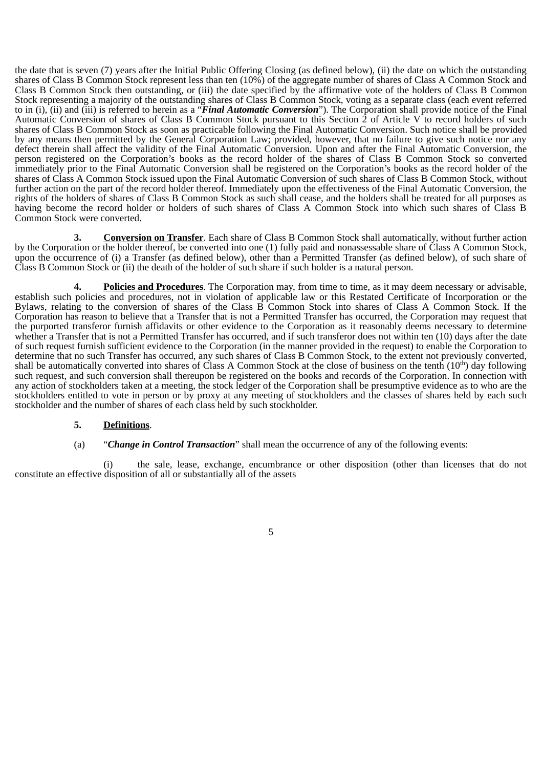the date that is seven (7) years after the Initial Public Offering Closing (as defined below), (ii) the date on which the outstanding shares of Class B Common Stock represent less than ten (10%) of the aggregate number of shares of Class A Common Stock and Class B Common Stock then outstanding, or (iii) the date specified by the affirmative vote of the holders of Class B Common Stock representing a majority of the outstanding shares of Class B Common Stock, voting as a separate class (each event referred to in (i), (ii) and (iii) is referred to herein as a "***Final Automatic Conversion***"). The Corporation shall provide notice of the Final Automatic Conversion of shares of Class B Common Stock pursuant to this Section 2 of Article V to record holders of such shares of Class B Common Stock as soon as practicable following the Final Automatic Conversion. Such notice shall be provided by any means then permitted by the General Corporation Law; provided, however, that no failure to give such notice nor any defect therein shall affect the validity of the Final Automatic Conversion. Upon and after the Final Automatic Conversion, the person registered on the Corporation's books as the record holder of the shares of Class B Common Stock so converted immediately prior to the Final Automatic Conversion shall be registered on the Corporation's books as the record holder of the shares of Class A Common Stock issued upon the Final Automatic Conversion of such shares of Class B Common Stock, without further action on the part of the record holder thereof. Immediately upon the effectiveness of the Final Automatic Conversion, the rights of the holders of shares of Class B Common Stock as such shall cease, and the holders shall be treated for all purposes as having become the record holder or holders of such shares of Class A Common Stock into which such shares of Class B Common Stock were converted.

**3. Conversion on Transfer**. Each share of Class B Common Stock shall automatically, without further action by the Corporation or the holder thereof, be converted into one (1) fully paid and nonassessable share of Class A Common Stock, upon the occurrence of (i) a Transfer (as defined below), other than a Permitted Transfer (as defined below), of such share of Class B Common Stock or (ii) the death of the holder of such share if such holder is a natural person.

**4. Policies and Procedures**. The Corporation may, from time to time, as it may deem necessary or advisable, establish such policies and procedures, not in violation of applicable law or this Restated Certificate of Incorporation or the Bylaws, relating to the conversion of shares of the Class B Common Stock into shares of Class A Common Stock. If the Corporation has reason to believe that a Transfer that is not a Permitted Transfer has occurred, the Corporation may request that the purported transferor furnish affidavits or other evidence to the Corporation as it reasonably deems necessary to determine whether a Transfer that is not a Permitted Transfer has occurred, and if such transferor does not within ten (10) days after the date of such request furnish sufficient evidence to the Corporation (in the manner provided in the request) to enable the Corporation to determine that no such Transfer has occurred, any such shares of Class B Common Stock, to the extent not previously converted, shall be automatically converted into shares of Class A Common Stock at the close of business on the tenth (10th) day following such request, and such conversion shall thereupon be registered on the books and records of the Corporation. In connection with any action of stockholders taken at a meeting, the stock ledger of the Corporation shall be presumptive evidence as to who are the stockholders entitled to vote in person or by proxy at any meeting of stockholders and the classes of shares held by each such stockholder and the number of shares of each class held by such stockholder.

**5. Definitions**.

(a) "***Change in Control Transaction***" shall mean the occurrence of any of the following events:

(i) the sale, lease, exchange, encumbrance or other disposition (other than licenses that do not constitute an effective disposition of all or substantially all of the assets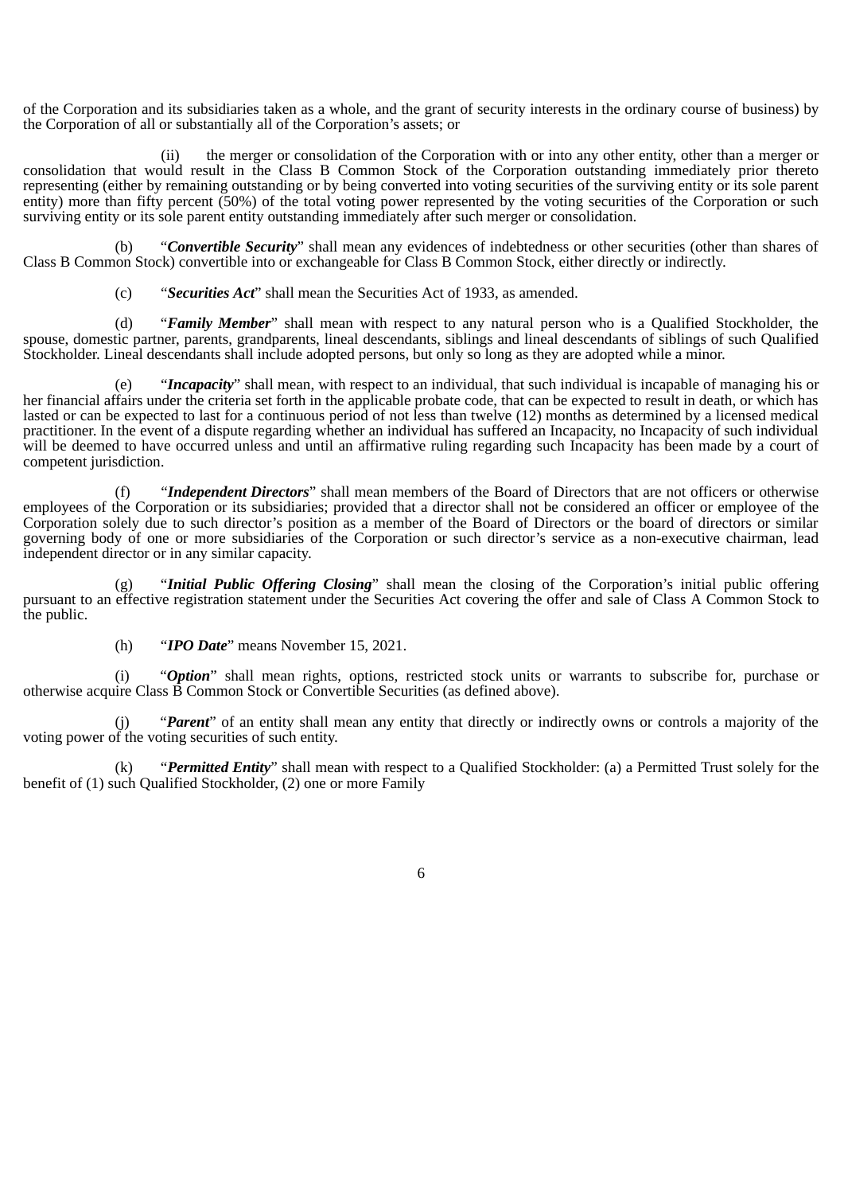of the Corporation and its subsidiaries taken as a whole, and the grant of security interests in the ordinary course of business) by the Corporation of all or substantially all of the Corporation's assets; or

(ii) the merger or consolidation of the Corporation with or into any other entity, other than a merger or consolidation that would result in the Class B Common Stock of the Corporation outstanding immediately prior thereto representing (either by remaining outstanding or by being converted into voting securities of the surviving entity or its sole parent entity) more than fifty percent (50%) of the total voting power represented by the voting securities of the Corporation or such surviving entity or its sole parent entity outstanding immediately after such merger or consolidation.

(b) "***Convertible Security***" shall mean any evidences of indebtedness or other securities (other than shares of Class B Common Stock) convertible into or exchangeable for Class B Common Stock, either directly or indirectly.

(c) "***Securities Act***" shall mean the Securities Act of 1933, as amended.

(d) "***Family Member***" shall mean with respect to any natural person who is a Qualified Stockholder, the spouse, domestic partner, parents, grandparents, lineal descendants, siblings and lineal descendants of siblings of such Qualified Stockholder. Lineal descendants shall include adopted persons, but only so long as they are adopted while a minor.

(e) "***Incapacity***" shall mean, with respect to an individual, that such individual is incapable of managing his or her financial affairs under the criteria set forth in the applicable probate code, that can be expected to result in death, or which has lasted or can be expected to last for a continuous period of not less than twelve (12) months as determined by a licensed medical practitioner. In the event of a dispute regarding whether an individual has suffered an Incapacity, no Incapacity of such individual will be deemed to have occurred unless and until an affirmative ruling regarding such Incapacity has been made by a court of competent jurisdiction.

(f) "***Independent Directors***" shall mean members of the Board of Directors that are not officers or otherwise employees of the Corporation or its subsidiaries; provided that a director shall not be considered an officer or employee of the Corporation solely due to such director's position as a member of the Board of Directors or the board of directors or similar governing body of one or more subsidiaries of the Corporation or such director's service as a non-executive chairman, lead independent director or in any similar capacity.

(g) "***Initial Public Offering Closing***" shall mean the closing of the Corporation's initial public offering pursuant to an effective registration statement under the Securities Act covering the offer and sale of Class A Common Stock to the public.

(h) "***IPO Date***" means November 15, 2021.

(i) "***Option***" shall mean rights, options, restricted stock units or warrants to subscribe for, purchase or otherwise acquire Class B Common Stock or Convertible Securities (as defined above).

(j) "***Parent***" of an entity shall mean any entity that directly or indirectly owns or controls a majority of the voting power of the voting securities of such entity.

(k) "***Permitted Entity***" shall mean with respect to a Qualified Stockholder: (a) a Permitted Trust solely for the benefit of (1) such Qualified Stockholder, (2) one or more Family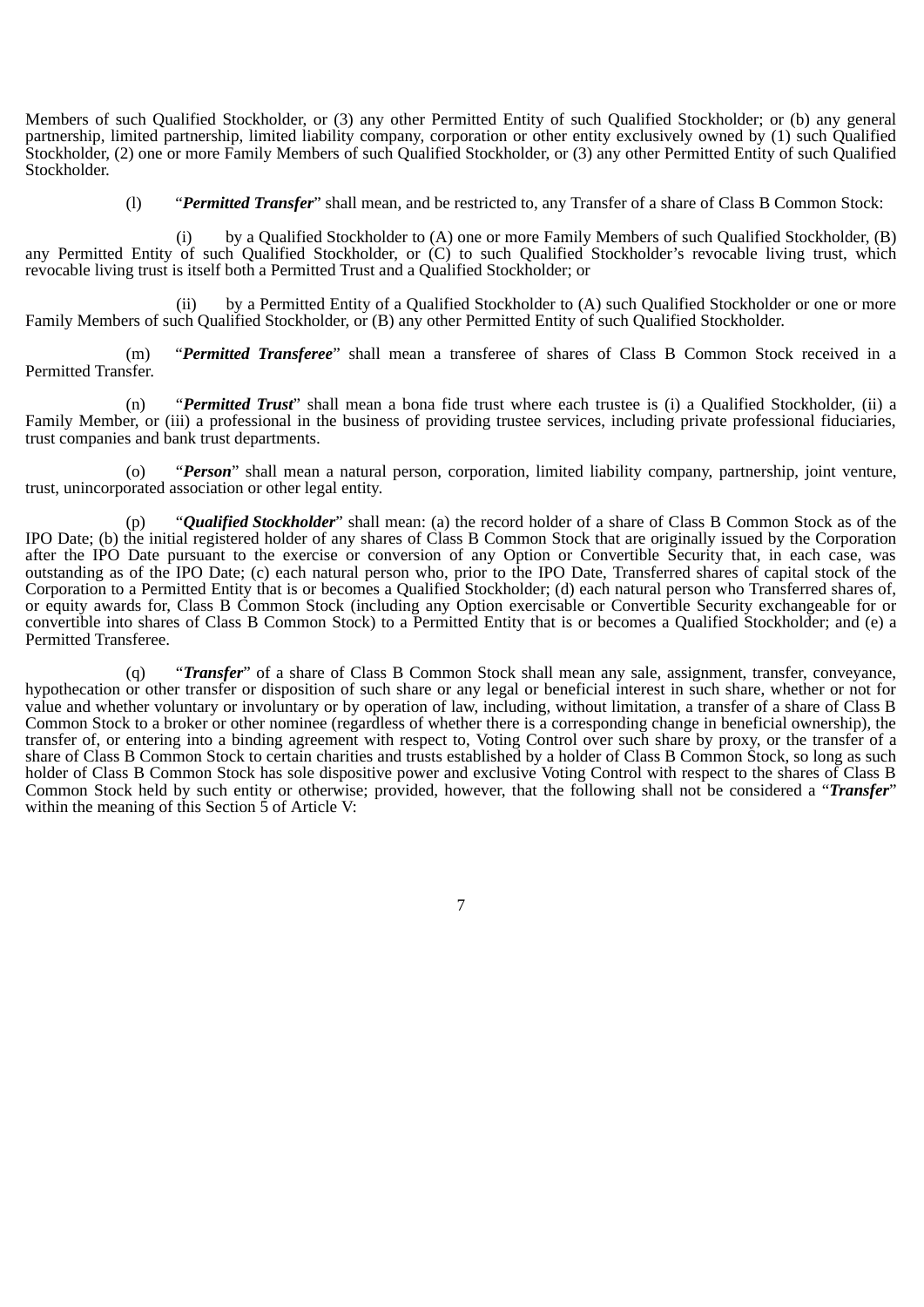Members of such Qualified Stockholder, or (3) any other Permitted Entity of such Qualified Stockholder; or (b) any general partnership, limited partnership, limited liability company, corporation or other entity exclusively owned by (1) such Qualified Stockholder, (2) one or more Family Members of such Qualified Stockholder, or (3) any other Permitted Entity of such Qualified Stockholder.

(l) "***Permitted Transfer***" shall mean, and be restricted to, any Transfer of a share of Class B Common Stock:

(i) by a Qualified Stockholder to (A) one or more Family Members of such Qualified Stockholder, (B) any Permitted Entity of such Qualified Stockholder, or (C) to such Qualified Stockholder's revocable living trust, which revocable living trust is itself both a Permitted Trust and a Qualified Stockholder; or

(ii) by a Permitted Entity of a Qualified Stockholder to (A) such Qualified Stockholder or one or more Family Members of such Qualified Stockholder, or (B) any other Permitted Entity of such Qualified Stockholder.

(m) "***Permitted Transferee***" shall mean a transferee of shares of Class B Common Stock received in a Permitted Transfer.

(n) "***Permitted Trust***" shall mean a bona fide trust where each trustee is (i) a Qualified Stockholder, (ii) a Family Member, or (iii) a professional in the business of providing trustee services, including private professional fiduciaries, trust companies and bank trust departments.

(o) "***Person***" shall mean a natural person, corporation, limited liability company, partnership, joint venture, trust, unincorporated association or other legal entity.

(p) "***Qualified Stockholder***" shall mean: (a) the record holder of a share of Class B Common Stock as of the IPO Date; (b) the initial registered holder of any shares of Class B Common Stock that are originally issued by the Corporation after the IPO Date pursuant to the exercise or conversion of any Option or Convertible Security that, in each case, was outstanding as of the IPO Date; (c) each natural person who, prior to the IPO Date, Transferred shares of capital stock of the Corporation to a Permitted Entity that is or becomes a Qualified Stockholder; (d) each natural person who Transferred shares of, or equity awards for, Class B Common Stock (including any Option exercisable or Convertible Security exchangeable for or convertible into shares of Class B Common Stock) to a Permitted Entity that is or becomes a Qualified Stockholder; and (e) a Permitted Transferee.

(q) "***Transfer***" of a share of Class B Common Stock shall mean any sale, assignment, transfer, conveyance, hypothecation or other transfer or disposition of such share or any legal or beneficial interest in such share, whether or not for value and whether voluntary or involuntary or by operation of law, including, without limitation, a transfer of a share of Class B Common Stock to a broker or other nominee (regardless of whether there is a corresponding change in beneficial ownership), the transfer of, or entering into a binding agreement with respect to, Voting Control over such share by proxy, or the transfer of a share of Class B Common Stock to certain charities and trusts established by a holder of Class B Common Stock, so long as such holder of Class B Common Stock has sole dispositive power and exclusive Voting Control with respect to the shares of Class B Common Stock held by such entity or otherwise; provided, however, that the following shall not be considered a "***Transfer***" within the meaning of this Section 5 of Article V: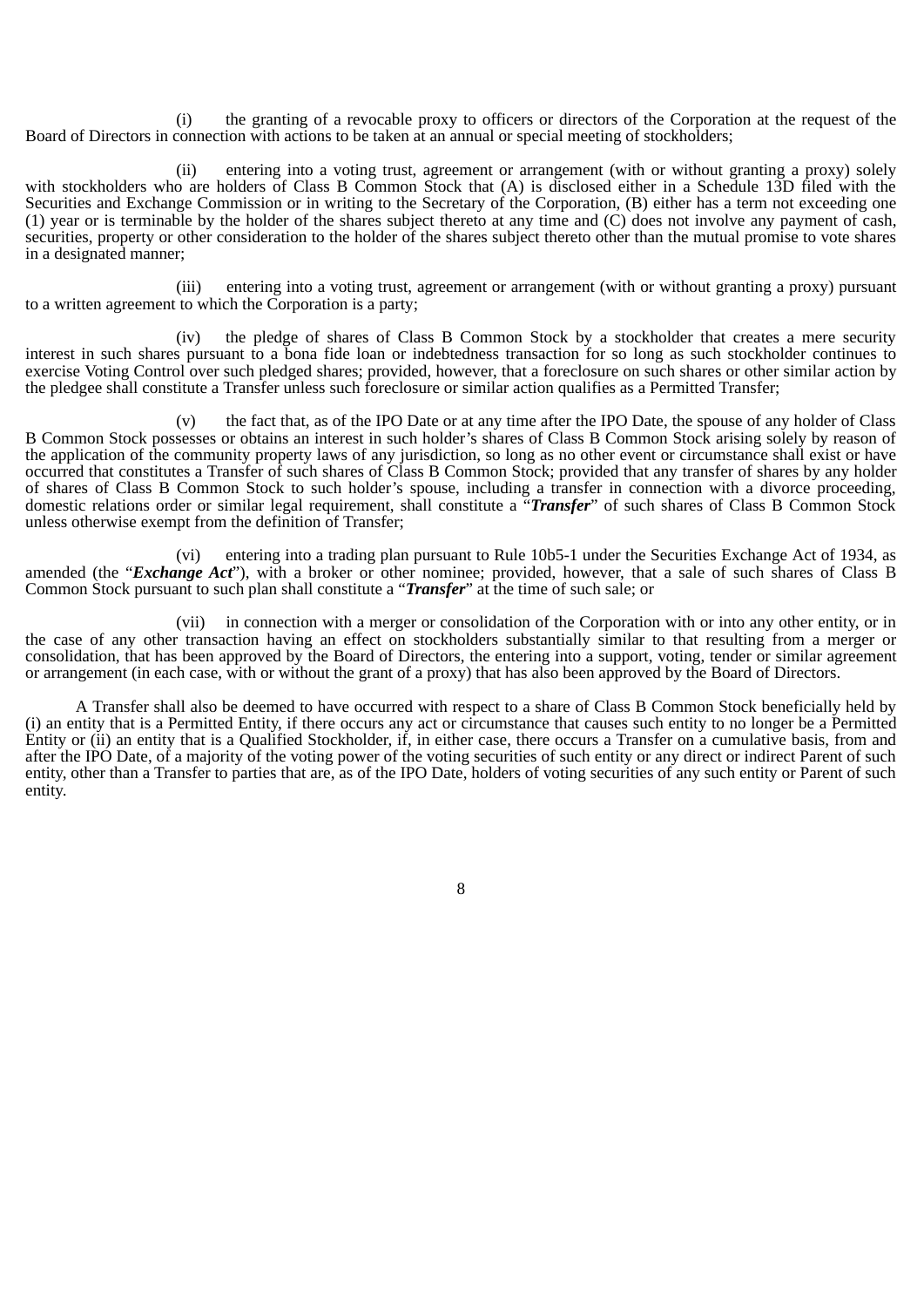(i) the granting of a revocable proxy to officers or directors of the Corporation at the request of the Board of Directors in connection with actions to be taken at an annual or special meeting of stockholders;

(ii) entering into a voting trust, agreement or arrangement (with or without granting a proxy) solely with stockholders who are holders of Class B Common Stock that (A) is disclosed either in a Schedule 13D filed with the Securities and Exchange Commission or in writing to the Secretary of the Corporation, (B) either has a term not exceeding one (1) year or is terminable by the holder of the shares subject thereto at any time and (C) does not involve any payment of cash, securities, property or other consideration to the holder of the shares subject thereto other than the mutual promise to vote shares in a designated manner;

(iii) entering into a voting trust, agreement or arrangement (with or without granting a proxy) pursuant to a written agreement to which the Corporation is a party;

(iv) the pledge of shares of Class B Common Stock by a stockholder that creates a mere security interest in such shares pursuant to a bona fide loan or indebtedness transaction for so long as such stockholder continues to exercise Voting Control over such pledged shares; provided, however, that a foreclosure on such shares or other similar action by the pledgee shall constitute a Transfer unless such foreclosure or similar action qualifies as a Permitted Transfer;

(v) the fact that, as of the IPO Date or at any time after the IPO Date, the spouse of any holder of Class B Common Stock possesses or obtains an interest in such holder's shares of Class B Common Stock arising solely by reason of the application of the community property laws of any jurisdiction, so long as no other event or circumstance shall exist or have occurred that constitutes a Transfer of such shares of Class B Common Stock; provided that any transfer of shares by any holder of shares of Class B Common Stock to such holder's spouse, including a transfer in connection with a divorce proceeding, domestic relations order or similar legal requirement, shall constitute a "***Transfer***" of such shares of Class B Common Stock unless otherwise exempt from the definition of Transfer;

(vi) entering into a trading plan pursuant to Rule 10b5-1 under the Securities Exchange Act of 1934, as amended (the "***Exchange Act***"), with a broker or other nominee; provided, however, that a sale of such shares of Class B Common Stock pursuant to such plan shall constitute a "***Transfer***" at the time of such sale; or

(vii) in connection with a merger or consolidation of the Corporation with or into any other entity, or in the case of any other transaction having an effect on stockholders substantially similar to that resulting from a merger or consolidation, that has been approved by the Board of Directors, the entering into a support, voting, tender or similar agreement or arrangement (in each case, with or without the grant of a proxy) that has also been approved by the Board of Directors.

A Transfer shall also be deemed to have occurred with respect to a share of Class B Common Stock beneficially held by (i) an entity that is a Permitted Entity, if there occurs any act or circumstance that causes such entity to no longer be a Permitted Entity or (ii) an entity that is a Qualified Stockholder, if, in either case, there occurs a Transfer on a cumulative basis, from and after the IPO Date, of a majority of the voting power of the voting securities of such entity or any direct or indirect Parent of such entity, other than a Transfer to parties that are, as of the IPO Date, holders of voting securities of any such entity or Parent of such entity.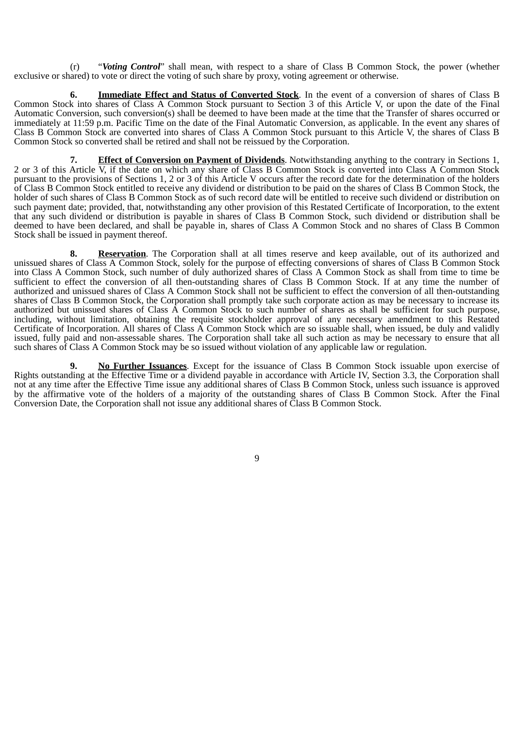(r) "***Voting Control***" shall mean, with respect to a share of Class B Common Stock, the power (whether exclusive or shared) to vote or direct the voting of such share by proxy, voting agreement or otherwise.

**6. <u>Immediate Effect and Status of Converted Stock</u>**. In the event of a conversion of shares of Class B Common Stock into shares of Class A Common Stock pursuant to Section 3 of this Article V, or upon the date of the Final Automatic Conversion, such conversion(s) shall be deemed to have been made at the time that the Transfer of shares occurred or immediately at 11:59 p.m. Pacific Time on the date of the Final Automatic Conversion, as applicable. In the event any shares of Class B Common Stock are converted into shares of Class A Common Stock pursuant to this Article V, the shares of Class B Common Stock so converted shall be retired and shall not be reissued by the Corporation.

**7. <u>Effect of Conversion on Payment of Dividends</u>**. Notwithstanding anything to the contrary in Sections 1, 2 or 3 of this Article V, if the date on which any share of Class B Common Stock is converted into Class A Common Stock pursuant to the provisions of Sections 1, 2 or 3 of this Article V occurs after the record date for the determination of the holders of Class B Common Stock entitled to receive any dividend or distribution to be paid on the shares of Class B Common Stock, the holder of such shares of Class B Common Stock as of such record date will be entitled to receive such dividend or distribution on such payment date; provided, that, notwithstanding any other provision of this Restated Certificate of Incorporation, to the extent that any such dividend or distribution is payable in shares of Class B Common Stock, such dividend or distribution shall be deemed to have been declared, and shall be payable in, shares of Class A Common Stock and no shares of Class B Common Stock shall be issued in payment thereof.

**8. <u>Reservation</u>**. The Corporation shall at all times reserve and keep available, out of its authorized and unissued shares of Class A Common Stock, solely for the purpose of effecting conversions of shares of Class B Common Stock into Class A Common Stock, such number of duly authorized shares of Class A Common Stock as shall from time to time be sufficient to effect the conversion of all then-outstanding shares of Class B Common Stock. If at any time the number of authorized and unissued shares of Class A Common Stock shall not be sufficient to effect the conversion of all then-outstanding shares of Class B Common Stock, the Corporation shall promptly take such corporate action as may be necessary to increase its authorized but unissued shares of Class A Common Stock to such number of shares as shall be sufficient for such purpose, including, without limitation, obtaining the requisite stockholder approval of any necessary amendment to this Restated Certificate of Incorporation. All shares of Class A Common Stock which are so issuable shall, when issued, be duly and validly issued, fully paid and non-assessable shares. The Corporation shall take all such action as may be necessary to ensure that all such shares of Class A Common Stock may be so issued without violation of any applicable law or regulation.

**9. <u>No Further Issuances</u>**. Except for the issuance of Class B Common Stock issuable upon exercise of Rights outstanding at the Effective Time or a dividend payable in accordance with Article IV, Section 3.3, the Corporation shall not at any time after the Effective Time issue any additional shares of Class B Common Stock, unless such issuance is approved by the affirmative vote of the holders of a majority of the outstanding shares of Class B Common Stock. After the Final Conversion Date, the Corporation shall not issue any additional shares of Class B Common Stock.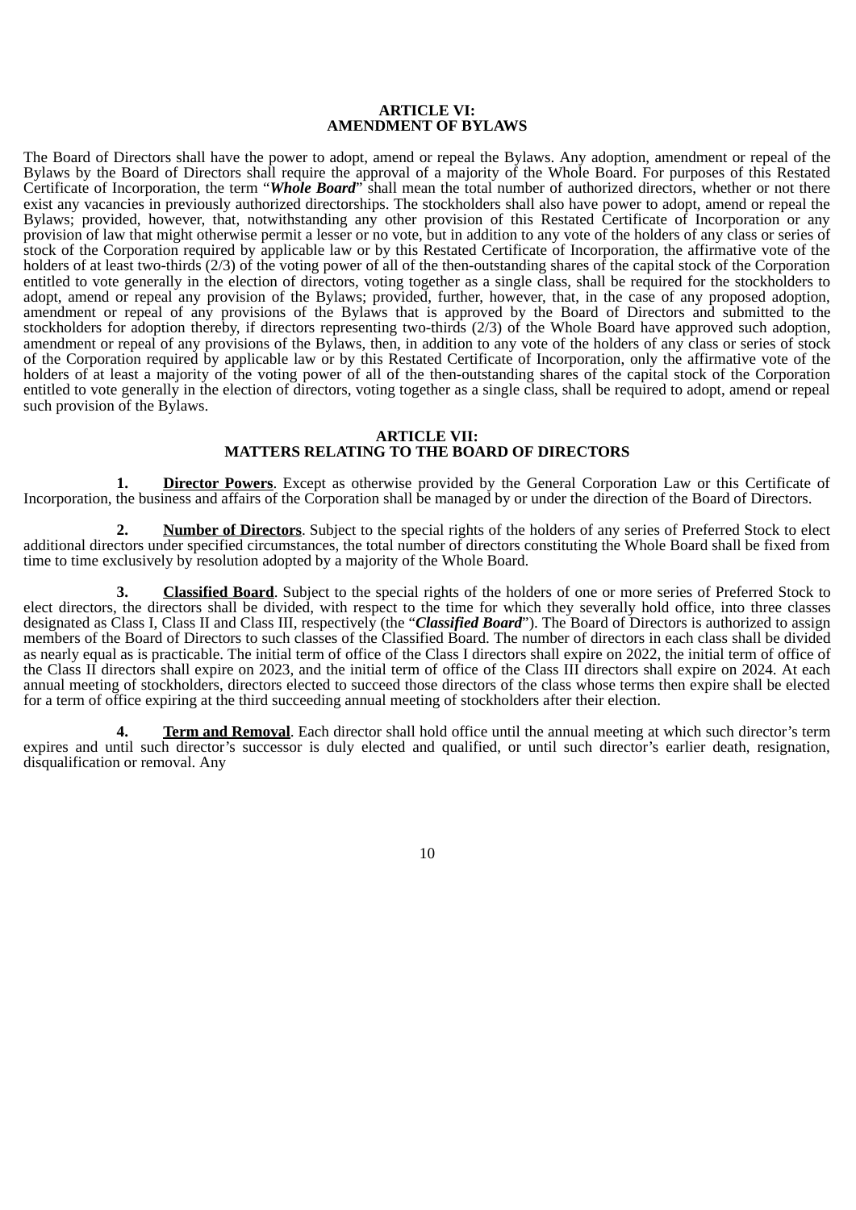## ARTICLE VI:
## AMENDMENT OF BYLAWS

The Board of Directors shall have the power to adopt, amend or repeal the Bylaws. Any adoption, amendment or repeal of the Bylaws by the Board of Directors shall require the approval of a majority of the Whole Board. For purposes of this Restated Certificate of Incorporation, the term "***Whole Board***" shall mean the total number of authorized directors, whether or not there exist any vacancies in previously authorized directorships. The stockholders shall also have power to adopt, amend or repeal the Bylaws; provided, however, that, notwithstanding any other provision of this Restated Certificate of Incorporation or any provision of law that might otherwise permit a lesser or no vote, but in addition to any vote of the holders of any class or series of stock of the Corporation required by applicable law or by this Restated Certificate of Incorporation, the affirmative vote of the holders of at least two-thirds (2/3) of the voting power of all of the then-outstanding shares of the capital stock of the Corporation entitled to vote generally in the election of directors, voting together as a single class, shall be required for the stockholders to adopt, amend or repeal any provision of the Bylaws; provided, further, however, that, in the case of any proposed adoption, amendment or repeal of any provisions of the Bylaws that is approved by the Board of Directors and submitted to the stockholders for adoption thereby, if directors representing two-thirds (2/3) of the Whole Board have approved such adoption, amendment or repeal of any provisions of the Bylaws, then, in addition to any vote of the holders of any class or series of stock of the Corporation required by applicable law or by this Restated Certificate of Incorporation, only the affirmative vote of the holders of at least a majority of the voting power of all of the then-outstanding shares of the capital stock of the Corporation entitled to vote generally in the election of directors, voting together as a single class, shall be required to adopt, amend or repeal such provision of the Bylaws.

## ARTICLE VII:
## MATTERS RELATING TO THE BOARD OF DIRECTORS

**1. Director Powers**. Except as otherwise provided by the General Corporation Law or this Certificate of Incorporation, the business and affairs of the Corporation shall be managed by or under the direction of the Board of Directors.

**2. Number of Directors**. Subject to the special rights of the holders of any series of Preferred Stock to elect additional directors under specified circumstances, the total number of directors constituting the Whole Board shall be fixed from time to time exclusively by resolution adopted by a majority of the Whole Board.

**3. Classified Board**. Subject to the special rights of the holders of one or more series of Preferred Stock to elect directors, the directors shall be divided, with respect to the time for which they severally hold office, into three classes designated as Class I, Class II and Class III, respectively (the "***Classified Board***"). The Board of Directors is authorized to assign members of the Board of Directors to such classes of the Classified Board. The number of directors in each class shall be divided as nearly equal as is practicable. The initial term of office of the Class I directors shall expire on 2022, the initial term of office of the Class II directors shall expire on 2023, and the initial term of office of the Class III directors shall expire on 2024. At each annual meeting of stockholders, directors elected to succeed those directors of the class whose terms then expire shall be elected for a term of office expiring at the third succeeding annual meeting of stockholders after their election.

**4. Term and Removal**. Each director shall hold office until the annual meeting at which such director's term expires and until such director's successor is duly elected and qualified, or until such director's earlier death, resignation, disqualification or removal. Any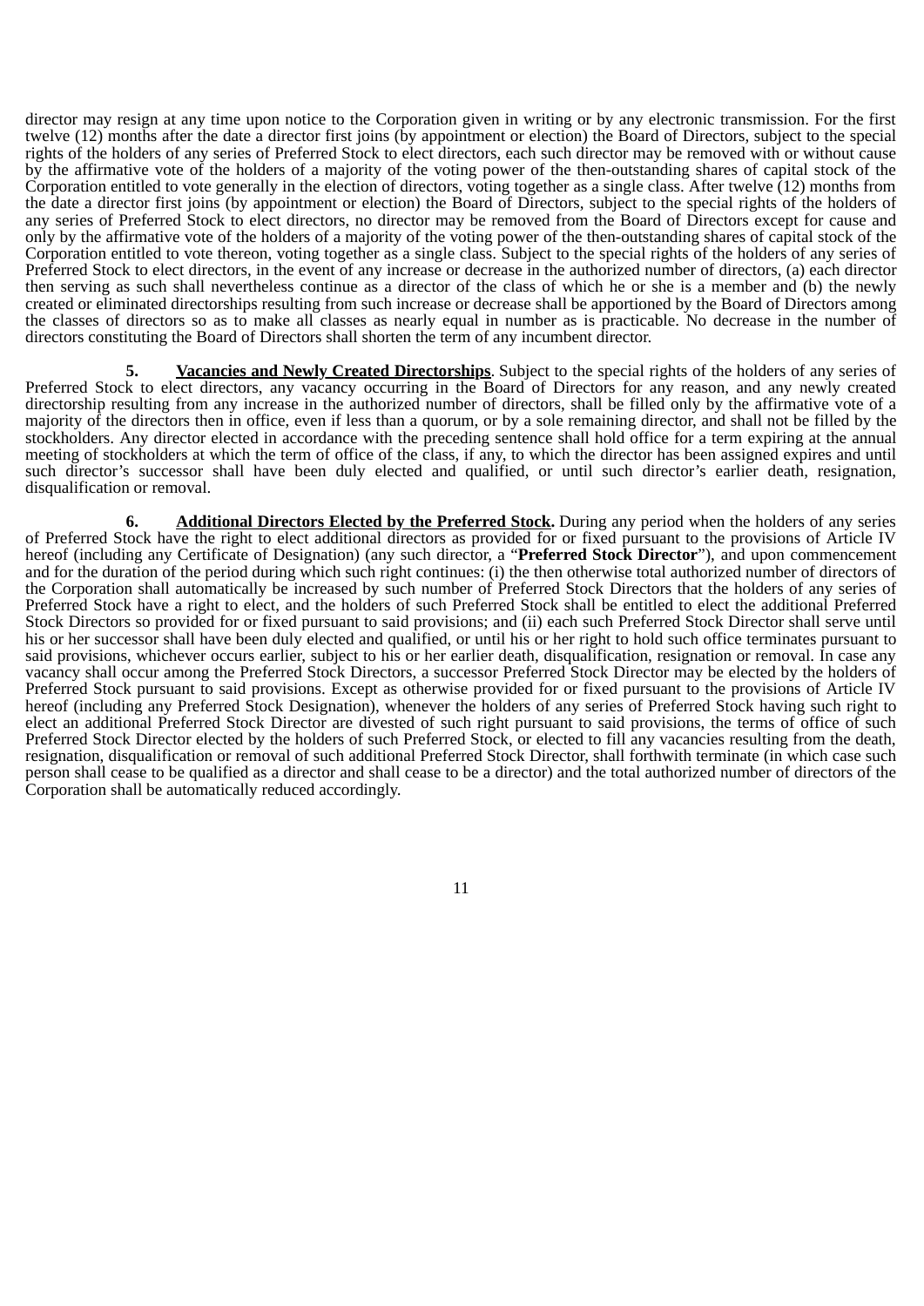director may resign at any time upon notice to the Corporation given in writing or by any electronic transmission. For the first twelve (12) months after the date a director first joins (by appointment or election) the Board of Directors, subject to the special rights of the holders of any series of Preferred Stock to elect directors, each such director may be removed with or without cause by the affirmative vote of the holders of a majority of the voting power of the then-outstanding shares of capital stock of the Corporation entitled to vote generally in the election of directors, voting together as a single class. After twelve (12) months from the date a director first joins (by appointment or election) the Board of Directors, subject to the special rights of the holders of any series of Preferred Stock to elect directors, no director may be removed from the Board of Directors except for cause and only by the affirmative vote of the holders of a majority of the voting power of the then-outstanding shares of capital stock of the Corporation entitled to vote thereon, voting together as a single class. Subject to the special rights of the holders of any series of Preferred Stock to elect directors, in the event of any increase or decrease in the authorized number of directors, (a) each director then serving as such shall nevertheless continue as a director of the class of which he or she is a member and (b) the newly created or eliminated directorships resulting from such increase or decrease shall be apportioned by the Board of Directors among the classes of directors so as to make all classes as nearly equal in number as is practicable. No decrease in the number of directors constituting the Board of Directors shall shorten the term of any incumbent director.

**5. <u>Vacancies and Newly Created Directorships</u>**. Subject to the special rights of the holders of any series of Preferred Stock to elect directors, any vacancy occurring in the Board of Directors for any reason, and any newly created directorship resulting from any increase in the authorized number of directors, shall be filled only by the affirmative vote of a majority of the directors then in office, even if less than a quorum, or by a sole remaining director, and shall not be filled by the stockholders. Any director elected in accordance with the preceding sentence shall hold office for a term expiring at the annual meeting of stockholders at which the term of office of the class, if any, to which the director has been assigned expires and until such director's successor shall have been duly elected and qualified, or until such director's earlier death, resignation, disqualification or removal.

**6. <u>Additional Directors Elected by the Preferred Stock</u>.** During any period when the holders of any series of Preferred Stock have the right to elect additional directors as provided for or fixed pursuant to the provisions of Article IV hereof (including any Certificate of Designation) (any such director, a "**Preferred Stock Director**"), and upon commencement and for the duration of the period during which such right continues: (i) the then otherwise total authorized number of directors of the Corporation shall automatically be increased by such number of Preferred Stock Directors that the holders of any series of Preferred Stock have a right to elect, and the holders of such Preferred Stock shall be entitled to elect the additional Preferred Stock Directors so provided for or fixed pursuant to said provisions; and (ii) each such Preferred Stock Director shall serve until his or her successor shall have been duly elected and qualified, or until his or her right to hold such office terminates pursuant to said provisions, whichever occurs earlier, subject to his or her earlier death, disqualification, resignation or removal. In case any vacancy shall occur among the Preferred Stock Directors, a successor Preferred Stock Director may be elected by the holders of Preferred Stock pursuant to said provisions. Except as otherwise provided for or fixed pursuant to the provisions of Article IV hereof (including any Preferred Stock Designation), whenever the holders of any series of Preferred Stock having such right to elect an additional Preferred Stock Director are divested of such right pursuant to said provisions, the terms of office of such Preferred Stock Director elected by the holders of such Preferred Stock, or elected to fill any vacancies resulting from the death, resignation, disqualification or removal of such additional Preferred Stock Director, shall forthwith terminate (in which case such person shall cease to be qualified as a director and shall cease to be a director) and the total authorized number of directors of the Corporation shall be automatically reduced accordingly.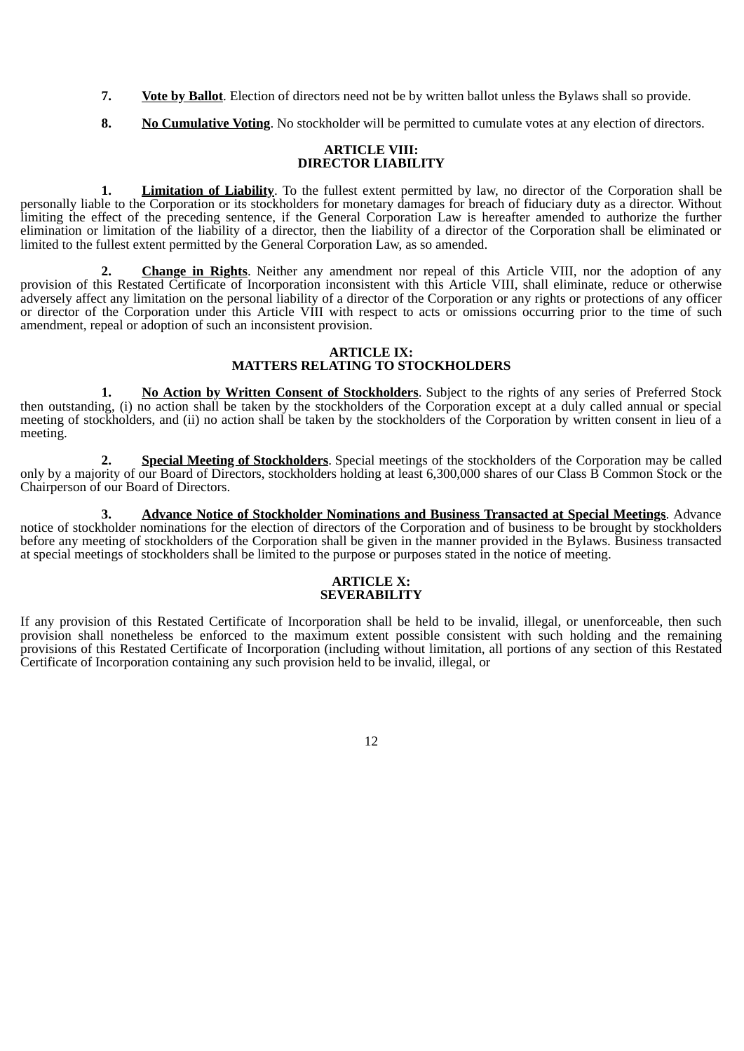**7.** **Vote by Ballot**. Election of directors need not be by written ballot unless the Bylaws shall so provide.

**8.** **No Cumulative Voting**. No stockholder will be permitted to cumulate votes at any election of directors.

## ARTICLE VIII:
## DIRECTOR LIABILITY

**1.** **Limitation of Liability**. To the fullest extent permitted by law, no director of the Corporation shall be personally liable to the Corporation or its stockholders for monetary damages for breach of fiduciary duty as a director. Without limiting the effect of the preceding sentence, if the General Corporation Law is hereafter amended to authorize the further elimination or limitation of the liability of a director, then the liability of a director of the Corporation shall be eliminated or limited to the fullest extent permitted by the General Corporation Law, as so amended.

**2.** **Change in Rights**. Neither any amendment nor repeal of this Article VIII, nor the adoption of any provision of this Restated Certificate of Incorporation inconsistent with this Article VIII, shall eliminate, reduce or otherwise adversely affect any limitation on the personal liability of a director of the Corporation or any rights or protections of any officer or director of the Corporation under this Article VIII with respect to acts or omissions occurring prior to the time of such amendment, repeal or adoption of such an inconsistent provision.

## ARTICLE IX:
## MATTERS RELATING TO STOCKHOLDERS

**1.** **No Action by Written Consent of Stockholders**. Subject to the rights of any series of Preferred Stock then outstanding, (i) no action shall be taken by the stockholders of the Corporation except at a duly called annual or special meeting of stockholders, and (ii) no action shall be taken by the stockholders of the Corporation by written consent in lieu of a meeting.

**2.** **Special Meeting of Stockholders**. Special meetings of the stockholders of the Corporation may be called only by a majority of our Board of Directors, stockholders holding at least 6,300,000 shares of our Class B Common Stock or the Chairperson of our Board of Directors.

**3.** **Advance Notice of Stockholder Nominations and Business Transacted at Special Meetings**. Advance notice of stockholder nominations for the election of directors of the Corporation and of business to be brought by stockholders before any meeting of stockholders of the Corporation shall be given in the manner provided in the Bylaws. Business transacted at special meetings of stockholders shall be limited to the purpose or purposes stated in the notice of meeting.

## ARTICLE X:
## SEVERABILITY

If any provision of this Restated Certificate of Incorporation shall be held to be invalid, illegal, or unenforceable, then such provision shall nonetheless be enforced to the maximum extent possible consistent with such holding and the remaining provisions of this Restated Certificate of Incorporation (including without limitation, all portions of any section of this Restated Certificate of Incorporation containing any such provision held to be invalid, illegal, or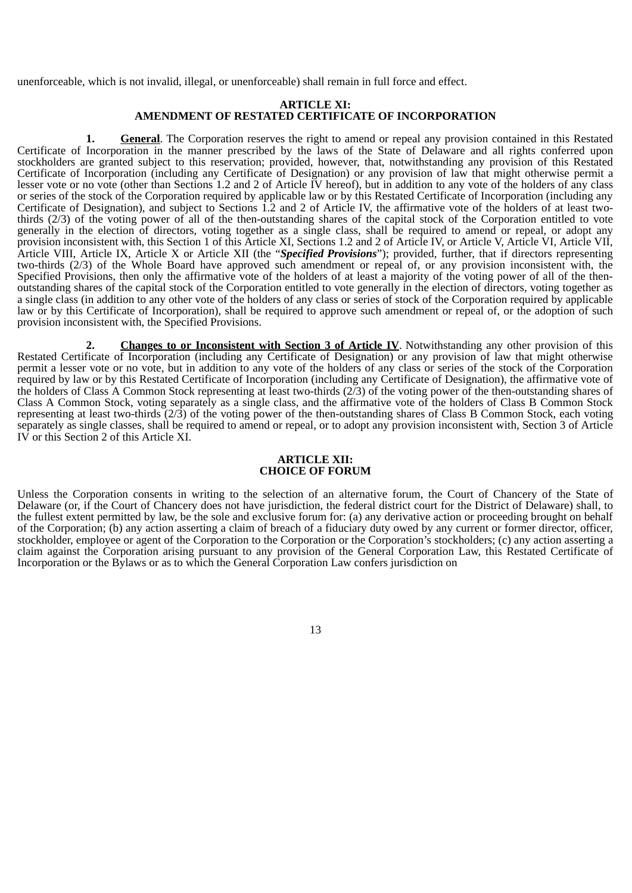unenforceable, which is not invalid, illegal, or unenforceable) shall remain in full force and effect.

## ARTICLE XI: AMENDMENT OF RESTATED CERTIFICATE OF INCORPORATION

**1. General**. The Corporation reserves the right to amend or repeal any provision contained in this Restated Certificate of Incorporation in the manner prescribed by the laws of the State of Delaware and all rights conferred upon stockholders are granted subject to this reservation; provided, however, that, notwithstanding any provision of this Restated Certificate of Incorporation (including any Certificate of Designation) or any provision of law that might otherwise permit a lesser vote or no vote (other than Sections 1.2 and 2 of Article IV hereof), but in addition to any vote of the holders of any class or series of the stock of the Corporation required by applicable law or by this Restated Certificate of Incorporation (including any Certificate of Designation), and subject to Sections 1.2 and 2 of Article IV, the affirmative vote of the holders of at least two-thirds (2/3) of the voting power of all of the then-outstanding shares of the capital stock of the Corporation entitled to vote generally in the election of directors, voting together as a single class, shall be required to amend or repeal, or adopt any provision inconsistent with, this Section 1 of this Article XI, Sections 1.2 and 2 of Article IV, or Article V, Article VI, Article VII, Article VIII, Article IX, Article X or Article XII (the "***Specified Provisions***"); provided, further, that if directors representing two-thirds (2/3) of the Whole Board have approved such amendment or repeal of, or any provision inconsistent with, the Specified Provisions, then only the affirmative vote of the holders of at least a majority of the voting power of all of the then-outstanding shares of the capital stock of the Corporation entitled to vote generally in the election of directors, voting together as a single class (in addition to any other vote of the holders of any class or series of stock of the Corporation required by applicable law or by this Certificate of Incorporation), shall be required to approve such amendment or repeal of, or the adoption of such provision inconsistent with, the Specified Provisions.

**2. Changes to or Inconsistent with Section 3 of Article IV**. Notwithstanding any other provision of this Restated Certificate of Incorporation (including any Certificate of Designation) or any provision of law that might otherwise permit a lesser vote or no vote, but in addition to any vote of the holders of any class or series of the stock of the Corporation required by law or by this Restated Certificate of Incorporation (including any Certificate of Designation), the affirmative vote of the holders of Class A Common Stock representing at least two-thirds (2/3) of the voting power of the then-outstanding shares of Class A Common Stock, voting separately as a single class, and the affirmative vote of the holders of Class B Common Stock representing at least two-thirds (2/3) of the voting power of the then-outstanding shares of Class B Common Stock, each voting separately as single classes, shall be required to amend or repeal, or to adopt any provision inconsistent with, Section 3 of Article IV or this Section 2 of this Article XI.

## ARTICLE XII: CHOICE OF FORUM

Unless the Corporation consents in writing to the selection of an alternative forum, the Court of Chancery of the State of Delaware (or, if the Court of Chancery does not have jurisdiction, the federal district court for the District of Delaware) shall, to the fullest extent permitted by law, be the sole and exclusive forum for: (a) any derivative action or proceeding brought on behalf of the Corporation; (b) any action asserting a claim of breach of a fiduciary duty owed by any current or former director, officer, stockholder, employee or agent of the Corporation to the Corporation or the Corporation's stockholders; (c) any action asserting a claim against the Corporation arising pursuant to any provision of the General Corporation Law, this Restated Certificate of Incorporation or the Bylaws or as to which the General Corporation Law confers jurisdiction on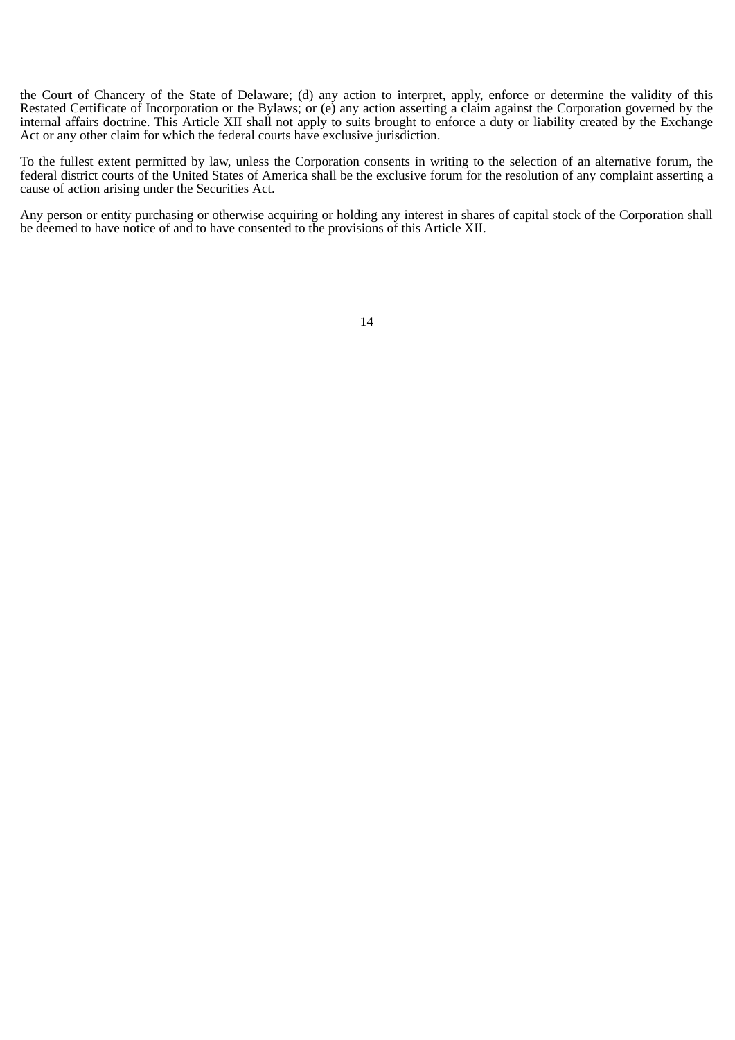the Court of Chancery of the State of Delaware; (d) any action to interpret, apply, enforce or determine the validity of this Restated Certificate of Incorporation or the Bylaws; or (e) any action asserting a claim against the Corporation governed by the internal affairs doctrine. This Article XII shall not apply to suits brought to enforce a duty or liability created by the Exchange Act or any other claim for which the federal courts have exclusive jurisdiction.

To the fullest extent permitted by law, unless the Corporation consents in writing to the selection of an alternative forum, the federal district courts of the United States of America shall be the exclusive forum for the resolution of any complaint asserting a cause of action arising under the Securities Act.

Any person or entity purchasing or otherwise acquiring or holding any interest in shares of capital stock of the Corporation shall be deemed to have notice of and to have consented to the provisions of this Article XII.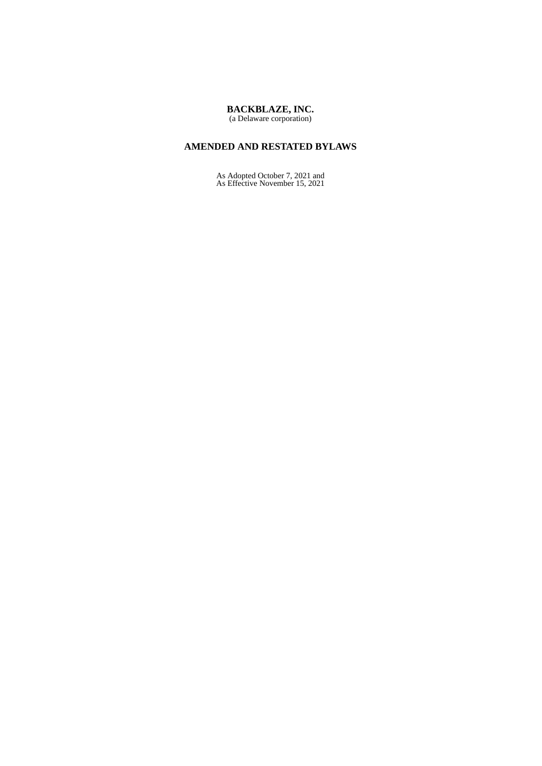**BACKBLAZE, INC.**
(a Delaware corporation)

# AMENDED AND RESTATED BYLAWS

As Adopted October 7, 2021 and
As Effective November 15, 2021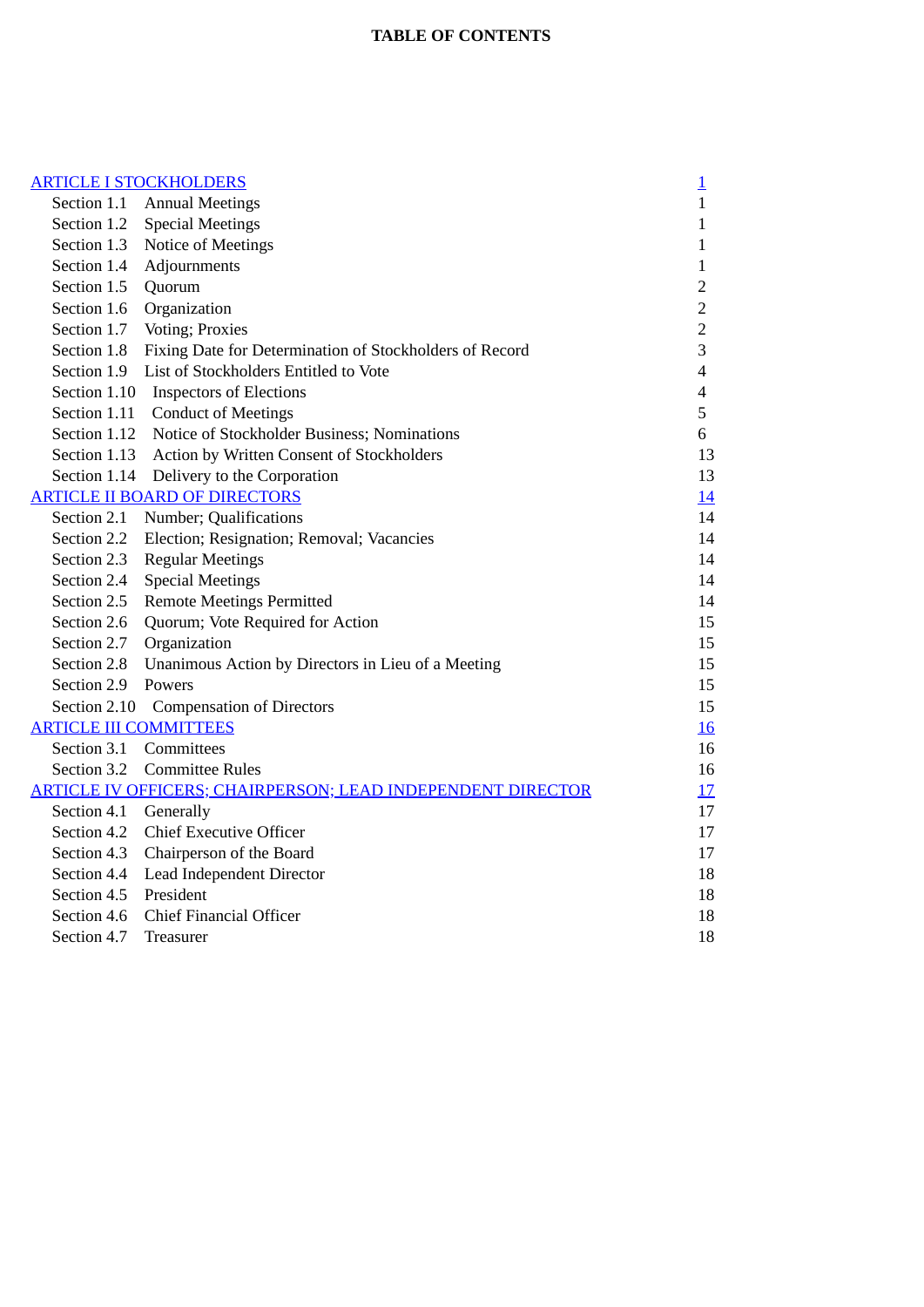**TABLE OF CONTENTS**

| | |
|---|---|
| ARTICLE I STOCKHOLDERS | 1 |
| Section 1.1 Annual Meetings | 1 |
| Section 1.2 Special Meetings | 1 |
| Section 1.3 Notice of Meetings | 1 |
| Section 1.4 Adjournments | 1 |
| Section 1.5 Quorum | 2 |
| Section 1.6 Organization | 2 |
| Section 1.7 Voting; Proxies | 2 |
| Section 1.8 Fixing Date for Determination of Stockholders of Record | 3 |
| Section 1.9 List of Stockholders Entitled to Vote | 4 |
| Section 1.10 Inspectors of Elections | 4 |
| Section 1.11 Conduct of Meetings | 5 |
| Section 1.12 Notice of Stockholder Business; Nominations | 6 |
| Section 1.13 Action by Written Consent of Stockholders | 13 |
| Section 1.14 Delivery to the Corporation | 13 |
| ARTICLE II BOARD OF DIRECTORS | 14 |
| Section 2.1 Number; Qualifications | 14 |
| Section 2.2 Election; Resignation; Removal; Vacancies | 14 |
| Section 2.3 Regular Meetings | 14 |
| Section 2.4 Special Meetings | 14 |
| Section 2.5 Remote Meetings Permitted | 14 |
| Section 2.6 Quorum; Vote Required for Action | 15 |
| Section 2.7 Organization | 15 |
| Section 2.8 Unanimous Action by Directors in Lieu of a Meeting | 15 |
| Section 2.9 Powers | 15 |
| Section 2.10 Compensation of Directors | 15 |
| ARTICLE III COMMITTEES | 16 |
| Section 3.1 Committees | 16 |
| Section 3.2 Committee Rules | 16 |
| ARTICLE IV OFFICERS; CHAIRPERSON; LEAD INDEPENDENT DIRECTOR | 17 |
| Section 4.1 Generally | 17 |
| Section 4.2 Chief Executive Officer | 17 |
| Section 4.3 Chairperson of the Board | 17 |
| Section 4.4 Lead Independent Director | 18 |
| Section 4.5 President | 18 |
| Section 4.6 Chief Financial Officer | 18 |
| Section 4.7 Treasurer | 18 |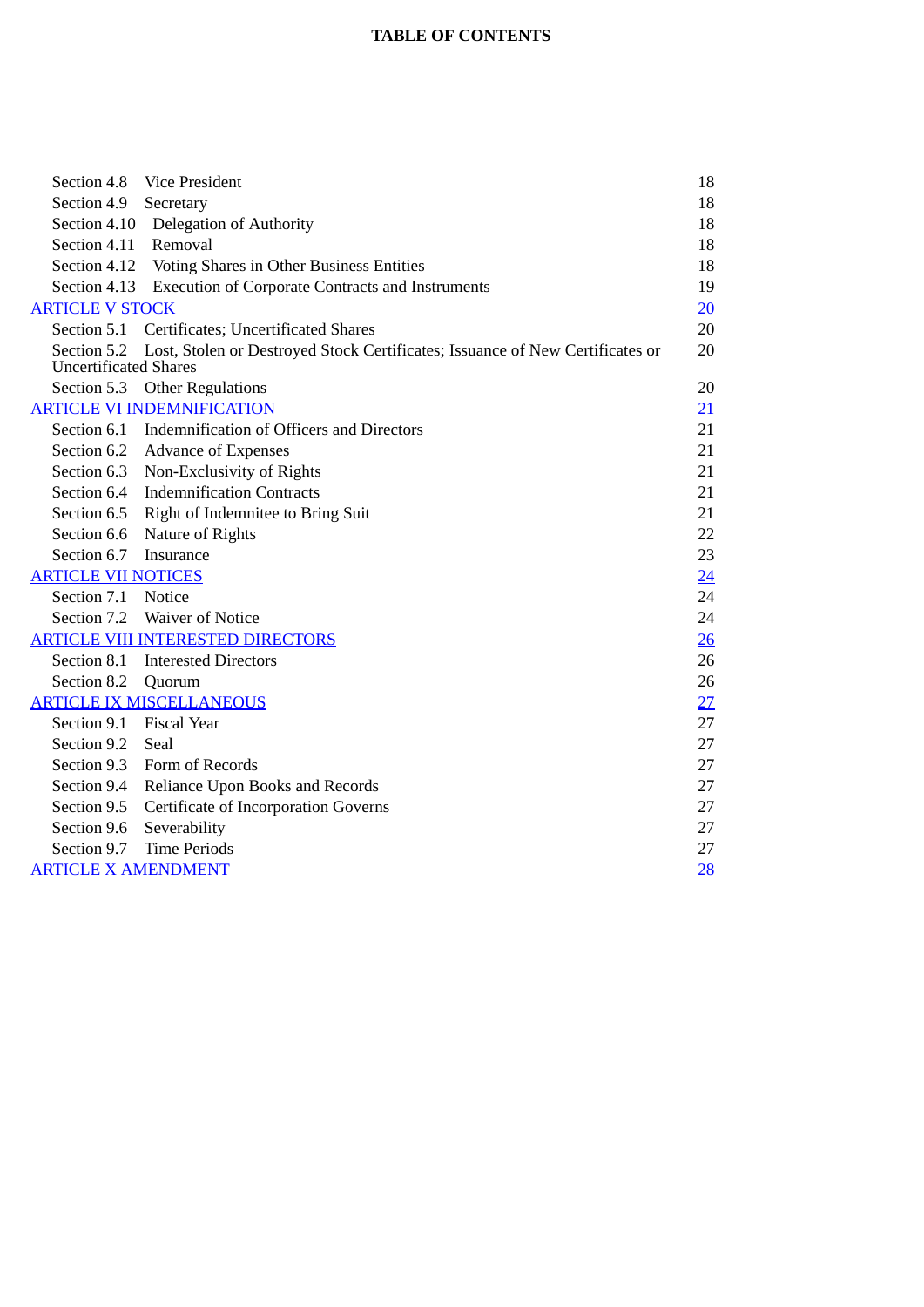**TABLE OF CONTENTS**

| | |
|---|---|
| Section 4.8 Vice President | 18 |
| Section 4.9 Secretary | 18 |
| Section 4.10 Delegation of Authority | 18 |
| Section 4.11 Removal | 18 |
| Section 4.12 Voting Shares in Other Business Entities | 18 |
| Section 4.13 Execution of Corporate Contracts and Instruments | 19 |
| ARTICLE V STOCK | 20 |
| Section 5.1 Certificates; Uncertificated Shares | 20 |
| Section 5.2 Lost, Stolen or Destroyed Stock Certificates; Issuance of New Certificates or Uncertificated Shares | 20 |
| Section 5.3 Other Regulations | 20 |
| ARTICLE VI INDEMNIFICATION | 21 |
| Section 6.1 Indemnification of Officers and Directors | 21 |
| Section 6.2 Advance of Expenses | 21 |
| Section 6.3 Non-Exclusivity of Rights | 21 |
| Section 6.4 Indemnification Contracts | 21 |
| Section 6.5 Right of Indemnitee to Bring Suit | 21 |
| Section 6.6 Nature of Rights | 22 |
| Section 6.7 Insurance | 23 |
| ARTICLE VII NOTICES | 24 |
| Section 7.1 Notice | 24 |
| Section 7.2 Waiver of Notice | 24 |
| ARTICLE VIII INTERESTED DIRECTORS | 26 |
| Section 8.1 Interested Directors | 26 |
| Section 8.2 Quorum | 26 |
| ARTICLE IX MISCELLANEOUS | 27 |
| Section 9.1 Fiscal Year | 27 |
| Section 9.2 Seal | 27 |
| Section 9.3 Form of Records | 27 |
| Section 9.4 Reliance Upon Books and Records | 27 |
| Section 9.5 Certificate of Incorporation Governs | 27 |
| Section 9.6 Severability | 27 |
| Section 9.7 Time Periods | 27 |
| ARTICLE X AMENDMENT | 28 |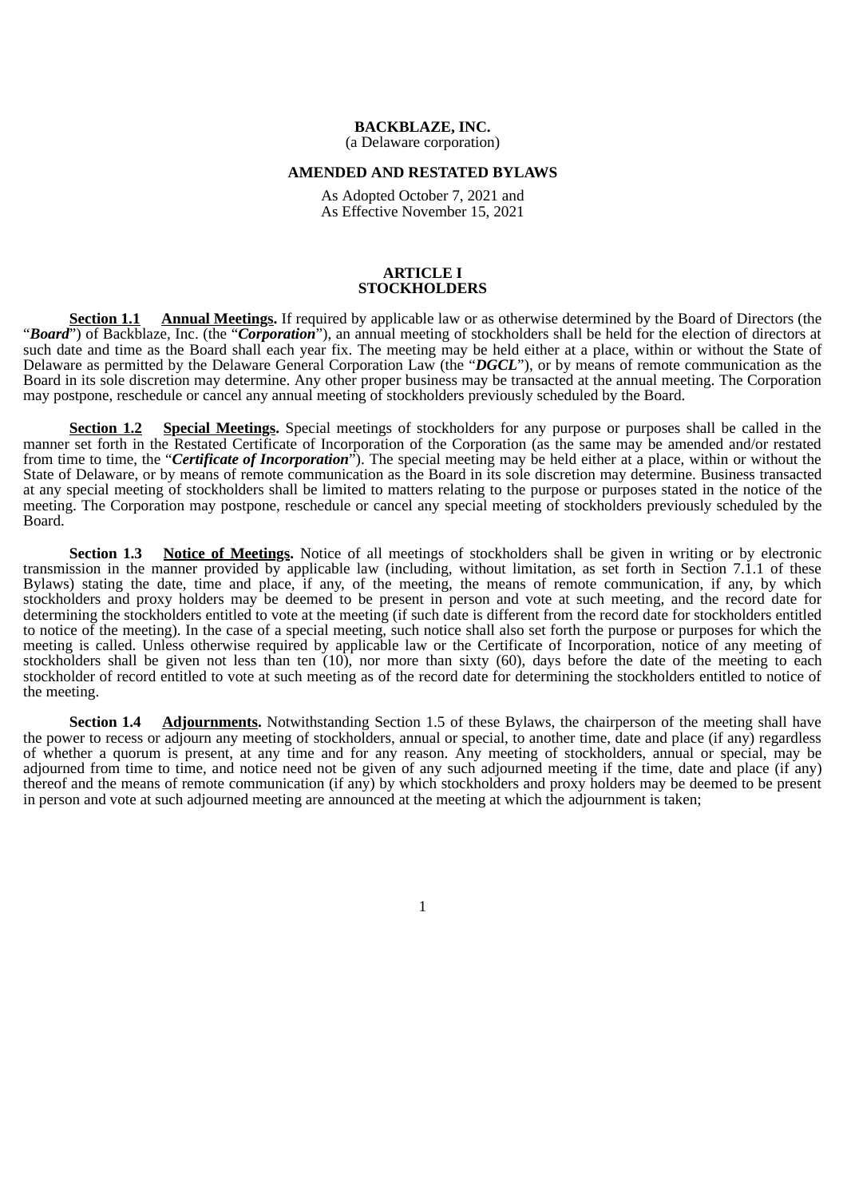**BACKBLAZE, INC.**
(a Delaware corporation)

**AMENDED AND RESTATED BYLAWS**

As Adopted October 7, 2021 and
As Effective November 15, 2021

**ARTICLE I**
**STOCKHOLDERS**

**Section 1.1 Annual Meetings.** If required by applicable law or as otherwise determined by the Board of Directors (the "***Board***") of Backblaze, Inc. (the "***Corporation***"), an annual meeting of stockholders shall be held for the election of directors at such date and time as the Board shall each year fix. The meeting may be held either at a place, within or without the State of Delaware as permitted by the Delaware General Corporation Law (the "***DGCL***"), or by means of remote communication as the Board in its sole discretion may determine. Any other proper business may be transacted at the annual meeting. The Corporation may postpone, reschedule or cancel any annual meeting of stockholders previously scheduled by the Board.

**Section 1.2 Special Meetings.** Special meetings of stockholders for any purpose or purposes shall be called in the manner set forth in the Restated Certificate of Incorporation of the Corporation (as the same may be amended and/or restated from time to time, the "***Certificate of Incorporation***"). The special meeting may be held either at a place, within or without the State of Delaware, or by means of remote communication as the Board in its sole discretion may determine. Business transacted at any special meeting of stockholders shall be limited to matters relating to the purpose or purposes stated in the notice of the meeting. The Corporation may postpone, reschedule or cancel any special meeting of stockholders previously scheduled by the Board.

**Section 1.3 Notice of Meetings.** Notice of all meetings of stockholders shall be given in writing or by electronic transmission in the manner provided by applicable law (including, without limitation, as set forth in Section 7.1.1 of these Bylaws) stating the date, time and place, if any, of the meeting, the means of remote communication, if any, by which stockholders and proxy holders may be deemed to be present in person and vote at such meeting, and the record date for determining the stockholders entitled to vote at the meeting (if such date is different from the record date for stockholders entitled to notice of the meeting). In the case of a special meeting, such notice shall also set forth the purpose or purposes for which the meeting is called. Unless otherwise required by applicable law or the Certificate of Incorporation, notice of any meeting of stockholders shall be given not less than ten (10), nor more than sixty (60), days before the date of the meeting to each stockholder of record entitled to vote at such meeting as of the record date for determining the stockholders entitled to notice of the meeting.

**Section 1.4 Adjournments.** Notwithstanding Section 1.5 of these Bylaws, the chairperson of the meeting shall have the power to recess or adjourn any meeting of stockholders, annual or special, to another time, date and place (if any) regardless of whether a quorum is present, at any time and for any reason. Any meeting of stockholders, annual or special, may be adjourned from time to time, and notice need not be given of any such adjourned meeting if the time, date and place (if any) thereof and the means of remote communication (if any) by which stockholders and proxy holders may be deemed to be present in person and vote at such adjourned meeting are announced at the meeting at which the adjournment is taken;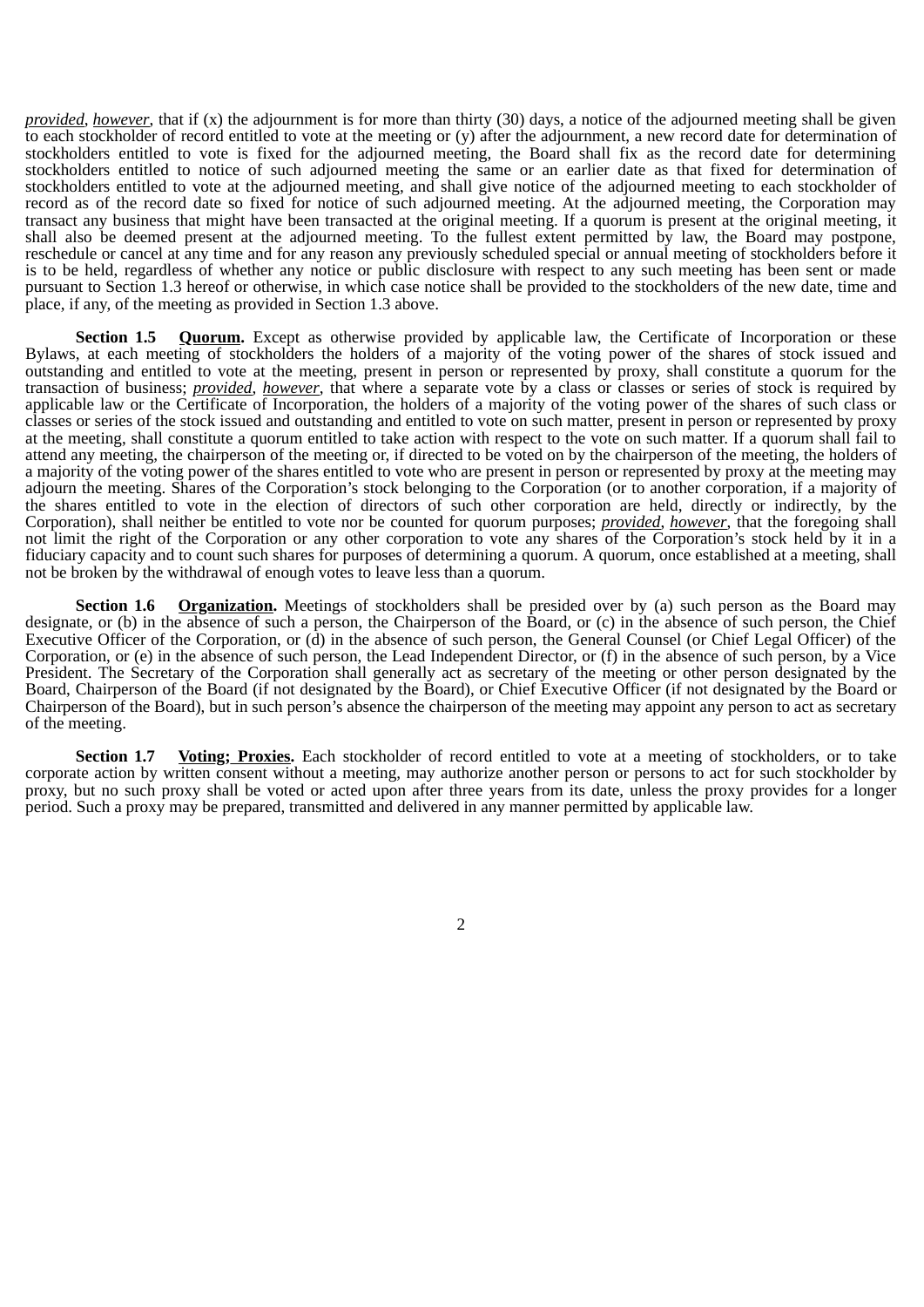*provided*, *however*, that if (x) the adjournment is for more than thirty (30) days, a notice of the adjourned meeting shall be given to each stockholder of record entitled to vote at the meeting or (y) after the adjournment, a new record date for determination of stockholders entitled to vote is fixed for the adjourned meeting, the Board shall fix as the record date for determining stockholders entitled to notice of such adjourned meeting the same or an earlier date as that fixed for determination of stockholders entitled to vote at the adjourned meeting, and shall give notice of the adjourned meeting to each stockholder of record as of the record date so fixed for notice of such adjourned meeting. At the adjourned meeting, the Corporation may transact any business that might have been transacted at the original meeting. If a quorum is present at the original meeting, it shall also be deemed present at the adjourned meeting. To the fullest extent permitted by law, the Board may postpone, reschedule or cancel at any time and for any reason any previously scheduled special or annual meeting of stockholders before it is to be held, regardless of whether any notice or public disclosure with respect to any such meeting has been sent or made pursuant to Section 1.3 hereof or otherwise, in which case notice shall be provided to the stockholders of the new date, time and place, if any, of the meeting as provided in Section 1.3 above.

**Section 1.5 Quorum.** Except as otherwise provided by applicable law, the Certificate of Incorporation or these Bylaws, at each meeting of stockholders the holders of a majority of the voting power of the shares of stock issued and outstanding and entitled to vote at the meeting, present in person or represented by proxy, shall constitute a quorum for the transaction of business; *provided*, *however*, that where a separate vote by a class or classes or series of stock is required by applicable law or the Certificate of Incorporation, the holders of a majority of the voting power of the shares of such class or classes or series of the stock issued and outstanding and entitled to vote on such matter, present in person or represented by proxy at the meeting, shall constitute a quorum entitled to take action with respect to the vote on such matter. If a quorum shall fail to attend any meeting, the chairperson of the meeting or, if directed to be voted on by the chairperson of the meeting, the holders of a majority of the voting power of the shares entitled to vote who are present in person or represented by proxy at the meeting may adjourn the meeting. Shares of the Corporation's stock belonging to the Corporation (or to another corporation, if a majority of the shares entitled to vote in the election of directors of such other corporation are held, directly or indirectly, by the Corporation), shall neither be entitled to vote nor be counted for quorum purposes; *provided*, *however*, that the foregoing shall not limit the right of the Corporation or any other corporation to vote any shares of the Corporation's stock held by it in a fiduciary capacity and to count such shares for purposes of determining a quorum. A quorum, once established at a meeting, shall not be broken by the withdrawal of enough votes to leave less than a quorum.

**Section 1.6 Organization.** Meetings of stockholders shall be presided over by (a) such person as the Board may designate, or (b) in the absence of such a person, the Chairperson of the Board, or (c) in the absence of such person, the Chief Executive Officer of the Corporation, or (d) in the absence of such person, the General Counsel (or Chief Legal Officer) of the Corporation, or (e) in the absence of such person, the Lead Independent Director, or (f) in the absence of such person, by a Vice President. The Secretary of the Corporation shall generally act as secretary of the meeting or other person designated by the Board, Chairperson of the Board (if not designated by the Board), or Chief Executive Officer (if not designated by the Board or Chairperson of the Board), but in such person's absence the chairperson of the meeting may appoint any person to act as secretary of the meeting.

**Section 1.7 Voting; Proxies.** Each stockholder of record entitled to vote at a meeting of stockholders, or to take corporate action by written consent without a meeting, may authorize another person or persons to act for such stockholder by proxy, but no such proxy shall be voted or acted upon after three years from its date, unless the proxy provides for a longer period. Such a proxy may be prepared, transmitted and delivered in any manner permitted by applicable law.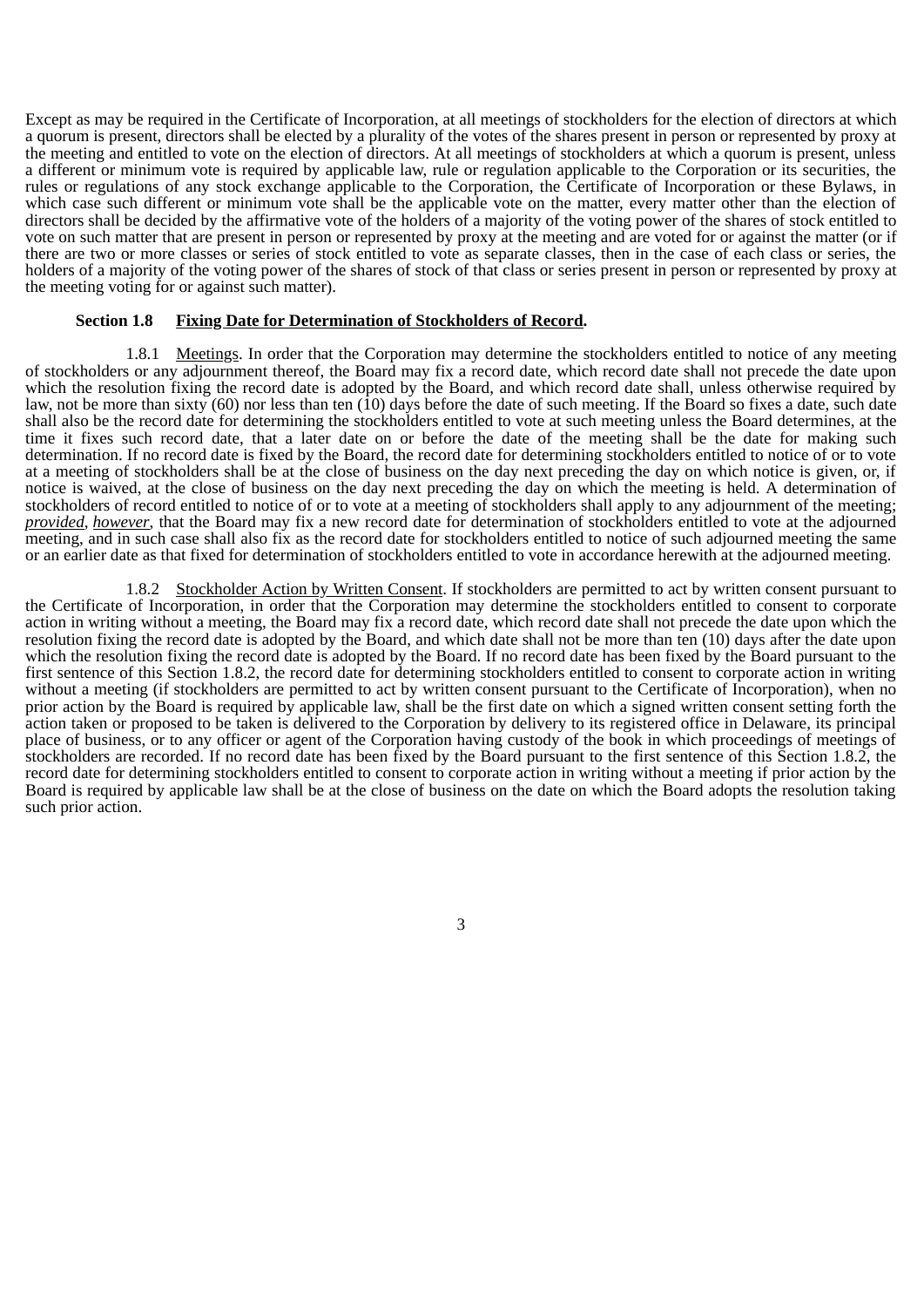Except as may be required in the Certificate of Incorporation, at all meetings of stockholders for the election of directors at which a quorum is present, directors shall be elected by a plurality of the votes of the shares present in person or represented by proxy at the meeting and entitled to vote on the election of directors. At all meetings of stockholders at which a quorum is present, unless a different or minimum vote is required by applicable law, rule or regulation applicable to the Corporation or its securities, the rules or regulations of any stock exchange applicable to the Corporation, the Certificate of Incorporation or these Bylaws, in which case such different or minimum vote shall be the applicable vote on the matter, every matter other than the election of directors shall be decided by the affirmative vote of the holders of a majority of the voting power of the shares of stock entitled to vote on such matter that are present in person or represented by proxy at the meeting and are voted for or against the matter (or if there are two or more classes or series of stock entitled to vote as separate classes, then in the case of each class or series, the holders of a majority of the voting power of the shares of stock of that class or series present in person or represented by proxy at the meeting voting for or against such matter).

**Section 1.8 Fixing Date for Determination of Stockholders of Record.**

1.8.1 Meetings. In order that the Corporation may determine the stockholders entitled to notice of any meeting of stockholders or any adjournment thereof, the Board may fix a record date, which record date shall not precede the date upon which the resolution fixing the record date is adopted by the Board, and which record date shall, unless otherwise required by law, not be more than sixty (60) nor less than ten (10) days before the date of such meeting. If the Board so fixes a date, such date shall also be the record date for determining the stockholders entitled to vote at such meeting unless the Board determines, at the time it fixes such record date, that a later date on or before the date of the meeting shall be the date for making such determination. If no record date is fixed by the Board, the record date for determining stockholders entitled to notice of or to vote at a meeting of stockholders shall be at the close of business on the day next preceding the day on which notice is given, or, if notice is waived, at the close of business on the day next preceding the day on which the meeting is held. A determination of stockholders of record entitled to notice of or to vote at a meeting of stockholders shall apply to any adjournment of the meeting; ***provided***, ***however***, that the Board may fix a new record date for determination of stockholders entitled to vote at the adjourned meeting, and in such case shall also fix as the record date for stockholders entitled to notice of such adjourned meeting the same or an earlier date as that fixed for determination of stockholders entitled to vote in accordance herewith at the adjourned meeting.

1.8.2 Stockholder Action by Written Consent. If stockholders are permitted to act by written consent pursuant to the Certificate of Incorporation, in order that the Corporation may determine the stockholders entitled to consent to corporate action in writing without a meeting, the Board may fix a record date, which record date shall not precede the date upon which the resolution fixing the record date is adopted by the Board, and which date shall not be more than ten (10) days after the date upon which the resolution fixing the record date is adopted by the Board. If no record date has been fixed by the Board pursuant to the first sentence of this Section 1.8.2, the record date for determining stockholders entitled to consent to corporate action in writing without a meeting (if stockholders are permitted to act by written consent pursuant to the Certificate of Incorporation), when no prior action by the Board is required by applicable law, shall be the first date on which a signed written consent setting forth the action taken or proposed to be taken is delivered to the Corporation by delivery to its registered office in Delaware, its principal place of business, or to any officer or agent of the Corporation having custody of the book in which proceedings of meetings of stockholders are recorded. If no record date has been fixed by the Board pursuant to the first sentence of this Section 1.8.2, the record date for determining stockholders entitled to consent to corporate action in writing without a meeting if prior action by the Board is required by applicable law shall be at the close of business on the date on which the Board adopts the resolution taking such prior action.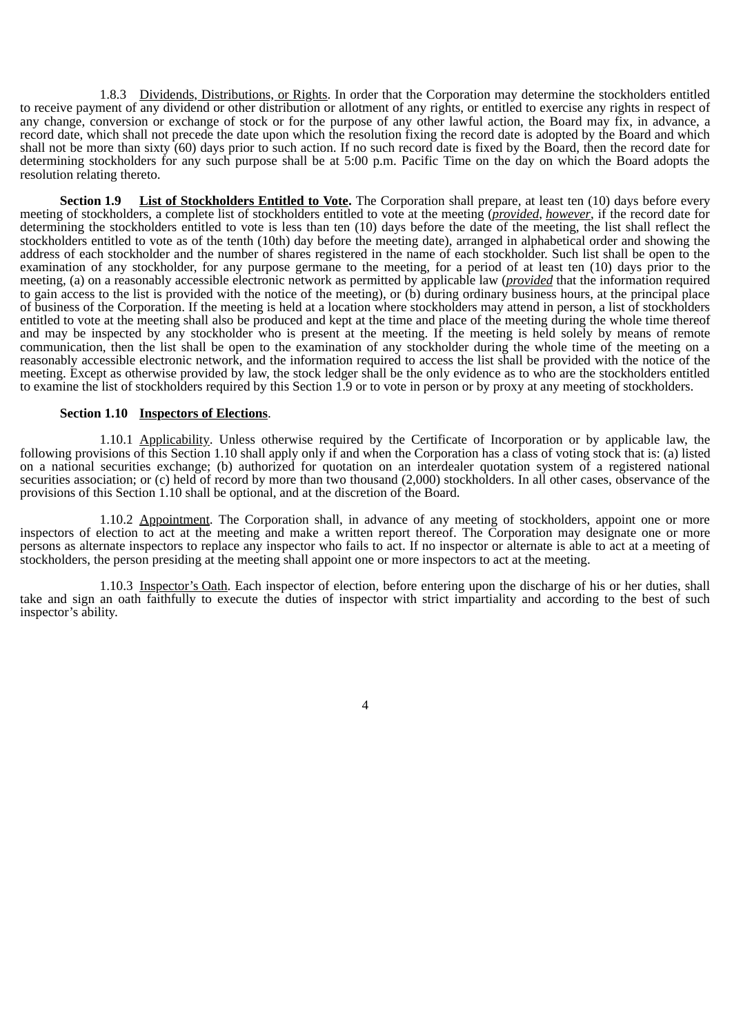1.8.3 Dividends, Distributions, or Rights. In order that the Corporation may determine the stockholders entitled to receive payment of any dividend or other distribution or allotment of any rights, or entitled to exercise any rights in respect of any change, conversion or exchange of stock or for the purpose of any other lawful action, the Board may fix, in advance, a record date, which shall not precede the date upon which the resolution fixing the record date is adopted by the Board and which shall not be more than sixty (60) days prior to such action. If no such record date is fixed by the Board, then the record date for determining stockholders for any such purpose shall be at 5:00 p.m. Pacific Time on the day on which the Board adopts the resolution relating thereto.

**Section 1.9 List of Stockholders Entitled to Vote.** The Corporation shall prepare, at least ten (10) days before every meeting of stockholders, a complete list of stockholders entitled to vote at the meeting (*provided*, *however*, if the record date for determining the stockholders entitled to vote is less than ten (10) days before the date of the meeting, the list shall reflect the stockholders entitled to vote as of the tenth (10th) day before the meeting date), arranged in alphabetical order and showing the address of each stockholder and the number of shares registered in the name of each stockholder. Such list shall be open to the examination of any stockholder, for any purpose germane to the meeting, for a period of at least ten (10) days prior to the meeting, (a) on a reasonably accessible electronic network as permitted by applicable law (*provided* that the information required to gain access to the list is provided with the notice of the meeting), or (b) during ordinary business hours, at the principal place of business of the Corporation. If the meeting is held at a location where stockholders may attend in person, a list of stockholders entitled to vote at the meeting shall also be produced and kept at the time and place of the meeting during the whole time thereof and may be inspected by any stockholder who is present at the meeting. If the meeting is held solely by means of remote communication, then the list shall be open to the examination of any stockholder during the whole time of the meeting on a reasonably accessible electronic network, and the information required to access the list shall be provided with the notice of the meeting. Except as otherwise provided by law, the stock ledger shall be the only evidence as to who are the stockholders entitled to examine the list of stockholders required by this Section 1.9 or to vote in person or by proxy at any meeting of stockholders.

**Section 1.10 Inspectors of Elections**.

1.10.1 Applicability. Unless otherwise required by the Certificate of Incorporation or by applicable law, the following provisions of this Section 1.10 shall apply only if and when the Corporation has a class of voting stock that is: (a) listed on a national securities exchange; (b) authorized for quotation on an interdealer quotation system of a registered national securities association; or (c) held of record by more than two thousand (2,000) stockholders. In all other cases, observance of the provisions of this Section 1.10 shall be optional, and at the discretion of the Board.

1.10.2 Appointment. The Corporation shall, in advance of any meeting of stockholders, appoint one or more inspectors of election to act at the meeting and make a written report thereof. The Corporation may designate one or more persons as alternate inspectors to replace any inspector who fails to act. If no inspector or alternate is able to act at a meeting of stockholders, the person presiding at the meeting shall appoint one or more inspectors to act at the meeting.

1.10.3 Inspector's Oath. Each inspector of election, before entering upon the discharge of his or her duties, shall take and sign an oath faithfully to execute the duties of inspector with strict impartiality and according to the best of such inspector's ability.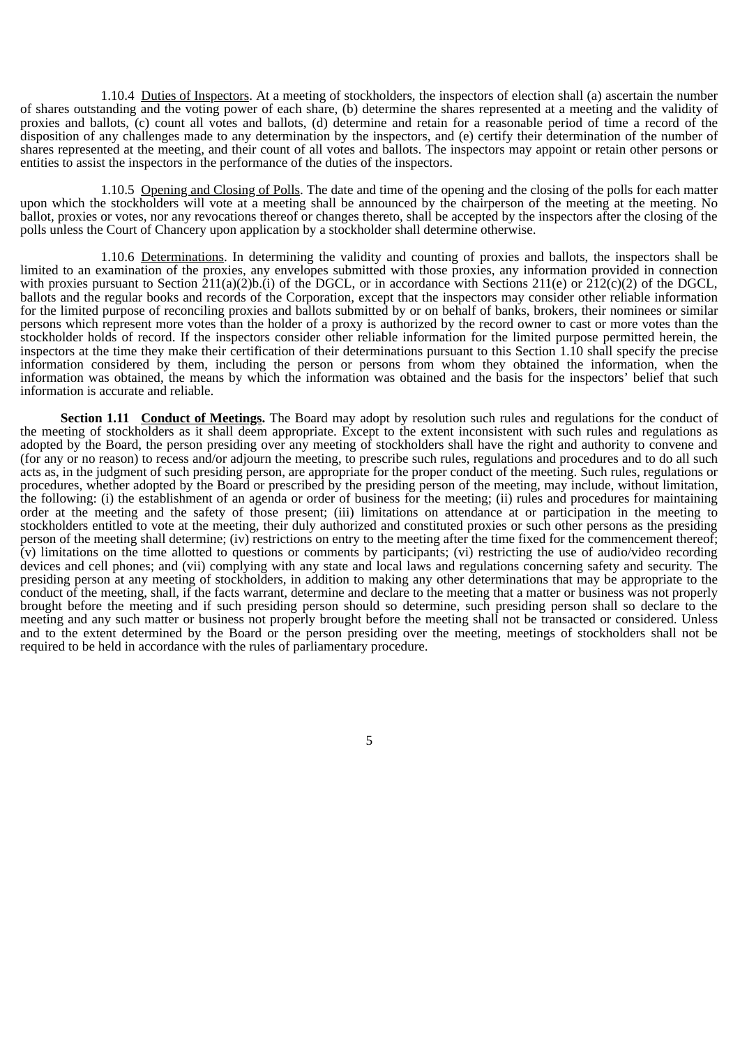1.10.4 Duties of Inspectors. At a meeting of stockholders, the inspectors of election shall (a) ascertain the number of shares outstanding and the voting power of each share, (b) determine the shares represented at a meeting and the validity of proxies and ballots, (c) count all votes and ballots, (d) determine and retain for a reasonable period of time a record of the disposition of any challenges made to any determination by the inspectors, and (e) certify their determination of the number of shares represented at the meeting, and their count of all votes and ballots. The inspectors may appoint or retain other persons or entities to assist the inspectors in the performance of the duties of the inspectors.

1.10.5 Opening and Closing of Polls. The date and time of the opening and the closing of the polls for each matter upon which the stockholders will vote at a meeting shall be announced by the chairperson of the meeting at the meeting. No ballot, proxies or votes, nor any revocations thereof or changes thereto, shall be accepted by the inspectors after the closing of the polls unless the Court of Chancery upon application by a stockholder shall determine otherwise.

1.10.6 Determinations. In determining the validity and counting of proxies and ballots, the inspectors shall be limited to an examination of the proxies, any envelopes submitted with those proxies, any information provided in connection with proxies pursuant to Section 211(a)(2)b.(i) of the DGCL, or in accordance with Sections 211(e) or 212(c)(2) of the DGCL, ballots and the regular books and records of the Corporation, except that the inspectors may consider other reliable information for the limited purpose of reconciling proxies and ballots submitted by or on behalf of banks, brokers, their nominees or similar persons which represent more votes than the holder of a proxy is authorized by the record owner to cast or more votes than the stockholder holds of record. If the inspectors consider other reliable information for the limited purpose permitted herein, the inspectors at the time they make their certification of their determinations pursuant to this Section 1.10 shall specify the precise information considered by them, including the person or persons from whom they obtained the information, when the information was obtained, the means by which the information was obtained and the basis for the inspectors' belief that such information is accurate and reliable.

**Section 1.11 Conduct of Meetings.** The Board may adopt by resolution such rules and regulations for the conduct of the meeting of stockholders as it shall deem appropriate. Except to the extent inconsistent with such rules and regulations as adopted by the Board, the person presiding over any meeting of stockholders shall have the right and authority to convene and (for any or no reason) to recess and/or adjourn the meeting, to prescribe such rules, regulations and procedures and to do all such acts as, in the judgment of such presiding person, are appropriate for the proper conduct of the meeting. Such rules, regulations or procedures, whether adopted by the Board or prescribed by the presiding person of the meeting, may include, without limitation, the following: (i) the establishment of an agenda or order of business for the meeting; (ii) rules and procedures for maintaining order at the meeting and the safety of those present; (iii) limitations on attendance at or participation in the meeting to stockholders entitled to vote at the meeting, their duly authorized and constituted proxies or such other persons as the presiding person of the meeting shall determine; (iv) restrictions on entry to the meeting after the time fixed for the commencement thereof; (v) limitations on the time allotted to questions or comments by participants; (vi) restricting the use of audio/video recording devices and cell phones; and (vii) complying with any state and local laws and regulations concerning safety and security. The presiding person at any meeting of stockholders, in addition to making any other determinations that may be appropriate to the conduct of the meeting, shall, if the facts warrant, determine and declare to the meeting that a matter or business was not properly brought before the meeting and if such presiding person should so determine, such presiding person shall so declare to the meeting and any such matter or business not properly brought before the meeting shall not be transacted or considered. Unless and to the extent determined by the Board or the person presiding over the meeting, meetings of stockholders shall not be required to be held in accordance with the rules of parliamentary procedure.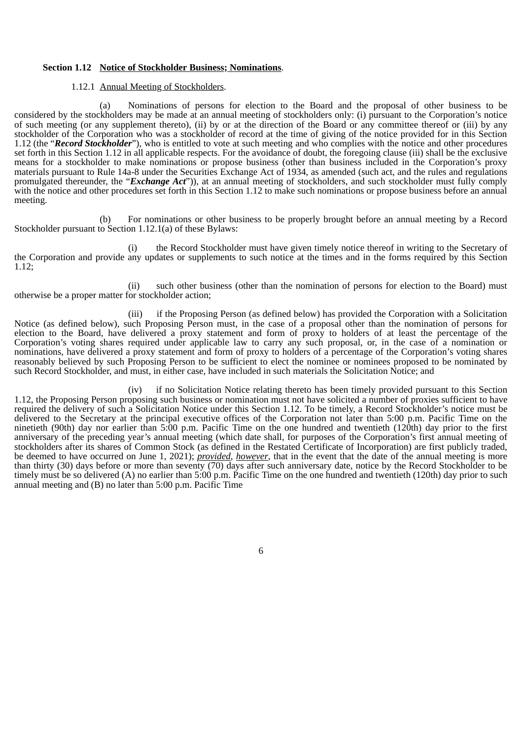**Section 1.12 <u>Notice of Stockholder Business; Nominations</u>**.

1.12.1 <u>Annual Meeting of Stockholders</u>.

(a) Nominations of persons for election to the Board and the proposal of other business to be considered by the stockholders may be made at an annual meeting of stockholders only: (i) pursuant to the Corporation's notice of such meeting (or any supplement thereto), (ii) by or at the direction of the Board or any committee thereof or (iii) by any stockholder of the Corporation who was a stockholder of record at the time of giving of the notice provided for in this Section 1.12 (the "***Record Stockholder***"), who is entitled to vote at such meeting and who complies with the notice and other procedures set forth in this Section 1.12 in all applicable respects. For the avoidance of doubt, the foregoing clause (iii) shall be the exclusive means for a stockholder to make nominations or propose business (other than business included in the Corporation's proxy materials pursuant to Rule 14a-8 under the Securities Exchange Act of 1934, as amended (such act, and the rules and regulations promulgated thereunder, the "***Exchange Act***")), at an annual meeting of stockholders, and such stockholder must fully comply with the notice and other procedures set forth in this Section 1.12 to make such nominations or propose business before an annual meeting.

(b) For nominations or other business to be properly brought before an annual meeting by a Record Stockholder pursuant to Section 1.12.1(a) of these Bylaws:

(i) the Record Stockholder must have given timely notice thereof in writing to the Secretary of the Corporation and provide any updates or supplements to such notice at the times and in the forms required by this Section 1.12;

(ii) such other business (other than the nomination of persons for election to the Board) must otherwise be a proper matter for stockholder action;

(iii) if the Proposing Person (as defined below) has provided the Corporation with a Solicitation Notice (as defined below), such Proposing Person must, in the case of a proposal other than the nomination of persons for election to the Board, have delivered a proxy statement and form of proxy to holders of at least the percentage of the Corporation's voting shares required under applicable law to carry any such proposal, or, in the case of a nomination or nominations, have delivered a proxy statement and form of proxy to holders of a percentage of the Corporation's voting shares reasonably believed by such Proposing Person to be sufficient to elect the nominee or nominees proposed to be nominated by such Record Stockholder, and must, in either case, have included in such materials the Solicitation Notice; and

(iv) if no Solicitation Notice relating thereto has been timely provided pursuant to this Section 1.12, the Proposing Person proposing such business or nomination must not have solicited a number of proxies sufficient to have required the delivery of such a Solicitation Notice under this Section 1.12. To be timely, a Record Stockholder's notice must be delivered to the Secretary at the principal executive offices of the Corporation not later than 5:00 p.m. Pacific Time on the ninetieth (90th) day nor earlier than 5:00 p.m. Pacific Time on the one hundred and twentieth (120th) day prior to the first anniversary of the preceding year's annual meeting (which date shall, for purposes of the Corporation's first annual meeting of stockholders after its shares of Common Stock (as defined in the Restated Certificate of Incorporation) are first publicly traded, be deemed to have occurred on June 1, 2021); <u>*provided*</u>, <u>*however*</u>, that in the event that the date of the annual meeting is more than thirty (30) days before or more than seventy (70) days after such anniversary date, notice by the Record Stockholder to be timely must be so delivered (A) no earlier than 5:00 p.m. Pacific Time on the one hundred and twentieth (120th) day prior to such annual meeting and (B) no later than 5:00 p.m. Pacific Time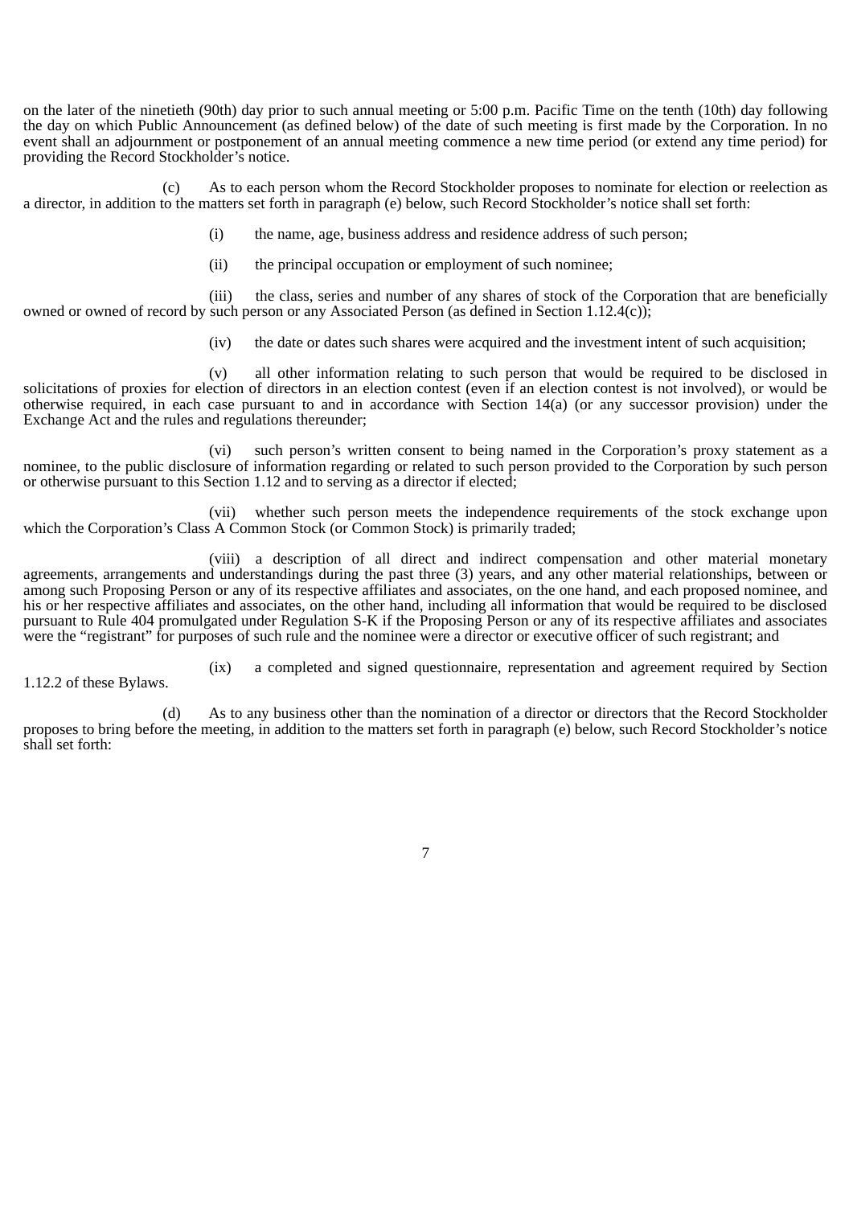on the later of the ninetieth (90th) day prior to such annual meeting or 5:00 p.m. Pacific Time on the tenth (10th) day following the day on which Public Announcement (as defined below) of the date of such meeting is first made by the Corporation. In no event shall an adjournment or postponement of an annual meeting commence a new time period (or extend any time period) for providing the Record Stockholder's notice.

(c) As to each person whom the Record Stockholder proposes to nominate for election or reelection as a director, in addition to the matters set forth in paragraph (e) below, such Record Stockholder's notice shall set forth:

(i) the name, age, business address and residence address of such person;

(ii) the principal occupation or employment of such nominee;

(iii) the class, series and number of any shares of stock of the Corporation that are beneficially owned or owned of record by such person or any Associated Person (as defined in Section 1.12.4(c));

(iv) the date or dates such shares were acquired and the investment intent of such acquisition;

(v) all other information relating to such person that would be required to be disclosed in solicitations of proxies for election of directors in an election contest (even if an election contest is not involved), or would be otherwise required, in each case pursuant to and in accordance with Section 14(a) (or any successor provision) under the Exchange Act and the rules and regulations thereunder;

(vi) such person's written consent to being named in the Corporation's proxy statement as a nominee, to the public disclosure of information regarding or related to such person provided to the Corporation by such person or otherwise pursuant to this Section 1.12 and to serving as a director if elected;

(vii) whether such person meets the independence requirements of the stock exchange upon which the Corporation's Class A Common Stock (or Common Stock) is primarily traded;

(viii) a description of all direct and indirect compensation and other material monetary agreements, arrangements and understandings during the past three (3) years, and any other material relationships, between or among such Proposing Person or any of its respective affiliates and associates, on the one hand, and each proposed nominee, and his or her respective affiliates and associates, on the other hand, including all information that would be required to be disclosed pursuant to Rule 404 promulgated under Regulation S-K if the Proposing Person or any of its respective affiliates and associates were the "registrant" for purposes of such rule and the nominee were a director or executive officer of such registrant; and

(ix) a completed and signed questionnaire, representation and agreement required by Section 1.12.2 of these Bylaws.

(d) As to any business other than the nomination of a director or directors that the Record Stockholder proposes to bring before the meeting, in addition to the matters set forth in paragraph (e) below, such Record Stockholder's notice shall set forth: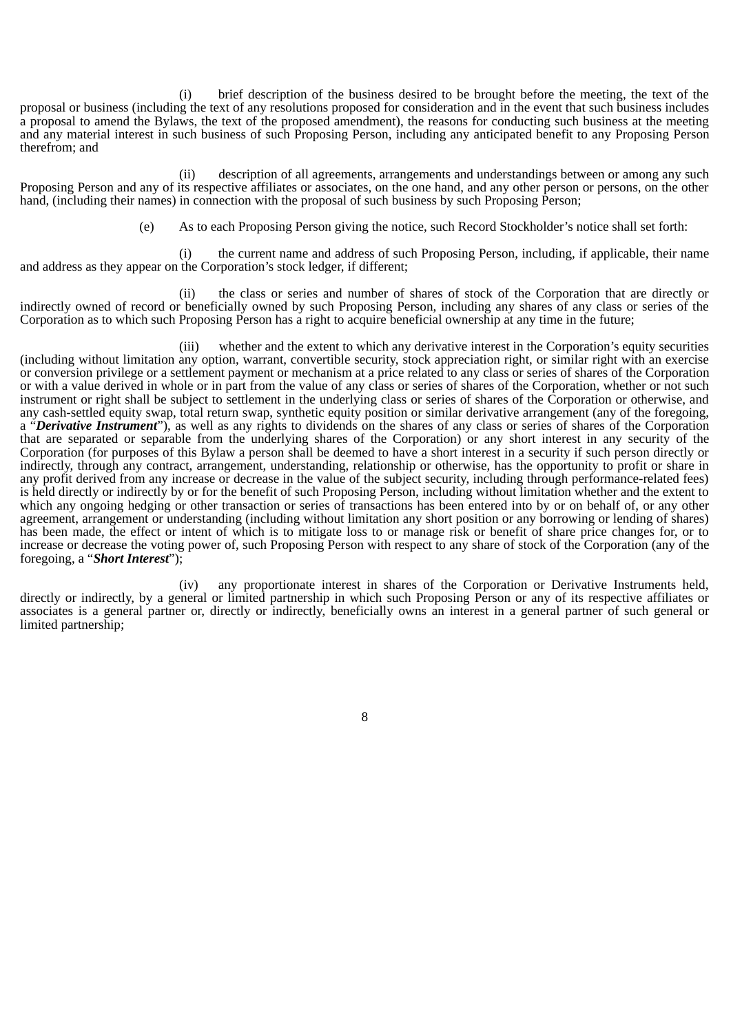(i) brief description of the business desired to be brought before the meeting, the text of the proposal or business (including the text of any resolutions proposed for consideration and in the event that such business includes a proposal to amend the Bylaws, the text of the proposed amendment), the reasons for conducting such business at the meeting and any material interest in such business of such Proposing Person, including any anticipated benefit to any Proposing Person therefrom; and

(ii) description of all agreements, arrangements and understandings between or among any such Proposing Person and any of its respective affiliates or associates, on the one hand, and any other person or persons, on the other hand, (including their names) in connection with the proposal of such business by such Proposing Person;

(e) As to each Proposing Person giving the notice, such Record Stockholder's notice shall set forth:

(i) the current name and address of such Proposing Person, including, if applicable, their name and address as they appear on the Corporation's stock ledger, if different;

(ii) the class or series and number of shares of stock of the Corporation that are directly or indirectly owned of record or beneficially owned by such Proposing Person, including any shares of any class or series of the Corporation as to which such Proposing Person has a right to acquire beneficial ownership at any time in the future;

(iii) whether and the extent to which any derivative interest in the Corporation's equity securities (including without limitation any option, warrant, convertible security, stock appreciation right, or similar right with an exercise or conversion privilege or a settlement payment or mechanism at a price related to any class or series of shares of the Corporation or with a value derived in whole or in part from the value of any class or series of shares of the Corporation, whether or not such instrument or right shall be subject to settlement in the underlying class or series of shares of the Corporation or otherwise, and any cash-settled equity swap, total return swap, synthetic equity position or similar derivative arrangement (any of the foregoing, a "***Derivative Instrument***"), as well as any rights to dividends on the shares of any class or series of shares of the Corporation that are separated or separable from the underlying shares of the Corporation) or any short interest in any security of the Corporation (for purposes of this Bylaw a person shall be deemed to have a short interest in a security if such person directly or indirectly, through any contract, arrangement, understanding, relationship or otherwise, has the opportunity to profit or share in any profit derived from any increase or decrease in the value of the subject security, including through performance-related fees) is held directly or indirectly by or for the benefit of such Proposing Person, including without limitation whether and the extent to which any ongoing hedging or other transaction or series of transactions has been entered into by or on behalf of, or any other agreement, arrangement or understanding (including without limitation any short position or any borrowing or lending of shares) has been made, the effect or intent of which is to mitigate loss to or manage risk or benefit of share price changes for, or to increase or decrease the voting power of, such Proposing Person with respect to any share of stock of the Corporation (any of the foregoing, a "***Short Interest***");

(iv) any proportionate interest in shares of the Corporation or Derivative Instruments held, directly or indirectly, by a general or limited partnership in which such Proposing Person or any of its respective affiliates or associates is a general partner or, directly or indirectly, beneficially owns an interest in a general partner of such general or limited partnership;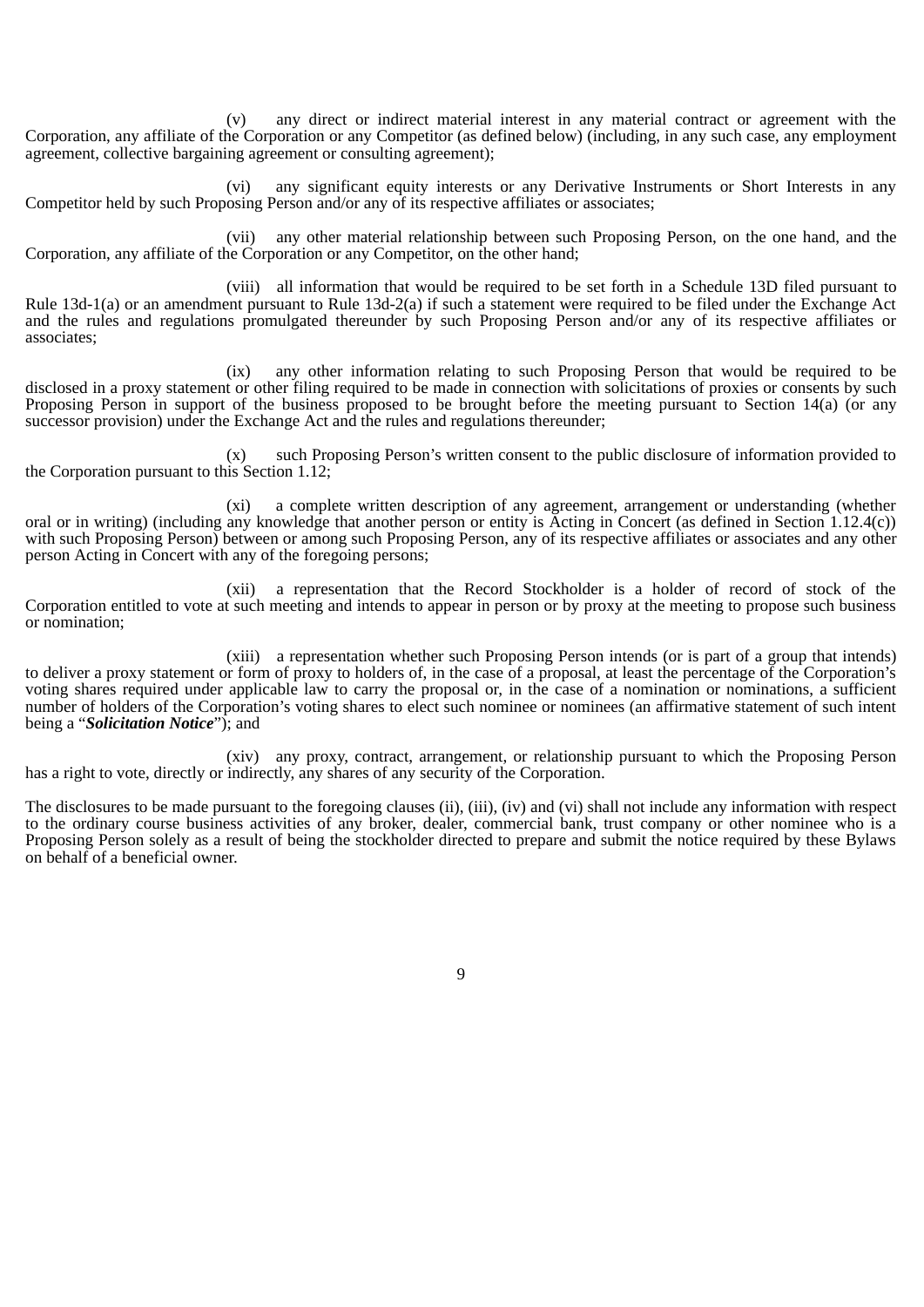(v) any direct or indirect material interest in any material contract or agreement with the Corporation, any affiliate of the Corporation or any Competitor (as defined below) (including, in any such case, any employment agreement, collective bargaining agreement or consulting agreement);

(vi) any significant equity interests or any Derivative Instruments or Short Interests in any Competitor held by such Proposing Person and/or any of its respective affiliates or associates;

(vii) any other material relationship between such Proposing Person, on the one hand, and the Corporation, any affiliate of the Corporation or any Competitor, on the other hand;

(viii) all information that would be required to be set forth in a Schedule 13D filed pursuant to Rule 13d-1(a) or an amendment pursuant to Rule 13d-2(a) if such a statement were required to be filed under the Exchange Act and the rules and regulations promulgated thereunder by such Proposing Person and/or any of its respective affiliates or associates;

(ix) any other information relating to such Proposing Person that would be required to be disclosed in a proxy statement or other filing required to be made in connection with solicitations of proxies or consents by such Proposing Person in support of the business proposed to be brought before the meeting pursuant to Section 14(a) (or any successor provision) under the Exchange Act and the rules and regulations thereunder;

(x) such Proposing Person's written consent to the public disclosure of information provided to the Corporation pursuant to this Section 1.12;

(xi) a complete written description of any agreement, arrangement or understanding (whether oral or in writing) (including any knowledge that another person or entity is Acting in Concert (as defined in Section 1.12.4(c)) with such Proposing Person) between or among such Proposing Person, any of its respective affiliates or associates and any other person Acting in Concert with any of the foregoing persons;

(xii) a representation that the Record Stockholder is a holder of record of stock of the Corporation entitled to vote at such meeting and intends to appear in person or by proxy at the meeting to propose such business or nomination;

(xiii) a representation whether such Proposing Person intends (or is part of a group that intends) to deliver a proxy statement or form of proxy to holders of, in the case of a proposal, at least the percentage of the Corporation's voting shares required under applicable law to carry the proposal or, in the case of a nomination or nominations, a sufficient number of holders of the Corporation's voting shares to elect such nominee or nominees (an affirmative statement of such intent being a "***Solicitation Notice***"); and

(xiv) any proxy, contract, arrangement, or relationship pursuant to which the Proposing Person has a right to vote, directly or indirectly, any shares of any security of the Corporation.

The disclosures to be made pursuant to the foregoing clauses (ii), (iii), (iv) and (vi) shall not include any information with respect to the ordinary course business activities of any broker, dealer, commercial bank, trust company or other nominee who is a Proposing Person solely as a result of being the stockholder directed to prepare and submit the notice required by these Bylaws on behalf of a beneficial owner.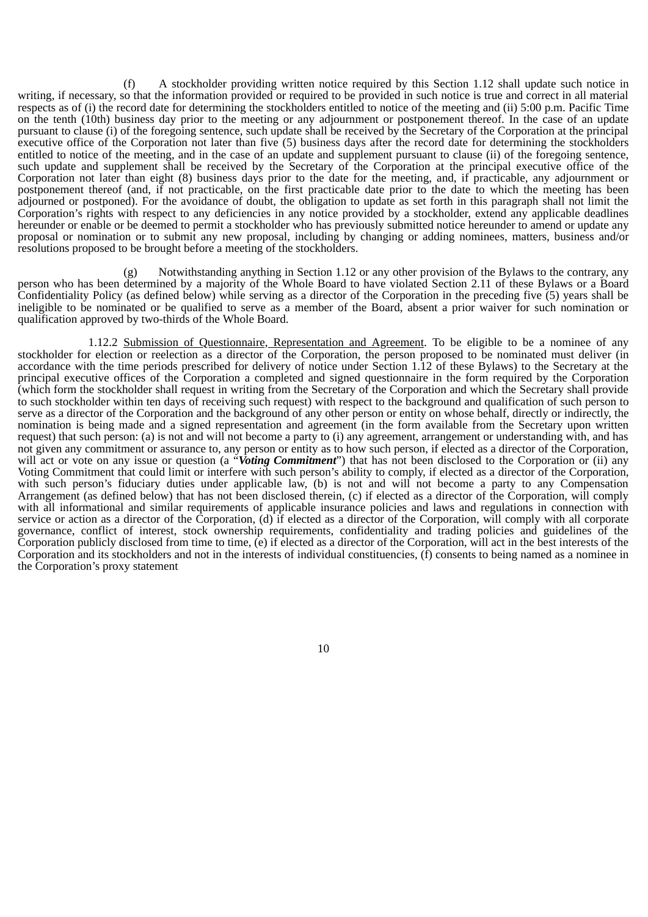(f) A stockholder providing written notice required by this Section 1.12 shall update such notice in writing, if necessary, so that the information provided or required to be provided in such notice is true and correct in all material respects as of (i) the record date for determining the stockholders entitled to notice of the meeting and (ii) 5:00 p.m. Pacific Time on the tenth (10th) business day prior to the meeting or any adjournment or postponement thereof. In the case of an update pursuant to clause (i) of the foregoing sentence, such update shall be received by the Secretary of the Corporation at the principal executive office of the Corporation not later than five (5) business days after the record date for determining the stockholders entitled to notice of the meeting, and in the case of an update and supplement pursuant to clause (ii) of the foregoing sentence, such update and supplement shall be received by the Secretary of the Corporation at the principal executive office of the Corporation not later than eight (8) business days prior to the date for the meeting, and, if practicable, any adjournment or postponement thereof (and, if not practicable, on the first practicable date prior to the date to which the meeting has been adjourned or postponed). For the avoidance of doubt, the obligation to update as set forth in this paragraph shall not limit the Corporation's rights with respect to any deficiencies in any notice provided by a stockholder, extend any applicable deadlines hereunder or enable or be deemed to permit a stockholder who has previously submitted notice hereunder to amend or update any proposal or nomination or to submit any new proposal, including by changing or adding nominees, matters, business and/or resolutions proposed to be brought before a meeting of the stockholders.

(g) Notwithstanding anything in Section 1.12 or any other provision of the Bylaws to the contrary, any person who has been determined by a majority of the Whole Board to have violated Section 2.11 of these Bylaws or a Board Confidentiality Policy (as defined below) while serving as a director of the Corporation in the preceding five (5) years shall be ineligible to be nominated or be qualified to serve as a member of the Board, absent a prior waiver for such nomination or qualification approved by two-thirds of the Whole Board.

1.12.2 Submission of Questionnaire, Representation and Agreement. To be eligible to be a nominee of any stockholder for election or reelection as a director of the Corporation, the person proposed to be nominated must deliver (in accordance with the time periods prescribed for delivery of notice under Section 1.12 of these Bylaws) to the Secretary at the principal executive offices of the Corporation a completed and signed questionnaire in the form required by the Corporation (which form the stockholder shall request in writing from the Secretary of the Corporation and which the Secretary shall provide to such stockholder within ten days of receiving such request) with respect to the background and qualification of such person to serve as a director of the Corporation and the background of any other person or entity on whose behalf, directly or indirectly, the nomination is being made and a signed representation and agreement (in the form available from the Secretary upon written request) that such person: (a) is not and will not become a party to (i) any agreement, arrangement or understanding with, and has not given any commitment or assurance to, any person or entity as to how such person, if elected as a director of the Corporation, will act or vote on any issue or question (a "***Voting Commitment***") that has not been disclosed to the Corporation or (ii) any Voting Commitment that could limit or interfere with such person's ability to comply, if elected as a director of the Corporation, with such person's fiduciary duties under applicable law, (b) is not and will not become a party to any Compensation Arrangement (as defined below) that has not been disclosed therein, (c) if elected as a director of the Corporation, will comply with all informational and similar requirements of applicable insurance policies and laws and regulations in connection with service or action as a director of the Corporation, (d) if elected as a director of the Corporation, will comply with all corporate governance, conflict of interest, stock ownership requirements, confidentiality and trading policies and guidelines of the Corporation publicly disclosed from time to time, (e) if elected as a director of the Corporation, will act in the best interests of the Corporation and its stockholders and not in the interests of individual constituencies, (f) consents to being named as a nominee in the Corporation's proxy statement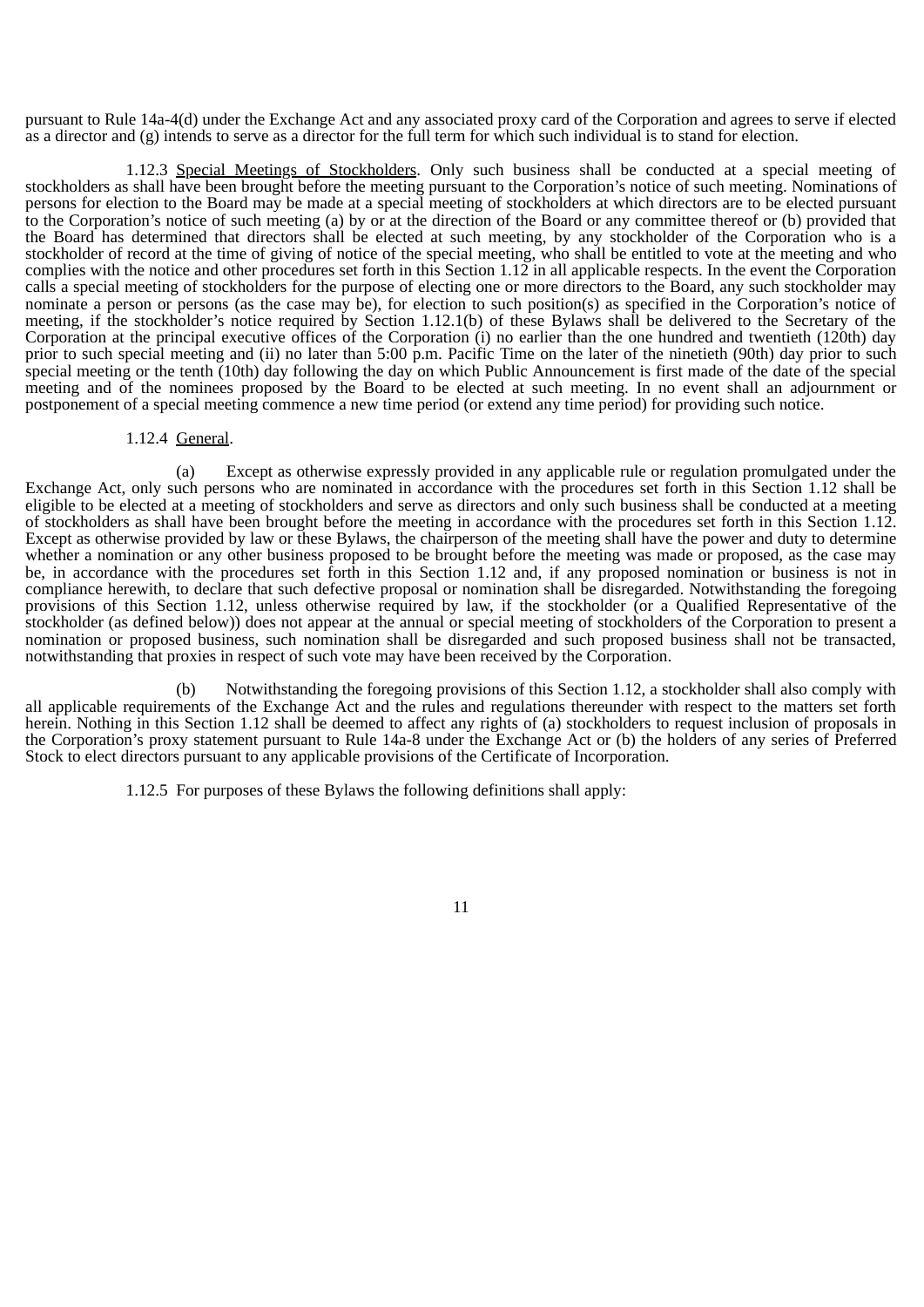pursuant to Rule 14a-4(d) under the Exchange Act and any associated proxy card of the Corporation and agrees to serve if elected as a director and (g) intends to serve as a director for the full term for which such individual is to stand for election.

1.12.3 Special Meetings of Stockholders. Only such business shall be conducted at a special meeting of stockholders as shall have been brought before the meeting pursuant to the Corporation's notice of such meeting. Nominations of persons for election to the Board may be made at a special meeting of stockholders at which directors are to be elected pursuant to the Corporation's notice of such meeting (a) by or at the direction of the Board or any committee thereof or (b) provided that the Board has determined that directors shall be elected at such meeting, by any stockholder of the Corporation who is a stockholder of record at the time of giving of notice of the special meeting, who shall be entitled to vote at the meeting and who complies with the notice and other procedures set forth in this Section 1.12 in all applicable respects. In the event the Corporation calls a special meeting of stockholders for the purpose of electing one or more directors to the Board, any such stockholder may nominate a person or persons (as the case may be), for election to such position(s) as specified in the Corporation's notice of meeting, if the stockholder's notice required by Section 1.12.1(b) of these Bylaws shall be delivered to the Secretary of the Corporation at the principal executive offices of the Corporation (i) no earlier than the one hundred and twentieth (120th) day prior to such special meeting and (ii) no later than 5:00 p.m. Pacific Time on the later of the ninetieth (90th) day prior to such special meeting or the tenth (10th) day following the day on which Public Announcement is first made of the date of the special meeting and of the nominees proposed by the Board to be elected at such meeting. In no event shall an adjournment or postponement of a special meeting commence a new time period (or extend any time period) for providing such notice.

1.12.4 General.

(a) Except as otherwise expressly provided in any applicable rule or regulation promulgated under the Exchange Act, only such persons who are nominated in accordance with the procedures set forth in this Section 1.12 shall be eligible to be elected at a meeting of stockholders and serve as directors and only such business shall be conducted at a meeting of stockholders as shall have been brought before the meeting in accordance with the procedures set forth in this Section 1.12. Except as otherwise provided by law or these Bylaws, the chairperson of the meeting shall have the power and duty to determine whether a nomination or any other business proposed to be brought before the meeting was made or proposed, as the case may be, in accordance with the procedures set forth in this Section 1.12 and, if any proposed nomination or business is not in compliance herewith, to declare that such defective proposal or nomination shall be disregarded. Notwithstanding the foregoing provisions of this Section 1.12, unless otherwise required by law, if the stockholder (or a Qualified Representative of the stockholder (as defined below)) does not appear at the annual or special meeting of stockholders of the Corporation to present a nomination or proposed business, such nomination shall be disregarded and such proposed business shall not be transacted, notwithstanding that proxies in respect of such vote may have been received by the Corporation.

(b) Notwithstanding the foregoing provisions of this Section 1.12, a stockholder shall also comply with all applicable requirements of the Exchange Act and the rules and regulations thereunder with respect to the matters set forth herein. Nothing in this Section 1.12 shall be deemed to affect any rights of (a) stockholders to request inclusion of proposals in the Corporation's proxy statement pursuant to Rule 14a-8 under the Exchange Act or (b) the holders of any series of Preferred Stock to elect directors pursuant to any applicable provisions of the Certificate of Incorporation.

1.12.5 For purposes of these Bylaws the following definitions shall apply: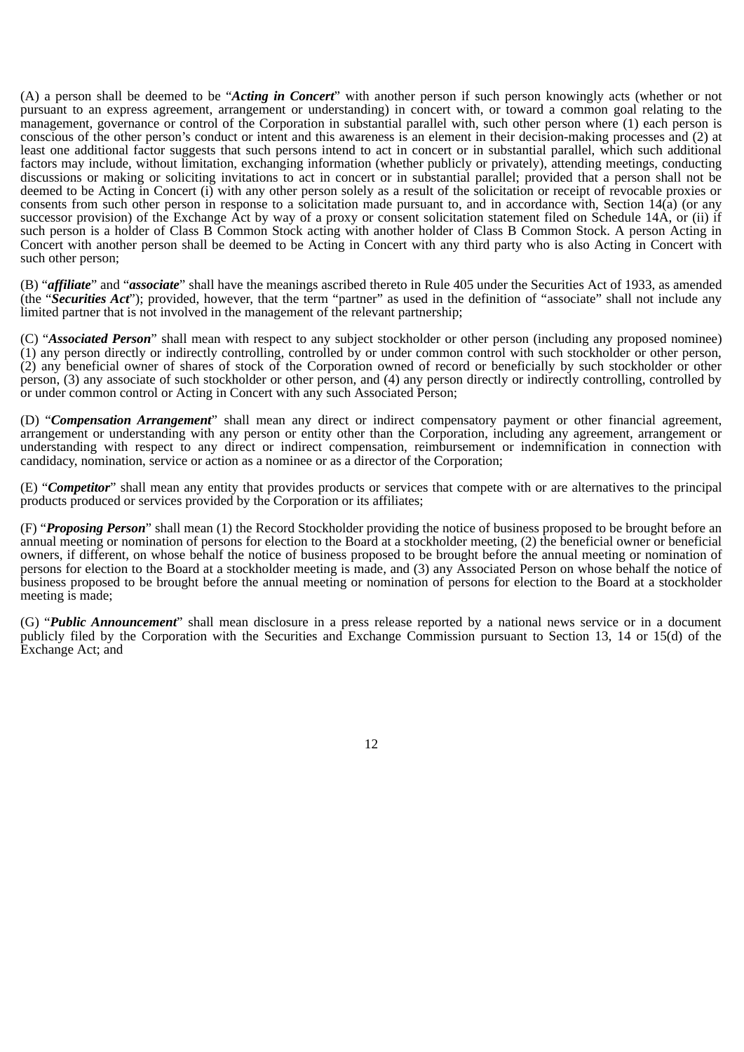(A) a person shall be deemed to be "***Acting in Concert***" with another person if such person knowingly acts (whether or not pursuant to an express agreement, arrangement or understanding) in concert with, or toward a common goal relating to the management, governance or control of the Corporation in substantial parallel with, such other person where (1) each person is conscious of the other person's conduct or intent and this awareness is an element in their decision-making processes and (2) at least one additional factor suggests that such persons intend to act in concert or in substantial parallel, which such additional factors may include, without limitation, exchanging information (whether publicly or privately), attending meetings, conducting discussions or making or soliciting invitations to act in concert or in substantial parallel; provided that a person shall not be deemed to be Acting in Concert (i) with any other person solely as a result of the solicitation or receipt of revocable proxies or consents from such other person in response to a solicitation made pursuant to, and in accordance with, Section 14(a) (or any successor provision) of the Exchange Act by way of a proxy or consent solicitation statement filed on Schedule 14A, or (ii) if such person is a holder of Class B Common Stock acting with another holder of Class B Common Stock. A person Acting in Concert with another person shall be deemed to be Acting in Concert with any third party who is also Acting in Concert with such other person;

(B) "***affiliate***" and "***associate***" shall have the meanings ascribed thereto in Rule 405 under the Securities Act of 1933, as amended (the "***Securities Act***"); provided, however, that the term "partner" as used in the definition of "associate" shall not include any limited partner that is not involved in the management of the relevant partnership;

(C) "***Associated Person***" shall mean with respect to any subject stockholder or other person (including any proposed nominee) (1) any person directly or indirectly controlling, controlled by or under common control with such stockholder or other person, (2) any beneficial owner of shares of stock of the Corporation owned of record or beneficially by such stockholder or other person, (3) any associate of such stockholder or other person, and (4) any person directly or indirectly controlling, controlled by or under common control or Acting in Concert with any such Associated Person;

(D) "***Compensation Arrangement***" shall mean any direct or indirect compensatory payment or other financial agreement, arrangement or understanding with any person or entity other than the Corporation, including any agreement, arrangement or understanding with respect to any direct or indirect compensation, reimbursement or indemnification in connection with candidacy, nomination, service or action as a nominee or as a director of the Corporation;

(E) "***Competitor***" shall mean any entity that provides products or services that compete with or are alternatives to the principal products produced or services provided by the Corporation or its affiliates;

(F) "***Proposing Person***" shall mean (1) the Record Stockholder providing the notice of business proposed to be brought before an annual meeting or nomination of persons for election to the Board at a stockholder meeting, (2) the beneficial owner or beneficial owners, if different, on whose behalf the notice of business proposed to be brought before the annual meeting or nomination of persons for election to the Board at a stockholder meeting is made, and (3) any Associated Person on whose behalf the notice of business proposed to be brought before the annual meeting or nomination of persons for election to the Board at a stockholder meeting is made;

(G) "***Public Announcement***" shall mean disclosure in a press release reported by a national news service or in a document publicly filed by the Corporation with the Securities and Exchange Commission pursuant to Section 13, 14 or 15(d) of the Exchange Act; and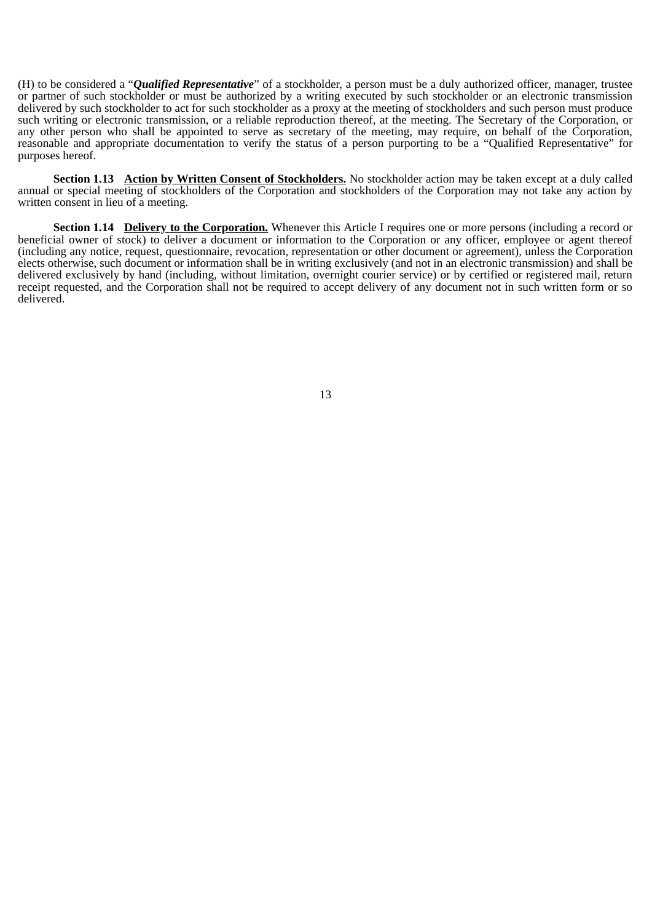(H) to be considered a "***Qualified Representative***" of a stockholder, a person must be a duly authorized officer, manager, trustee or partner of such stockholder or must be authorized by a writing executed by such stockholder or an electronic transmission delivered by such stockholder to act for such stockholder as a proxy at the meeting of stockholders and such person must produce such writing or electronic transmission, or a reliable reproduction thereof, at the meeting. The Secretary of the Corporation, or any other person who shall be appointed to serve as secretary of the meeting, may require, on behalf of the Corporation, reasonable and appropriate documentation to verify the status of a person purporting to be a "Qualified Representative" for purposes hereof.

**Section 1.13 Action by Written Consent of Stockholders.** No stockholder action may be taken except at a duly called annual or special meeting of stockholders of the Corporation and stockholders of the Corporation may not take any action by written consent in lieu of a meeting.

**Section 1.14 Delivery to the Corporation.** Whenever this Article I requires one or more persons (including a record or beneficial owner of stock) to deliver a document or information to the Corporation or any officer, employee or agent thereof (including any notice, request, questionnaire, revocation, representation or other document or agreement), unless the Corporation elects otherwise, such document or information shall be in writing exclusively (and not in an electronic transmission) and shall be delivered exclusively by hand (including, without limitation, overnight courier service) or by certified or registered mail, return receipt requested, and the Corporation shall not be required to accept delivery of any document not in such written form or so delivered.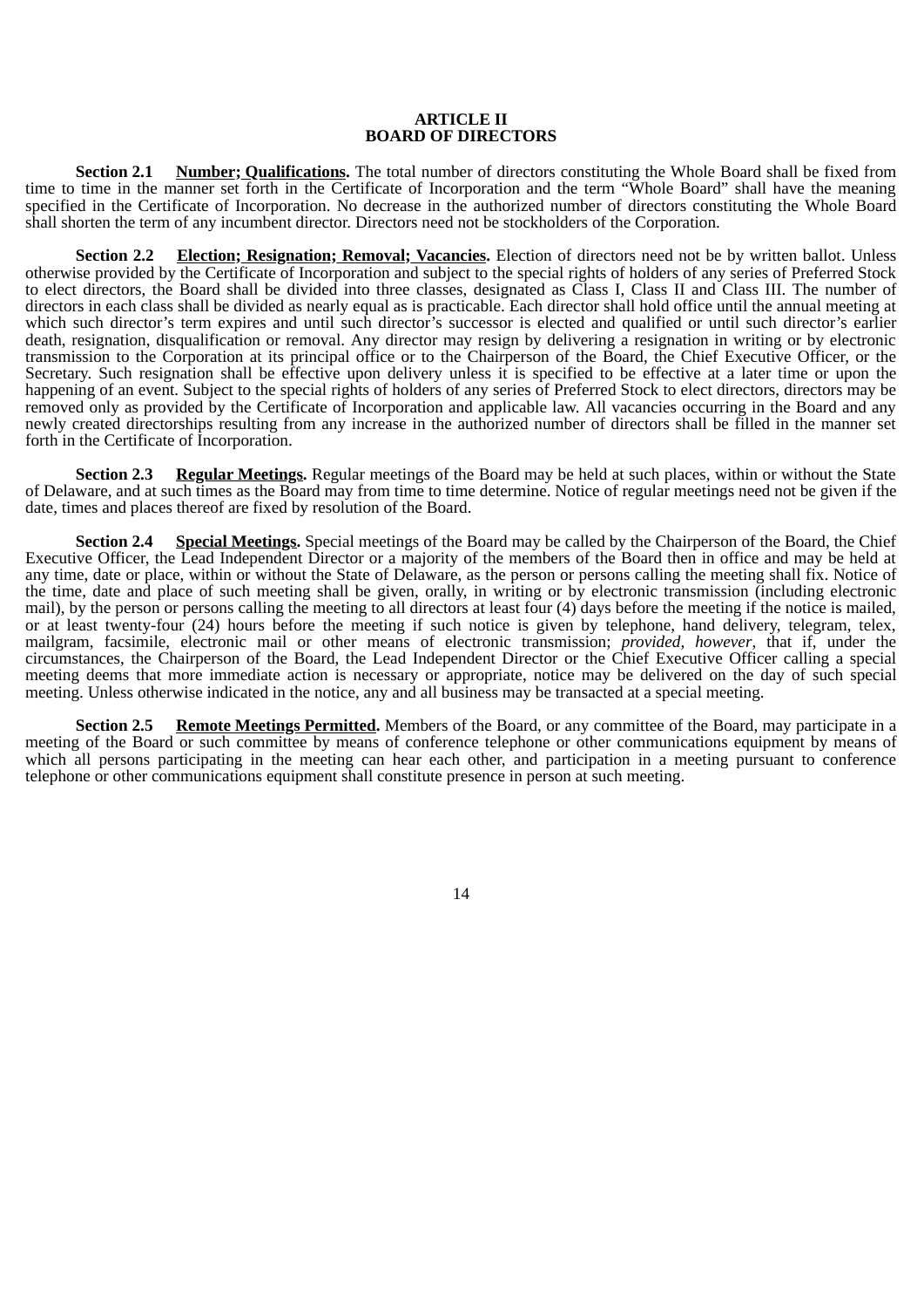# ARTICLE II
# BOARD OF DIRECTORS

**Section 2.1 Number; Qualifications.** The total number of directors constituting the Whole Board shall be fixed from time to time in the manner set forth in the Certificate of Incorporation and the term "Whole Board" shall have the meaning specified in the Certificate of Incorporation. No decrease in the authorized number of directors constituting the Whole Board shall shorten the term of any incumbent director. Directors need not be stockholders of the Corporation.

**Section 2.2 Election; Resignation; Removal; Vacancies.** Election of directors need not be by written ballot. Unless otherwise provided by the Certificate of Incorporation and subject to the special rights of holders of any series of Preferred Stock to elect directors, the Board shall be divided into three classes, designated as Class I, Class II and Class III. The number of directors in each class shall be divided as nearly equal as is practicable. Each director shall hold office until the annual meeting at which such director's term expires and until such director's successor is elected and qualified or until such director's earlier death, resignation, disqualification or removal. Any director may resign by delivering a resignation in writing or by electronic transmission to the Corporation at its principal office or to the Chairperson of the Board, the Chief Executive Officer, or the Secretary. Such resignation shall be effective upon delivery unless it is specified to be effective at a later time or upon the happening of an event. Subject to the special rights of holders of any series of Preferred Stock to elect directors, directors may be removed only as provided by the Certificate of Incorporation and applicable law. All vacancies occurring in the Board and any newly created directorships resulting from any increase in the authorized number of directors shall be filled in the manner set forth in the Certificate of Incorporation.

**Section 2.3 Regular Meetings.** Regular meetings of the Board may be held at such places, within or without the State of Delaware, and at such times as the Board may from time to time determine. Notice of regular meetings need not be given if the date, times and places thereof are fixed by resolution of the Board.

**Section 2.4 Special Meetings.** Special meetings of the Board may be called by the Chairperson of the Board, the Chief Executive Officer, the Lead Independent Director or a majority of the members of the Board then in office and may be held at any time, date or place, within or without the State of Delaware, as the person or persons calling the meeting shall fix. Notice of the time, date and place of such meeting shall be given, orally, in writing or by electronic transmission (including electronic mail), by the person or persons calling the meeting to all directors at least four (4) days before the meeting if the notice is mailed, or at least twenty-four (24) hours before the meeting if such notice is given by telephone, hand delivery, telegram, telex, mailgram, facsimile, electronic mail or other means of electronic transmission; *provided, however*, that if, under the circumstances, the Chairperson of the Board, the Lead Independent Director or the Chief Executive Officer calling a special meeting deems that more immediate action is necessary or appropriate, notice may be delivered on the day of such special meeting. Unless otherwise indicated in the notice, any and all business may be transacted at a special meeting.

**Section 2.5 Remote Meetings Permitted.** Members of the Board, or any committee of the Board, may participate in a meeting of the Board or such committee by means of conference telephone or other communications equipment by means of which all persons participating in the meeting can hear each other, and participation in a meeting pursuant to conference telephone or other communications equipment shall constitute presence in person at such meeting.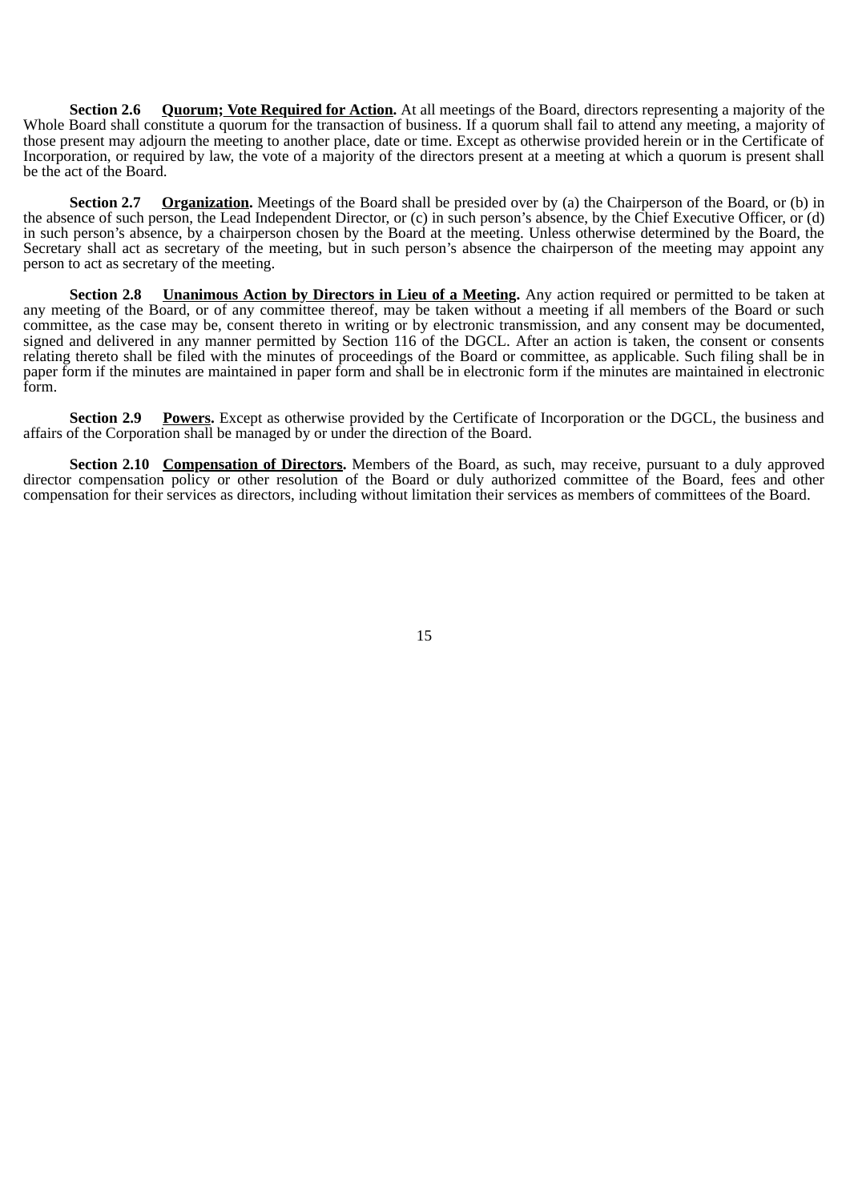**Section 2.6 <u>Quorum; Vote Required for Action</u>.** At all meetings of the Board, directors representing a majority of the Whole Board shall constitute a quorum for the transaction of business. If a quorum shall fail to attend any meeting, a majority of those present may adjourn the meeting to another place, date or time. Except as otherwise provided herein or in the Certificate of Incorporation, or required by law, the vote of a majority of the directors present at a meeting at which a quorum is present shall be the act of the Board.

**Section 2.7 <u>Organization</u>.** Meetings of the Board shall be presided over by (a) the Chairperson of the Board, or (b) in the absence of such person, the Lead Independent Director, or (c) in such person's absence, by the Chief Executive Officer, or (d) in such person's absence, by a chairperson chosen by the Board at the meeting. Unless otherwise determined by the Board, the Secretary shall act as secretary of the meeting, but in such person's absence the chairperson of the meeting may appoint any person to act as secretary of the meeting.

**Section 2.8 <u>Unanimous Action by Directors in Lieu of a Meeting</u>.** Any action required or permitted to be taken at any meeting of the Board, or of any committee thereof, may be taken without a meeting if all members of the Board or such committee, as the case may be, consent thereto in writing or by electronic transmission, and any consent may be documented, signed and delivered in any manner permitted by Section 116 of the DGCL. After an action is taken, the consent or consents relating thereto shall be filed with the minutes of proceedings of the Board or committee, as applicable. Such filing shall be in paper form if the minutes are maintained in paper form and shall be in electronic form if the minutes are maintained in electronic form.

**Section 2.9 <u>Powers</u>.** Except as otherwise provided by the Certificate of Incorporation or the DGCL, the business and affairs of the Corporation shall be managed by or under the direction of the Board.

**Section 2.10 <u>Compensation of Directors</u>.** Members of the Board, as such, may receive, pursuant to a duly approved director compensation policy or other resolution of the Board or duly authorized committee of the Board, fees and other compensation for their services as directors, including without limitation their services as members of committees of the Board.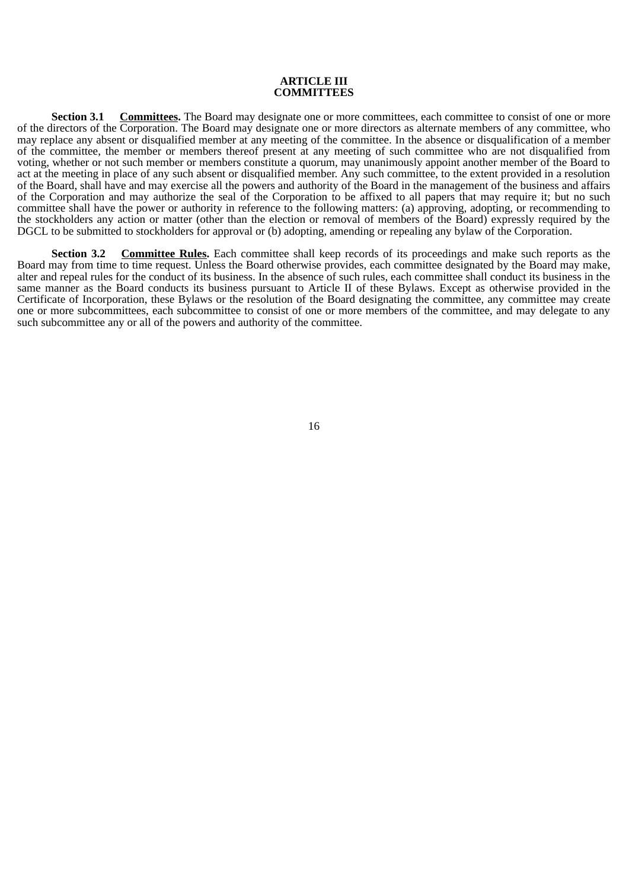# ARTICLE III
# COMMITTEES

**Section 3.1 <u>Committees</u>.** The Board may designate one or more committees, each committee to consist of one or more of the directors of the Corporation. The Board may designate one or more directors as alternate members of any committee, who may replace any absent or disqualified member at any meeting of the committee. In the absence or disqualification of a member of the committee, the member or members thereof present at any meeting of such committee who are not disqualified from voting, whether or not such member or members constitute a quorum, may unanimously appoint another member of the Board to act at the meeting in place of any such absent or disqualified member. Any such committee, to the extent provided in a resolution of the Board, shall have and may exercise all the powers and authority of the Board in the management of the business and affairs of the Corporation and may authorize the seal of the Corporation to be affixed to all papers that may require it; but no such committee shall have the power or authority in reference to the following matters: (a) approving, adopting, or recommending to the stockholders any action or matter (other than the election or removal of members of the Board) expressly required by the DGCL to be submitted to stockholders for approval or (b) adopting, amending or repealing any bylaw of the Corporation.

**Section 3.2 <u>Committee Rules</u>.** Each committee shall keep records of its proceedings and make such reports as the Board may from time to time request. Unless the Board otherwise provides, each committee designated by the Board may make, alter and repeal rules for the conduct of its business. In the absence of such rules, each committee shall conduct its business in the same manner as the Board conducts its business pursuant to Article II of these Bylaws. Except as otherwise provided in the Certificate of Incorporation, these Bylaws or the resolution of the Board designating the committee, any committee may create one or more subcommittees, each subcommittee to consist of one or more members of the committee, and may delegate to any such subcommittee any or all of the powers and authority of the committee.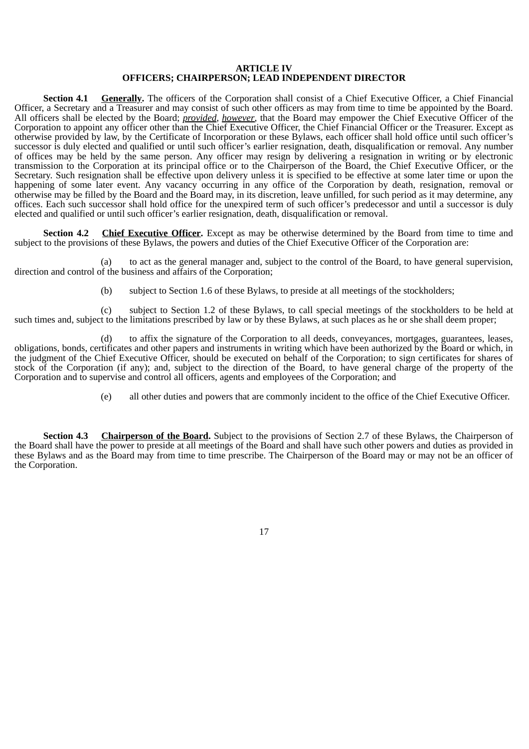## ARTICLE IV
## OFFICERS; CHAIRPERSON; LEAD INDEPENDENT DIRECTOR

**Section 4.1 Generally.** The officers of the Corporation shall consist of a Chief Executive Officer, a Chief Financial Officer, a Secretary and a Treasurer and may consist of such other officers as may from time to time be appointed by the Board. All officers shall be elected by the Board; *provided*, *however*, that the Board may empower the Chief Executive Officer of the Corporation to appoint any officer other than the Chief Executive Officer, the Chief Financial Officer or the Treasurer. Except as otherwise provided by law, by the Certificate of Incorporation or these Bylaws, each officer shall hold office until such officer's successor is duly elected and qualified or until such officer's earlier resignation, death, disqualification or removal. Any number of offices may be held by the same person. Any officer may resign by delivering a resignation in writing or by electronic transmission to the Corporation at its principal office or to the Chairperson of the Board, the Chief Executive Officer, or the Secretary. Such resignation shall be effective upon delivery unless it is specified to be effective at some later time or upon the happening of some later event. Any vacancy occurring in any office of the Corporation by death, resignation, removal or otherwise may be filled by the Board and the Board may, in its discretion, leave unfilled, for such period as it may determine, any offices. Each such successor shall hold office for the unexpired term of such officer's predecessor and until a successor is duly elected and qualified or until such officer's earlier resignation, death, disqualification or removal.

**Section 4.2 Chief Executive Officer.** Except as may be otherwise determined by the Board from time to time and subject to the provisions of these Bylaws, the powers and duties of the Chief Executive Officer of the Corporation are:

(a) to act as the general manager and, subject to the control of the Board, to have general supervision, direction and control of the business and affairs of the Corporation;

(b) subject to Section 1.6 of these Bylaws, to preside at all meetings of the stockholders;

(c) subject to Section 1.2 of these Bylaws, to call special meetings of the stockholders to be held at such times and, subject to the limitations prescribed by law or by these Bylaws, at such places as he or she shall deem proper;

(d) to affix the signature of the Corporation to all deeds, conveyances, mortgages, guarantees, leases, obligations, bonds, certificates and other papers and instruments in writing which have been authorized by the Board or which, in the judgment of the Chief Executive Officer, should be executed on behalf of the Corporation; to sign certificates for shares of stock of the Corporation (if any); and, subject to the direction of the Board, to have general charge of the property of the Corporation and to supervise and control all officers, agents and employees of the Corporation; and

(e) all other duties and powers that are commonly incident to the office of the Chief Executive Officer.

**Section 4.3 Chairperson of the Board.** Subject to the provisions of Section 2.7 of these Bylaws, the Chairperson of the Board shall have the power to preside at all meetings of the Board and shall have such other powers and duties as provided in these Bylaws and as the Board may from time to time prescribe. The Chairperson of the Board may or may not be an officer of the Corporation.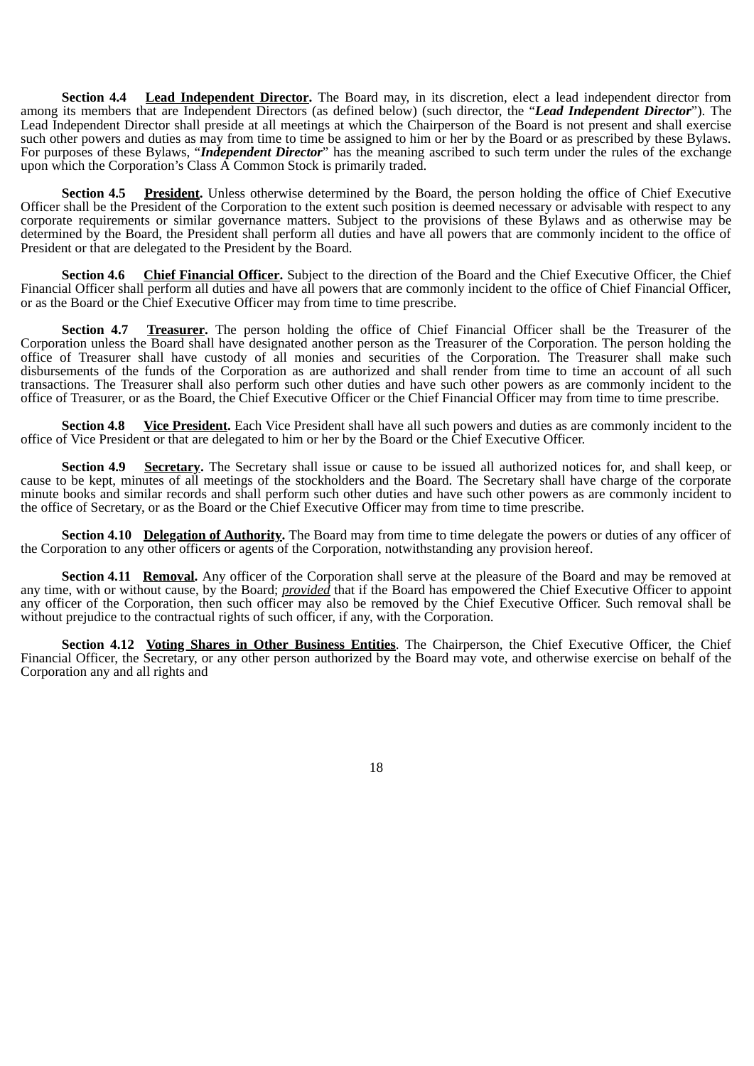**Section 4.4 Lead Independent Director.** The Board may, in its discretion, elect a lead independent director from among its members that are Independent Directors (as defined below) (such director, the "***Lead Independent Director***"). The Lead Independent Director shall preside at all meetings at which the Chairperson of the Board is not present and shall exercise such other powers and duties as may from time to time be assigned to him or her by the Board or as prescribed by these Bylaws. For purposes of these Bylaws, "***Independent Director***" has the meaning ascribed to such term under the rules of the exchange upon which the Corporation's Class A Common Stock is primarily traded.

**Section 4.5 President.** Unless otherwise determined by the Board, the person holding the office of Chief Executive Officer shall be the President of the Corporation to the extent such position is deemed necessary or advisable with respect to any corporate requirements or similar governance matters. Subject to the provisions of these Bylaws and as otherwise may be determined by the Board, the President shall perform all duties and have all powers that are commonly incident to the office of President or that are delegated to the President by the Board.

**Section 4.6 Chief Financial Officer.** Subject to the direction of the Board and the Chief Executive Officer, the Chief Financial Officer shall perform all duties and have all powers that are commonly incident to the office of Chief Financial Officer, or as the Board or the Chief Executive Officer may from time to time prescribe.

**Section 4.7 Treasurer.** The person holding the office of Chief Financial Officer shall be the Treasurer of the Corporation unless the Board shall have designated another person as the Treasurer of the Corporation. The person holding the office of Treasurer shall have custody of all monies and securities of the Corporation. The Treasurer shall make such disbursements of the funds of the Corporation as are authorized and shall render from time to time an account of all such transactions. The Treasurer shall also perform such other duties and have such other powers as are commonly incident to the office of Treasurer, or as the Board, the Chief Executive Officer or the Chief Financial Officer may from time to time prescribe.

**Section 4.8 Vice President.** Each Vice President shall have all such powers and duties as are commonly incident to the office of Vice President or that are delegated to him or her by the Board or the Chief Executive Officer.

**Section 4.9 Secretary.** The Secretary shall issue or cause to be issued all authorized notices for, and shall keep, or cause to be kept, minutes of all meetings of the stockholders and the Board. The Secretary shall have charge of the corporate minute books and similar records and shall perform such other duties and have such other powers as are commonly incident to the office of Secretary, or as the Board or the Chief Executive Officer may from time to time prescribe.

**Section 4.10 Delegation of Authority.** The Board may from time to time delegate the powers or duties of any officer of the Corporation to any other officers or agents of the Corporation, notwithstanding any provision hereof.

**Section 4.11 Removal.** Any officer of the Corporation shall serve at the pleasure of the Board and may be removed at any time, with or without cause, by the Board; *provided* that if the Board has empowered the Chief Executive Officer to appoint any officer of the Corporation, then such officer may also be removed by the Chief Executive Officer. Such removal shall be without prejudice to the contractual rights of such officer, if any, with the Corporation.

**Section 4.12 Voting Shares in Other Business Entities**. The Chairperson, the Chief Executive Officer, the Chief Financial Officer, the Secretary, or any other person authorized by the Board may vote, and otherwise exercise on behalf of the Corporation any and all rights and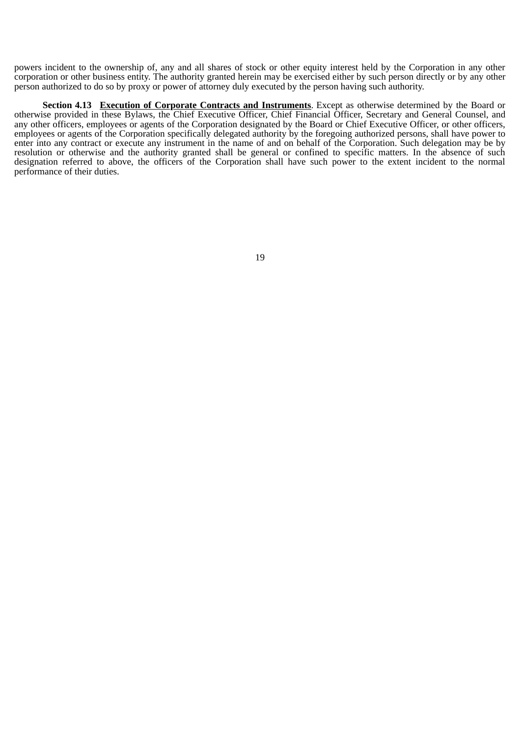powers incident to the ownership of, any and all shares of stock or other equity interest held by the Corporation in any other corporation or other business entity. The authority granted herein may be exercised either by such person directly or by any other person authorized to do so by proxy or power of attorney duly executed by the person having such authority.

**Section 4.13** **Execution of Corporate Contracts and Instruments**. Except as otherwise determined by the Board or otherwise provided in these Bylaws, the Chief Executive Officer, Chief Financial Officer, Secretary and General Counsel, and any other officers, employees or agents of the Corporation designated by the Board or Chief Executive Officer, or other officers, employees or agents of the Corporation specifically delegated authority by the foregoing authorized persons, shall have power to enter into any contract or execute any instrument in the name of and on behalf of the Corporation. Such delegation may be by resolution or otherwise and the authority granted shall be general or confined to specific matters. In the absence of such designation referred to above, the officers of the Corporation shall have such power to the extent incident to the normal performance of their duties.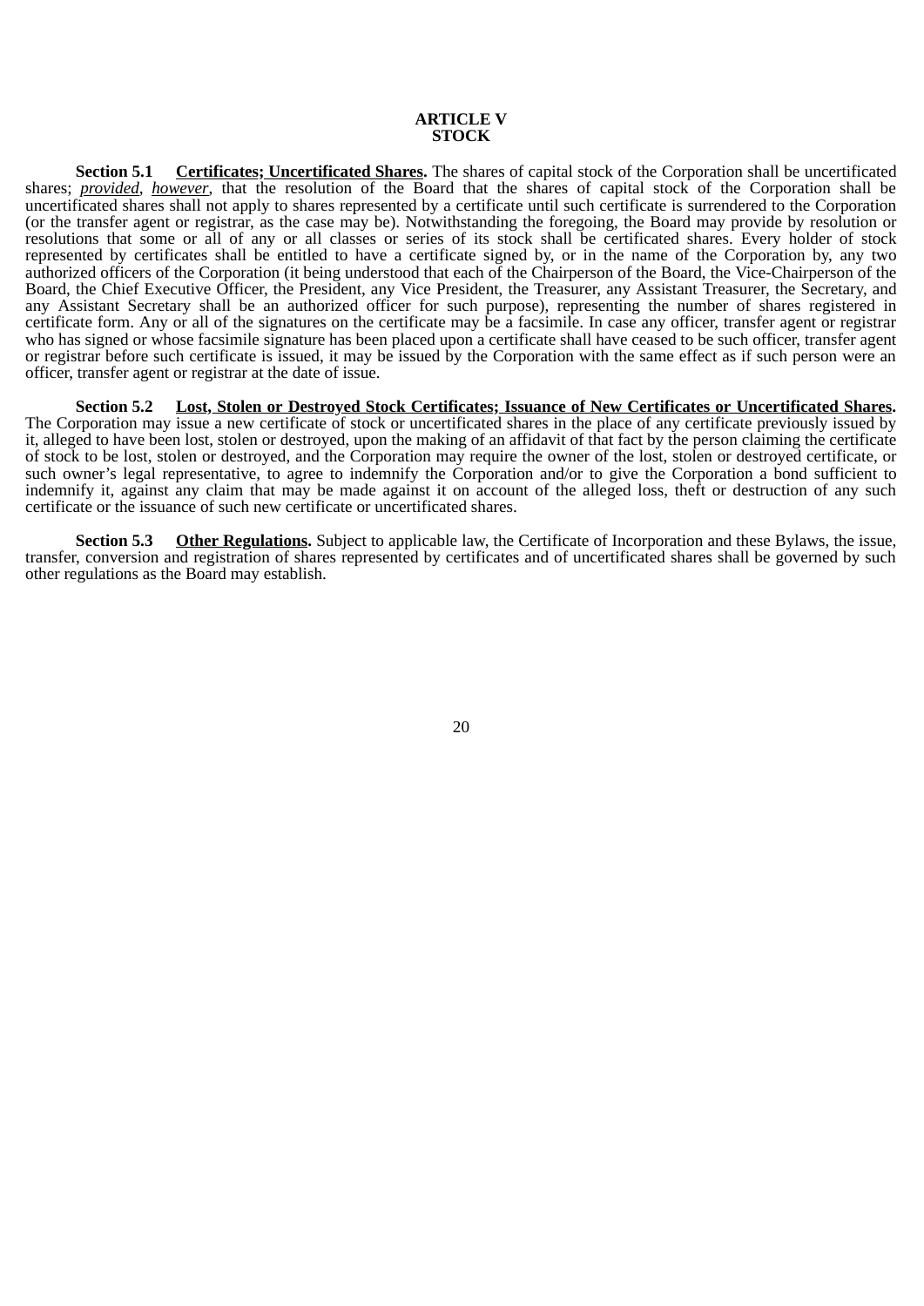## ARTICLE V
## STOCK

**Section 5.1 Certificates; Uncertificated Shares.** The shares of capital stock of the Corporation shall be uncertificated shares; *provided*, *however*, that the resolution of the Board that the shares of capital stock of the Corporation shall be uncertificated shares shall not apply to shares represented by a certificate until such certificate is surrendered to the Corporation (or the transfer agent or registrar, as the case may be). Notwithstanding the foregoing, the Board may provide by resolution or resolutions that some or all of any or all classes or series of its stock shall be certificated shares. Every holder of stock represented by certificates shall be entitled to have a certificate signed by, or in the name of the Corporation by, any two authorized officers of the Corporation (it being understood that each of the Chairperson of the Board, the Vice-Chairperson of the Board, the Chief Executive Officer, the President, any Vice President, the Treasurer, any Assistant Treasurer, the Secretary, and any Assistant Secretary shall be an authorized officer for such purpose), representing the number of shares registered in certificate form. Any or all of the signatures on the certificate may be a facsimile. In case any officer, transfer agent or registrar who has signed or whose facsimile signature has been placed upon a certificate shall have ceased to be such officer, transfer agent or registrar before such certificate is issued, it may be issued by the Corporation with the same effect as if such person were an officer, transfer agent or registrar at the date of issue.

**Section 5.2 Lost, Stolen or Destroyed Stock Certificates; Issuance of New Certificates or Uncertificated Shares.** The Corporation may issue a new certificate of stock or uncertificated shares in the place of any certificate previously issued by it, alleged to have been lost, stolen or destroyed, upon the making of an affidavit of that fact by the person claiming the certificate of stock to be lost, stolen or destroyed, and the Corporation may require the owner of the lost, stolen or destroyed certificate, or such owner's legal representative, to agree to indemnify the Corporation and/or to give the Corporation a bond sufficient to indemnify it, against any claim that may be made against it on account of the alleged loss, theft or destruction of any such certificate or the issuance of such new certificate or uncertificated shares.

**Section 5.3 Other Regulations.** Subject to applicable law, the Certificate of Incorporation and these Bylaws, the issue, transfer, conversion and registration of shares represented by certificates and of uncertificated shares shall be governed by such other regulations as the Board may establish.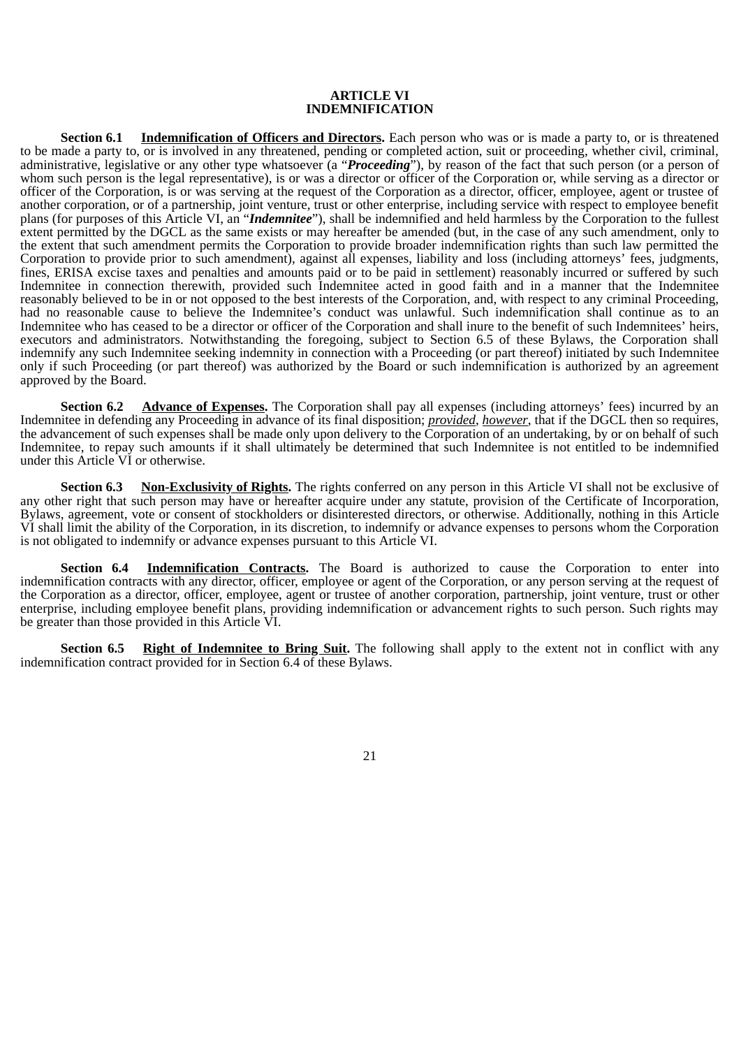## ARTICLE VI
## INDEMNIFICATION

**Section 6.1 <u>Indemnification of Officers and Directors</u>.** Each person who was or is made a party to, or is threatened to be made a party to, or is involved in any threatened, pending or completed action, suit or proceeding, whether civil, criminal, administrative, legislative or any other type whatsoever (a "***Proceeding***"), by reason of the fact that such person (or a person of whom such person is the legal representative), is or was a director or officer of the Corporation or, while serving as a director or officer of the Corporation, is or was serving at the request of the Corporation as a director, officer, employee, agent or trustee of another corporation, or of a partnership, joint venture, trust or other enterprise, including service with respect to employee benefit plans (for purposes of this Article VI, an "***Indemnitee***"), shall be indemnified and held harmless by the Corporation to the fullest extent permitted by the DGCL as the same exists or may hereafter be amended (but, in the case of any such amendment, only to the extent that such amendment permits the Corporation to provide broader indemnification rights than such law permitted the Corporation to provide prior to such amendment), against all expenses, liability and loss (including attorneys' fees, judgments, fines, ERISA excise taxes and penalties and amounts paid or to be paid in settlement) reasonably incurred or suffered by such Indemnitee in connection therewith, provided such Indemnitee acted in good faith and in a manner that the Indemnitee reasonably believed to be in or not opposed to the best interests of the Corporation, and, with respect to any criminal Proceeding, had no reasonable cause to believe the Indemnitee's conduct was unlawful. Such indemnification shall continue as to an Indemnitee who has ceased to be a director or officer of the Corporation and shall inure to the benefit of such Indemnitees' heirs, executors and administrators. Notwithstanding the foregoing, subject to Section 6.5 of these Bylaws, the Corporation shall indemnify any such Indemnitee seeking indemnity in connection with a Proceeding (or part thereof) initiated by such Indemnitee only if such Proceeding (or part thereof) was authorized by the Board or such indemnification is authorized by an agreement approved by the Board.

**Section 6.2 <u>Advance of Expenses</u>.** The Corporation shall pay all expenses (including attorneys' fees) incurred by an Indemnitee in defending any Proceeding in advance of its final disposition; <u>*provided*</u>, <u>*however*</u>, that if the DGCL then so requires, the advancement of such expenses shall be made only upon delivery to the Corporation of an undertaking, by or on behalf of such Indemnitee, to repay such amounts if it shall ultimately be determined that such Indemnitee is not entitled to be indemnified under this Article VI or otherwise.

**Section 6.3 <u>Non-Exclusivity of Rights</u>.** The rights conferred on any person in this Article VI shall not be exclusive of any other right that such person may have or hereafter acquire under any statute, provision of the Certificate of Incorporation, Bylaws, agreement, vote or consent of stockholders or disinterested directors, or otherwise. Additionally, nothing in this Article VI shall limit the ability of the Corporation, in its discretion, to indemnify or advance expenses to persons whom the Corporation is not obligated to indemnify or advance expenses pursuant to this Article VI.

**Section 6.4 <u>Indemnification Contracts</u>.** The Board is authorized to cause the Corporation to enter into indemnification contracts with any director, officer, employee or agent of the Corporation, or any person serving at the request of the Corporation as a director, officer, employee, agent or trustee of another corporation, partnership, joint venture, trust or other enterprise, including employee benefit plans, providing indemnification or advancement rights to such person. Such rights may be greater than those provided in this Article VI.

**Section 6.5 <u>Right of Indemnitee to Bring Suit</u>.** The following shall apply to the extent not in conflict with any indemnification contract provided for in Section 6.4 of these Bylaws.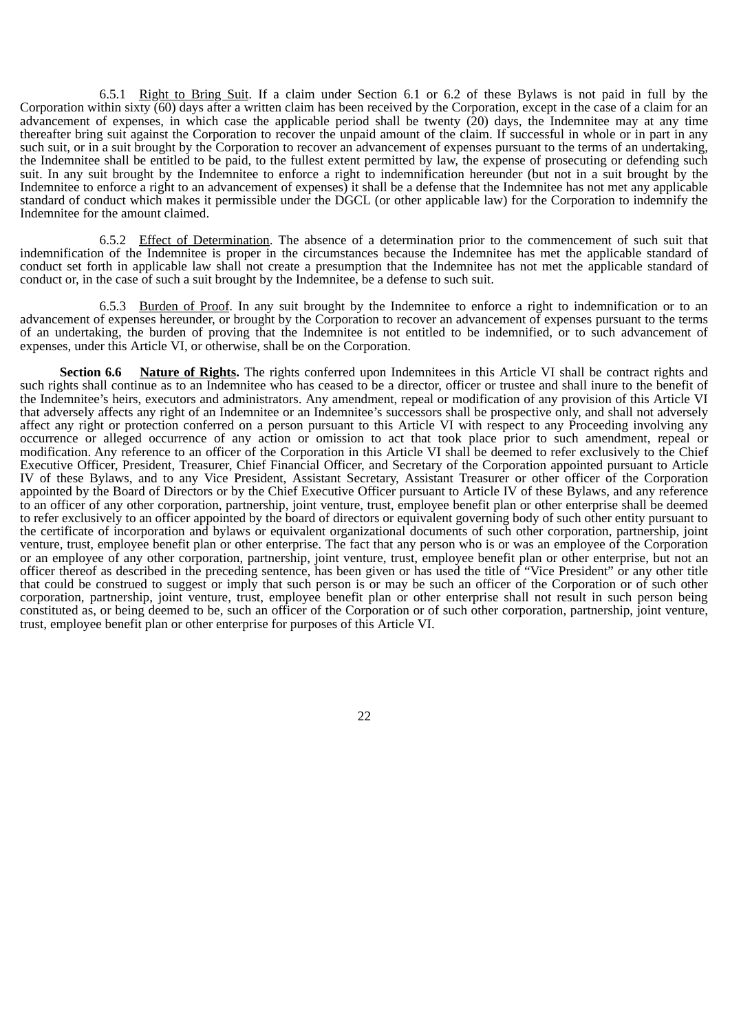6.5.1 Right to Bring Suit. If a claim under Section 6.1 or 6.2 of these Bylaws is not paid in full by the Corporation within sixty (60) days after a written claim has been received by the Corporation, except in the case of a claim for an advancement of expenses, in which case the applicable period shall be twenty (20) days, the Indemnitee may at any time thereafter bring suit against the Corporation to recover the unpaid amount of the claim. If successful in whole or in part in any such suit, or in a suit brought by the Corporation to recover an advancement of expenses pursuant to the terms of an undertaking, the Indemnitee shall be entitled to be paid, to the fullest extent permitted by law, the expense of prosecuting or defending such suit. In any suit brought by the Indemnitee to enforce a right to indemnification hereunder (but not in a suit brought by the Indemnitee to enforce a right to an advancement of expenses) it shall be a defense that the Indemnitee has not met any applicable standard of conduct which makes it permissible under the DGCL (or other applicable law) for the Corporation to indemnify the Indemnitee for the amount claimed.

6.5.2 Effect of Determination. The absence of a determination prior to the commencement of such suit that indemnification of the Indemnitee is proper in the circumstances because the Indemnitee has met the applicable standard of conduct set forth in applicable law shall not create a presumption that the Indemnitee has not met the applicable standard of conduct or, in the case of such a suit brought by the Indemnitee, be a defense to such suit.

6.5.3 Burden of Proof. In any suit brought by the Indemnitee to enforce a right to indemnification or to an advancement of expenses hereunder, or brought by the Corporation to recover an advancement of expenses pursuant to the terms of an undertaking, the burden of proving that the Indemnitee is not entitled to be indemnified, or to such advancement of expenses, under this Article VI, or otherwise, shall be on the Corporation.

**Section 6.6 Nature of Rights.** The rights conferred upon Indemnitees in this Article VI shall be contract rights and such rights shall continue as to an Indemnitee who has ceased to be a director, officer or trustee and shall inure to the benefit of the Indemnitee's heirs, executors and administrators. Any amendment, repeal or modification of any provision of this Article VI that adversely affects any right of an Indemnitee or an Indemnitee's successors shall be prospective only, and shall not adversely affect any right or protection conferred on a person pursuant to this Article VI with respect to any Proceeding involving any occurrence or alleged occurrence of any action or omission to act that took place prior to such amendment, repeal or modification. Any reference to an officer of the Corporation in this Article VI shall be deemed to refer exclusively to the Chief Executive Officer, President, Treasurer, Chief Financial Officer, and Secretary of the Corporation appointed pursuant to Article IV of these Bylaws, and to any Vice President, Assistant Secretary, Assistant Treasurer or other officer of the Corporation appointed by the Board of Directors or by the Chief Executive Officer pursuant to Article IV of these Bylaws, and any reference to an officer of any other corporation, partnership, joint venture, trust, employee benefit plan or other enterprise shall be deemed to refer exclusively to an officer appointed by the board of directors or equivalent governing body of such other entity pursuant to the certificate of incorporation and bylaws or equivalent organizational documents of such other corporation, partnership, joint venture, trust, employee benefit plan or other enterprise. The fact that any person who is or was an employee of the Corporation or an employee of any other corporation, partnership, joint venture, trust, employee benefit plan or other enterprise, but not an officer thereof as described in the preceding sentence, has been given or has used the title of "Vice President" or any other title that could be construed to suggest or imply that such person is or may be such an officer of the Corporation or of such other corporation, partnership, joint venture, trust, employee benefit plan or other enterprise shall not result in such person being constituted as, or being deemed to be, such an officer of the Corporation or of such other corporation, partnership, joint venture, trust, employee benefit plan or other enterprise for purposes of this Article VI.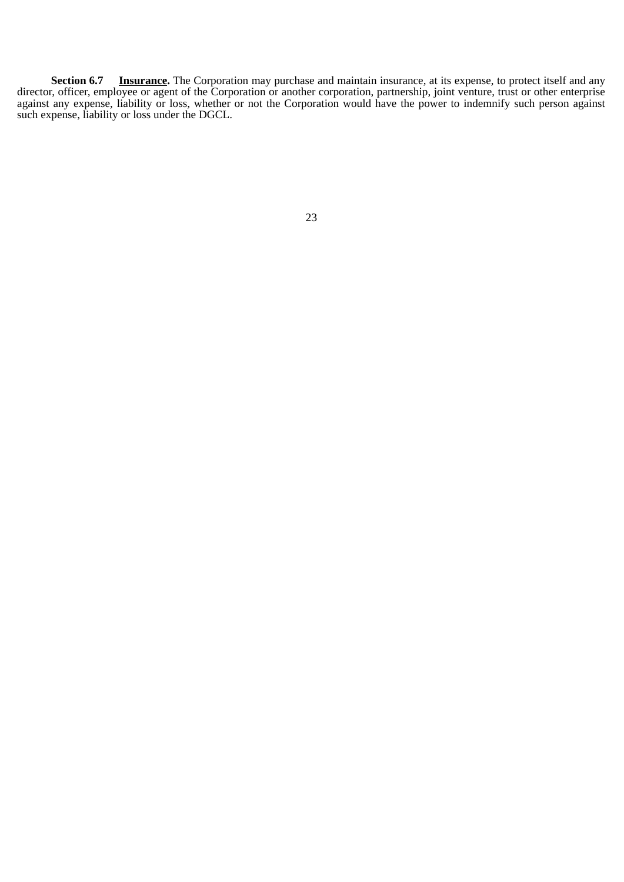**Section 6.7 <u>Insurance</u>.** The Corporation may purchase and maintain insurance, at its expense, to protect itself and any director, officer, employee or agent of the Corporation or another corporation, partnership, joint venture, trust or other enterprise against any expense, liability or loss, whether or not the Corporation would have the power to indemnify such person against such expense, liability or loss under the DGCL.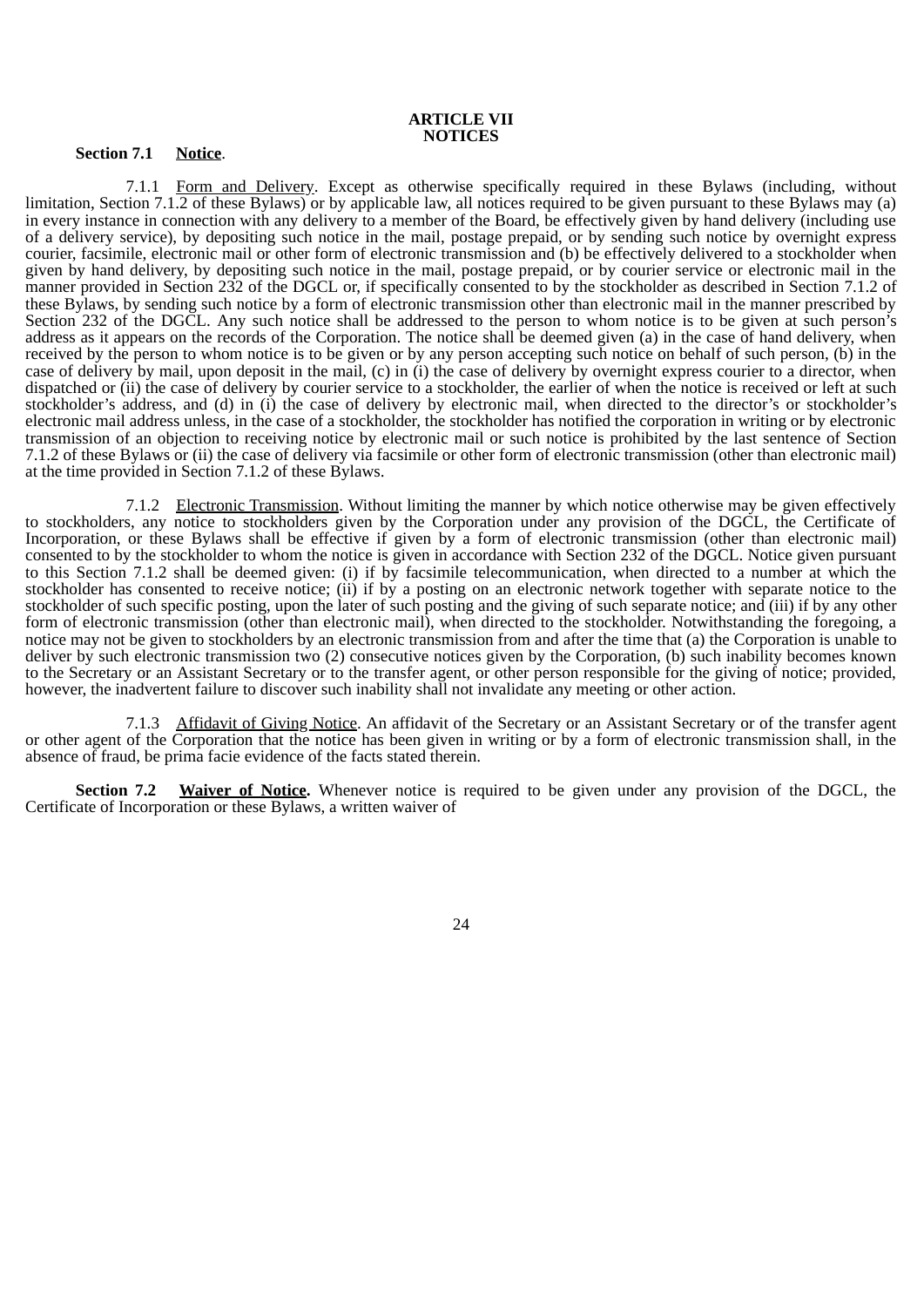## ARTICLE VII
## NOTICES

**Section 7.1 Notice**.

7.1.1 Form and Delivery. Except as otherwise specifically required in these Bylaws (including, without limitation, Section 7.1.2 of these Bylaws) or by applicable law, all notices required to be given pursuant to these Bylaws may (a) in every instance in connection with any delivery to a member of the Board, be effectively given by hand delivery (including use of a delivery service), by depositing such notice in the mail, postage prepaid, or by sending such notice by overnight express courier, facsimile, electronic mail or other form of electronic transmission and (b) be effectively delivered to a stockholder when given by hand delivery, by depositing such notice in the mail, postage prepaid, or by courier service or electronic mail in the manner provided in Section 232 of the DGCL or, if specifically consented to by the stockholder as described in Section 7.1.2 of these Bylaws, by sending such notice by a form of electronic transmission other than electronic mail in the manner prescribed by Section 232 of the DGCL. Any such notice shall be addressed to the person to whom notice is to be given at such person's address as it appears on the records of the Corporation. The notice shall be deemed given (a) in the case of hand delivery, when received by the person to whom notice is to be given or by any person accepting such notice on behalf of such person, (b) in the case of delivery by mail, upon deposit in the mail, (c) in (i) the case of delivery by overnight express courier to a director, when dispatched or (ii) the case of delivery by courier service to a stockholder, the earlier of when the notice is received or left at such stockholder's address, and (d) in (i) the case of delivery by electronic mail, when directed to the director's or stockholder's electronic mail address unless, in the case of a stockholder, the stockholder has notified the corporation in writing or by electronic transmission of an objection to receiving notice by electronic mail or such notice is prohibited by the last sentence of Section 7.1.2 of these Bylaws or (ii) the case of delivery via facsimile or other form of electronic transmission (other than electronic mail) at the time provided in Section 7.1.2 of these Bylaws.

7.1.2 Electronic Transmission. Without limiting the manner by which notice otherwise may be given effectively to stockholders, any notice to stockholders given by the Corporation under any provision of the DGCL, the Certificate of Incorporation, or these Bylaws shall be effective if given by a form of electronic transmission (other than electronic mail) consented to by the stockholder to whom the notice is given in accordance with Section 232 of the DGCL. Notice given pursuant to this Section 7.1.2 shall be deemed given: (i) if by facsimile telecommunication, when directed to a number at which the stockholder has consented to receive notice; (ii) if by a posting on an electronic network together with separate notice to the stockholder of such specific posting, upon the later of such posting and the giving of such separate notice; and (iii) if by any other form of electronic transmission (other than electronic mail), when directed to the stockholder. Notwithstanding the foregoing, a notice may not be given to stockholders by an electronic transmission from and after the time that (a) the Corporation is unable to deliver by such electronic transmission two (2) consecutive notices given by the Corporation, (b) such inability becomes known to the Secretary or an Assistant Secretary or to the transfer agent, or other person responsible for the giving of notice; provided, however, the inadvertent failure to discover such inability shall not invalidate any meeting or other action.

7.1.3 Affidavit of Giving Notice. An affidavit of the Secretary or an Assistant Secretary or of the transfer agent or other agent of the Corporation that the notice has been given in writing or by a form of electronic transmission shall, in the absence of fraud, be prima facie evidence of the facts stated therein.

**Section 7.2 Waiver of Notice.** Whenever notice is required to be given under any provision of the DGCL, the Certificate of Incorporation or these Bylaws, a written waiver of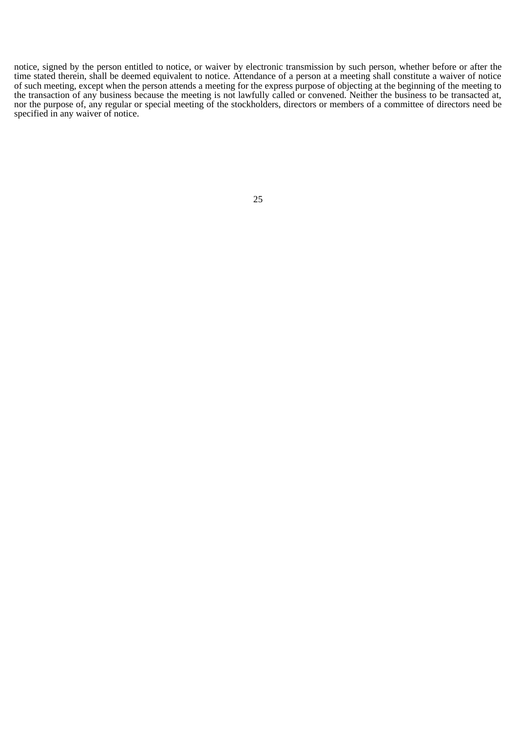notice, signed by the person entitled to notice, or waiver by electronic transmission by such person, whether before or after the time stated therein, shall be deemed equivalent to notice. Attendance of a person at a meeting shall constitute a waiver of notice of such meeting, except when the person attends a meeting for the express purpose of objecting at the beginning of the meeting to the transaction of any business because the meeting is not lawfully called or convened. Neither the business to be transacted at, nor the purpose of, any regular or special meeting of the stockholders, directors or members of a committee of directors need be specified in any waiver of notice.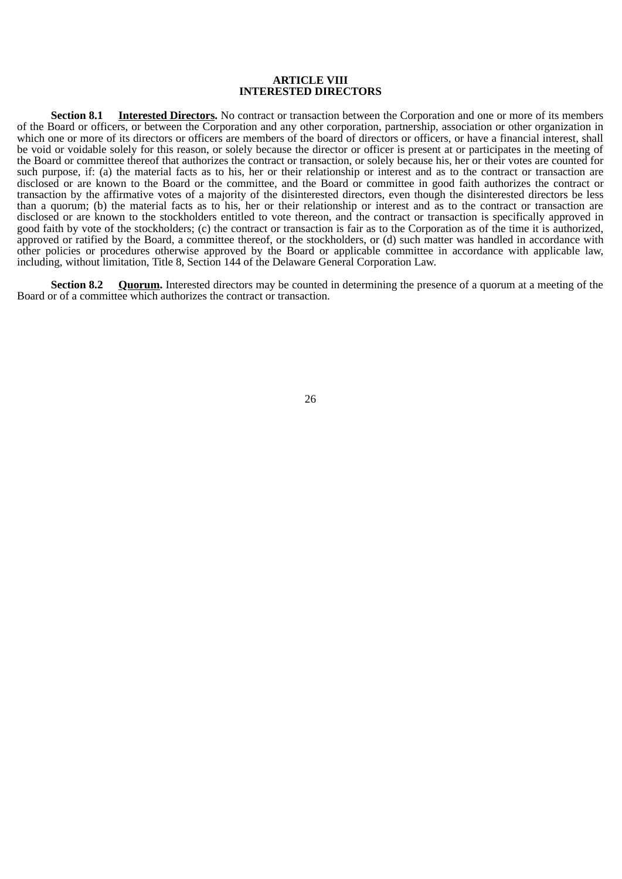## ARTICLE VIII
## INTERESTED DIRECTORS

**Section 8.1 Interested Directors.** No contract or transaction between the Corporation and one or more of its members of the Board or officers, or between the Corporation and any other corporation, partnership, association or other organization in which one or more of its directors or officers are members of the board of directors or officers, or have a financial interest, shall be void or voidable solely for this reason, or solely because the director or officer is present at or participates in the meeting of the Board or committee thereof that authorizes the contract or transaction, or solely because his, her or their votes are counted for such purpose, if: (a) the material facts as to his, her or their relationship or interest and as to the contract or transaction are disclosed or are known to the Board or the committee, and the Board or committee in good faith authorizes the contract or transaction by the affirmative votes of a majority of the disinterested directors, even though the disinterested directors be less than a quorum; (b) the material facts as to his, her or their relationship or interest and as to the contract or transaction are disclosed or are known to the stockholders entitled to vote thereon, and the contract or transaction is specifically approved in good faith by vote of the stockholders; (c) the contract or transaction is fair as to the Corporation as of the time it is authorized, approved or ratified by the Board, a committee thereof, or the stockholders, or (d) such matter was handled in accordance with other policies or procedures otherwise approved by the Board or applicable committee in accordance with applicable law, including, without limitation, Title 8, Section 144 of the Delaware General Corporation Law.

**Section 8.2 Quorum.** Interested directors may be counted in determining the presence of a quorum at a meeting of the Board or of a committee which authorizes the contract or transaction.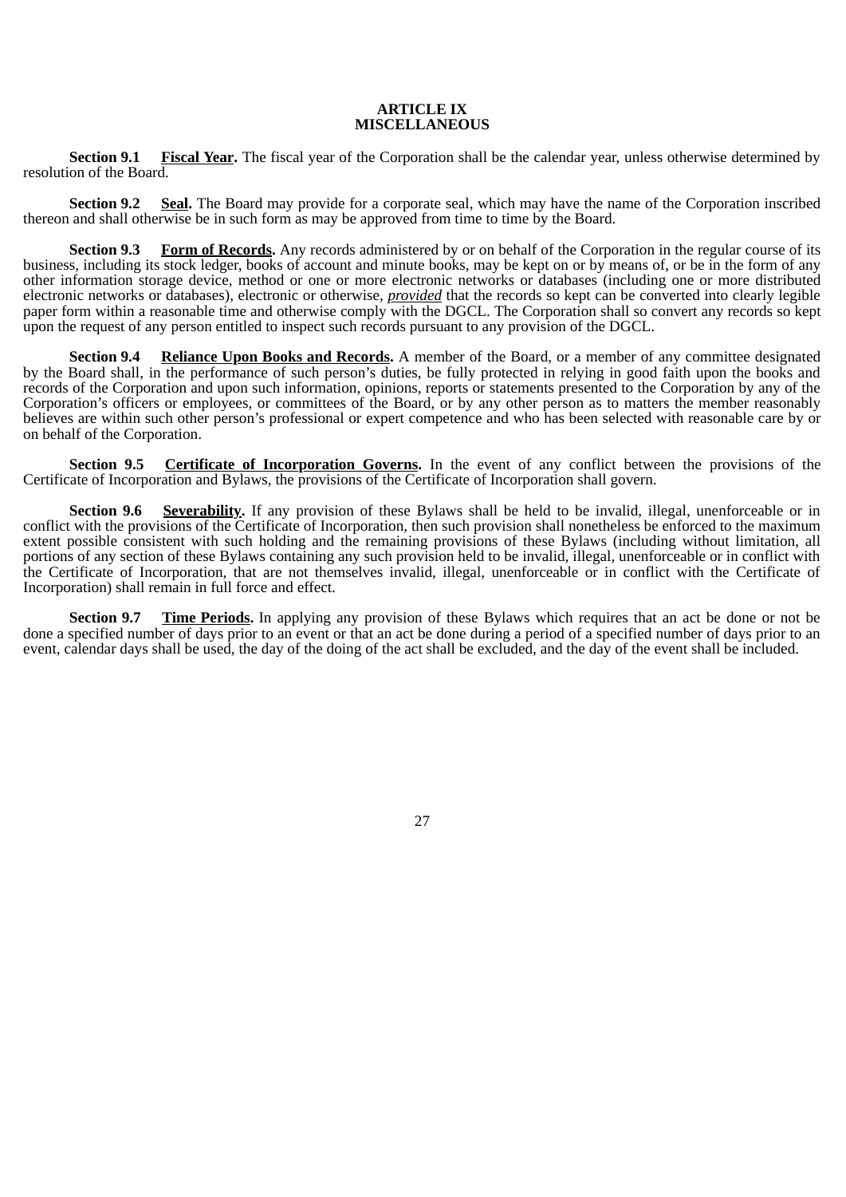# ARTICLE IX
# MISCELLANEOUS

**Section 9.1 Fiscal Year.** The fiscal year of the Corporation shall be the calendar year, unless otherwise determined by resolution of the Board.

**Section 9.2 Seal.** The Board may provide for a corporate seal, which may have the name of the Corporation inscribed thereon and shall otherwise be in such form as may be approved from time to time by the Board.

**Section 9.3 Form of Records.** Any records administered by or on behalf of the Corporation in the regular course of its business, including its stock ledger, books of account and minute books, may be kept on or by means of, or be in the form of any other information storage device, method or one or more electronic networks or databases (including one or more distributed electronic networks or databases), electronic or otherwise, *provided* that the records so kept can be converted into clearly legible paper form within a reasonable time and otherwise comply with the DGCL. The Corporation shall so convert any records so kept upon the request of any person entitled to inspect such records pursuant to any provision of the DGCL.

**Section 9.4 Reliance Upon Books and Records.** A member of the Board, or a member of any committee designated by the Board shall, in the performance of such person's duties, be fully protected in relying in good faith upon the books and records of the Corporation and upon such information, opinions, reports or statements presented to the Corporation by any of the Corporation's officers or employees, or committees of the Board, or by any other person as to matters the member reasonably believes are within such other person's professional or expert competence and who has been selected with reasonable care by or on behalf of the Corporation.

**Section 9.5 Certificate of Incorporation Governs.** In the event of any conflict between the provisions of the Certificate of Incorporation and Bylaws, the provisions of the Certificate of Incorporation shall govern.

**Section 9.6 Severability.** If any provision of these Bylaws shall be held to be invalid, illegal, unenforceable or in conflict with the provisions of the Certificate of Incorporation, then such provision shall nonetheless be enforced to the maximum extent possible consistent with such holding and the remaining provisions of these Bylaws (including without limitation, all portions of any section of these Bylaws containing any such provision held to be invalid, illegal, unenforceable or in conflict with the Certificate of Incorporation, that are not themselves invalid, illegal, unenforceable or in conflict with the Certificate of Incorporation) shall remain in full force and effect.

**Section 9.7 Time Periods.** In applying any provision of these Bylaws which requires that an act be done or not be done a specified number of days prior to an event or that an act be done during a period of a specified number of days prior to an event, calendar days shall be used, the day of the doing of the act shall be excluded, and the day of the event shall be included.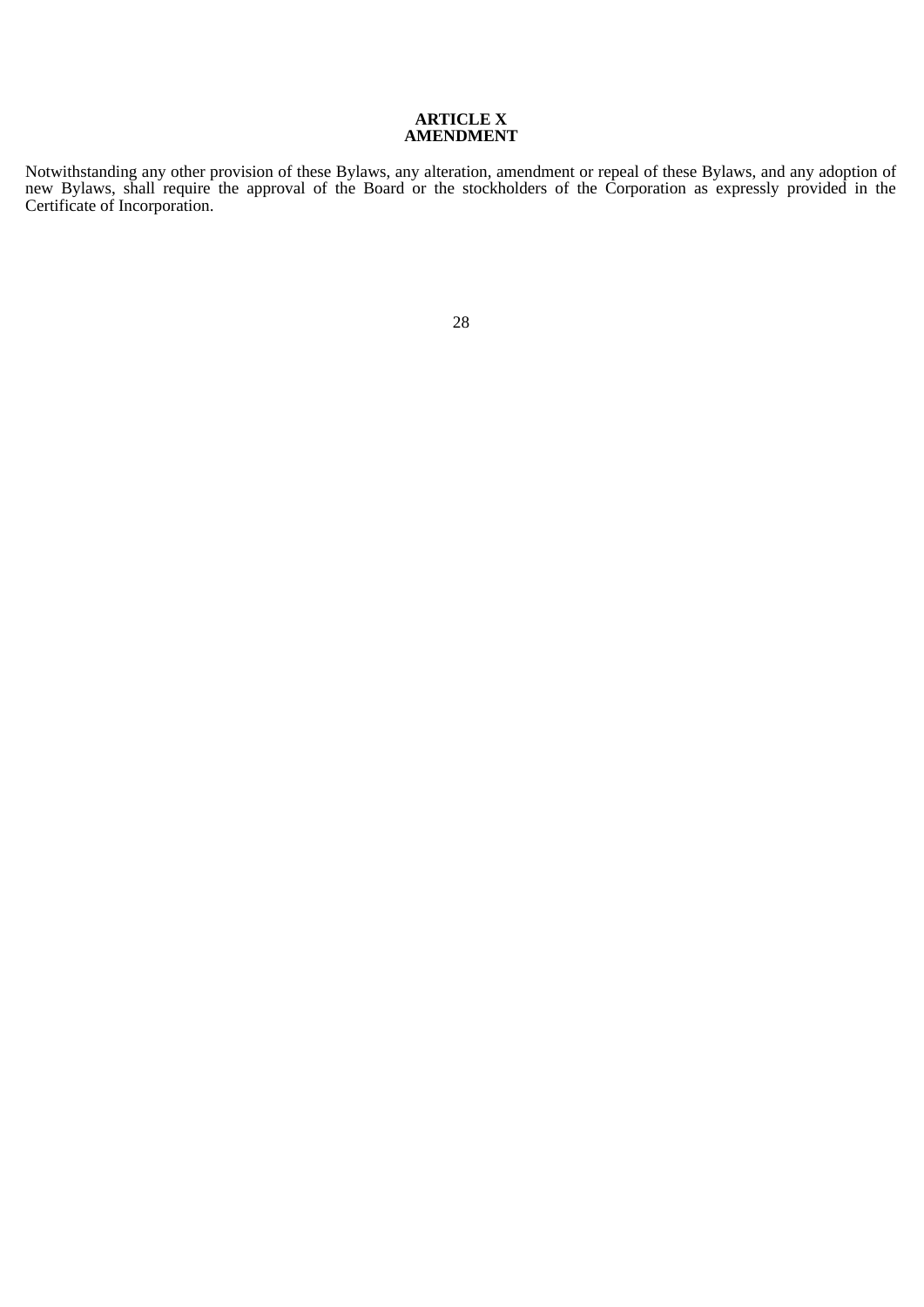## ARTICLE X
## AMENDMENT

Notwithstanding any other provision of these Bylaws, any alteration, amendment or repeal of these Bylaws, and any adoption of new Bylaws, shall require the approval of the Board or the stockholders of the Corporation as expressly provided in the Certificate of Incorporation.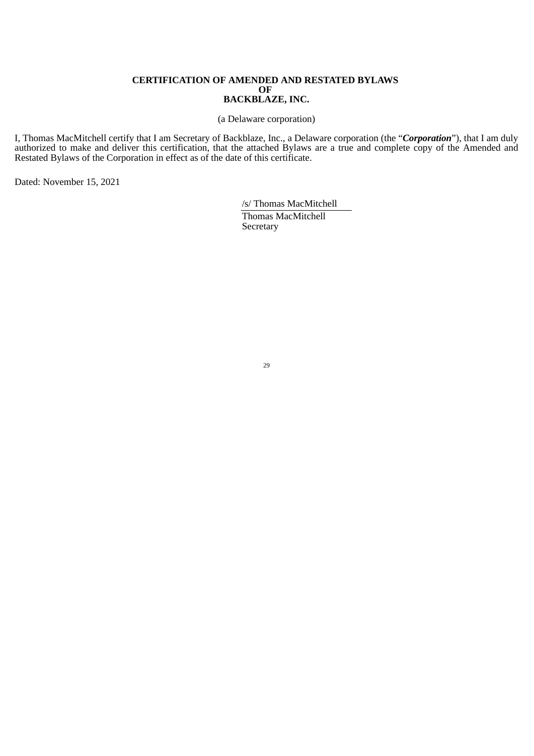**CERTIFICATION OF AMENDED AND RESTATED BYLAWS**
**OF**
**BACKBLAZE, INC.**

(a Delaware corporation)

I, Thomas MacMitchell certify that I am Secretary of Backblaze, Inc., a Delaware corporation (the "***Corporation***"), that I am duly authorized to make and deliver this certification, that the attached Bylaws are a true and complete copy of the Amended and Restated Bylaws of the Corporation in effect as of the date of this certificate.

Dated: November 15, 2021

/s/ Thomas MacMitchell
Thomas MacMitchell
Secretary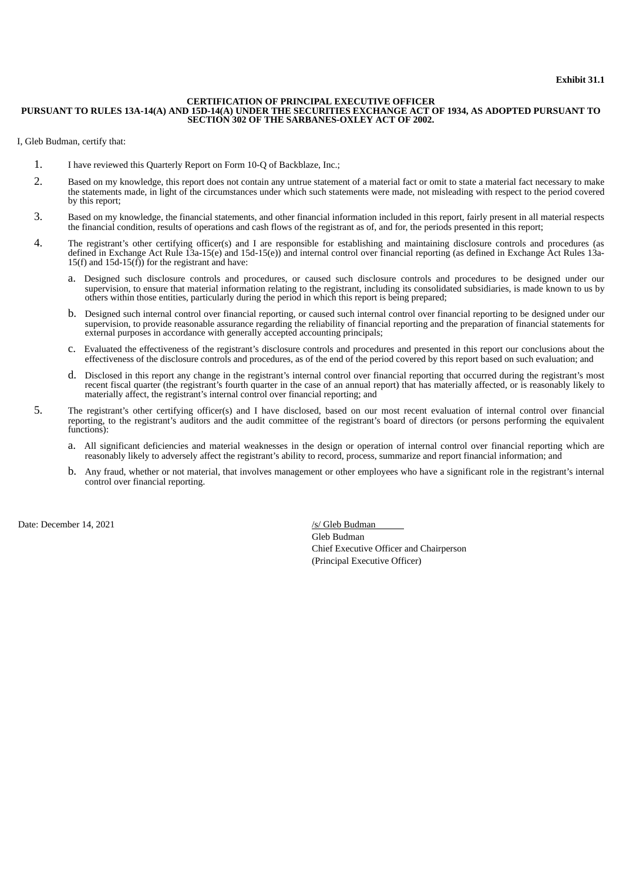**Exhibit 31.1**

**CERTIFICATION OF PRINCIPAL EXECUTIVE OFFICER PURSUANT TO RULES 13A-14(A) AND 15D-14(A) UNDER THE SECURITIES EXCHANGE ACT OF 1934, AS ADOPTED PURSUANT TO SECTION 302 OF THE SARBANES-OXLEY ACT OF 2002.**

I, Gleb Budman, certify that:

1. I have reviewed this Quarterly Report on Form 10-Q of Backblaze, Inc.;
2. Based on my knowledge, this report does not contain any untrue statement of a material fact or omit to state a material fact necessary to make the statements made, in light of the circumstances under which such statements were made, not misleading with respect to the period covered by this report;
3. Based on my knowledge, the financial statements, and other financial information included in this report, fairly present in all material respects the financial condition, results of operations and cash flows of the registrant as of, and for, the periods presented in this report;
4. The registrant's other certifying officer(s) and I are responsible for establishing and maintaining disclosure controls and procedures (as defined in Exchange Act Rule 13a-15(e) and 15d-15(e)) and internal control over financial reporting (as defined in Exchange Act Rules 13a-15(f) and 15d-15(f)) for the registrant and have:
   a. Designed such disclosure controls and procedures, or caused such disclosure controls and procedures to be designed under our supervision, to ensure that material information relating to the registrant, including its consolidated subsidiaries, is made known to us by others within those entities, particularly during the period in which this report is being prepared;
   b. Designed such internal control over financial reporting, or caused such internal control over financial reporting to be designed under our supervision, to provide reasonable assurance regarding the reliability of financial reporting and the preparation of financial statements for external purposes in accordance with generally accepted accounting principals;
   c. Evaluated the effectiveness of the registrant's disclosure controls and procedures and presented in this report our conclusions about the effectiveness of the disclosure controls and procedures, as of the end of the period covered by this report based on such evaluation; and
   d. Disclosed in this report any change in the registrant's internal control over financial reporting that occurred during the registrant's most recent fiscal quarter (the registrant's fourth quarter in the case of an annual report) that has materially affected, or is reasonably likely to materially affect, the registrant's internal control over financial reporting; and
5. The registrant's other certifying officer(s) and I have disclosed, based on our most recent evaluation of internal control over financial reporting, to the registrant's auditors and the audit committee of the registrant's board of directors (or persons performing the equivalent functions):
   a. All significant deficiencies and material weaknesses in the design or operation of internal control over financial reporting which are reasonably likely to adversely affect the registrant's ability to record, process, summarize and report financial information; and
   b. Any fraud, whether or not material, that involves management or other employees who have a significant role in the registrant's internal control over financial reporting.

Date: December 14, 2021

/s/ Gleb Budman
Gleb Budman
Chief Executive Officer and Chairperson
(Principal Executive Officer)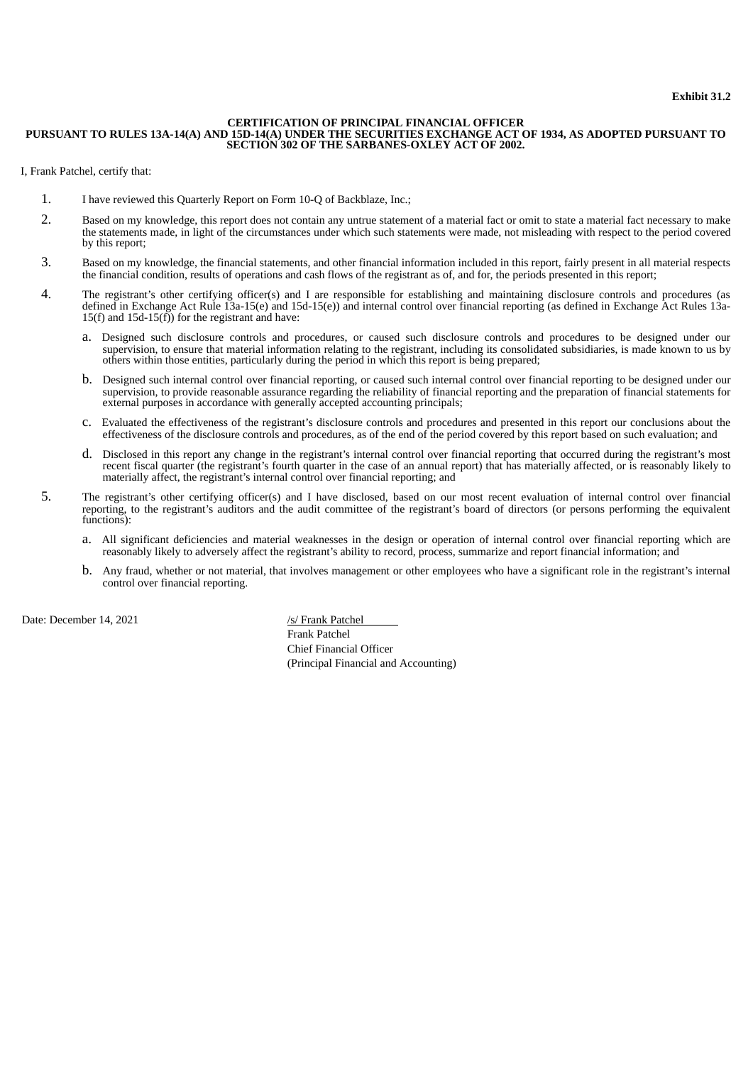**Exhibit 31.2**

**CERTIFICATION OF PRINCIPAL FINANCIAL OFFICER**
**PURSUANT TO RULES 13A-14(A) AND 15D-14(A) UNDER THE SECURITIES EXCHANGE ACT OF 1934, AS ADOPTED PURSUANT TO SECTION 302 OF THE SARBANES-OXLEY ACT OF 2002.**

I, Frank Patchel, certify that:

1. I have reviewed this Quarterly Report on Form 10-Q of Backblaze, Inc.;
2. Based on my knowledge, this report does not contain any untrue statement of a material fact or omit to state a material fact necessary to make the statements made, in light of the circumstances under which such statements were made, not misleading with respect to the period covered by this report;
3. Based on my knowledge, the financial statements, and other financial information included in this report, fairly present in all material respects the financial condition, results of operations and cash flows of the registrant as of, and for, the periods presented in this report;
4. The registrant's other certifying officer(s) and I are responsible for establishing and maintaining disclosure controls and procedures (as defined in Exchange Act Rule 13a-15(e) and 15d-15(e)) and internal control over financial reporting (as defined in Exchange Act Rules 13a-15(f) and 15d-15(f)) for the registrant and have:
   a. Designed such disclosure controls and procedures, or caused such disclosure controls and procedures to be designed under our supervision, to ensure that material information relating to the registrant, including its consolidated subsidiaries, is made known to us by others within those entities, particularly during the period in which this report is being prepared;
   b. Designed such internal control over financial reporting, or caused such internal control over financial reporting to be designed under our supervision, to provide reasonable assurance regarding the reliability of financial reporting and the preparation of financial statements for external purposes in accordance with generally accepted accounting principals;
   c. Evaluated the effectiveness of the registrant's disclosure controls and procedures and presented in this report our conclusions about the effectiveness of the disclosure controls and procedures, as of the end of the period covered by this report based on such evaluation; and
   d. Disclosed in this report any change in the registrant's internal control over financial reporting that occurred during the registrant's most recent fiscal quarter (the registrant's fourth quarter in the case of an annual report) that has materially affected, or is reasonably likely to materially affect, the registrant's internal control over financial reporting; and
5. The registrant's other certifying officer(s) and I have disclosed, based on our most recent evaluation of internal control over financial reporting, to the registrant's auditors and the audit committee of the registrant's board of directors (or persons performing the equivalent functions):
   a. All significant deficiencies and material weaknesses in the design or operation of internal control over financial reporting which are reasonably likely to adversely affect the registrant's ability to record, process, summarize and report financial information; and
   b. Any fraud, whether or not material, that involves management or other employees who have a significant role in the registrant's internal control over financial reporting.

Date: December 14, 2021

/s/ Frank Patchel
Frank Patchel
Chief Financial Officer
(Principal Financial and Accounting)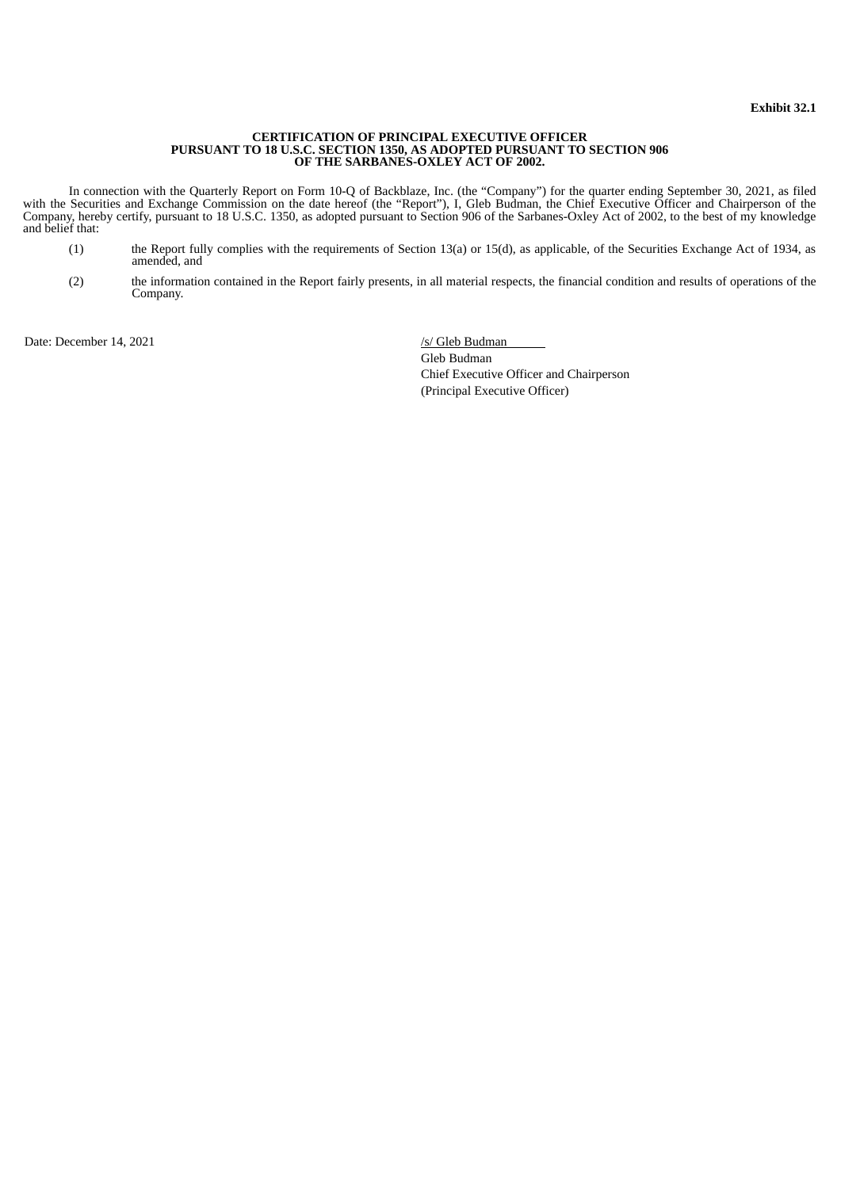**Exhibit 32.1**

**CERTIFICATION OF PRINCIPAL EXECUTIVE OFFICER
PURSUANT TO 18 U.S.C. SECTION 1350, AS ADOPTED PURSUANT TO SECTION 906
OF THE SARBANES-OXLEY ACT OF 2002.**

In connection with the Quarterly Report on Form 10-Q of Backblaze, Inc. (the "Company") for the quarter ending September 30, 2021, as filed with the Securities and Exchange Commission on the date hereof (the "Report"), I, Gleb Budman, the Chief Executive Officer and Chairperson of the Company, hereby certify, pursuant to 18 U.S.C. 1350, as adopted pursuant to Section 906 of the Sarbanes-Oxley Act of 2002, to the best of my knowledge and belief that:

(1) the Report fully complies with the requirements of Section 13(a) or 15(d), as applicable, of the Securities Exchange Act of 1934, as amended, and

(2) the information contained in the Report fairly presents, in all material respects, the financial condition and results of operations of the Company.

Date: December 14, 2021

/s/ Gleb Budman
Gleb Budman
Chief Executive Officer and Chairperson
(Principal Executive Officer)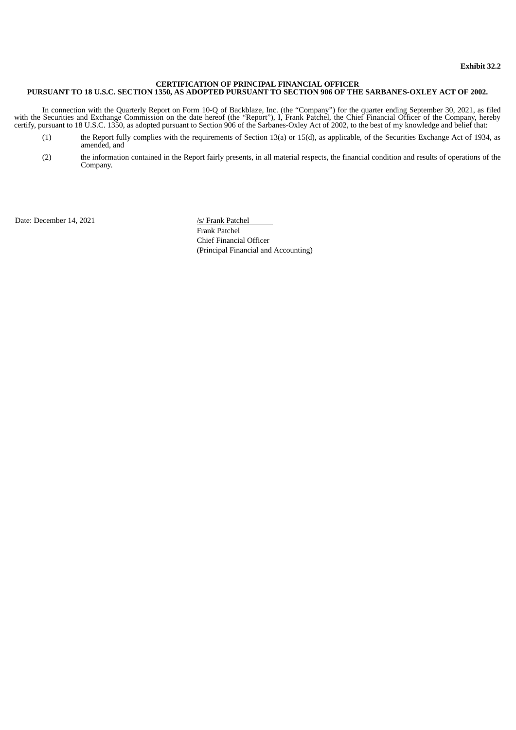**Exhibit 32.2**

**CERTIFICATION OF PRINCIPAL FINANCIAL OFFICER**
**PURSUANT TO 18 U.S.C. SECTION 1350, AS ADOPTED PURSUANT TO SECTION 906 OF THE SARBANES-OXLEY ACT OF 2002.**

In connection with the Quarterly Report on Form 10-Q of Backblaze, Inc. (the "Company") for the quarter ending September 30, 2021, as filed with the Securities and Exchange Commission on the date hereof (the "Report"), I, Frank Patchel, the Chief Financial Officer of the Company, hereby certify, pursuant to 18 U.S.C. 1350, as adopted pursuant to Section 906 of the Sarbanes-Oxley Act of 2002, to the best of my knowledge and belief that:

(1) the Report fully complies with the requirements of Section 13(a) or 15(d), as applicable, of the Securities Exchange Act of 1934, as amended, and

(2) the information contained in the Report fairly presents, in all material respects, the financial condition and results of operations of the Company.

Date: December 14, 2021

/s/ Frank Patchel
Frank Patchel
Chief Financial Officer
(Principal Financial and Accounting)